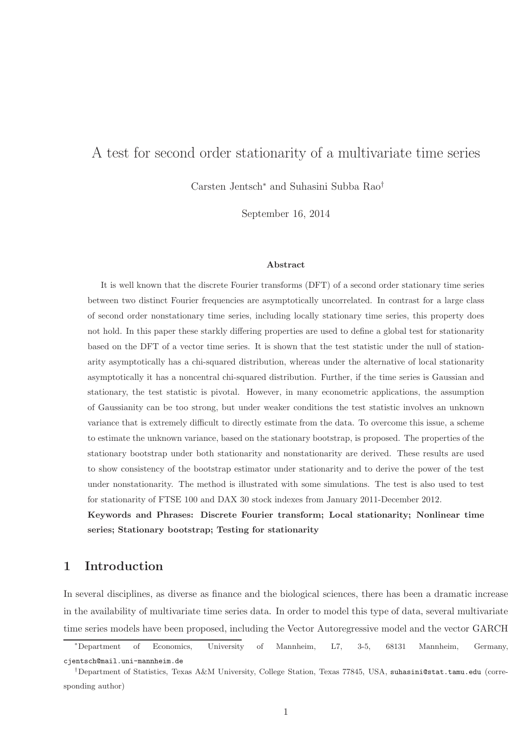# A test for second order stationarity of a multivariate time series

Carsten Jentsch[*] and Suhasini Subba Rao[†]

September 16, 2014

### Abstract

It is well known that the discrete Fourier transforms (DFT) of a second order stationary time series between two distinct Fourier frequencies are asymptotically uncorrelated. In contrast for a large class of second order nonstationary time series, including locally stationary time series, this property does not hold. In this paper these starkly differing properties are used to define a global test for stationarity based on the DFT of a vector time series. It is shown that the test statistic under the null of stationarity asymptotically has a chi-squared distribution, whereas under the alternative of local stationarity asymptotically it has a noncentral chi-squared distribution. Further, if the time series is Gaussian and stationary, the test statistic is pivotal. However, in many econometric applications, the assumption of Gaussianity can be too strong, but under weaker conditions the test statistic involves an unknown variance that is extremely difficult to directly estimate from the data. To overcome this issue, a scheme to estimate the unknown variance, based on the stationary bootstrap, is proposed. The properties of the stationary bootstrap under both stationarity and nonstationarity are derived. These results are used to show consistency of the bootstrap estimator under stationarity and to derive the power of the test under nonstationarity. The method is illustrated with some simulations. The test is also used to test for stationarity of FTSE 100 and DAX 30 stock indexes from January 2011-December 2012.

**Keywords and Phrases: Discrete Fourier transform; Local stationarity; Nonlinear time series; Stationary bootstrap; Testing for stationarity**

## 1 Introduction

In several disciplines, as diverse as finance and the biological sciences, there has been a dramatic increase in the availability of multivariate time series data. In order to model this type of data, several multivariate time series models have been proposed, including the Vector Autoregressive model and the vector GARCH

[*]Department of Economics, University of Mannheim, L7, 3-5, 68131 Mannheim, Germany, cjentsch@mail.uni-mannheim.de

[†]Department of Statistics, Texas A&M University, College Station, Texas 77845, USA, suhasini@stat.tamu.edu (corresponding author)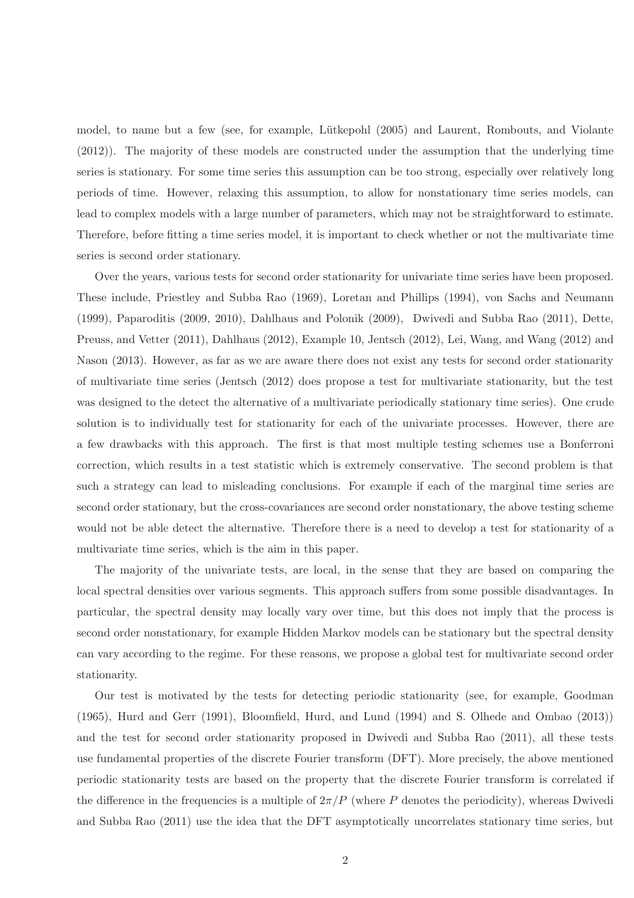model, to name but a few (see, for example, Lütkepohl (2005) and Laurent, Rombouts, and Violante (2012)). The majority of these models are constructed under the assumption that the underlying time series is stationary. For some time series this assumption can be too strong, especially over relatively long periods of time. However, relaxing this assumption, to allow for nonstationary time series models, can lead to complex models with a large number of parameters, which may not be straightforward to estimate. Therefore, before fitting a time series model, it is important to check whether or not the multivariate time series is second order stationary.

Over the years, various tests for second order stationarity for univariate time series have been proposed. These include, Priestley and Subba Rao (1969), Loretan and Phillips (1994), von Sachs and Neumann (1999), Paparoditis (2009, 2010), Dahlhaus and Polonik (2009), Dwivedi and Subba Rao (2011), Dette, Preuss, and Vetter (2011), Dahlhaus (2012), Example 10, Jentsch (2012), Lei, Wang, and Wang (2012) and Nason (2013). However, as far as we are aware there does not exist any tests for second order stationarity of multivariate time series (Jentsch (2012) does propose a test for multivariate stationarity, but the test was designed to the detect the alternative of a multivariate periodically stationary time series). One crude solution is to individually test for stationarity for each of the univariate processes. However, there are a few drawbacks with this approach. The first is that most multiple testing schemes use a Bonferroni correction, which results in a test statistic which is extremely conservative. The second problem is that such a strategy can lead to misleading conclusions. For example if each of the marginal time series are second order stationary, but the cross-covariances are second order nonstationary, the above testing scheme would not be able detect the alternative. Therefore there is a need to develop a test for stationarity of a multivariate time series, which is the aim in this paper.

The majority of the univariate tests, are local, in the sense that they are based on comparing the local spectral densities over various segments. This approach suffers from some possible disadvantages. In particular, the spectral density may locally vary over time, but this does not imply that the process is second order nonstationary, for example Hidden Markov models can be stationary but the spectral density can vary according to the regime. For these reasons, we propose a global test for multivariate second order stationarity.

Our test is motivated by the tests for detecting periodic stationarity (see, for example, Goodman (1965), Hurd and Gerr (1991), Bloomfield, Hurd, and Lund (1994) and S. Olhede and Ombao (2013)) and the test for second order stationarity proposed in Dwivedi and Subba Rao (2011), all these tests use fundamental properties of the discrete Fourier transform (DFT). More precisely, the above mentioned periodic stationarity tests are based on the property that the discrete Fourier transform is correlated if the difference in the frequencies is a multiple of $2\pi/P$ (where $P$ denotes the periodicity), whereas Dwivedi and Subba Rao (2011) use the idea that the DFT asymptotically uncorrelates stationary time series, but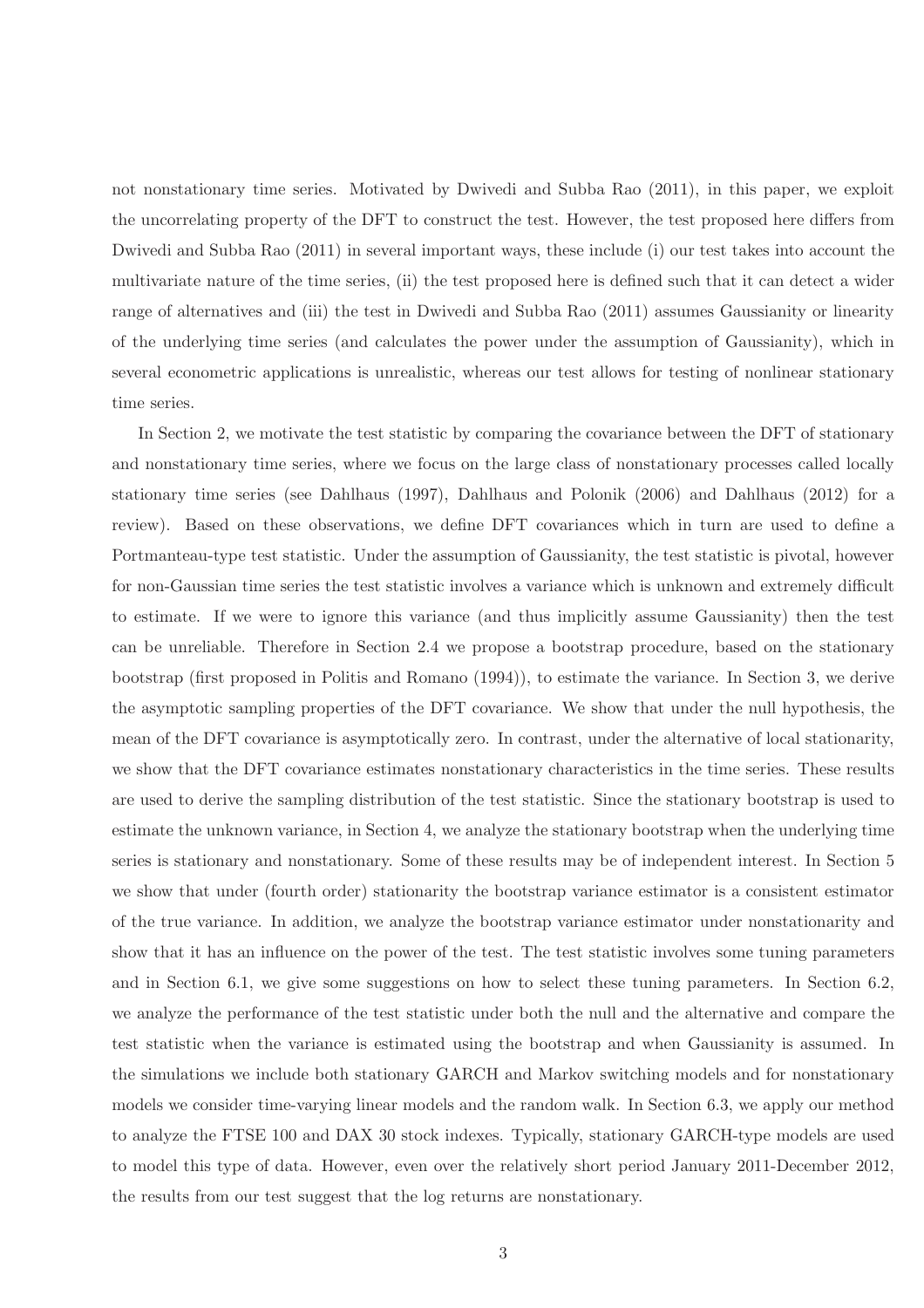not nonstationary time series. Motivated by Dwivedi and Subba Rao (2011), in this paper, we exploit the uncorrelating property of the DFT to construct the test. However, the test proposed here differs from Dwivedi and Subba Rao (2011) in several important ways, these include (i) our test takes into account the multivariate nature of the time series, (ii) the test proposed here is defined such that it can detect a wider range of alternatives and (iii) the test in Dwivedi and Subba Rao (2011) assumes Gaussianity or linearity of the underlying time series (and calculates the power under the assumption of Gaussianity), which in several econometric applications is unrealistic, whereas our test allows for testing of nonlinear stationary time series.

In Section 2, we motivate the test statistic by comparing the covariance between the DFT of stationary and nonstationary time series, where we focus on the large class of nonstationary processes called locally stationary time series (see Dahlhaus (1997), Dahlhaus and Polonik (2006) and Dahlhaus (2012) for a review). Based on these observations, we define DFT covariances which in turn are used to define a Portmanteau-type test statistic. Under the assumption of Gaussianity, the test statistic is pivotal, however for non-Gaussian time series the test statistic involves a variance which is unknown and extremely difficult to estimate. If we were to ignore this variance (and thus implicitly assume Gaussianity) then the test can be unreliable. Therefore in Section 2.4 we propose a bootstrap procedure, based on the stationary bootstrap (first proposed in Politis and Romano (1994)), to estimate the variance. In Section 3, we derive the asymptotic sampling properties of the DFT covariance. We show that under the null hypothesis, the mean of the DFT covariance is asymptotically zero. In contrast, under the alternative of local stationarity, we show that the DFT covariance estimates nonstationary characteristics in the time series. These results are used to derive the sampling distribution of the test statistic. Since the stationary bootstrap is used to estimate the unknown variance, in Section 4, we analyze the stationary bootstrap when the underlying time series is stationary and nonstationary. Some of these results may be of independent interest. In Section 5 we show that under (fourth order) stationarity the bootstrap variance estimator is a consistent estimator of the true variance. In addition, we analyze the bootstrap variance estimator under nonstationarity and show that it has an influence on the power of the test. The test statistic involves some tuning parameters and in Section 6.1, we give some suggestions on how to select these tuning parameters. In Section 6.2, we analyze the performance of the test statistic under both the null and the alternative and compare the test statistic when the variance is estimated using the bootstrap and when Gaussianity is assumed. In the simulations we include both stationary GARCH and Markov switching models and for nonstationary models we consider time-varying linear models and the random walk. In Section 6.3, we apply our method to analyze the FTSE 100 and DAX 30 stock indexes. Typically, stationary GARCH-type models are used to model this type of data. However, even over the relatively short period January 2011-December 2012, the results from our test suggest that the log returns are nonstationary.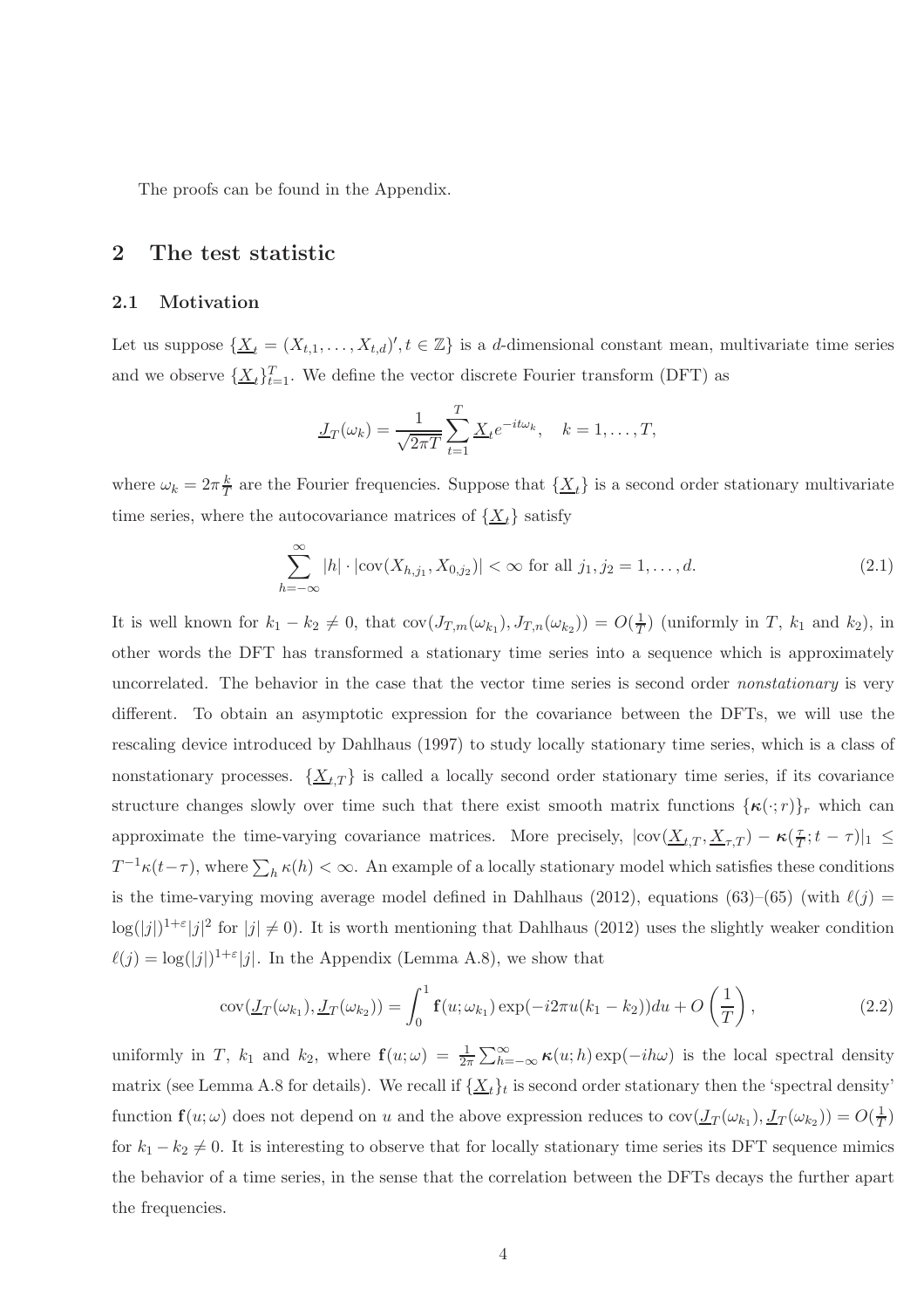The proofs can be found in the Appendix.

# 2 The test statistic

## 2.1 Motivation

Let us suppose $\{\underline{X}_t = (X_{t,1}, \ldots, X_{t,d})', t \in \mathbb{Z}\}$ is a $d$-dimensional constant mean, multivariate time series and we observe $\{\underline{X}_t\}_{t=1}^T$. We define the vector discrete Fourier transform (DFT) as

$$\underline{J}_T(\omega_k) = \frac{1}{\sqrt{2\pi T}} \sum_{t=1}^{T} \underline{X}_t e^{-it\omega_k}, \quad k = 1, \ldots, T,$$

where $\omega_k = 2\pi \frac{k}{T}$ are the Fourier frequencies. Suppose that $\{\underline{X}_t\}$ is a second order stationary multivariate time series, where the autocovariance matrices of $\{\underline{X}_t\}$ satisfy

$$\sum_{h=-\infty}^{\infty} |h| \cdot |\text{cov}(X_{h,j_1}, X_{0,j_2})| < \infty \text{ for all } j_1, j_2 = 1, \ldots, d. \tag{2.1}$$

It is well known for $k_1 - k_2 \neq 0$, that $\text{cov}(J_{T,m}(\omega_{k_1}), J_{T,n}(\omega_{k_2})) = O(\frac{1}{T})$ (uniformly in $T$, $k_1$ and $k_2$), in other words the DFT has transformed a stationary time series into a sequence which is approximately uncorrelated. The behavior in the case that the vector time series is second order *nonstationary* is very different. To obtain an asymptotic expression for the covariance between the DFTs, we will use the rescaling device introduced by Dahlhaus (1997) to study locally stationary time series, which is a class of nonstationary processes. $\{\underline{X}_{t,T}\}$ is called a locally second order stationary time series, if its covariance structure changes slowly over time such that there exist smooth matrix functions $\{\boldsymbol{\kappa}(\cdot; r)\}_r$ which can approximate the time-varying covariance matrices. More precisely, $|\text{cov}(\underline{X}_{t,T}, \underline{X}_{\tau,T}) - \boldsymbol{\kappa}(\frac{\tau}{T}; t-\tau)|_1 \leq T^{-1}\kappa(t-\tau)$, where $\sum_h \kappa(h) < \infty$. An example of a locally stationary model which satisfies these conditions is the time-varying moving average model defined in Dahlhaus (2012), equations (63)–(65) (with $\ell(j) = \log(|j|)^{1+\varepsilon}|j|^2$ for $|j| \neq 0$). It is worth mentioning that Dahlhaus (2012) uses the slightly weaker condition $\ell(j) = \log(|j|)^{1+\varepsilon}|j|$. In the Appendix (Lemma A.8), we show that

$$\text{cov}(\underline{J}_T(\omega_{k_1}), \underline{J}_T(\omega_{k_2})) = \int_0^1 \mathbf{f}(u; \omega_{k_1}) \exp(-i2\pi u(k_1 - k_2)) du + O\left(\frac{1}{T}\right), \tag{2.2}$$

uniformly in $T$, $k_1$ and $k_2$, where $\mathbf{f}(u;\omega) = \frac{1}{2\pi}\sum_{h=-\infty}^{\infty} \boldsymbol{\kappa}(u;h)\exp(-ih\omega)$ is the local spectral density matrix (see Lemma A.8 for details). We recall if $\{\underline{X}_t\}_t$ is second order stationary then the 'spectral density' function $\mathbf{f}(u;\omega)$ does not depend on $u$ and the above expression reduces to $\text{cov}(\underline{J}_T(\omega_{k_1}), \underline{J}_T(\omega_{k_2})) = O(\frac{1}{T})$ for $k_1 - k_2 \neq 0$. It is interesting to observe that for locally stationary time series its DFT sequence mimics the behavior of a time series, in the sense that the correlation between the DFTs decays the further apart the frequencies.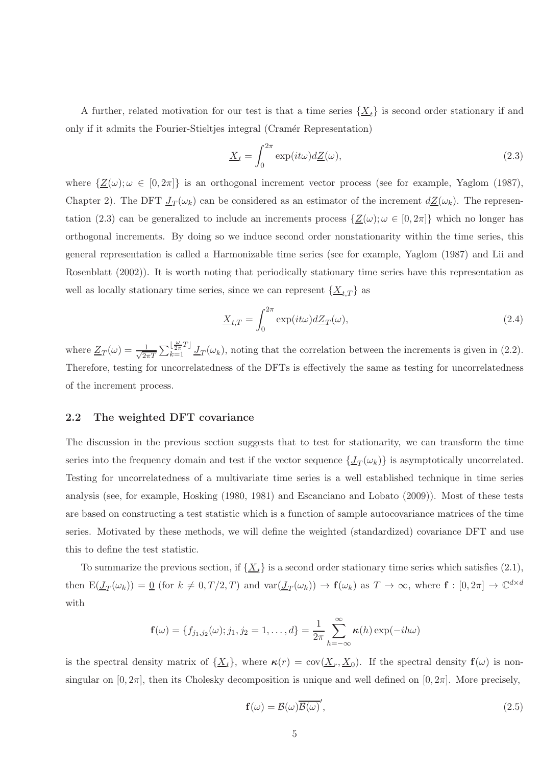A further, related motivation for our test is that a time series $\{\underline{X}_t\}$ is second order stationary if and only if it admits the Fourier-Stieltjes integral (Cramér Representation)

$$\underline{X}_t = \int_0^{2\pi} \exp(it\omega) d\underline{Z}(\omega), \tag{2.3}$$

where $\{\underline{Z}(\omega); \omega \in [0, 2\pi]\}$ is an orthogonal increment vector process (see for example, Yaglom (1987), Chapter 2). The DFT $\underline{J}_T(\omega_k)$ can be considered as an estimator of the increment $d\underline{Z}(\omega_k)$. The representation (2.3) can be generalized to include an increments process $\{\underline{Z}(\omega); \omega \in [0, 2\pi]\}$ which no longer has orthogonal increments. By doing so we induce second order nonstationarity within the time series, this general representation is called a Harmonizable time series (see for example, Yaglom (1987) and Lii and Rosenblatt (2002)). It is worth noting that periodically stationary time series have this representation as well as locally stationary time series, since we can represent $\{\underline{X}_{t,T}\}$ as

$$\underline{X}_{t,T} = \int_0^{2\pi} \exp(it\omega) d\underline{Z}_T(\omega), \tag{2.4}$$

where $\underline{Z}_T(\omega) = \frac{1}{\sqrt{2\pi T}} \sum_{k=1}^{\lfloor \frac{\omega}{2\pi} T \rfloor} \underline{J}_T(\omega_k)$, noting that the correlation between the increments is given in (2.2). Therefore, testing for uncorrelatedness of the DFTs is effectively the same as testing for uncorrelatedness of the increment process.

## 2.2 The weighted DFT covariance

The discussion in the previous section suggests that to test for stationarity, we can transform the time series into the frequency domain and test if the vector sequence $\{\underline{J}_T(\omega_k)\}$ is asymptotically uncorrelated. Testing for uncorrelatedness of a multivariate time series is a well established technique in time series analysis (see, for example, Hosking (1980, 1981) and Escanciano and Lobato (2009)). Most of these tests are based on constructing a test statistic which is a function of sample autocovariance matrices of the time series. Motivated by these methods, we will define the weighted (standardized) covariance DFT and use this to define the test statistic.

To summarize the previous section, if $\{\underline{X}_t\}$ is a second order stationary time series which satisfies (2.1), then $\mathrm{E}(\underline{J}_T(\omega_k)) = \underline{0}$ (for $k \neq 0, T/2, T$) and $\mathrm{var}(\underline{J}_T(\omega_k)) \to \mathbf{f}(\omega_k)$ as $T \to \infty$, where $\mathbf{f} : [0, 2\pi] \to \mathbb{C}^{d \times d}$ with

$$\mathbf{f}(\omega) = \{f_{j_1,j_2}(\omega); j_1, j_2 = 1, \ldots, d\} = \frac{1}{2\pi} \sum_{h=-\infty}^{\infty} \boldsymbol{\kappa}(h) \exp(-ih\omega)$$

is the spectral density matrix of $\{\underline{X}_t\}$, where $\boldsymbol{\kappa}(r) = \mathrm{cov}(\underline{X}_r, \underline{X}_0)$. If the spectral density $\mathbf{f}(\omega)$ is non-singular on $[0, 2\pi]$, then its Cholesky decomposition is unique and well defined on $[0, 2\pi]$. More precisely,

$$\mathbf{f}(\omega) = \mathcal{B}(\omega)\overline{\mathcal{B}(\omega)}', \tag{2.5}$$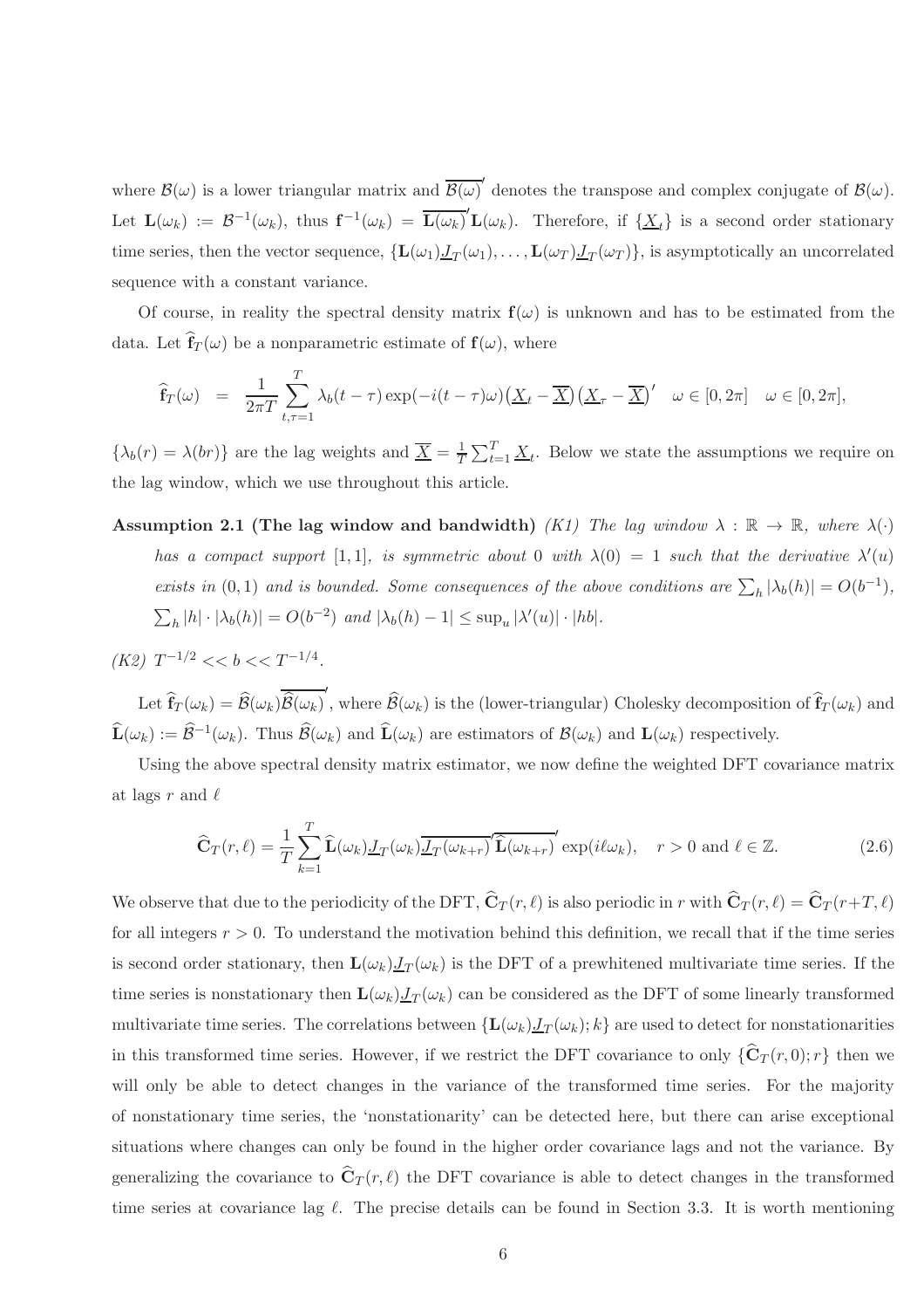where $\mathcal{B}(\omega)$ is a lower triangular matrix and $\overline{\mathcal{B}(\omega)}'$ denotes the transpose and complex conjugate of $\mathcal{B}(\omega)$. Let $\mathbf{L}(\omega_k) := \mathcal{B}^{-1}(\omega_k)$, thus $\mathbf{f}^{-1}(\omega_k) = \overline{\mathbf{L}(\omega_k)}'\mathbf{L}(\omega_k)$. Therefore, if $\{\underline{X}_t\}$ is a second order stationary time series, then the vector sequence, $\{\mathbf{L}(\omega_1)\underline{J}_T(\omega_1), \ldots, \mathbf{L}(\omega_T)\underline{J}_T(\omega_T)\}$, is asymptotically an uncorrelated sequence with a constant variance.

Of course, in reality the spectral density matrix $\mathbf{f}(\omega)$ is unknown and has to be estimated from the data. Let $\widehat{\mathbf{f}}_T(\omega)$ be a nonparametric estimate of $\mathbf{f}(\omega)$, where

$$\widehat{\mathbf{f}}_T(\omega) = \frac{1}{2\pi T}\sum_{t,\tau=1}^{T}\lambda_b(t-\tau)\exp(-i(t-\tau)\omega)\big(\underline{X}_t - \overline{\underline{X}}\big)\big(\underline{X}_\tau - \overline{\underline{X}}\big)' \quad \omega \in [0, 2\pi] \quad \omega \in [0, 2\pi],$$

$\{\lambda_b(r) = \lambda(br)\}$ are the lag weights and $\overline{\underline{X}} = \frac{1}{T}\sum_{t=1}^{T}\underline{X}_t$. Below we state the assumptions we require on the lag window, which we use throughout this article.

**Assumption 2.1 (The lag window and bandwidth)** *(K1) The lag window $\lambda : \mathbb{R} \to \mathbb{R}$, where $\lambda(\cdot)$ has a compact support $[1, 1]$, is symmetric about 0 with $\lambda(0) = 1$ such that the derivative $\lambda'(u)$ exists in $(0, 1)$ and is bounded. Some consequences of the above conditions are $\sum_h |\lambda_b(h)| = O(b^{-1})$, $\sum_h |h| \cdot |\lambda_b(h)| = O(b^{-2})$ and $|\lambda_b(h) - 1| \leq \sup_u |\lambda'(u)| \cdot |hb|$.*

*(K2) $T^{-1/2} << b << T^{-1/4}$.*

Let $\widehat{\mathbf{f}}_T(\omega_k) = \widehat{\mathcal{B}}(\omega_k)\overline{\widehat{\mathcal{B}}(\omega_k)}'$, where $\widehat{\mathcal{B}}(\omega_k)$ is the (lower-triangular) Cholesky decomposition of $\widehat{\mathbf{f}}_T(\omega_k)$ and $\widehat{\mathbf{L}}(\omega_k) := \widehat{\mathcal{B}}^{-1}(\omega_k)$. Thus $\widehat{\mathcal{B}}(\omega_k)$ and $\widehat{\mathbf{L}}(\omega_k)$ are estimators of $\mathcal{B}(\omega_k)$ and $\mathbf{L}(\omega_k)$ respectively.

Using the above spectral density matrix estimator, we now define the weighted DFT covariance matrix at lags $r$ and $\ell$

$$\widehat{\mathbf{C}}_T(r, \ell) = \frac{1}{T}\sum_{k=1}^{T}\widehat{\mathbf{L}}(\omega_k)\underline{J}_T(\omega_k)\overline{\underline{J}_T(\omega_{k+r})}'\,\overline{\widehat{\mathbf{L}}(\omega_{k+r})}'\exp(i\ell\omega_k), \quad r > 0 \text{ and } \ell \in \mathbb{Z}. \tag{2.6}$$

We observe that due to the periodicity of the DFT, $\widehat{\mathbf{C}}_T(r, \ell)$ is also periodic in $r$ with $\widehat{\mathbf{C}}_T(r, \ell) = \widehat{\mathbf{C}}_T(r+T, \ell)$ for all integers $r > 0$. To understand the motivation behind this definition, we recall that if the time series is second order stationary, then $\mathbf{L}(\omega_k)\underline{J}_T(\omega_k)$ is the DFT of a prewhitened multivariate time series. If the time series is nonstationary then $\mathbf{L}(\omega_k)\underline{J}_T(\omega_k)$ can be considered as the DFT of some linearly transformed multivariate time series. The correlations between $\{\mathbf{L}(\omega_k)\underline{J}_T(\omega_k); k\}$ are used to detect for nonstationarities in this transformed time series. However, if we restrict the DFT covariance to only $\{\widehat{\mathbf{C}}_T(r, 0); r\}$ then we will only be able to detect changes in the variance of the transformed time series. For the majority of nonstationary time series, the 'nonstationarity' can be detected here, but there can arise exceptional situations where changes can only be found in the higher order covariance lags and not the variance. By generalizing the covariance to $\widehat{\mathbf{C}}_T(r, \ell)$ the DFT covariance is able to detect changes in the transformed time series at covariance lag $\ell$. The precise details can be found in Section 3.3. It is worth mentioning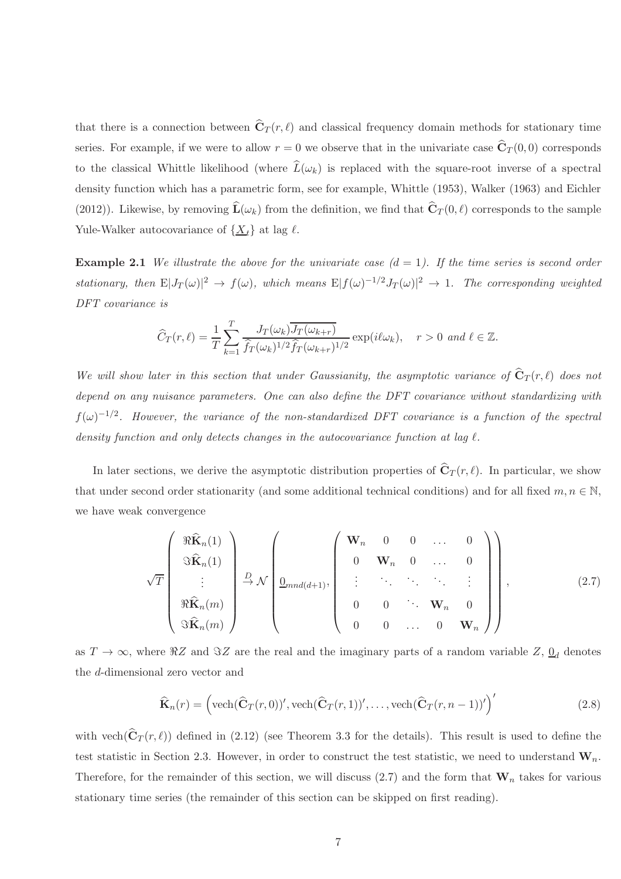that there is a connection between $\widehat{\mathbf{C}}_T(r,\ell)$ and classical frequency domain methods for stationary time series. For example, if we were to allow $r=0$ we observe that in the univariate case $\widehat{\mathbf{C}}_T(0,0)$ corresponds to the classical Whittle likelihood (where $\widehat{L}(\omega_k)$ is replaced with the square-root inverse of a spectral density function which has a parametric form, see for example, Whittle (1953), Walker (1963) and Eichler (2012)). Likewise, by removing $\widehat{\mathbf{L}}(\omega_k)$ from the definition, we find that $\widehat{\mathbf{C}}_T(0,\ell)$ corresponds to the sample Yule-Walker autocovariance of $\{\underline{X}_t\}$ at lag $\ell$.

**Example 2.1** *We illustrate the above for the univariate case ($d=1$). If the time series is second order stationary, then $\mathrm{E}|J_T(\omega)|^2 \to f(\omega)$, which means $\mathrm{E}|f(\omega)^{-1/2}J_T(\omega)|^2 \to 1$. The corresponding weighted DFT covariance is*

$$\widehat{C}_T(r,\ell) = \frac{1}{T}\sum_{k=1}^{T} \frac{J_T(\omega_k)\overline{J_T(\omega_{k+r})}}{\widehat{f}_T(\omega_k)^{1/2}\widehat{f}_T(\omega_{k+r})^{1/2}} \exp(i\ell\omega_k), \quad r>0 \text{ and } \ell \in \mathbb{Z}.$$

*We will show later in this section that under Gaussianity, the asymptotic variance of $\widehat{\mathbf{C}}_T(r,\ell)$ does not depend on any nuisance parameters. One can also define the DFT covariance without standardizing with $f(\omega)^{-1/2}$. However, the variance of the non-standardized DFT covariance is a function of the spectral density function and only detects changes in the autocovariance function at lag $\ell$.*

In later sections, we derive the asymptotic distribution properties of $\widehat{\mathbf{C}}_T(r,\ell)$. In particular, we show that under second order stationarity (and some additional technical conditions) and for all fixed $m,n\in\mathbb{N}$, we have weak convergence

$$\sqrt{T}\begin{pmatrix} \Re\widehat{\mathbf{K}}_n(1) \\ \Im\widehat{\mathbf{K}}_n(1) \\ \vdots \\ \Re\widehat{\mathbf{K}}_n(m) \\ \Im\widehat{\mathbf{K}}_n(m) \end{pmatrix} \overset{D}{\to} \mathcal{N}\left(\underline{0}_{mnd(d+1)}, \begin{pmatrix} \mathbf{W}_n & 0 & 0 & \dots & 0 \\ 0 & \mathbf{W}_n & 0 & \dots & 0 \\ \vdots & \ddots & \ddots & \ddots & \vdots \\ 0 & 0 & \ddots & \mathbf{W}_n & 0 \\ 0 & 0 & \dots & 0 & \mathbf{W}_n \end{pmatrix}\right), \tag{2.7}$$

as $T\to\infty$, where $\Re Z$ and $\Im Z$ are the real and the imaginary parts of a random variable $Z$, $\underline{0}_d$ denotes the $d$-dimensional zero vector and

$$\widehat{\mathbf{K}}_n(r) = \left(\mathrm{vech}(\widehat{\mathbf{C}}_T(r,0))', \mathrm{vech}(\widehat{\mathbf{C}}_T(r,1))', \dots, \mathrm{vech}(\widehat{\mathbf{C}}_T(r,n-1))'\right)' \tag{2.8}$$

with $\mathrm{vech}(\widehat{\mathbf{C}}_T(r,\ell))$ defined in (2.12) (see Theorem 3.3 for the details). This result is used to define the test statistic in Section 2.3. However, in order to construct the test statistic, we need to understand $\mathbf{W}_n$. Therefore, for the remainder of this section, we will discuss (2.7) and the form that $\mathbf{W}_n$ takes for various stationary time series (the remainder of this section can be skipped on first reading).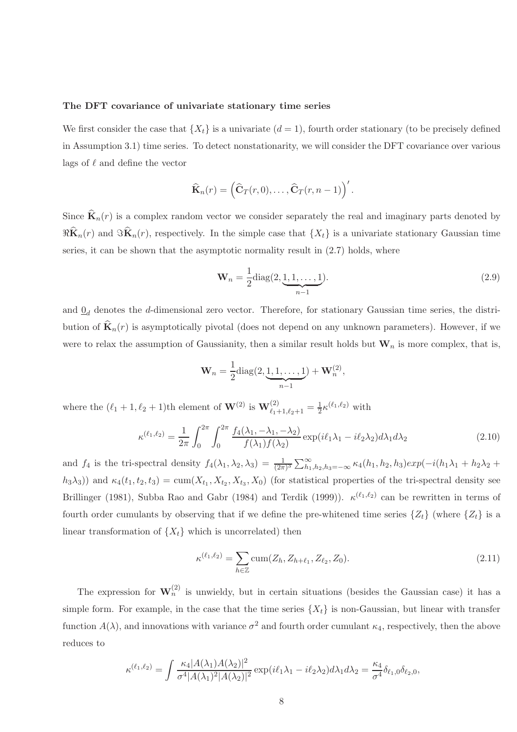**The DFT covariance of univariate stationary time series**

We first consider the case that $\{X_t\}$ is a univariate ($d = 1$), fourth order stationary (to be precisely defined in Assumption 3.1) time series. To detect nonstationarity, we will consider the DFT covariance over various lags of $\ell$ and define the vector

$$\widehat{\mathbf{K}}_n(r) = \left(\widehat{\mathbf{C}}_T(r, 0), \ldots, \widehat{\mathbf{C}}_T(r, n-1)\right)'.$$

Since $\widehat{\mathbf{K}}_n(r)$ is a complex random vector we consider separately the real and imaginary parts denoted by $\Re\widehat{\mathbf{K}}_n(r)$ and $\Im\widehat{\mathbf{K}}_n(r)$, respectively. In the simple case that $\{X_t\}$ is a univariate stationary Gaussian time series, it can be shown that the asymptotic normality result in (2.7) holds, where

$$\mathbf{W}_n = \frac{1}{2}\text{diag}(2, \underbrace{1, 1, \ldots, 1}_{n-1}). \tag{2.9}$$

and $\underline{0}_d$ denotes the $d$-dimensional zero vector. Therefore, for stationary Gaussian time series, the distribution of $\widehat{\mathbf{K}}_n(r)$ is asymptotically pivotal (does not depend on any unknown parameters). However, if we were to relax the assumption of Gaussianity, then a similar result holds but $\mathbf{W}_n$ is more complex, that is,

$$\mathbf{W}_n = \frac{1}{2}\text{diag}(2, \underbrace{1, 1, \ldots, 1}_{n-1}) + \mathbf{W}_n^{(2)},$$

where the $(\ell_1 + 1, \ell_2 + 1)$th element of $\mathbf{W}^{(2)}$ is $\mathbf{W}^{(2)}_{\ell_1+1,\ell_2+1} = \frac{1}{2}\kappa^{(\ell_1,\ell_2)}$ with

$$\kappa^{(\ell_1,\ell_2)} = \frac{1}{2\pi}\int_0^{2\pi}\int_0^{2\pi} \frac{f_4(\lambda_1, -\lambda_1, -\lambda_2)}{f(\lambda_1)f(\lambda_2)} \exp(i\ell_1\lambda_1 - i\ell_2\lambda_2)d\lambda_1 d\lambda_2 \tag{2.10}$$

and $f_4$ is the tri-spectral density $f_4(\lambda_1, \lambda_2, \lambda_3) = \frac{1}{(2\pi)^3}\sum_{h_1,h_2,h_3=-\infty}^{\infty} \kappa_4(h_1, h_2, h_3) exp(-i(h_1\lambda_1 + h_2\lambda_2 + h_3\lambda_3))$ and $\kappa_4(t_1, t_2, t_3) = \text{cum}(X_{t_1}, X_{t_2}, X_{t_3}, X_0)$ (for statistical properties of the tri-spectral density see Brillinger (1981), Subba Rao and Gabr (1984) and Terdik (1999)). $\kappa^{(\ell_1,\ell_2)}$ can be rewritten in terms of fourth order cumulants by observing that if we define the pre-whitened time series $\{Z_t\}$ (where $\{Z_t\}$ is a linear transformation of $\{X_t\}$ which is uncorrelated) then

$$\kappa^{(\ell_1,\ell_2)} = \sum_{h\in\mathbb{Z}} \text{cum}(Z_h, Z_{h+\ell_1}, Z_{\ell_2}, Z_0). \tag{2.11}$$

The expression for $\mathbf{W}_n^{(2)}$ is unwieldy, but in certain situations (besides the Gaussian case) it has a simple form. For example, in the case that the time series $\{X_t\}$ is non-Gaussian, but linear with transfer function $A(\lambda)$, and innovations with variance $\sigma^2$ and fourth order cumulant $\kappa_4$, respectively, then the above reduces to

$$\kappa^{(\ell_1,\ell_2)} = \int \frac{\kappa_4|A(\lambda_1)A(\lambda_2)|^2}{\sigma^4|A(\lambda_1)^2|A(\lambda_2)|^2} \exp(i\ell_1\lambda_1 - i\ell_2\lambda_2)d\lambda_1 d\lambda_2 = \frac{\kappa_4}{\sigma^4}\delta_{\ell_1,0}\delta_{\ell_2,0},$$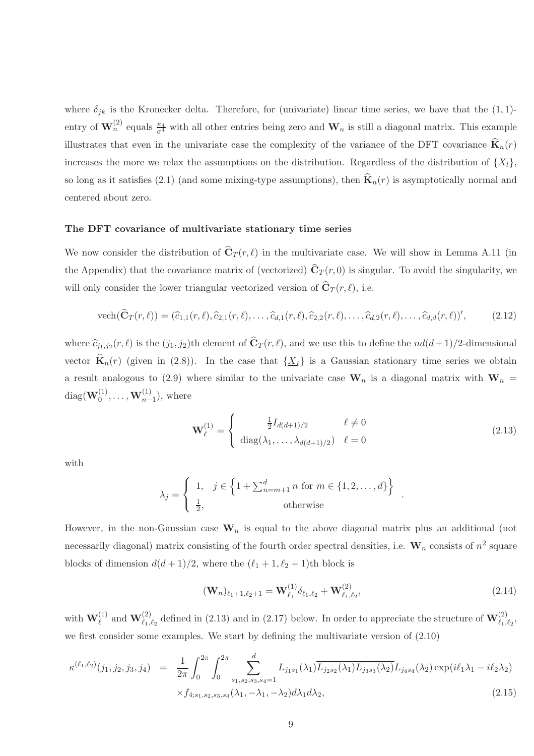where $\delta_{jk}$ is the Kronecker delta. Therefore, for (univariate) linear time series, we have that the $(1,1)$-entry of $\mathbf{W}_n^{(2)}$ equals $\frac{\kappa_4}{\sigma^4}$ with all other entries being zero and $\mathbf{W}_n$ is still a diagonal matrix. This example illustrates that even in the univariate case the complexity of the variance of the DFT covariance $\widehat{\mathbf{K}}_n(r)$ increases the more we relax the assumptions on the distribution. Regardless of the distribution of $\{X_t\}$, so long as it satisfies (2.1) (and some mixing-type assumptions), then $\widehat{\mathbf{K}}_n(r)$ is asymptotically normal and centered about zero.

**The DFT covariance of multivariate stationary time series**

We now consider the distribution of $\widehat{\mathbf{C}}_T(r,\ell)$ in the multivariate case. We will show in Lemma A.11 (in the Appendix) that the covariance matrix of (vectorized) $\widehat{\mathbf{C}}_T(r,0)$ is singular. To avoid the singularity, we will only consider the lower triangular vectorized version of $\widehat{\mathbf{C}}_T(r,\ell)$, i.e.

$$\mathrm{vech}(\widehat{\mathbf{C}}_T(r,\ell)) = (\widehat{c}_{1,1}(r,\ell), \widehat{c}_{2,1}(r,\ell), \ldots, \widehat{c}_{d,1}(r,\ell), \widehat{c}_{2,2}(r,\ell), \ldots, \widehat{c}_{d,2}(r,\ell), \ldots, \widehat{c}_{d,d}(r,\ell))', \tag{2.12}$$

where $\widehat{c}_{j_1,j_2}(r,\ell)$ is the $(j_1,j_2)$th element of $\widehat{\mathbf{C}}_T(r,\ell)$, and we use this to define the $nd(d+1)/2$-dimensional vector $\widehat{\mathbf{K}}_n(r)$ (given in (2.8)). In the case that $\{\underline{X}_t\}$ is a Gaussian stationary time series we obtain a result analogous to (2.9) where similar to the univariate case $\mathbf{W}_n$ is a diagonal matrix with $\mathbf{W}_n = \mathrm{diag}(\mathbf{W}_0^{(1)}, \ldots, \mathbf{W}_{n-1}^{(1)})$, where

$$\mathbf{W}_\ell^{(1)} = \begin{cases} \frac{1}{2} I_{d(d+1)/2} & \ell \neq 0 \\ \mathrm{diag}(\lambda_1, \ldots, \lambda_{d(d+1)/2}) & \ell = 0 \end{cases} \tag{2.13}$$

with

$$\lambda_j = \begin{cases} 1, & j \in \left\{1 + \sum_{n=m+1}^{d} n \text{ for } m \in \{1, 2, \ldots, d\}\right\} \\ \frac{1}{2}, & \text{otherwise} \end{cases}.$$

However, in the non-Gaussian case $\mathbf{W}_n$ is equal to the above diagonal matrix plus an additional (not necessarily diagonal) matrix consisting of the fourth order spectral densities, i.e. $\mathbf{W}_n$ consists of $n^2$ square blocks of dimension $d(d+1)/2$, where the $(\ell_1+1, \ell_2+1)$th block is

$$(\mathbf{W}_n)_{\ell_1+1,\ell_2+1} = \mathbf{W}_{\ell_1}^{(1)} \delta_{\ell_1,\ell_2} + \mathbf{W}_{\ell_1,\ell_2}^{(2)}, \tag{2.14}$$

with $\mathbf{W}_\ell^{(1)}$ and $\mathbf{W}_{\ell_1,\ell_2}^{(2)}$ defined in (2.13) and in (2.17) below. In order to appreciate the structure of $\mathbf{W}_{\ell_1,\ell_2}^{(2)}$, we first consider some examples. We start by defining the multivariate version of (2.10)

$$\begin{aligned}
\kappa^{(\ell_1,\ell_2)}(j_1,j_2,j_3,j_4) &= \frac{1}{2\pi} \int_0^{2\pi} \int_0^{2\pi} \sum_{s_1,s_2,s_3,s_4=1}^{d} L_{j_1 s_1}(\lambda_1) \overline{L_{j_2 s_2}(\lambda_1) L_{j_3 s_3}(\lambda_2)} L_{j_4 s_4}(\lambda_2) \exp(i\ell_1\lambda_1 - i\ell_2\lambda_2) \\
&\quad \times f_{4;s_1,s_2,s_3,s_4}(\lambda_1, -\lambda_1, -\lambda_2) d\lambda_1 d\lambda_2,
\end{aligned} \tag{2.15}$$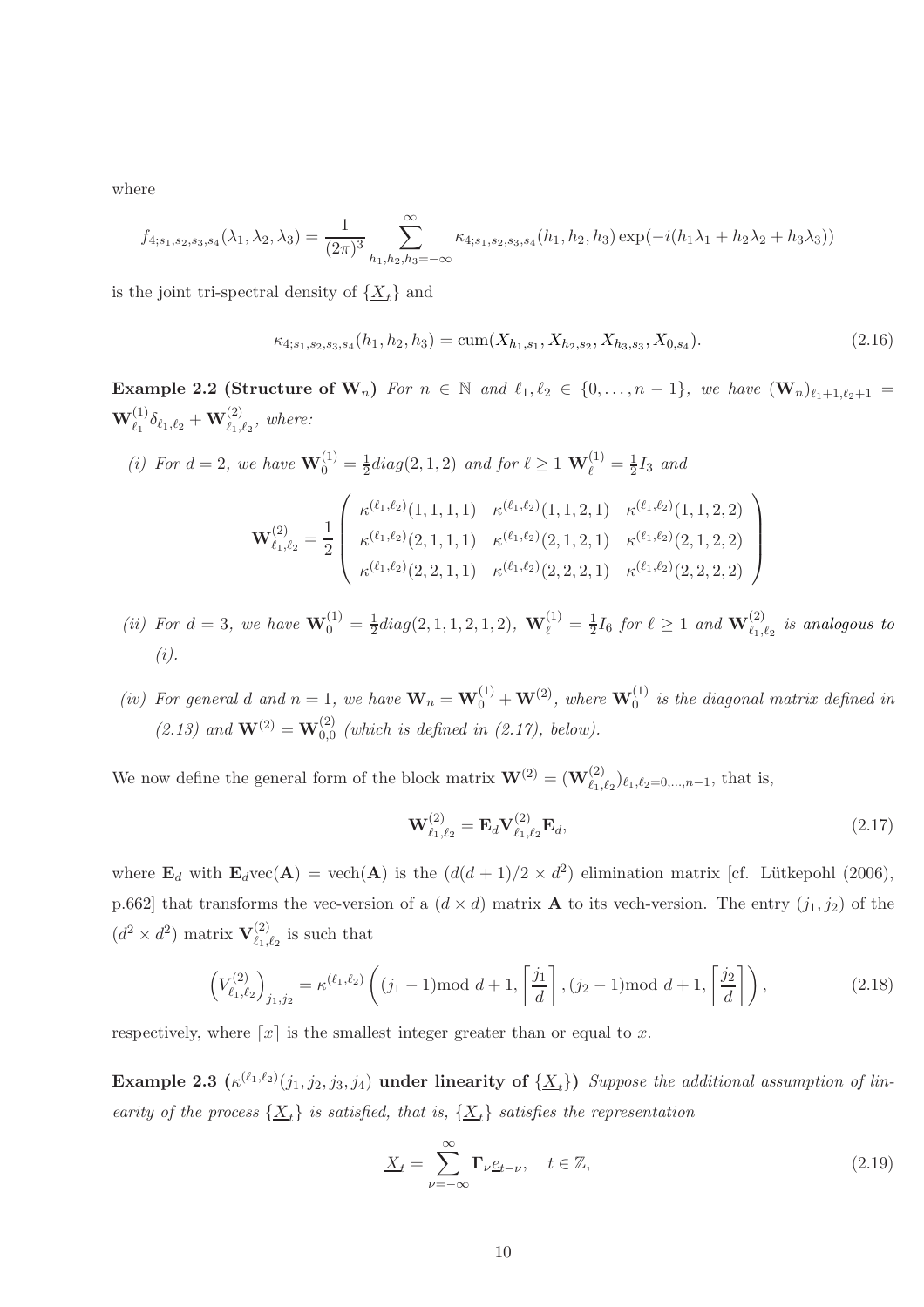where

$$f_{4;s_1,s_2,s_3,s_4}(\lambda_1,\lambda_2,\lambda_3) = \frac{1}{(2\pi)^3}\sum_{h_1,h_2,h_3=-\infty}^{\infty} \kappa_{4;s_1,s_2,s_3,s_4}(h_1,h_2,h_3)\exp(-i(h_1\lambda_1+h_2\lambda_2+h_3\lambda_3))$$

is the joint tri-spectral density of $\{\underline{X}_t\}$ and

$$\kappa_{4;s_1,s_2,s_3,s_4}(h_1,h_2,h_3) = \text{cum}(X_{h_1,s_1}, X_{h_2,s_2}, X_{h_3,s_3}, X_{0,s_4}). \tag{2.16}$$

**Example 2.2 (Structure of $\mathbf{W}_n$)** *For $n \in \mathbb{N}$ and $\ell_1, \ell_2 \in \{0,\ldots,n-1\}$, we have $(\mathbf{W}_n)_{\ell_1+1,\ell_2+1} = \mathbf{W}^{(1)}_{\ell_1}\delta_{\ell_1,\ell_2} + \mathbf{W}^{(2)}_{\ell_1,\ell_2}$, where:*

*(i) For $d=2$, we have $\mathbf{W}^{(1)}_0 = \frac{1}{2}diag(2,1,2)$ and for $\ell \geq 1$ $\mathbf{W}^{(1)}_\ell = \frac{1}{2}I_3$ and*

$$\mathbf{W}^{(2)}_{\ell_1,\ell_2} = \frac{1}{2}\begin{pmatrix} \kappa^{(\ell_1,\ell_2)}(1,1,1,1) & \kappa^{(\ell_1,\ell_2)}(1,1,2,1) & \kappa^{(\ell_1,\ell_2)}(1,1,2,2) \\ \kappa^{(\ell_1,\ell_2)}(2,1,1,1) & \kappa^{(\ell_1,\ell_2)}(2,1,2,1) & \kappa^{(\ell_1,\ell_2)}(2,1,2,2) \\ \kappa^{(\ell_1,\ell_2)}(2,2,1,1) & \kappa^{(\ell_1,\ell_2)}(2,2,2,1) & \kappa^{(\ell_1,\ell_2)}(2,2,2,2) \end{pmatrix}$$

*(ii) For $d=3$, we have $\mathbf{W}^{(1)}_0 = \frac{1}{2}diag(2,1,1,2,1,2)$, $\mathbf{W}^{(1)}_\ell = \frac{1}{2}I_6$ for $\ell \geq 1$ and $\mathbf{W}^{(2)}_{\ell_1,\ell_2}$ is analogous to (i).*

*(iv) For general $d$ and $n=1$, we have $\mathbf{W}_n = \mathbf{W}^{(1)}_0 + \mathbf{W}^{(2)}$, where $\mathbf{W}^{(1)}_0$ is the diagonal matrix defined in (2.13) and $\mathbf{W}^{(2)} = \mathbf{W}^{(2)}_{0,0}$ (which is defined in (2.17), below).*

We now define the general form of the block matrix $\mathbf{W}^{(2)} = (\mathbf{W}^{(2)}_{\ell_1,\ell_2})_{\ell_1,\ell_2=0,\ldots,n-1}$, that is,

$$\mathbf{W}^{(2)}_{\ell_1,\ell_2} = \mathbf{E}_d \mathbf{V}^{(2)}_{\ell_1,\ell_2}\mathbf{E}_d, \tag{2.17}$$

where $\mathbf{E}_d$ with $\mathbf{E}_d\text{vec}(\mathbf{A}) = \text{vech}(\mathbf{A})$ is the $(d(d+1)/2 \times d^2)$ elimination matrix [cf. Lütkepohl (2006), p.662] that transforms the vec-version of a $(d \times d)$ matrix $\mathbf{A}$ to its vech-version. The entry $(j_1,j_2)$ of the $(d^2 \times d^2)$ matrix $\mathbf{V}^{(2)}_{\ell_1,\ell_2}$ is such that

$$\left(V^{(2)}_{\ell_1,\ell_2}\right)_{j_1,j_2} = \kappa^{(\ell_1,\ell_2)}\left((j_1-1)\text{mod } d+1, \left\lceil\frac{j_1}{d}\right\rceil, (j_2-1)\text{mod } d+1, \left\lceil\frac{j_2}{d}\right\rceil\right), \tag{2.18}$$

respectively, where $\lceil x \rceil$ is the smallest integer greater than or equal to $x$.

**Example 2.3 ($\kappa^{(\ell_1,\ell_2)}(j_1,j_2,j_3,j_4)$ under linearity of $\{\underline{X}_t\}$)** *Suppose the additional assumption of linearity of the process $\{\underline{X}_t\}$ is satisfied, that is, $\{\underline{X}_t\}$ satisfies the representation*

$$\underline{X}_t = \sum_{\nu=-\infty}^{\infty} \mathbf{\Gamma}_\nu \underline{e}_{t-\nu}, \quad t \in \mathbb{Z}, \tag{2.19}$$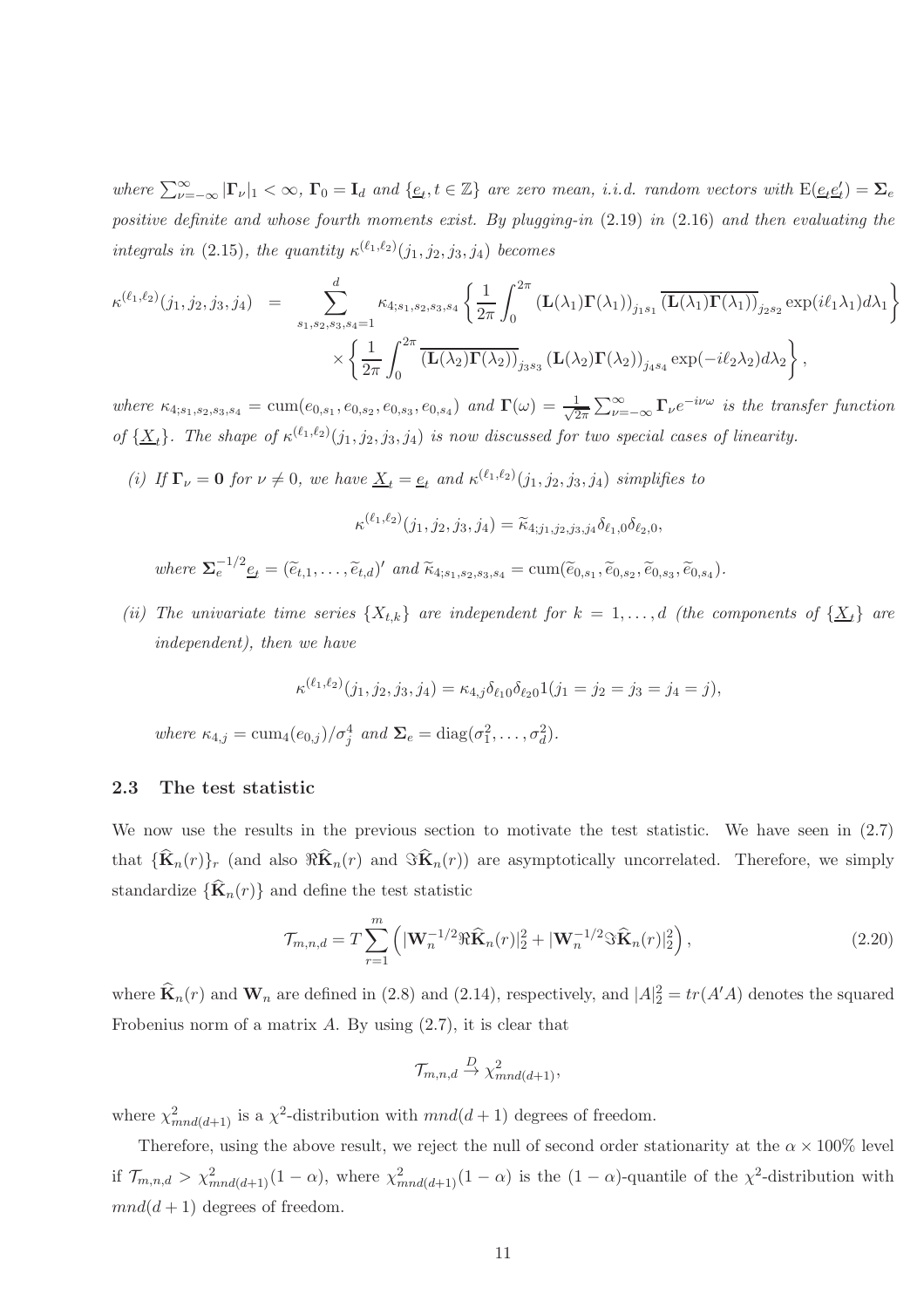*where* $\sum_{\nu=-\infty}^{\infty} |\mathbf{\Gamma}_\nu|_1 < \infty$, $\mathbf{\Gamma}_0 = \mathbf{I}_d$ *and* $\{\underline{e}_t, t \in \mathbb{Z}\}$ *are zero mean, i.i.d. random vectors with* $\mathrm{E}(\underline{e}_t \underline{e}_t') = \mathbf{\Sigma}_e$ *positive definite and whose fourth moments exist. By plugging-in* (2.19) *in* (2.16) *and then evaluating the integrals in* (2.15)*, the quantity* $\kappa^{(\ell_1,\ell_2)}(j_1, j_2, j_3, j_4)$ *becomes*

$$\kappa^{(\ell_1,\ell_2)}(j_1,j_2,j_3,j_4) = \sum_{s_1,s_2,s_3,s_4=1}^{d} \kappa_{4;s_1,s_2,s_3,s_4} \left\{ \frac{1}{2\pi} \int_0^{2\pi} (\mathbf{L}(\lambda_1)\mathbf{\Gamma}(\lambda_1))_{j_1 s_1} \overline{(\mathbf{L}(\lambda_1)\mathbf{\Gamma}(\lambda_1))}_{j_2 s_2} \exp(i\ell_1\lambda_1) d\lambda_1 \right\} \times \left\{ \frac{1}{2\pi} \int_0^{2\pi} \overline{(\mathbf{L}(\lambda_2)\mathbf{\Gamma}(\lambda_2))}_{j_3 s_3} (\mathbf{L}(\lambda_2)\mathbf{\Gamma}(\lambda_2))_{j_4 s_4} \exp(-i\ell_2\lambda_2) d\lambda_2 \right\},$$

*where* $\kappa_{4;s_1,s_2,s_3,s_4} = \mathrm{cum}(e_{0,s_1}, e_{0,s_2}, e_{0,s_3}, e_{0,s_4})$ *and* $\mathbf{\Gamma}(\omega) = \frac{1}{\sqrt{2\pi}} \sum_{\nu=-\infty}^{\infty} \mathbf{\Gamma}_\nu e^{-i\nu\omega}$ *is the transfer function of* $\{\underline{X}_t\}$*. The shape of* $\kappa^{(\ell_1,\ell_2)}(j_1, j_2, j_3, j_4)$ *is now discussed for two special cases of linearity.*

*(i) If* $\mathbf{\Gamma}_\nu = \mathbf{0}$ *for* $\nu \neq 0$*, we have* $\underline{X}_t = \underline{e}_t$ *and* $\kappa^{(\ell_1,\ell_2)}(j_1, j_2, j_3, j_4)$ *simplifies to*

$$\kappa^{(\ell_1,\ell_2)}(j_1,j_2,j_3,j_4) = \widetilde{\kappa}_{4;j_1,j_2,j_3,j_4} \delta_{\ell_1,0} \delta_{\ell_2,0},$$

*where* $\mathbf{\Sigma}_e^{-1/2} \underline{e}_t = (\widetilde{e}_{t,1}, \ldots, \widetilde{e}_{t,d})'$ *and* $\widetilde{\kappa}_{4;s_1,s_2,s_3,s_4} = \mathrm{cum}(\widetilde{e}_{0,s_1}, \widetilde{e}_{0,s_2}, \widetilde{e}_{0,s_3}, \widetilde{e}_{0,s_4})$*.*

*(ii) The univariate time series* $\{X_{t,k}\}$ *are independent for* $k = 1, \ldots, d$ *(the components of* $\{\underline{X}_t\}$ *are independent), then we have*

$$\kappa^{(\ell_1,\ell_2)}(j_1,j_2,j_3,j_4) = \kappa_{4,j} \delta_{\ell_1 0} \delta_{\ell_2 0} 1(j_1 = j_2 = j_3 = j_4 = j),$$

*where* $\kappa_{4,j} = \mathrm{cum}_4(e_{0,j})/\sigma_j^4$ *and* $\mathbf{\Sigma}_e = \mathrm{diag}(\sigma_1^2, \ldots, \sigma_d^2)$*.*

### 2.3 The test statistic

We now use the results in the previous section to motivate the test statistic. We have seen in (2.7) that $\{\widehat{\mathbf{K}}_n(r)\}_r$ (and also $\Re\widehat{\mathbf{K}}_n(r)$ and $\Im\widehat{\mathbf{K}}_n(r)$) are asymptotically uncorrelated. Therefore, we simply standardize $\{\widehat{\mathbf{K}}_n(r)\}$ and define the test statistic

$$\mathcal{T}_{m,n,d} = T \sum_{r=1}^{m} \left( |\mathbf{W}_n^{-1/2} \Re\widehat{\mathbf{K}}_n(r)|_2^2 + |\mathbf{W}_n^{-1/2} \Im\widehat{\mathbf{K}}_n(r)|_2^2 \right), \tag{2.20}$$

where $\widehat{\mathbf{K}}_n(r)$ and $\mathbf{W}_n$ are defined in (2.8) and (2.14), respectively, and $|A|_2^2 = tr(A'A)$ denotes the squared Frobenius norm of a matrix $A$. By using (2.7), it is clear that

$$\mathcal{T}_{m,n,d} \overset{D}{\to} \chi^2_{mnd(d+1)},$$

where $\chi^2_{mnd(d+1)}$ is a $\chi^2$-distribution with $mnd(d+1)$ degrees of freedom.

Therefore, using the above result, we reject the null of second order stationarity at the $\alpha \times 100\%$ level if $\mathcal{T}_{m,n,d} > \chi^2_{mnd(d+1)}(1-\alpha)$, where $\chi^2_{mnd(d+1)}(1-\alpha)$ is the $(1-\alpha)$-quantile of the $\chi^2$-distribution with $mnd(d+1)$ degrees of freedom.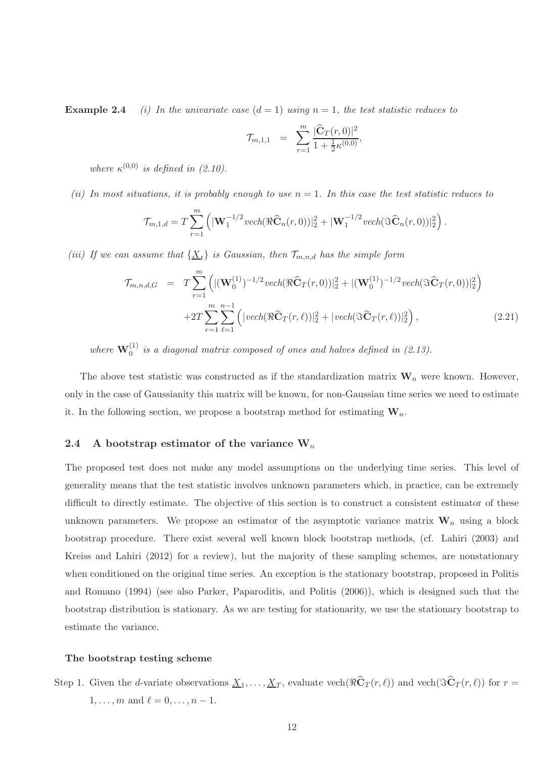**Example 2.4** *(i) In the univariate case ($d = 1$) using $n = 1$, the test statistic reduces to*

$$\mathcal{T}_{m,1,1} = \sum_{r=1}^{m} \frac{|\widehat{\mathbf{C}}_T(r,0)|^2}{1 + \frac{1}{2}\kappa^{(0,0)}},$$

*where $\kappa^{(0,0)}$ is defined in (2.10).*

*(ii) In most situations, it is probably enough to use $n = 1$. In this case the test statistic reduces to*

$$\mathcal{T}_{m,1,d} = T\sum_{r=1}^{m}\left(|\mathbf{W}_1^{-1/2} vech(\Re\widehat{\mathbf{C}}_n(r,0))|_2^2 + |\mathbf{W}_1^{-1/2} vech(\Im\widehat{\mathbf{C}}_n(r,0))|_2^2\right).$$

*(iii) If we can assume that $\{\underline{X}_t\}$ is Gaussian, then $\mathcal{T}_{m,n,d}$ has the simple form*

$$\begin{aligned}\mathcal{T}_{m,n,d,G} &= T\sum_{r=1}^{m}\left(|(\mathbf{W}_0^{(1)})^{-1/2} vech(\Re\widehat{\mathbf{C}}_T(r,0))|_2^2 + |(\mathbf{W}_0^{(1)})^{-1/2} vech(\Im\widehat{\mathbf{C}}_T(r,0))|_2^2\right) \\ &\quad + 2T\sum_{r=1}^{m}\sum_{\ell=1}^{n-1}\left(|vech(\Re\widehat{\mathbf{C}}_T(r,\ell))|_2^2 + |vech(\Im\widehat{\mathbf{C}}_T(r,\ell))|_2^2\right), \end{aligned} \tag{2.21}$$

*where $\mathbf{W}_0^{(1)}$ is a diagonal matrix composed of ones and halves defined in (2.13).*

The above test statistic was constructed as if the standardization matrix $\mathbf{W}_n$ were known. However, only in the case of Gaussianity this matrix will be known, for non-Gaussian time series we need to estimate it. In the following section, we propose a bootstrap method for estimating $\mathbf{W}_n$.

## 2.4 A bootstrap estimator of the variance $\mathbf{W}_n$

The proposed test does not make any model assumptions on the underlying time series. This level of generality means that the test statistic involves unknown parameters which, in practice, can be extremely difficult to directly estimate. The objective of this section is to construct a consistent estimator of these unknown parameters. We propose an estimator of the asymptotic variance matrix $\mathbf{W}_n$ using a block bootstrap procedure. There exist several well known block bootstrap methods, (cf. Lahiri (2003) and Kreiss and Lahiri (2012) for a review), but the majority of these sampling schemes, are nonstationary when conditioned on the original time series. An exception is the stationary bootstrap, proposed in Politis and Romano (1994) (see also Parker, Paparoditis, and Politis (2006)), which is designed such that the bootstrap distribution is stationary. As we are testing for stationarity, we use the stationary bootstrap to estimate the variance.

### The bootstrap testing scheme

Step 1. Given the $d$-variate observations $\underline{X}_1, \ldots, \underline{X}_T$, evaluate $\text{vech}(\Re\widehat{\mathbf{C}}_T(r,\ell))$ and $\text{vech}(\Im\widehat{\mathbf{C}}_T(r,\ell))$ for $r = 1,\ldots,m$ and $\ell = 0,\ldots,n-1$.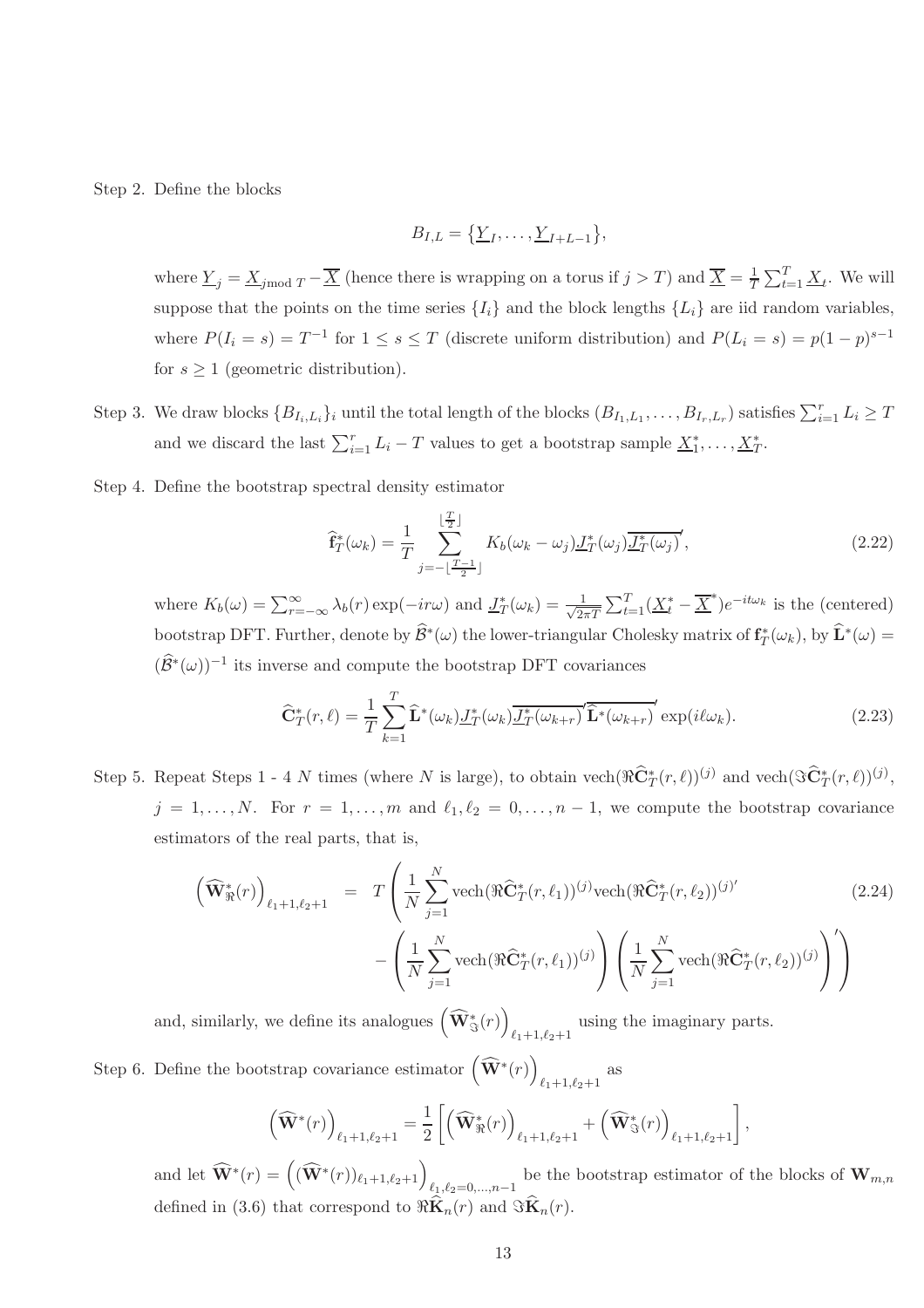Step 2. Define the blocks

$$B_{I,L} = \{\underline{Y}_I, \ldots, \underline{Y}_{I+L-1}\},$$

where $\underline{Y}_j = \underline{X}_{j \bmod T} - \overline{\underline{X}}$ (hence there is wrapping on a torus if $j > T$) and $\overline{\underline{X}} = \frac{1}{T}\sum_{t=1}^{T} \underline{X}_t$. We will suppose that the points on the time series $\{I_i\}$ and the block lengths $\{L_i\}$ are iid random variables, where $P(I_i = s) = T^{-1}$ for $1 \leq s \leq T$ (discrete uniform distribution) and $P(L_i = s) = p(1-p)^{s-1}$ for $s \geq 1$ (geometric distribution).

Step 3. We draw blocks $\{B_{I_i,L_i}\}_i$ until the total length of the blocks $(B_{I_1,L_1}, \ldots, B_{I_r,L_r})$ satisfies $\sum_{i=1}^{r} L_i \geq T$ and we discard the last $\sum_{i=1}^{r} L_i - T$ values to get a bootstrap sample $\underline{X}_1^*, \ldots, \underline{X}_T^*$.

Step 4. Define the bootstrap spectral density estimator

$$\widehat{\mathbf{f}}_T^*(\omega_k) = \frac{1}{T} \sum_{j=-\lfloor \frac{T-1}{2} \rfloor}^{\lfloor \frac{T}{2} \rfloor} K_b(\omega_k - \omega_j) \underline{J}_T^*(\omega_j) \overline{\underline{J}_T^*(\omega_j)}', \tag{2.22}$$

where $K_b(\omega) = \sum_{r=-\infty}^{\infty} \lambda_b(r) \exp(-ir\omega)$ and $\underline{J}_T^*(\omega_k) = \frac{1}{\sqrt{2\pi T}} \sum_{t=1}^{T} (\underline{X}_t^* - \overline{\underline{X}}^*) e^{-it\omega_k}$ is the (centered) bootstrap DFT. Further, denote by $\widehat{\mathcal{B}}^*(\omega)$ the lower-triangular Cholesky matrix of $\mathbf{f}_T^*(\omega_k)$, by $\widehat{\mathbf{L}}^*(\omega) = (\widehat{\mathcal{B}}^*(\omega))^{-1}$ its inverse and compute the bootstrap DFT covariances

$$\widehat{\mathbf{C}}_T^*(r,\ell) = \frac{1}{T} \sum_{k=1}^{T} \widehat{\mathbf{L}}^*(\omega_k) \underline{J}_T^*(\omega_k) \overline{\underline{J}_T^*(\omega_{k+r})}' \overline{\widehat{\mathbf{L}}^*(\omega_{k+r})}' \exp(i\ell\omega_k). \tag{2.23}$$

Step 5. Repeat Steps 1 - 4 $N$ times (where $N$ is large), to obtain $\text{vech}(\Re \widehat{\mathbf{C}}_T^*(r,\ell))^{(j)}$ and $\text{vech}(\Im \widehat{\mathbf{C}}_T^*(r,\ell))^{(j)}$, $j = 1, \ldots, N$. For $r = 1, \ldots, m$ and $\ell_1, \ell_2 = 0, \ldots, n-1$, we compute the bootstrap covariance estimators of the real parts, that is,

$$\begin{aligned}
\left(\widehat{\mathbf{W}}_{\Re}^*(r)\right)_{\ell_1+1,\ell_2+1} &= T \left( \frac{1}{N} \sum_{j=1}^{N} \text{vech}(\Re \widehat{\mathbf{C}}_T^*(r,\ell_1))^{(j)} \text{vech}(\Re \widehat{\mathbf{C}}_T^*(r,\ell_2))^{(j)\prime} \right. \\
&\quad \left. - \left( \frac{1}{N} \sum_{j=1}^{N} \text{vech}(\Re \widehat{\mathbf{C}}_T^*(r,\ell_1))^{(j)} \right) \left( \frac{1}{N} \sum_{j=1}^{N} \text{vech}(\Re \widehat{\mathbf{C}}_T^*(r,\ell_2))^{(j)} \right)' \right)
\end{aligned} \tag{2.24}$$

and, similarly, we define its analogues $\left(\widehat{\mathbf{W}}_{\Im}^*(r)\right)_{\ell_1+1,\ell_2+1}$ using the imaginary parts.

Step 6. Define the bootstrap covariance estimator $\left(\widehat{\mathbf{W}}^*(r)\right)_{\ell_1+1,\ell_2+1}$ as

$$\left(\widehat{\mathbf{W}}^*(r)\right)_{\ell_1+1,\ell_2+1} = \frac{1}{2}\left[ \left(\widehat{\mathbf{W}}_{\Re}^*(r)\right)_{\ell_1+1,\ell_2+1} + \left(\widehat{\mathbf{W}}_{\Im}^*(r)\right)_{\ell_1+1,\ell_2+1} \right],$$

and let $\widehat{\mathbf{W}}^*(r) = \left( (\widehat{\mathbf{W}}^*(r))_{\ell_1+1,\ell_2+1} \right)_{\ell_1,\ell_2=0,\ldots,n-1}$ be the bootstrap estimator of the blocks of $\mathbf{W}_{m,n}$ defined in (3.6) that correspond to $\Re \widehat{\mathbf{K}}_n(r)$ and $\Im \widehat{\mathbf{K}}_n(r)$.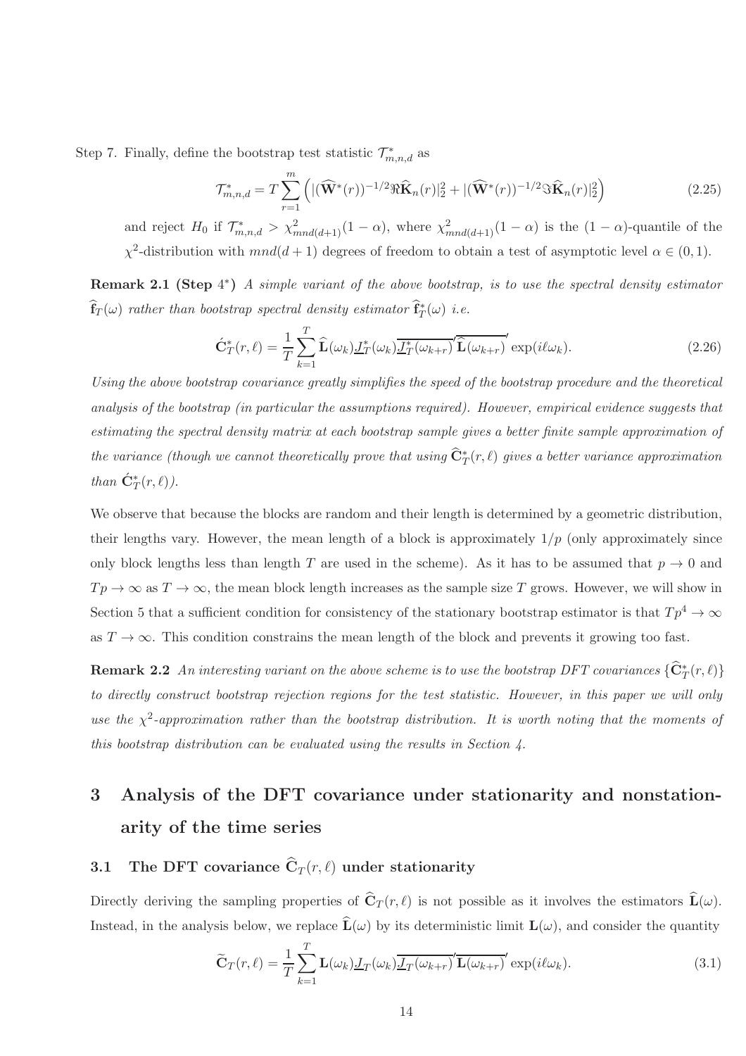Step 7. Finally, define the bootstrap test statistic $\mathcal{T}^*_{m,n,d}$ as

$$\mathcal{T}^*_{m,n,d} = T\sum_{r=1}^{m}\left(|(\widehat{\mathbf{W}}^*(r))^{-1/2}\Re\widehat{\mathbf{K}}_n(r)|_2^2 + |(\widehat{\mathbf{W}}^*(r))^{-1/2}\Im\widehat{\mathbf{K}}_n(r)|_2^2\right) \tag{2.25}$$

and reject $H_0$ if $\mathcal{T}^*_{m,n,d} > \chi^2_{mnd(d+1)}(1-\alpha)$, where $\chi^2_{mnd(d+1)}(1-\alpha)$ is the $(1-\alpha)$-quantile of the $\chi^2$-distribution with $mnd(d+1)$ degrees of freedom to obtain a test of asymptotic level $\alpha \in (0,1)$.

**Remark 2.1 (Step 4\*)** *A simple variant of the above bootstrap, is to use the spectral density estimator $\widehat{\mathbf{f}}_T(\omega)$ rather than bootstrap spectral density estimator $\widehat{\mathbf{f}}^*_T(\omega)$ i.e.*

$$\acute{\mathbf{C}}^*_T(r,\ell) = \frac{1}{T}\sum_{k=1}^{T}\widehat{\mathbf{L}}(\omega_k)\underline{J}^*_T(\omega_k)\overline{\underline{J}^*_T(\omega_{k+r})}'\overline{\widehat{\mathbf{L}}(\omega_{k+r})}'\exp(i\ell\omega_k). \tag{2.26}$$

*Using the above bootstrap covariance greatly simplifies the speed of the bootstrap procedure and the theoretical analysis of the bootstrap (in particular the assumptions required). However, empirical evidence suggests that estimating the spectral density matrix at each bootstrap sample gives a better finite sample approximation of the variance (though we cannot theoretically prove that using $\widehat{\mathbf{C}}^*_T(r,\ell)$ gives a better variance approximation than $\acute{\mathbf{C}}^*_T(r,\ell)$).*

We observe that because the blocks are random and their length is determined by a geometric distribution, their lengths vary. However, the mean length of a block is approximately $1/p$ (only approximately since only block lengths less than length $T$ are used in the scheme). As it has to be assumed that $p \to 0$ and $Tp \to \infty$ as $T \to \infty$, the mean block length increases as the sample size $T$ grows. However, we will show in Section 5 that a sufficient condition for consistency of the stationary bootstrap estimator is that $Tp^4 \to \infty$ as $T \to \infty$. This condition constrains the mean length of the block and prevents it growing too fast.

**Remark 2.2** *An interesting variant on the above scheme is to use the bootstrap DFT covariances $\{\widehat{\mathbf{C}}^*_T(r,\ell)\}$ to directly construct bootstrap rejection regions for the test statistic. However, in this paper we will only use the $\chi^2$-approximation rather than the bootstrap distribution. It is worth noting that the moments of this bootstrap distribution can be evaluated using the results in Section 4.*

# 3 Analysis of the DFT covariance under stationarity and nonstationarity of the time series

## 3.1 The DFT covariance $\widehat{\mathbf{C}}_T(r,\ell)$ under stationarity

Directly deriving the sampling properties of $\widehat{\mathbf{C}}_T(r,\ell)$ is not possible as it involves the estimators $\widehat{\mathbf{L}}(\omega)$. Instead, in the analysis below, we replace $\widehat{\mathbf{L}}(\omega)$ by its deterministic limit $\mathbf{L}(\omega)$, and consider the quantity

$$\widetilde{\mathbf{C}}_T(r,\ell) = \frac{1}{T}\sum_{k=1}^{T}\mathbf{L}(\omega_k)\underline{J}_T(\omega_k)\overline{\underline{J}_T(\omega_{k+r})}'\overline{\mathbf{L}(\omega_{k+r})}'\exp(i\ell\omega_k). \tag{3.1}$$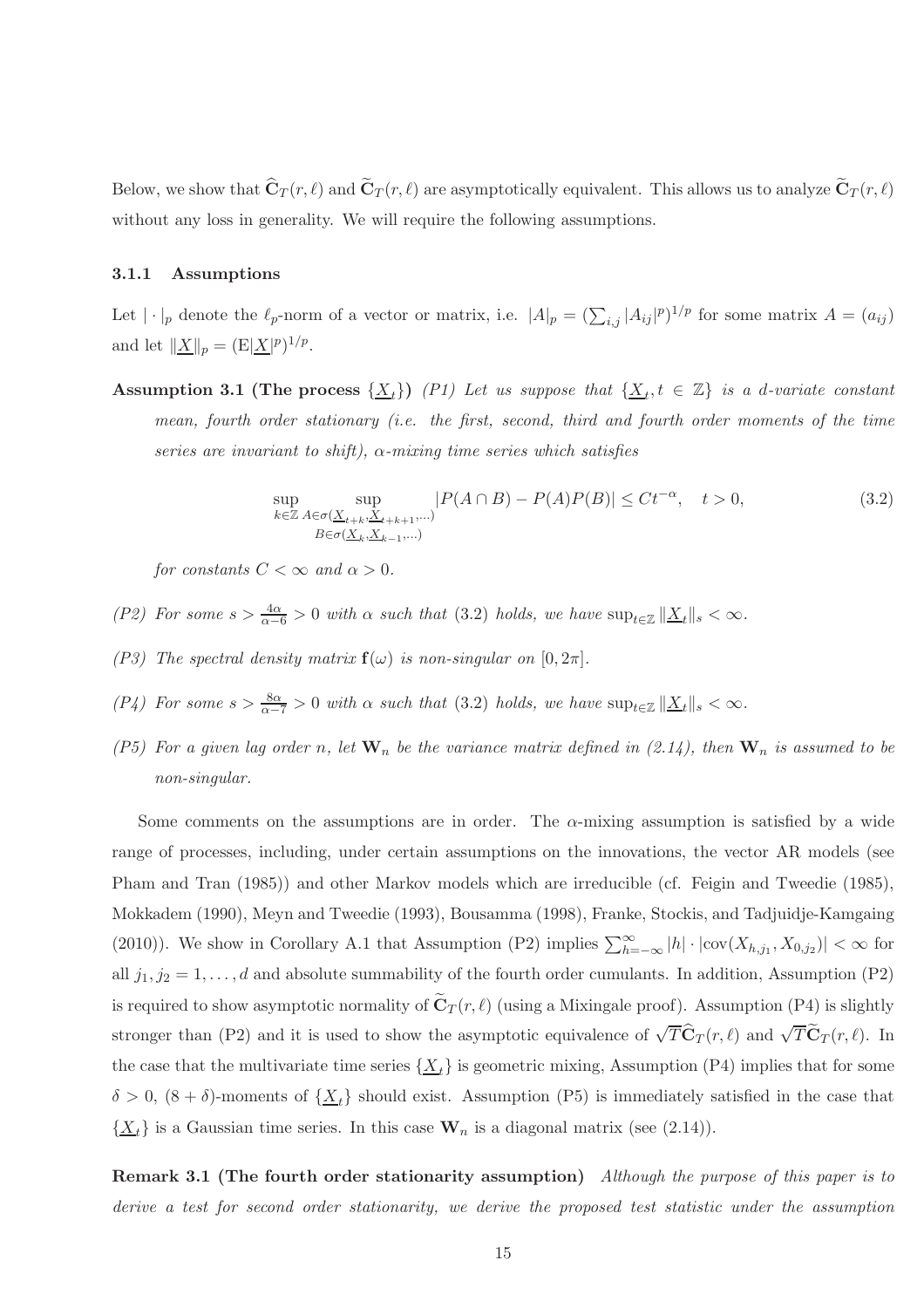Below, we show that $\widehat{\mathbf{C}}_T(r,\ell)$ and $\widetilde{\mathbf{C}}_T(r,\ell)$ are asymptotically equivalent. This allows us to analyze $\widetilde{\mathbf{C}}_T(r,\ell)$ without any loss in generality. We will require the following assumptions.

### 3.1.1 Assumptions

Let $|\cdot|_p$ denote the $\ell_p$-norm of a vector or matrix, i.e. $|A|_p = (\sum_{i,j} |A_{ij}|^p)^{1/p}$ for some matrix $A = (a_{ij})$ and let $\|\underline{X}\|_p = (\mathrm{E}|\underline{X}|^p)^{1/p}$.

**Assumption 3.1 (The process $\{\underline{X}_t\}$)** *(P1) Let us suppose that $\{\underline{X}_t, t \in \mathbb{Z}\}$ is a $d$-variate constant mean, fourth order stationary (i.e. the first, second, third and fourth order moments of the time series are invariant to shift), $\alpha$-mixing time series which satisfies*

$$\sup_{k\in\mathbb{Z}} \sup_{\substack{A\in\sigma(\underline{X}_{t+k},\underline{X}_{t+k+1},\dots)\\ B\in\sigma(\underline{X}_{k},\underline{X}_{k-1},\dots)}} |P(A\cap B) - P(A)P(B)| \leq Ct^{-\alpha}, \quad t > 0, \tag{3.2}$$

*for constants $C < \infty$ and $\alpha > 0$.*

*(P2) For some $s > \frac{4\alpha}{\alpha-6} > 0$ with $\alpha$ such that (3.2) holds, we have $\sup_{t\in\mathbb{Z}} \|\underline{X}_t\|_s < \infty$.*

*(P3) The spectral density matrix $\mathbf{f}(\omega)$ is non-singular on $[0, 2\pi]$.*

*(P4) For some $s > \frac{8\alpha}{\alpha-7} > 0$ with $\alpha$ such that (3.2) holds, we have $\sup_{t\in\mathbb{Z}} \|\underline{X}_t\|_s < \infty$.*

*(P5) For a given lag order $n$, let $\mathbf{W}_n$ be the variance matrix defined in (2.14), then $\mathbf{W}_n$ is assumed to be non-singular.*

Some comments on the assumptions are in order. The $\alpha$-mixing assumption is satisfied by a wide range of processes, including, under certain assumptions on the innovations, the vector AR models (see Pham and Tran (1985)) and other Markov models which are irreducible (cf. Feigin and Tweedie (1985), Mokkadem (1990), Meyn and Tweedie (1993), Bousamma (1998), Franke, Stockis, and Tadjuidje-Kamgaing (2010)). We show in Corollary A.1 that Assumption (P2) implies $\sum_{h=-\infty}^{\infty} |h| \cdot |\mathrm{cov}(X_{h,j_1}, X_{0,j_2})| < \infty$ for all $j_1, j_2 = 1, \dots, d$ and absolute summability of the fourth order cumulants. In addition, Assumption (P2) is required to show asymptotic normality of $\widetilde{\mathbf{C}}_T(r,\ell)$ (using a Mixingale proof). Assumption (P4) is slightly stronger than (P2) and it is used to show the asymptotic equivalence of $\sqrt{T}\widehat{\mathbf{C}}_T(r,\ell)$ and $\sqrt{T}\widetilde{\mathbf{C}}_T(r,\ell)$. In the case that the multivariate time series $\{\underline{X}_t\}$ is geometric mixing, Assumption (P4) implies that for some $\delta > 0$, $(8+\delta)$-moments of $\{\underline{X}_t\}$ should exist. Assumption (P5) is immediately satisfied in the case that $\{\underline{X}_t\}$ is a Gaussian time series. In this case $\mathbf{W}_n$ is a diagonal matrix (see (2.14)).

**Remark 3.1 (The fourth order stationarity assumption)** *Although the purpose of this paper is to derive a test for second order stationarity, we derive the proposed test statistic under the assumption*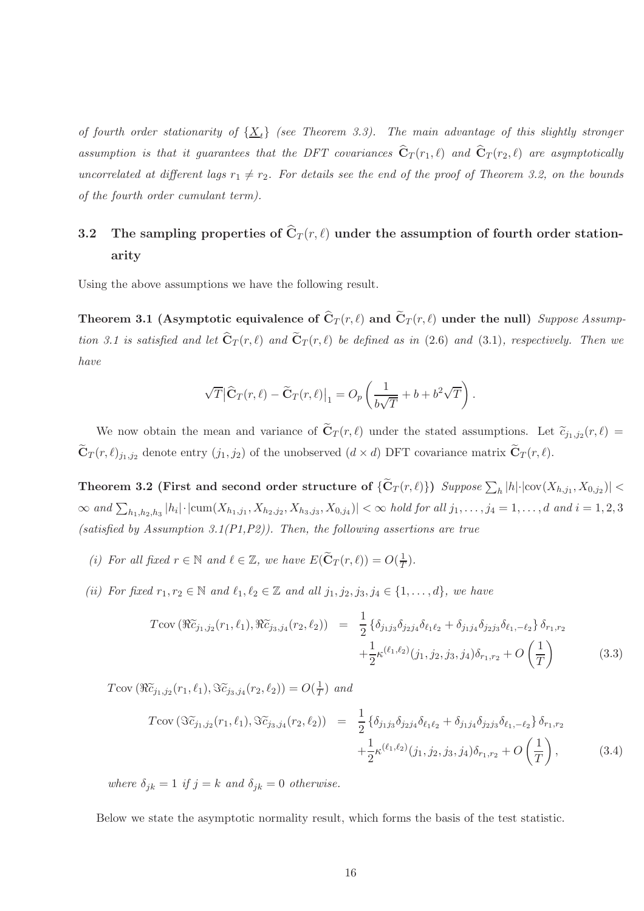*of fourth order stationarity of $\{\underline{X}_t\}$ (see Theorem 3.3). The main advantage of this slightly stronger assumption is that it guarantees that the DFT covariances $\widehat{\mathbf{C}}_T(r_1,\ell)$ and $\widehat{\mathbf{C}}_T(r_2,\ell)$ are asymptotically uncorrelated at different lags $r_1 \neq r_2$. For details see the end of the proof of Theorem 3.2, on the bounds of the fourth order cumulant term).*

## 3.2 The sampling properties of $\widehat{\mathbf{C}}_T(r,\ell)$ under the assumption of fourth order stationarity

Using the above assumptions we have the following result.

**Theorem 3.1 (Asymptotic equivalence of $\widehat{\mathbf{C}}_T(r,\ell)$ and $\widetilde{\mathbf{C}}_T(r,\ell)$ under the null)** *Suppose Assumption 3.1 is satisfied and let $\widehat{\mathbf{C}}_T(r,\ell)$ and $\widetilde{\mathbf{C}}_T(r,\ell)$ be defined as in (2.6) and (3.1), respectively. Then we have*

$$\sqrt{T}\big|\widehat{\mathbf{C}}_T(r,\ell) - \widetilde{\mathbf{C}}_T(r,\ell)\big|_1 = O_p\left(\frac{1}{b\sqrt{T}} + b + b^2\sqrt{T}\right).$$

We now obtain the mean and variance of $\widetilde{\mathbf{C}}_T(r,\ell)$ under the stated assumptions. Let $\widetilde{c}_{j_1,j_2}(r,\ell) = \widetilde{\mathbf{C}}_T(r,\ell)_{j_1,j_2}$ denote entry $(j_1,j_2)$ of the unobserved $(d\times d)$ DFT covariance matrix $\widetilde{\mathbf{C}}_T(r,\ell)$.

**Theorem 3.2 (First and second order structure of $\{\widetilde{\mathbf{C}}_T(r,\ell)\}$)** *Suppose $\sum_h |h|\cdot|\mathrm{cov}(X_{h,j_1}, X_{0,j_2})| < \infty$ and $\sum_{h_1,h_2,h_3} |h_i|\cdot|\mathrm{cum}(X_{h_1,j_1}, X_{h_2,j_2}, X_{h_3,j_3}, X_{0,j_4})| < \infty$ hold for all $j_1,\ldots,j_4 = 1,\ldots,d$ and $i=1,2,3$ (satisfied by Assumption 3.1(P1,P2)). Then, the following assertions are true*

*(i) For all fixed $r\in\mathbb{N}$ and $\ell\in\mathbb{Z}$, we have $E(\widetilde{\mathbf{C}}_T(r,\ell)) = O(\frac{1}{T})$.*

*(ii) For fixed $r_1,r_2\in\mathbb{N}$ and $\ell_1,\ell_2\in\mathbb{Z}$ and all $j_1,j_2,j_3,j_4\in\{1,\ldots,d\}$, we have*

$$T\mathrm{cov}\left(\Re\widetilde{c}_{j_1,j_2}(r_1,\ell_1), \Re\widetilde{c}_{j_3,j_4}(r_2,\ell_2)\right) = \frac{1}{2}\left\{\delta_{j_1j_3}\delta_{j_2j_4}\delta_{\ell_1\ell_2} + \delta_{j_1j_4}\delta_{j_2j_3}\delta_{\ell_1,-\ell_2}\right\}\delta_{r_1,r_2} + \frac{1}{2}\kappa^{(\ell_1,\ell_2)}(j_1,j_2,j_3,j_4)\delta_{r_1,r_2} + O\left(\frac{1}{T}\right) \tag{3.3}$$

*$T\mathrm{cov}\left(\Re\widetilde{c}_{j_1,j_2}(r_1,\ell_1), \Im\widetilde{c}_{j_3,j_4}(r_2,\ell_2)\right) = O(\frac{1}{T})$ and*

$$T\mathrm{cov}\left(\Im\widetilde{c}_{j_1,j_2}(r_1,\ell_1), \Im\widetilde{c}_{j_3,j_4}(r_2,\ell_2)\right) = \frac{1}{2}\left\{\delta_{j_1j_3}\delta_{j_2j_4}\delta_{\ell_1\ell_2} + \delta_{j_1j_4}\delta_{j_2j_3}\delta_{\ell_1,-\ell_2}\right\}\delta_{r_1,r_2} + \frac{1}{2}\kappa^{(\ell_1,\ell_2)}(j_1,j_2,j_3,j_4)\delta_{r_1,r_2} + O\left(\frac{1}{T}\right), \tag{3.4}$$

*where $\delta_{jk}=1$ if $j=k$ and $\delta_{jk}=0$ otherwise.*

Below we state the asymptotic normality result, which forms the basis of the test statistic.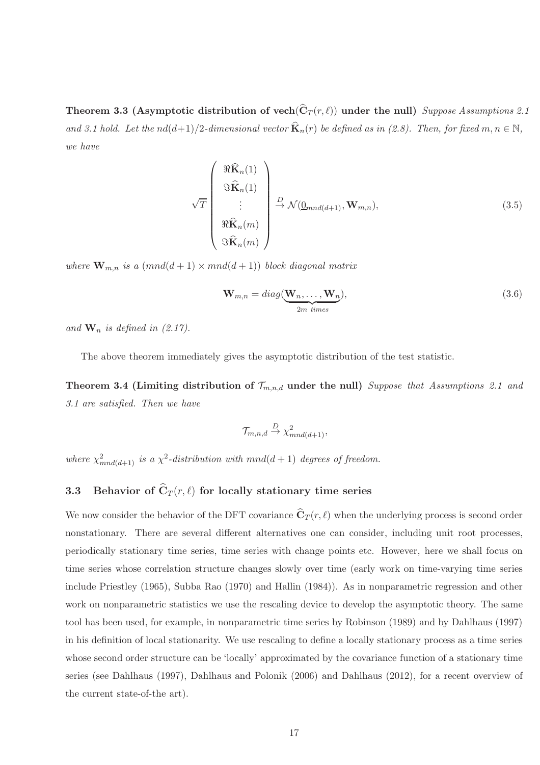**Theorem 3.3 (Asymptotic distribution of $\mathbf{vech}(\widehat{\mathbf{C}}_T(r,\ell))$ under the null)** *Suppose Assumptions 2.1 and 3.1 hold. Let the $nd(d+1)/2$-dimensional vector $\widehat{\mathbf{K}}_n(r)$ be defined as in (2.8). Then, for fixed $m,n \in \mathbb{N}$, we have*

$$\sqrt{T}\begin{pmatrix} \Re\widehat{\mathbf{K}}_n(1) \\ \Im\widehat{\mathbf{K}}_n(1) \\ \vdots \\ \Re\widehat{\mathbf{K}}_n(m) \\ \Im\widehat{\mathbf{K}}_n(m) \end{pmatrix} \overset{D}{\rightarrow} \mathcal{N}(\underline{0}_{mnd(d+1)}, \mathbf{W}_{m,n}), \tag{3.5}$$

*where $\mathbf{W}_{m,n}$ is a $(mnd(d+1) \times mnd(d+1))$ block diagonal matrix*

$$\mathbf{W}_{m,n} = diag(\underbrace{\mathbf{W}_n, \ldots, \mathbf{W}_n}_{2m \ times}), \tag{3.6}$$

*and $\mathbf{W}_n$ is defined in (2.17).*

The above theorem immediately gives the asymptotic distribution of the test statistic.

**Theorem 3.4 (Limiting distribution of $\mathcal{T}_{m,n,d}$ under the null)** *Suppose that Assumptions 2.1 and 3.1 are satisfied. Then we have*

$$\mathcal{T}_{m,n,d} \overset{D}{\rightarrow} \chi^2_{mnd(d+1)},$$

*where $\chi^2_{mnd(d+1)}$ is a $\chi^2$-distribution with $mnd(d+1)$ degrees of freedom.*

### 3.3 Behavior of $\widehat{\mathbf{C}}_T(r,\ell)$ for locally stationary time series

We now consider the behavior of the DFT covariance $\widehat{\mathbf{C}}_T(r,\ell)$ when the underlying process is second order nonstationary. There are several different alternatives one can consider, including unit root processes, periodically stationary time series, time series with change points etc. However, here we shall focus on time series whose correlation structure changes slowly over time (early work on time-varying time series include Priestley (1965), Subba Rao (1970) and Hallin (1984)). As in nonparametric regression and other work on nonparametric statistics we use the rescaling device to develop the asymptotic theory. The same tool has been used, for example, in nonparametric time series by Robinson (1989) and by Dahlhaus (1997) in his definition of local stationarity. We use rescaling to define a locally stationary process as a time series whose second order structure can be 'locally' approximated by the covariance function of a stationary time series (see Dahlhaus (1997), Dahlhaus and Polonik (2006) and Dahlhaus (2012), for a recent overview of the current state-of-the art).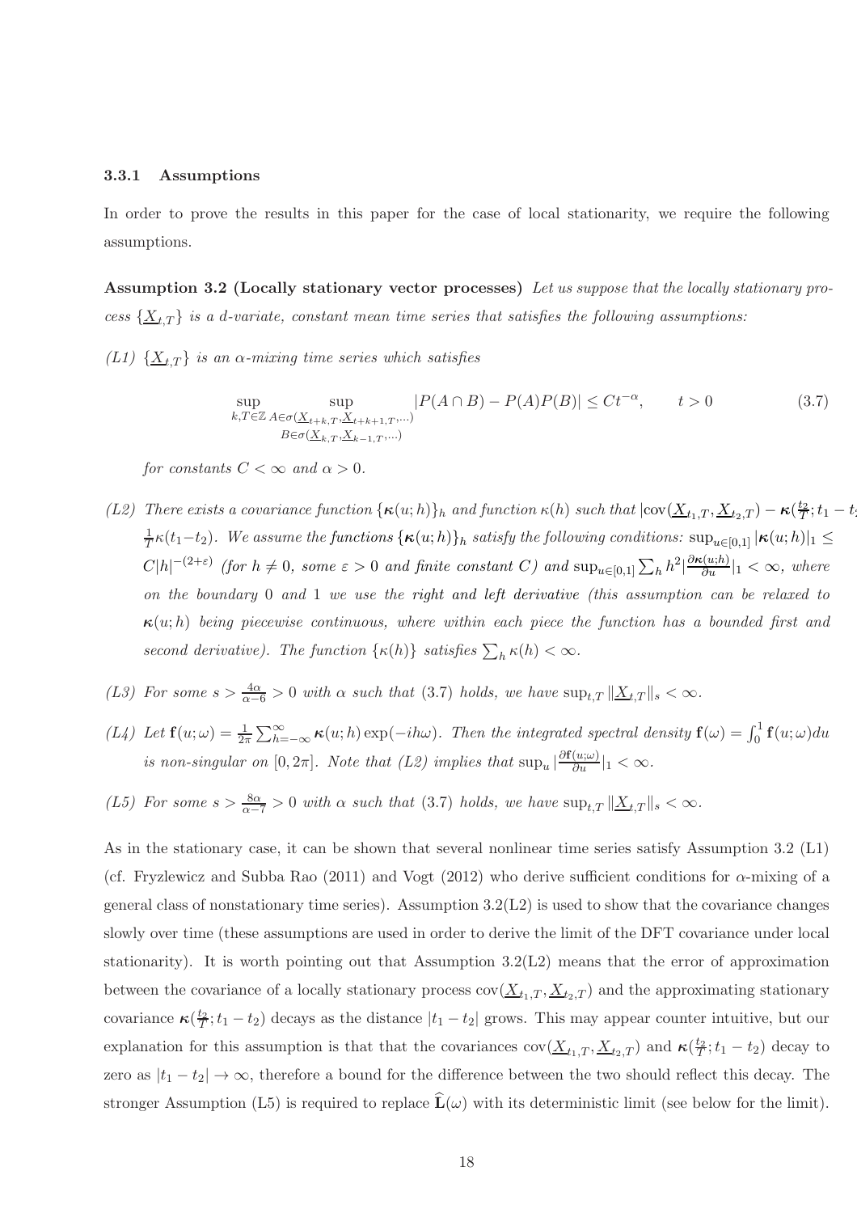### 3.3.1 Assumptions

In order to prove the results in this paper for the case of local stationarity, we require the following assumptions.

**Assumption 3.2 (Locally stationary vector processes)** *Let us suppose that the locally stationary process $\{\underline{X}_{t,T}\}$ is a d-variate, constant mean time series that satisfies the following assumptions:*

*(L1) $\{\underline{X}_{t,T}\}$ is an $\alpha$-mixing time series which satisfies*

$$\sup_{k,T\in\mathbb{Z}} \sup_{\substack{A\in\sigma(\underline{X}_{t+k,T},\underline{X}_{t+k+1,T},\dots)\\ B\in\sigma(\underline{X}_{k,T},\underline{X}_{k-1,T},\dots)}} |P(A\cap B)-P(A)P(B)| \leq Ct^{-\alpha}, \qquad t>0 \tag{3.7}$$

*for constants $C<\infty$ and $\alpha>0$.*

*(L2) There exists a covariance function $\{\boldsymbol{\kappa}(u;h)\}_h$ and function $\kappa(h)$ such that $|\mathrm{cov}(\underline{X}_{t_1,T},\underline{X}_{t_2,T})-\boldsymbol{\kappa}(\frac{t_2}{T};t_1-t_2)| \leq \frac{1}{T}\kappa(t_1-t_2)$. We assume the functions $\{\boldsymbol{\kappa}(u;h)\}_h$ satisfy the following conditions: $\sup_{u\in[0,1]}|\boldsymbol{\kappa}(u;h)|_1 \leq C|h|^{-(2+\varepsilon)}$ (for $h\neq 0$, some $\varepsilon>0$ and finite constant $C$) and $\sup_{u\in[0,1]}\sum_h h^2|\frac{\partial\boldsymbol{\kappa}(u;h)}{\partial u}|_1<\infty$, where on the boundary 0 and 1 we use the right and left derivative (this assumption can be relaxed to $\boldsymbol{\kappa}(u;h)$ being piecewise continuous, where within each piece the function has a bounded first and second derivative). The function $\{\kappa(h)\}$ satisfies $\sum_h \kappa(h)<\infty$.*

*(L3) For some $s>\frac{4\alpha}{\alpha-6}>0$ with $\alpha$ such that (3.7) holds, we have $\sup_{t,T}\|\underline{X}_{t,T}\|_s<\infty$.*

*(L4) Let $\mathbf{f}(u;\omega)=\frac{1}{2\pi}\sum_{h=-\infty}^{\infty}\boldsymbol{\kappa}(u;h)\exp(-ih\omega)$. Then the integrated spectral density $\mathbf{f}(\omega)=\int_0^1\mathbf{f}(u;\omega)du$ is non-singular on $[0,2\pi]$. Note that (L2) implies that $\sup_u|\frac{\partial\mathbf{f}(u;\omega)}{\partial u}|_1<\infty$.*

*(L5) For some $s>\frac{8\alpha}{\alpha-7}>0$ with $\alpha$ such that (3.7) holds, we have $\sup_{t,T}\|\underline{X}_{t,T}\|_s<\infty$.*

As in the stationary case, it can be shown that several nonlinear time series satisfy Assumption 3.2 (L1) (cf. Fryzlewicz and Subba Rao (2011) and Vogt (2012) who derive sufficient conditions for $\alpha$-mixing of a general class of nonstationary time series). Assumption 3.2(L2) is used to show that the covariance changes slowly over time (these assumptions are used in order to derive the limit of the DFT covariance under local stationarity). It is worth pointing out that Assumption 3.2(L2) means that the error of approximation between the covariance of a locally stationary process $\mathrm{cov}(\underline{X}_{t_1,T},\underline{X}_{t_2,T})$ and the approximating stationary covariance $\boldsymbol{\kappa}(\frac{t_2}{T};t_1-t_2)$ decays as the distance $|t_1-t_2|$ grows. This may appear counter intuitive, but our explanation for this assumption is that that the covariances $\mathrm{cov}(\underline{X}_{t_1,T},\underline{X}_{t_2,T})$ and $\boldsymbol{\kappa}(\frac{t_2}{T};t_1-t_2)$ decay to zero as $|t_1-t_2|\to\infty$, therefore a bound for the difference between the two should reflect this decay. The stronger Assumption (L5) is required to replace $\widehat{\mathbf{L}}(\omega)$ with its deterministic limit (see below for the limit).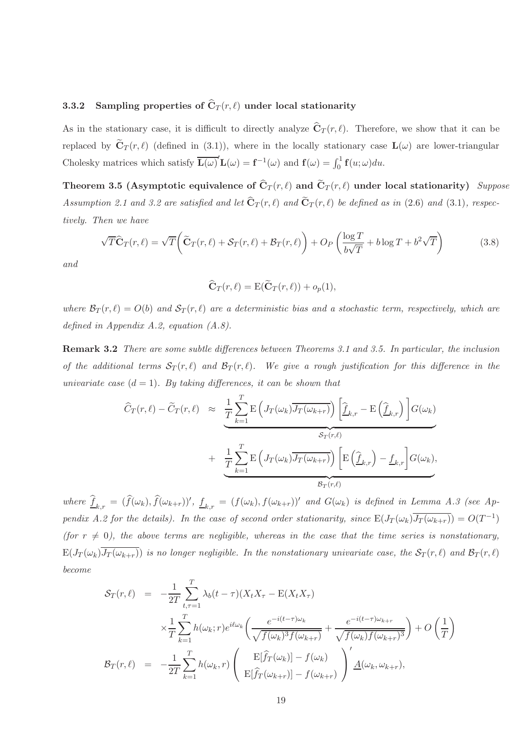### 3.3.2 Sampling properties of $\widehat{\mathbf{C}}_T(r,\ell)$ under local stationarity

As in the stationary case, it is difficult to directly analyze $\widehat{\mathbf{C}}_T(r,\ell)$. Therefore, we show that it can be replaced by $\widetilde{\mathbf{C}}_T(r,\ell)$ (defined in (3.1)), where in the locally stationary case $\mathbf{L}(\omega)$ are lower-triangular Cholesky matrices which satisfy $\overline{\mathbf{L}(\omega)}'\mathbf{L}(\omega) = \mathbf{f}^{-1}(\omega)$ and $\mathbf{f}(\omega) = \int_0^1 \mathbf{f}(u;\omega)du$.

**Theorem 3.5 (Asymptotic equivalence of $\widehat{\mathbf{C}}_T(r,\ell)$ and $\widetilde{\mathbf{C}}_T(r,\ell)$ under local stationarity)** *Suppose Assumption 2.1 and 3.2 are satisfied and let $\widehat{\mathbf{C}}_T(r,\ell)$ and $\widetilde{\mathbf{C}}_T(r,\ell)$ be defined as in (2.6) and (3.1), respectively. Then we have*

$$\sqrt{T}\widehat{\mathbf{C}}_T(r,\ell) = \sqrt{T}\bigg(\widetilde{\mathbf{C}}_T(r,\ell) + \mathcal{S}_T(r,\ell) + \mathcal{B}_T(r,\ell)\bigg) + O_P\left(\frac{\log T}{b\sqrt{T}} + b\log T + b^2\sqrt{T}\right) \tag{3.8}$$

*and*

$$\widehat{\mathbf{C}}_T(r,\ell) = \mathrm{E}(\widetilde{\mathbf{C}}_T(r,\ell)) + o_p(1),$$

*where $\mathcal{B}_T(r,\ell) = O(b)$ and $\mathcal{S}_T(r,\ell)$ are a deterministic bias and a stochastic term, respectively, which are defined in Appendix A.2, equation (A.8).*

**Remark 3.2** *There are some subtle differences between Theorems 3.1 and 3.5. In particular, the inclusion of the additional terms $\mathcal{S}_T(r,\ell)$ and $\mathcal{B}_T(r,\ell)$. We give a rough justification for this difference in the univariate case ($d=1$). By taking differences, it can be shown that*

$$\begin{aligned}
\widehat{C}_T(r,\ell) - \widetilde{C}_T(r,\ell) &\approx \underbrace{\frac{1}{T}\sum_{k=1}^{T}\mathrm{E}\left(J_T(\omega_k)\overline{J_T(\omega_{k+r})}\right)\left[\underline{\widehat{f}}_{k,r} - \mathrm{E}\left(\underline{\widehat{f}}_{k,r}\right)\right]G(\omega_k)}_{\mathcal{S}_T(r,\ell)} \\
&+ \underbrace{\frac{1}{T}\sum_{k=1}^{T}\mathrm{E}\left(J_T(\omega_k)\overline{J_T(\omega_{k+r})}\right)\left[\mathrm{E}\left(\underline{\widehat{f}}_{k,r}\right) - \underline{f}_{k,r}\right]G(\omega_k)}_{\mathcal{B}_T(r,\ell)},
\end{aligned}$$

*where $\underline{\widehat{f}}_{k,r} = (\widehat{f}(\omega_k), \widehat{f}(\omega_{k+r}))'$, $\underline{f}_{k,r} = (f(\omega_k), f(\omega_{k+r}))'$ and $G(\omega_k)$ is defined in Lemma A.3 (see Appendix A.2 for the details). In the case of second order stationarity, since $\mathrm{E}(J_T(\omega_k)\overline{J_T(\omega_{k+r})}) = O(T^{-1})$ (for $r \neq 0$), the above terms are negligible, whereas in the case that the time series is nonstationary, $\mathrm{E}(J_T(\omega_k)\overline{J_T(\omega_{k+r})})$ is no longer negligible. In the nonstationary univariate case, the $\mathcal{S}_T(r,\ell)$ and $\mathcal{B}_T(r,\ell)$ become*

$$\begin{aligned}
\mathcal{S}_T(r,\ell) &= -\frac{1}{2T}\sum_{t,\tau=1}^{T}\lambda_b(t-\tau)(X_tX_\tau - \mathrm{E}(X_tX_\tau)) \\
&\quad\times\frac{1}{T}\sum_{k=1}^{T}h(\omega_k;r)e^{i\ell\omega_k}\left(\frac{e^{-i(t-\tau)\omega_k}}{\sqrt{f(\omega_k)^3 f(\omega_{k+r})}} + \frac{e^{-i(t-\tau)\omega_{k+r}}}{\sqrt{f(\omega_k)f(\omega_{k+r})^3}}\right) + O\left(\frac{1}{T}\right) \\
\mathcal{B}_T(r,\ell) &= -\frac{1}{2T}\sum_{k=1}^{T}h(\omega_k,r)\begin{pmatrix}\mathrm{E}[\widehat{f}_T(\omega_k)] - f(\omega_k) \\ \mathrm{E}[\widehat{f}_T(\omega_{k+r})] - f(\omega_{k+r})\end{pmatrix}'\underline{A}(\omega_k,\omega_{k+r}),
\end{aligned}$$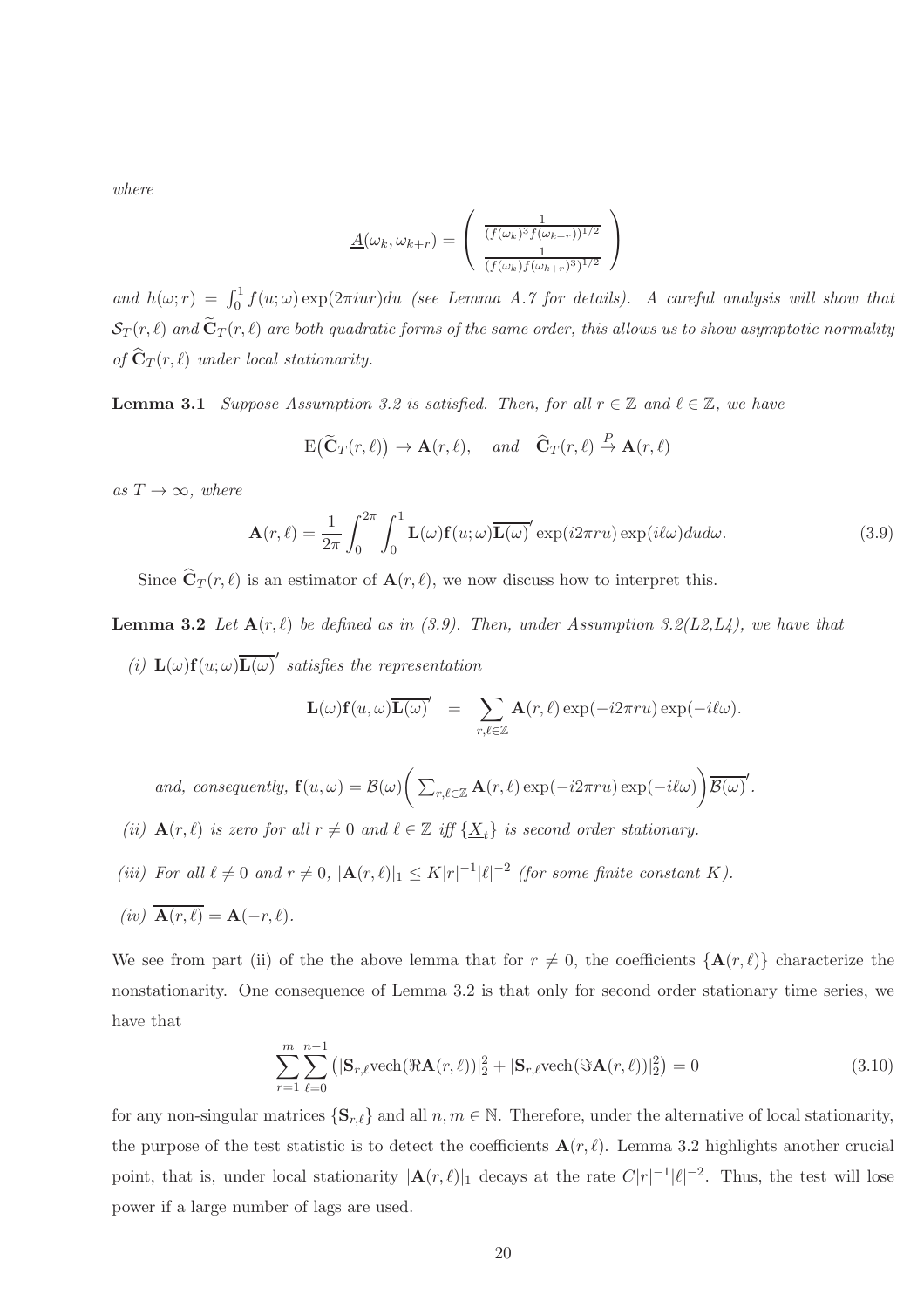*where*

$$\underline{A}(\omega_k, \omega_{k+r}) = \left( \begin{array}{c} \frac{1}{(f(\omega_k)^3 f(\omega_{k+r}))^{1/2}} \\ \frac{1}{(f(\omega_k) f(\omega_{k+r})^3)^{1/2}} \end{array} \right)$$

*and* $h(\omega; r) = \int_0^1 f(u;\omega)\exp(2\pi i u r)du$ *(see Lemma A.7 for details). A careful analysis will show that* $\mathcal{S}_T(r,\ell)$ *and* $\widetilde{\mathbf{C}}_T(r,\ell)$ *are both quadratic forms of the same order, this allows us to show asymptotic normality of* $\widehat{\mathbf{C}}_T(r,\ell)$ *under local stationarity.*

**Lemma 3.1** *Suppose Assumption 3.2 is satisfied. Then, for all* $r \in \mathbb{Z}$ *and* $\ell \in \mathbb{Z}$*, we have*

$$\mathrm{E}\big(\widetilde{\mathbf{C}}_T(r,\ell)\big) \to \mathbf{A}(r,\ell), \quad \textit{and} \quad \widehat{\mathbf{C}}_T(r,\ell) \overset{P}{\to} \mathbf{A}(r,\ell)$$

*as* $T \to \infty$*, where*

$$\mathbf{A}(r,\ell) = \frac{1}{2\pi}\int_0^{2\pi}\int_0^1 \mathbf{L}(\omega)\mathbf{f}(u;\omega)\overline{\mathbf{L}(\omega)}' \exp(i2\pi r u)\exp(i\ell\omega)du d\omega. \tag{3.9}$$

Since $\widehat{\mathbf{C}}_T(r,\ell)$ is an estimator of $\mathbf{A}(r,\ell)$, we now discuss how to interpret this.

**Lemma 3.2** *Let* $\mathbf{A}(r,\ell)$ *be defined as in (3.9). Then, under Assumption 3.2(L2,L4), we have that*

*(i)* $\mathbf{L}(\omega)\mathbf{f}(u;\omega)\overline{\mathbf{L}(\omega)}'$ *satisfies the representation*

$$\mathbf{L}(\omega)\mathbf{f}(u,\omega)\overline{\mathbf{L}(\omega)}' \;=\; \sum_{r,\ell\in\mathbb{Z}} \mathbf{A}(r,\ell)\exp(-i2\pi r u)\exp(-i\ell\omega).$$

*and, consequently,* $\mathbf{f}(u,\omega) = \mathcal{B}(\omega)\Big(\sum_{r,\ell\in\mathbb{Z}}\mathbf{A}(r,\ell)\exp(-i2\pi r u)\exp(-i\ell\omega)\Big)\overline{\mathcal{B}(\omega)}'$.

*(ii)* $\mathbf{A}(r,\ell)$ *is zero for all* $r \neq 0$ *and* $\ell \in \mathbb{Z}$ *iff* $\{\underline{X}_t\}$ *is second order stationary.*

*(iii) For all* $\ell \neq 0$ *and* $r \neq 0$*,* $|\mathbf{A}(r,\ell)|_1 \leq K|r|^{-1}|\ell|^{-2}$ *(for some finite constant* $K$*).*

*(iv)* $\overline{\mathbf{A}(r,\ell)} = \mathbf{A}(-r,\ell)$.

We see from part (ii) of the the above lemma that for $r \neq 0$, the coefficients $\{\mathbf{A}(r,\ell)\}$ characterize the nonstationarity. One consequence of Lemma 3.2 is that only for second order stationary time series, we have that

$$\sum_{r=1}^{m}\sum_{\ell=0}^{n-1}\left(|\mathbf{S}_{r,\ell}\mathrm{vech}(\Re\mathbf{A}(r,\ell))|_2^2 + |\mathbf{S}_{r,\ell}\mathrm{vech}(\Im\mathbf{A}(r,\ell))|_2^2\right) = 0 \tag{3.10}$$

for any non-singular matrices $\{\mathbf{S}_{r,\ell}\}$ and all $n,m \in \mathbb{N}$. Therefore, under the alternative of local stationarity, the purpose of the test statistic is to detect the coefficients $\mathbf{A}(r,\ell)$. Lemma 3.2 highlights another crucial point, that is, under local stationarity $|\mathbf{A}(r,\ell)|_1$ decays at the rate $C|r|^{-1}|\ell|^{-2}$. Thus, the test will lose power if a large number of lags are used.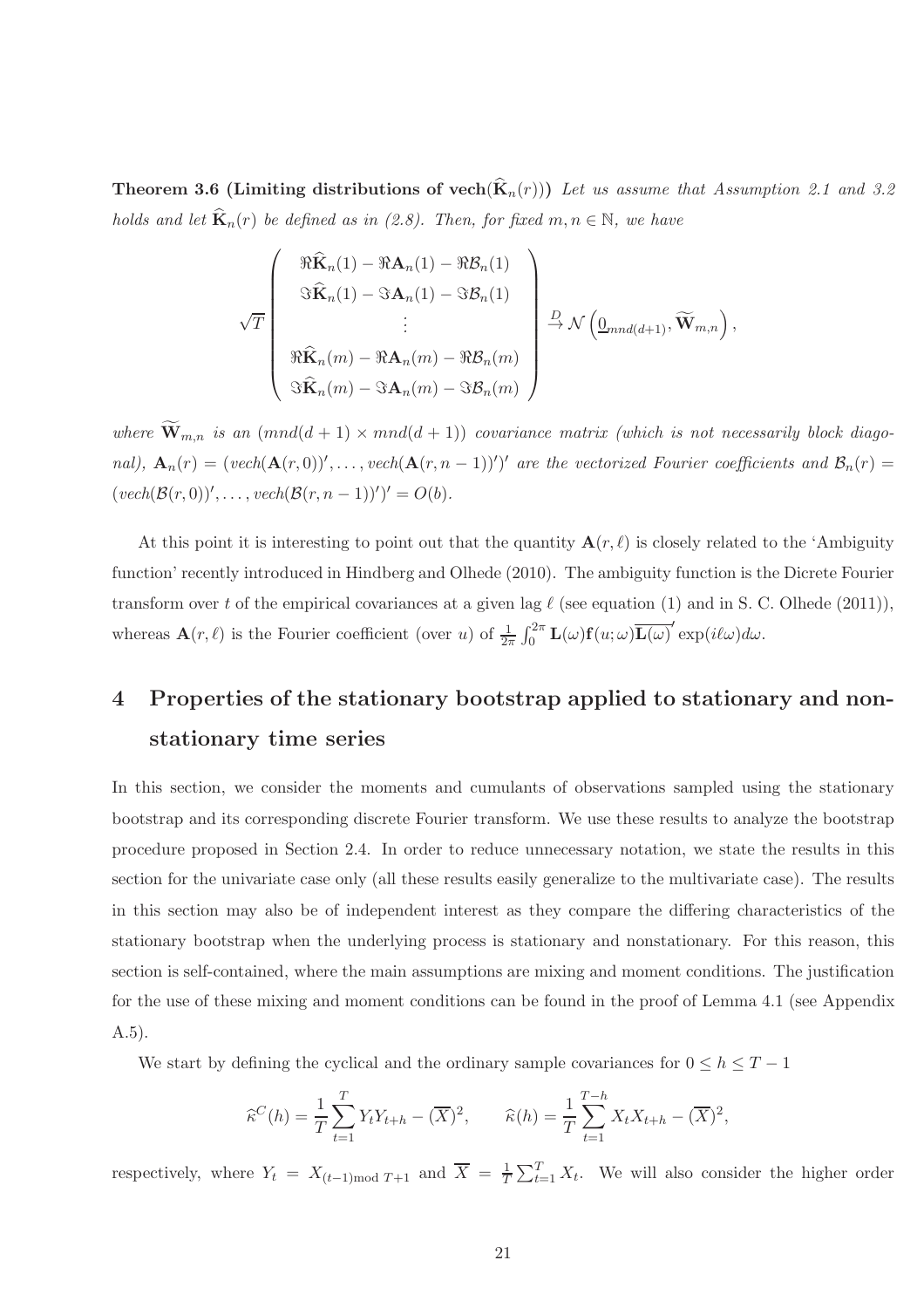**Theorem 3.6 (Limiting distributions of vech($\widehat{\mathbf{K}}_n(r)$))** *Let us assume that Assumption 2.1 and 3.2 holds and let $\widehat{\mathbf{K}}_n(r)$ be defined as in (2.8). Then, for fixed $m, n \in \mathbb{N}$, we have*

$$
\sqrt{T}\begin{pmatrix} \Re\widehat{\mathbf{K}}_n(1) - \Re\mathbf{A}_n(1) - \Re\mathcal{B}_n(1) \\ \Im\widehat{\mathbf{K}}_n(1) - \Im\mathbf{A}_n(1) - \Im\mathcal{B}_n(1) \\ \vdots \\ \Re\widehat{\mathbf{K}}_n(m) - \Re\mathbf{A}_n(m) - \Re\mathcal{B}_n(m) \\ \Im\widehat{\mathbf{K}}_n(m) - \Im\mathbf{A}_n(m) - \Im\mathcal{B}_n(m) \end{pmatrix} \xrightarrow{D} \mathcal{N}\left(\underline{0}_{mnd(d+1)}, \widetilde{\mathbf{W}}_{m,n}\right),
$$

*where $\widetilde{\mathbf{W}}_{m,n}$ is an $(mnd(d+1) \times mnd(d+1))$ covariance matrix (which is not necessarily block diagonal), $\mathbf{A}_n(r) = (vech(\mathbf{A}(r,0))', \ldots, vech(\mathbf{A}(r,n-1))')'$ are the vectorized Fourier coefficients and $\mathcal{B}_n(r) = (vech(\mathcal{B}(r,0))', \ldots, vech(\mathcal{B}(r,n-1))')' = O(b)$.*

At this point it is interesting to point out that the quantity $\mathbf{A}(r,\ell)$ is closely related to the 'Ambiguity function' recently introduced in Hindberg and Olhede (2010). The ambiguity function is the Dicrete Fourier transform over $t$ of the empirical covariances at a given lag $\ell$ (see equation (1) and in S. C. Olhede (2011)), whereas $\mathbf{A}(r,\ell)$ is the Fourier coefficient (over $u$) of $\frac{1}{2\pi}\int_0^{2\pi} \mathbf{L}(\omega)\mathbf{f}(u;\omega)\overline{\mathbf{L}(\omega)}' \exp(i\ell\omega)d\omega$.

# 4 Properties of the stationary bootstrap applied to stationary and nonstationary time series

In this section, we consider the moments and cumulants of observations sampled using the stationary bootstrap and its corresponding discrete Fourier transform. We use these results to analyze the bootstrap procedure proposed in Section 2.4. In order to reduce unnecessary notation, we state the results in this section for the univariate case only (all these results easily generalize to the multivariate case). The results in this section may also be of independent interest as they compare the differing characteristics of the stationary bootstrap when the underlying process is stationary and nonstationary. For this reason, this section is self-contained, where the main assumptions are mixing and moment conditions. The justification for the use of these mixing and moment conditions can be found in the proof of Lemma 4.1 (see Appendix A.5).

We start by defining the cyclical and the ordinary sample covariances for $0 \leq h \leq T-1$

$$
\widehat{\kappa}^C(h) = \frac{1}{T}\sum_{t=1}^{T} Y_t Y_{t+h} - (\overline{X})^2, \qquad \widehat{\kappa}(h) = \frac{1}{T}\sum_{t=1}^{T-h} X_t X_{t+h} - (\overline{X})^2,
$$

respectively, where $Y_t = X_{(t-1)\text{mod } T+1}$ and $\overline{X} = \frac{1}{T}\sum_{t=1}^{T} X_t$. We will also consider the higher order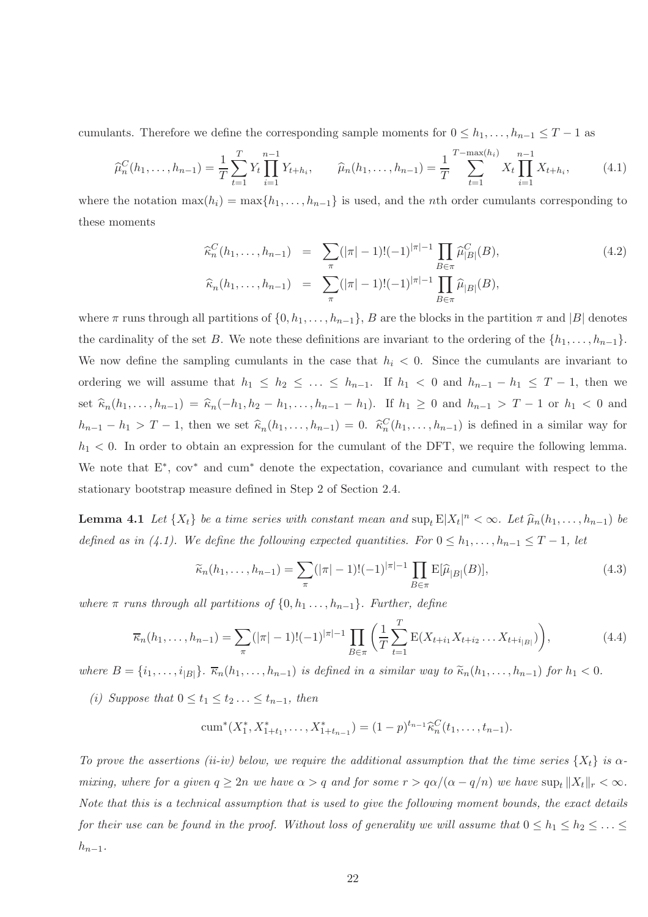cumulants. Therefore we define the corresponding sample moments for $0 \leq h_1, \ldots, h_{n-1} \leq T-1$ as

$$\widehat{\mu}_n^C(h_1, \ldots, h_{n-1}) = \frac{1}{T}\sum_{t=1}^{T} Y_t \prod_{i=1}^{n-1} Y_{t+h_i}, \qquad \widehat{\mu}_n(h_1, \ldots, h_{n-1}) = \frac{1}{T}\sum_{t=1}^{T-\max(h_i)} X_t \prod_{i=1}^{n-1} X_{t+h_i}, \tag{4.1}$$

where the notation $\max(h_i) = \max\{h_1, \ldots, h_{n-1}\}$ is used, and the $n$th order cumulants corresponding to these moments

$$\begin{aligned} \widehat{\kappa}_n^C(h_1, \ldots, h_{n-1}) &= \sum_{\pi} (|\pi|-1)!(-1)^{|\pi|-1} \prod_{B\in\pi} \widehat{\mu}_{|B|}^C(B), \\ \widehat{\kappa}_n(h_1, \ldots, h_{n-1}) &= \sum_{\pi} (|\pi|-1)!(-1)^{|\pi|-1} \prod_{B\in\pi} \widehat{\mu}_{|B|}(B), \end{aligned} \tag{4.2}$$

where $\pi$ runs through all partitions of $\{0, h_1, \ldots, h_{n-1}\}$, $B$ are the blocks in the partition $\pi$ and $|B|$ denotes the cardinality of the set $B$. We note these definitions are invariant to the ordering of the $\{h_1, \ldots, h_{n-1}\}$. We now define the sampling cumulants in the case that $h_i < 0$. Since the cumulants are invariant to ordering we will assume that $h_1 \leq h_2 \leq \ldots \leq h_{n-1}$. If $h_1 < 0$ and $h_{n-1} - h_1 \leq T-1$, then we set $\widehat{\kappa}_n(h_1, \ldots, h_{n-1}) = \widehat{\kappa}_n(-h_1, h_2 - h_1, \ldots, h_{n-1} - h_1)$. If $h_1 \geq 0$ and $h_{n-1} > T-1$ or $h_1 < 0$ and $h_{n-1} - h_1 > T-1$, then we set $\widehat{\kappa}_n(h_1, \ldots, h_{n-1}) = 0$. $\widehat{\kappa}_n^C(h_1, \ldots, h_{n-1})$ is defined in a similar way for $h_1 < 0$. In order to obtain an expression for the cumulant of the DFT, we require the following lemma. We note that $\mathrm{E}^*$, $\mathrm{cov}^*$ and $\mathrm{cum}^*$ denote the expectation, covariance and cumulant with respect to the stationary bootstrap measure defined in Step 2 of Section 2.4.

**Lemma 4.1** *Let $\{X_t\}$ be a time series with constant mean and $\sup_t \mathrm{E}|X_t|^n < \infty$. Let $\widehat{\mu}_n(h_1, \ldots, h_{n-1})$ be defined as in (4.1). We define the following expected quantities. For $0 \leq h_1, \ldots, h_{n-1} \leq T-1$, let*

$$\widetilde{\kappa}_n(h_1, \ldots, h_{n-1}) = \sum_{\pi} (|\pi|-1)!(-1)^{|\pi|-1} \prod_{B\in\pi} \mathrm{E}[\widehat{\mu}_{|B|}(B)], \tag{4.3}$$

*where $\pi$ runs through all partitions of $\{0, h_1 \ldots, h_{n-1}\}$. Further, define*

$$\overline{\kappa}_n(h_1, \ldots, h_{n-1}) = \sum_{\pi} (|\pi|-1)!(-1)^{|\pi|-1} \prod_{B\in\pi} \bigg(\frac{1}{T}\sum_{t=1}^{T} \mathrm{E}(X_{t+i_1} X_{t+i_2} \ldots X_{t+i_{|B|}})\bigg), \tag{4.4}$$

*where $B = \{i_1, \ldots, i_{|B|}\}$. $\overline{\kappa}_n(h_1, \ldots, h_{n-1})$ is defined in a similar way to $\widetilde{\kappa}_n(h_1, \ldots, h_{n-1})$ for $h_1 < 0$.*

*(i) Suppose that $0 \leq t_1 \leq t_2 \ldots \leq t_{n-1}$, then*

$$\mathrm{cum}^*(X_1^*, X_{1+t_1}^*, \ldots, X_{1+t_{n-1}}^*) = (1-p)^{t_{n-1}} \widehat{\kappa}_n^C(t_1, \ldots, t_{n-1}).$$

*To prove the assertions (ii-iv) below, we require the additional assumption that the time series $\{X_t\}$ is $\alpha$-mixing, where for a given $q \geq 2n$ we have $\alpha > q$ and for some $r > q\alpha/(\alpha - q/n)$ we have $\sup_t \|X_t\|_r < \infty$. Note that this is a technical assumption that is used to give the following moment bounds, the exact details for their use can be found in the proof. Without loss of generality we will assume that $0 \leq h_1 \leq h_2 \leq \ldots \leq h_{n-1}$.*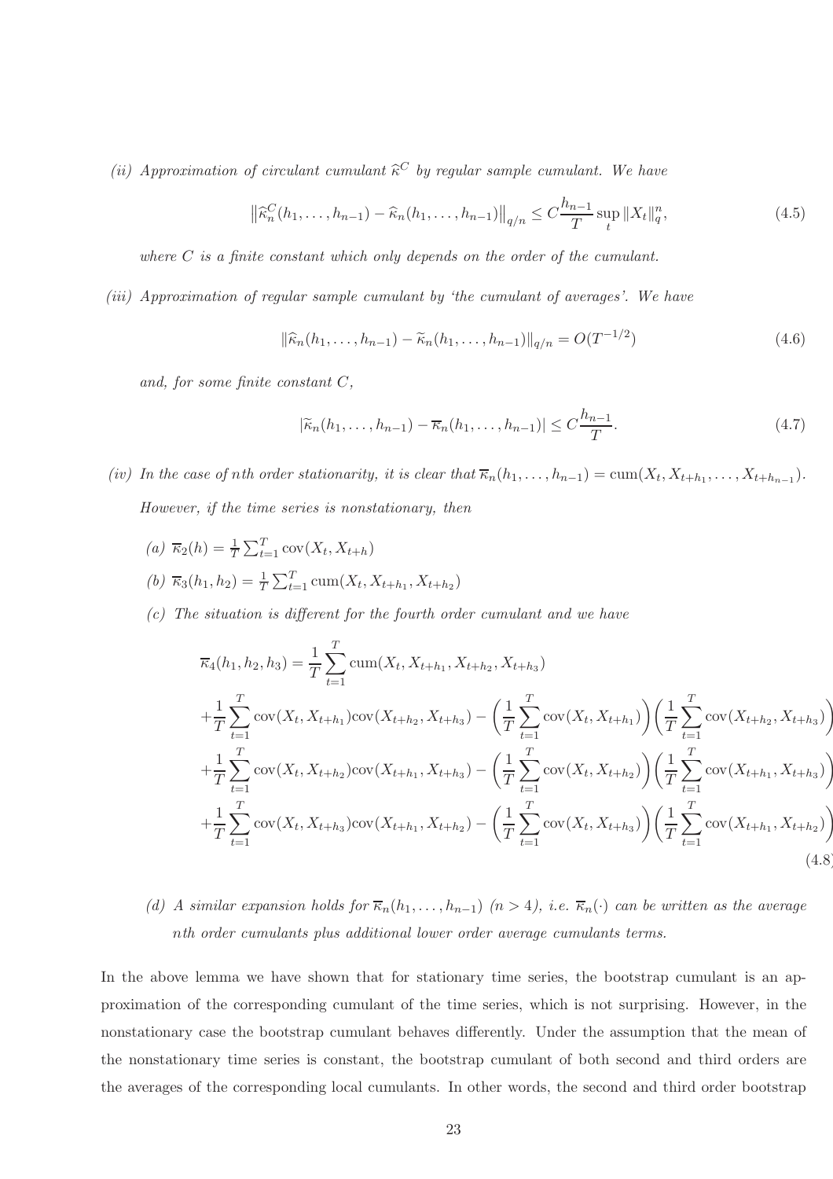*(ii) Approximation of circulant cumulant $\widehat{\kappa}^C$ by regular sample cumulant. We have*

$$\left\|\widehat{\kappa}_n^C(h_1,\ldots,h_{n-1}) - \widehat{\kappa}_n(h_1,\ldots,h_{n-1})\right\|_{q/n} \leq C\frac{h_{n-1}}{T}\sup_t \|X_t\|_q^n, \tag{4.5}$$

*where $C$ is a finite constant which only depends on the order of the cumulant.*

*(iii) Approximation of regular sample cumulant by 'the cumulant of averages'. We have*

$$\|\widehat{\kappa}_n(h_1,\ldots,h_{n-1}) - \widetilde{\kappa}_n(h_1,\ldots,h_{n-1})\|_{q/n} = O(T^{-1/2}) \tag{4.6}$$

*and, for some finite constant $C$,*

$$|\widetilde{\kappa}_n(h_1,\ldots,h_{n-1}) - \overline{\kappa}_n(h_1,\ldots,h_{n-1})| \leq C\frac{h_{n-1}}{T}. \tag{4.7}$$

*(iv) In the case of $n$th order stationarity, it is clear that $\overline{\kappa}_n(h_1,\ldots,h_{n-1}) = \text{cum}(X_t, X_{t+h_1},\ldots,X_{t+h_{n-1}})$. However, if the time series is nonstationary, then*

*(a) $\overline{\kappa}_2(h) = \frac{1}{T}\sum_{t=1}^T \text{cov}(X_t, X_{t+h})$*

*(b) $\overline{\kappa}_3(h_1,h_2) = \frac{1}{T}\sum_{t=1}^T \text{cum}(X_t, X_{t+h_1}, X_{t+h_2})$*

*(c) The situation is different for the fourth order cumulant and we have*

$$\begin{aligned}
&\overline{\kappa}_4(h_1,h_2,h_3) = \frac{1}{T}\sum_{t=1}^T \text{cum}(X_t, X_{t+h_1}, X_{t+h_2}, X_{t+h_3}) \\
&+\frac{1}{T}\sum_{t=1}^T \text{cov}(X_t, X_{t+h_1})\text{cov}(X_{t+h_2}, X_{t+h_3}) - \left(\frac{1}{T}\sum_{t=1}^T \text{cov}(X_t, X_{t+h_1})\right)\left(\frac{1}{T}\sum_{t=1}^T \text{cov}(X_{t+h_2}, X_{t+h_3})\right) \\
&+\frac{1}{T}\sum_{t=1}^T \text{cov}(X_t, X_{t+h_2})\text{cov}(X_{t+h_1}, X_{t+h_3}) - \left(\frac{1}{T}\sum_{t=1}^T \text{cov}(X_t, X_{t+h_2})\right)\left(\frac{1}{T}\sum_{t=1}^T \text{cov}(X_{t+h_1}, X_{t+h_3})\right) \\
&+\frac{1}{T}\sum_{t=1}^T \text{cov}(X_t, X_{t+h_3})\text{cov}(X_{t+h_1}, X_{t+h_2}) - \left(\frac{1}{T}\sum_{t=1}^T \text{cov}(X_t, X_{t+h_3})\right)\left(\frac{1}{T}\sum_{t=1}^T \text{cov}(X_{t+h_1}, X_{t+h_2})\right)
\end{aligned} \tag{4.8}$$

*(d) A similar expansion holds for $\overline{\kappa}_n(h_1,\ldots,h_{n-1})$ ($n > 4$), i.e. $\overline{\kappa}_n(\cdot)$ can be written as the average $n$th order cumulants plus additional lower order average cumulants terms.*

In the above lemma we have shown that for stationary time series, the bootstrap cumulant is an approximation of the corresponding cumulant of the time series, which is not surprising. However, in the nonstationary case the bootstrap cumulant behaves differently. Under the assumption that the mean of the nonstationary time series is constant, the bootstrap cumulant of both second and third orders are the averages of the corresponding local cumulants. In other words, the second and third order bootstrap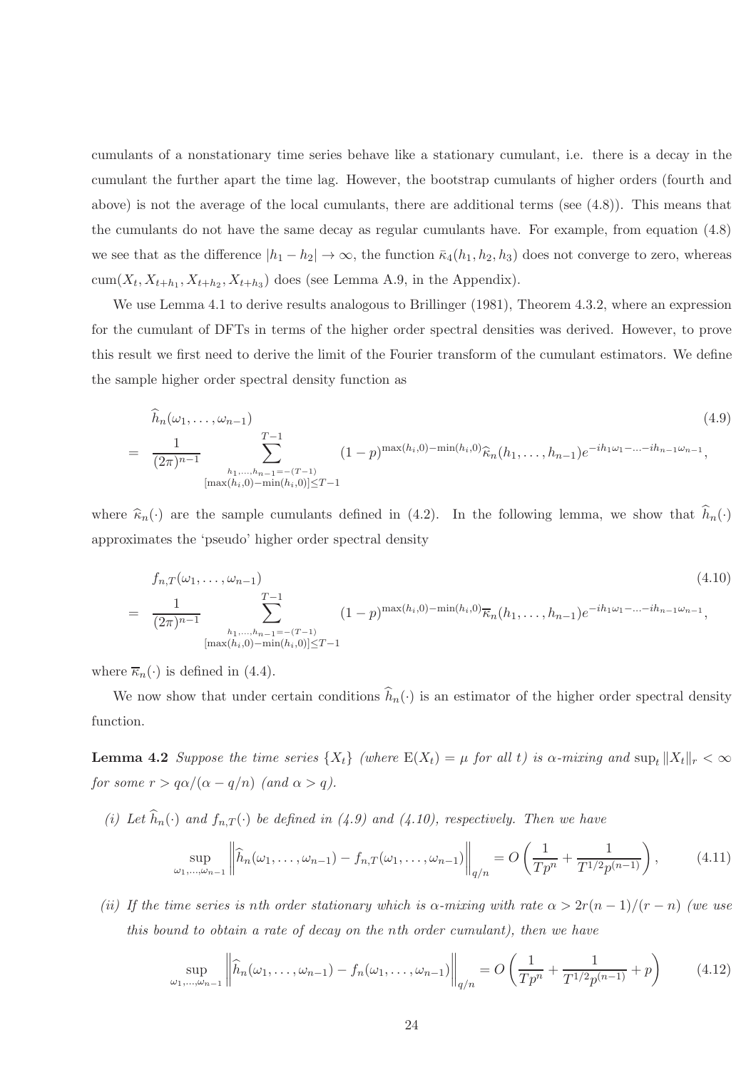cumulants of a nonstationary time series behave like a stationary cumulant, i.e. there is a decay in the cumulant the further apart the time lag. However, the bootstrap cumulants of higher orders (fourth and above) is not the average of the local cumulants, there are additional terms (see (4.8)). This means that the cumulants do not have the same decay as regular cumulants have. For example, from equation (4.8) we see that as the difference $|h_1 - h_2| \to \infty$, the function $\bar{\kappa}_4(h_1, h_2, h_3)$ does not converge to zero, whereas $\text{cum}(X_t, X_{t+h_1}, X_{t+h_2}, X_{t+h_3})$ does (see Lemma A.9, in the Appendix).

We use Lemma 4.1 to derive results analogous to Brillinger (1981), Theorem 4.3.2, where an expression for the cumulant of DFTs in terms of the higher order spectral densities was derived. However, to prove this result we first need to derive the limit of the Fourier transform of the cumulant estimators. We define the sample higher order spectral density function as

$$
\begin{aligned}
& \widehat{h}_n(\omega_1, \ldots, \omega_{n-1}) \\
= \; & \frac{1}{(2\pi)^{n-1}} \sum_{\substack{h_1,\ldots,h_{n-1}=-(T-1) \\ [\max(h_i,0)-\min(h_i,0)] \leq T-1}}^{T-1} (1-p)^{\max(h_i,0)-\min(h_i,0)} \widehat{\kappa}_n(h_1, \ldots, h_{n-1}) e^{-ih_1\omega_1 - \ldots - ih_{n-1}\omega_{n-1}},
\end{aligned} \tag{4.9}
$$

where $\widehat{\kappa}_n(\cdot)$ are the sample cumulants defined in (4.2). In the following lemma, we show that $\widehat{h}_n(\cdot)$ approximates the 'pseudo' higher order spectral density

$$
\begin{aligned}
& f_{n,T}(\omega_1, \ldots, \omega_{n-1}) \\
= \; & \frac{1}{(2\pi)^{n-1}} \sum_{\substack{h_1,\ldots,h_{n-1}=-(T-1) \\ [\max(h_i,0)-\min(h_i,0)] \leq T-1}}^{T-1} (1-p)^{\max(h_i,0)-\min(h_i,0)} \overline{\kappa}_n(h_1, \ldots, h_{n-1}) e^{-ih_1\omega_1 - \ldots - ih_{n-1}\omega_{n-1}},
\end{aligned} \tag{4.10}
$$

where $\overline{\kappa}_n(\cdot)$ is defined in (4.4).

We now show that under certain conditions $\widehat{h}_n(\cdot)$ is an estimator of the higher order spectral density function.

**Lemma 4.2** *Suppose the time series $\{X_t\}$ (where $\text{E}(X_t) = \mu$ for all $t$) is $\alpha$-mixing and $\sup_t \|X_t\|_r < \infty$ for some $r > q\alpha/(\alpha - q/n)$ (and $\alpha > q$).*

*(i) Let $\widehat{h}_n(\cdot)$ and $f_{n,T}(\cdot)$ be defined in (4.9) and (4.10), respectively. Then we have*

$$
\sup_{\omega_1,\ldots,\omega_{n-1}} \left\| \widehat{h}_n(\omega_1, \ldots, \omega_{n-1}) - f_{n,T}(\omega_1, \ldots, \omega_{n-1}) \right\|_{q/n} = O\left( \frac{1}{Tp^n} + \frac{1}{T^{1/2}p^{(n-1)}} \right), \tag{4.11}
$$

*(ii) If the time series is $n$th order stationary which is $\alpha$-mixing with rate $\alpha > 2r(n-1)/(r-n)$ (we use this bound to obtain a rate of decay on the $n$th order cumulant), then we have*

$$
\sup_{\omega_1,\ldots,\omega_{n-1}} \left\| \widehat{h}_n(\omega_1, \ldots, \omega_{n-1}) - f_n(\omega_1, \ldots, \omega_{n-1}) \right\|_{q/n} = O\left( \frac{1}{Tp^n} + \frac{1}{T^{1/2}p^{(n-1)}} + p \right) \tag{4.12}
$$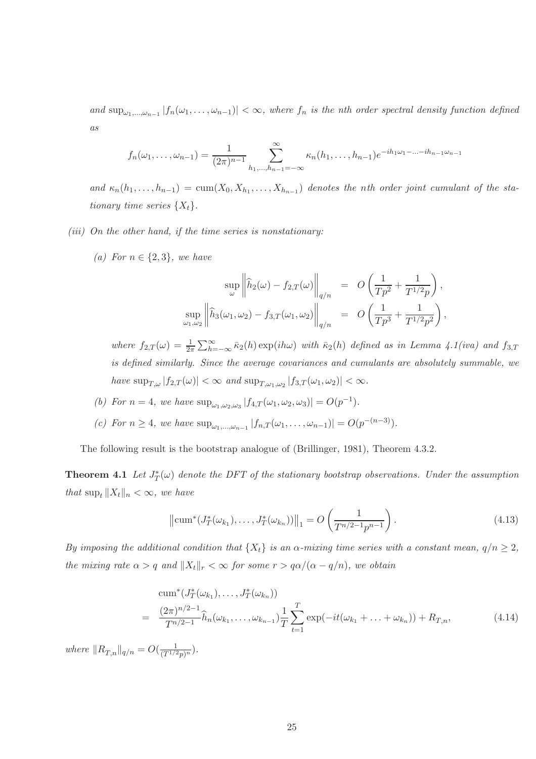*and* $\sup_{\omega_1,\ldots,\omega_{n-1}} |f_n(\omega_1,\ldots,\omega_{n-1})| < \infty$*, where* $f_n$ *is the nth order spectral density function defined as*

$$f_n(\omega_1,\ldots,\omega_{n-1}) = \frac{1}{(2\pi)^{n-1}} \sum_{h_1,\ldots,h_{n-1}=-\infty}^{\infty} \kappa_n(h_1,\ldots,h_{n-1}) e^{-ih_1\omega_1 - \ldots - ih_{n-1}\omega_{n-1}}$$

*and* $\kappa_n(h_1,\ldots,h_{n-1}) = \mathrm{cum}(X_0, X_{h_1},\ldots,X_{h_{n-1}})$ *denotes the nth order joint cumulant of the stationary time series* $\{X_t\}$*.*

*(iii) On the other hand, if the time series is nonstationary:*

*(a) For* $n \in \{2,3\}$*, we have*

$$\sup_{\omega} \left\| \widehat{h}_2(\omega) - f_{2,T}(\omega) \right\|_{q/n} = O\left(\frac{1}{Tp^2} + \frac{1}{T^{1/2}p}\right),$$

$$\sup_{\omega_1,\omega_2} \left\| \widehat{h}_3(\omega_1,\omega_2) - f_{3,T}(\omega_1,\omega_2) \right\|_{q/n} = O\left(\frac{1}{Tp^3} + \frac{1}{T^{1/2}p^2}\right),$$

*where* $f_{2,T}(\omega) = \frac{1}{2\pi}\sum_{h=-\infty}^{\infty} \bar{\kappa}_2(h)\exp(ih\omega)$ *with* $\bar{\kappa}_2(h)$ *defined as in Lemma 4.1(iva) and* $f_{3,T}$ *is defined similarly. Since the average covariances and cumulants are absolutely summable, we have* $\sup_{T,\omega}|f_{2,T}(\omega)| < \infty$ *and* $\sup_{T,\omega_1,\omega_2}|f_{3,T}(\omega_1,\omega_2)| < \infty$*.*

*(b) For* $n = 4$*, we have* $\sup_{\omega_1,\omega_2,\omega_3}|f_{4,T}(\omega_1,\omega_2,\omega_3)| = O(p^{-1})$*.*

*(c) For* $n \geq 4$*, we have* $\sup_{\omega_1,\ldots,\omega_{n-1}}|f_{n,T}(\omega_1,\ldots,\omega_{n-1})| = O(p^{-(n-3)})$*.*

The following result is the bootstrap analogue of (Brillinger, 1981), Theorem 4.3.2.

**Theorem 4.1** *Let* $J_T^*(\omega)$ *denote the DFT of the stationary bootstrap observations. Under the assumption that* $\sup_t \|X_t\|_n < \infty$*, we have*

$$\left\|\mathrm{cum}^*(J_T^*(\omega_{k_1}),\ldots,J_T^*(\omega_{k_n}))\right\|_1 = O\left(\frac{1}{T^{n/2-1}p^{n-1}}\right). \tag{4.13}$$

*By imposing the additional condition that* $\{X_t\}$ *is an* $\alpha$*-mixing time series with a constant mean,* $q/n \geq 2$*, the mixing rate* $\alpha > q$ *and* $\|X_t\|_r < \infty$ *for some* $r > q\alpha/(\alpha - q/n)$*, we obtain*

$$\begin{aligned}
&\mathrm{cum}^*(J_T^*(\omega_{k_1}),\ldots,J_T^*(\omega_{k_n})) \\
&= \frac{(2\pi)^{n/2-1}}{T^{n/2-1}}\widehat{h}_n(\omega_{k_1},\ldots,\omega_{k_{n-1}})\frac{1}{T}\sum_{t=1}^{T}\exp(-it(\omega_{k_1}+\ldots+\omega_{k_n})) + R_{T,n},
\end{aligned} \tag{4.14}$$

*where* $\|R_{T,n}\|_{q/n} = O(\frac{1}{(T^{1/2}p)^n})$*.*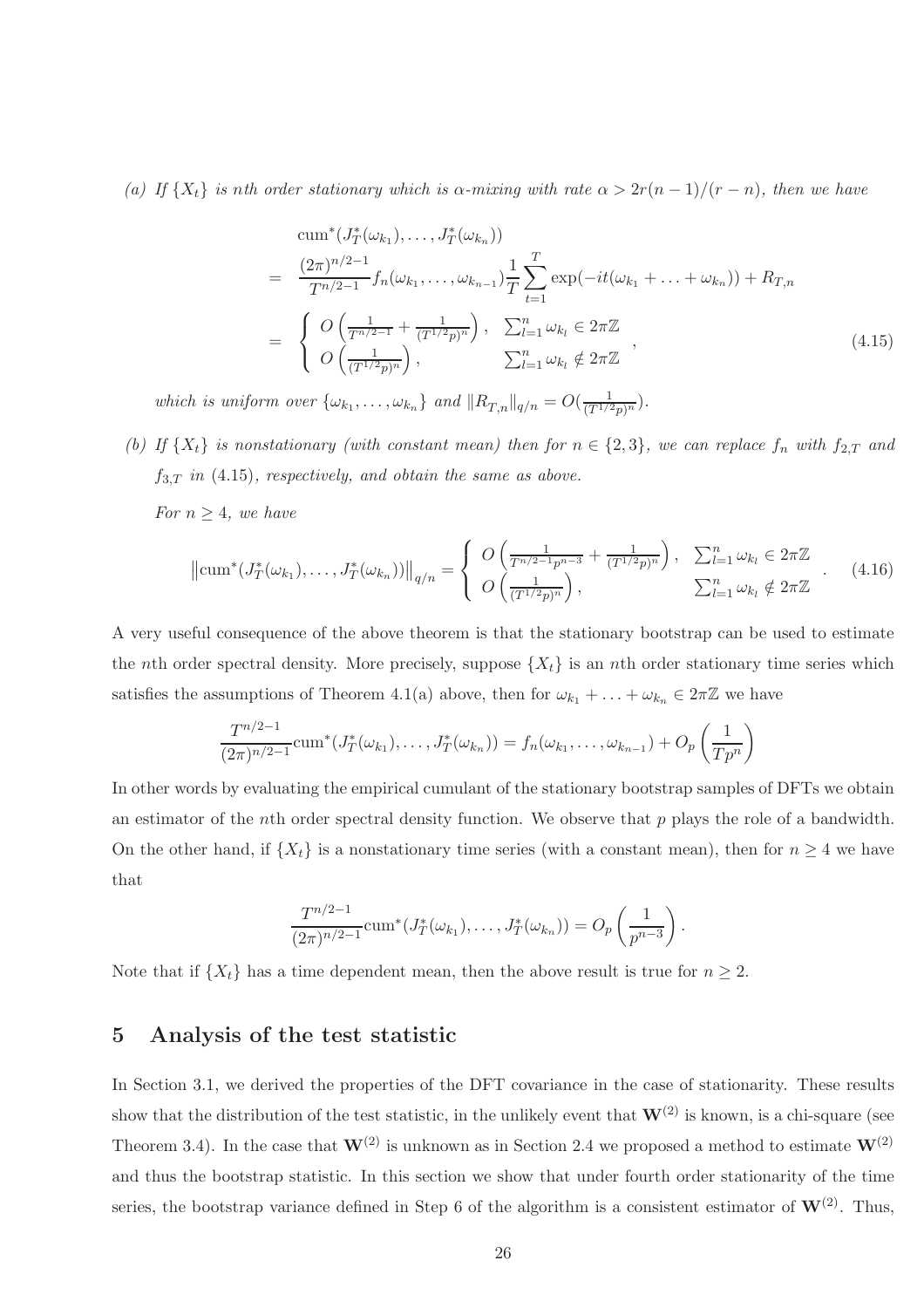*(a) If $\{X_t\}$ is nth order stationary which is $\alpha$-mixing with rate $\alpha > 2r(n-1)/(r-n)$, then we have*

$$
\begin{aligned}
& \mathrm{cum}^*(J_T^*(\omega_{k_1}), \ldots, J_T^*(\omega_{k_n})) \\
= \; & \frac{(2\pi)^{n/2-1}}{T^{n/2-1}} f_n(\omega_{k_1}, \ldots, \omega_{k_{n-1}}) \frac{1}{T} \sum_{t=1}^{T} \exp(-it(\omega_{k_1} + \ldots + \omega_{k_n})) + R_{T,n} \\
= \; & \begin{cases} O\left(\frac{1}{T^{n/2-1}} + \frac{1}{(T^{1/2}p)^n}\right), & \sum_{l=1}^n \omega_{k_l} \in 2\pi\mathbb{Z} \\ O\left(\frac{1}{(T^{1/2}p)^n}\right), & \sum_{l=1}^n \omega_{k_l} \notin 2\pi\mathbb{Z} \end{cases},
\end{aligned}
\tag{4.15}
$$

*which is uniform over $\{\omega_{k_1}, \ldots, \omega_{k_n}\}$ and $\|R_{T,n}\|_{q/n} = O(\frac{1}{(T^{1/2}p)^n})$.*

*(b) If $\{X_t\}$ is nonstationary (with constant mean) then for $n \in \{2, 3\}$, we can replace $f_n$ with $f_{2,T}$ and $f_{3,T}$ in (4.15), respectively, and obtain the same as above.*

*For $n \geq 4$, we have*

$$
\left\| \mathrm{cum}^*(J_T^*(\omega_{k_1}), \ldots, J_T^*(\omega_{k_n})) \right\|_{q/n} = \begin{cases} O\left(\frac{1}{T^{n/2-1}p^{n-3}} + \frac{1}{(T^{1/2}p)^n}\right), & \sum_{l=1}^n \omega_{k_l} \in 2\pi\mathbb{Z} \\ O\left(\frac{1}{(T^{1/2}p)^n}\right), & \sum_{l=1}^n \omega_{k_l} \notin 2\pi\mathbb{Z} \end{cases}. \tag{4.16}
$$

A very useful consequence of the above theorem is that the stationary bootstrap can be used to estimate the $n$th order spectral density. More precisely, suppose $\{X_t\}$ is an $n$th order stationary time series which satisfies the assumptions of Theorem 4.1(a) above, then for $\omega_{k_1} + \ldots + \omega_{k_n} \in 2\pi\mathbb{Z}$ we have

$$
\frac{T^{n/2-1}}{(2\pi)^{n/2-1}} \mathrm{cum}^*(J_T^*(\omega_{k_1}), \ldots, J_T^*(\omega_{k_n})) = f_n(\omega_{k_1}, \ldots, \omega_{k_{n-1}}) + O_p\left(\frac{1}{Tp^n}\right)
$$

In other words by evaluating the empirical cumulant of the stationary bootstrap samples of DFTs we obtain an estimator of the $n$th order spectral density function. We observe that $p$ plays the role of a bandwidth. On the other hand, if $\{X_t\}$ is a nonstationary time series (with a constant mean), then for $n \geq 4$ we have that

$$
\frac{T^{n/2-1}}{(2\pi)^{n/2-1}} \mathrm{cum}^*(J_T^*(\omega_{k_1}), \ldots, J_T^*(\omega_{k_n})) = O_p\left(\frac{1}{p^{n-3}}\right).
$$

Note that if $\{X_t\}$ has a time dependent mean, then the above result is true for $n \geq 2$.

## 5 Analysis of the test statistic

In Section 3.1, we derived the properties of the DFT covariance in the case of stationarity. These results show that the distribution of the test statistic, in the unlikely event that $\mathbf{W}^{(2)}$ is known, is a chi-square (see Theorem 3.4). In the case that $\mathbf{W}^{(2)}$ is unknown as in Section 2.4 we proposed a method to estimate $\mathbf{W}^{(2)}$ and thus the bootstrap statistic. In this section we show that under fourth order stationarity of the time series, the bootstrap variance defined in Step 6 of the algorithm is a consistent estimator of $\mathbf{W}^{(2)}$. Thus,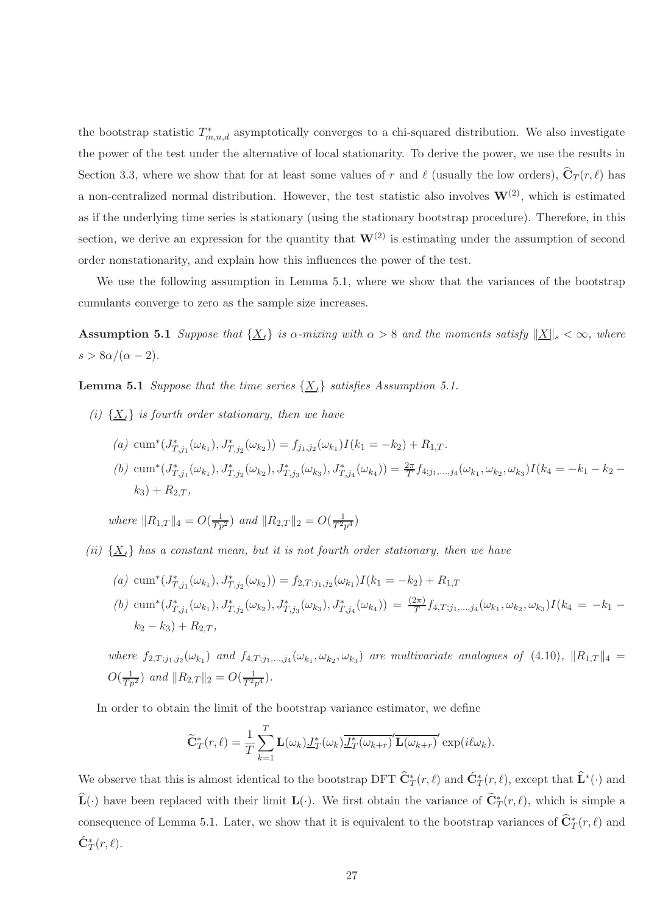the bootstrap statistic $T^{*}_{m,n,d}$ asymptotically converges to a chi-squared distribution. We also investigate the power of the test under the alternative of local stationarity. To derive the power, we use the results in Section 3.3, where we show that for at least some values of $r$ and $\ell$ (usually the low orders), $\widehat{\mathbf{C}}_T(r,\ell)$ has a non-centralized normal distribution. However, the test statistic also involves $\mathbf{W}^{(2)}$, which is estimated as if the underlying time series is stationary (using the stationary bootstrap procedure). Therefore, in this section, we derive an expression for the quantity that $\mathbf{W}^{(2)}$ is estimating under the assumption of second order nonstationarity, and explain how this influences the power of the test.

We use the following assumption in Lemma 5.1, where we show that the variances of the bootstrap cumulants converge to zero as the sample size increases.

**Assumption 5.1** *Suppose that $\{\underline{X}_t\}$ is $\alpha$-mixing with $\alpha > 8$ and the moments satisfy $\|\underline{X}\|_s < \infty$, where $s > 8\alpha/(\alpha-2)$.*

**Lemma 5.1** *Suppose that the time series $\{\underline{X}_t\}$ satisfies Assumption 5.1.*

*(i) $\{\underline{X}_t\}$ is fourth order stationary, then we have*

*(a)* $\mathrm{cum}^{*}(J^{*}_{T,j_1}(\omega_{k_1}), J^{*}_{T,j_2}(\omega_{k_2})) = f_{j_1,j_2}(\omega_{k_1})I(k_1=-k_2) + R_{1,T}$.

*(b)* $\mathrm{cum}^{*}(J^{*}_{T,j_1}(\omega_{k_1}), J^{*}_{T,j_2}(\omega_{k_2}), J^{*}_{T,j_3}(\omega_{k_3}), J^{*}_{T,j_4}(\omega_{k_4})) = \frac{2\pi}{T} f_{4;j_1,\ldots,j_4}(\omega_{k_1},\omega_{k_2},\omega_{k_3})I(k_4=-k_1-k_2-k_3) + R_{2,T}$,

*where $\|R_{1,T}\|_4 = O(\frac{1}{Tp^2})$ and $\|R_{2,T}\|_2 = O(\frac{1}{T^2p^4})$*

*(ii) $\{\underline{X}_t\}$ has a constant mean, but it is not fourth order stationary, then we have*

*(a)* $\mathrm{cum}^{*}(J^{*}_{T,j_1}(\omega_{k_1}), J^{*}_{T,j_2}(\omega_{k_2})) = f_{2,T;j_1,j_2}(\omega_{k_1})I(k_1=-k_2) + R_{1,T}$

*(b)* $\mathrm{cum}^{*}(J^{*}_{T,j_1}(\omega_{k_1}), J^{*}_{T,j_2}(\omega_{k_2}), J^{*}_{T,j_3}(\omega_{k_3}), J^{*}_{T,j_4}(\omega_{k_4})) = \frac{(2\pi)}{T} f_{4,T;j_1,\ldots,j_4}(\omega_{k_1},\omega_{k_2},\omega_{k_3})I(k_4=-k_1-k_2-k_3) + R_{2,T}$,

*where $f_{2,T;j_1,j_2}(\omega_{k_1})$ and $f_{4,T;j_1,\ldots,j_4}(\omega_{k_1},\omega_{k_2},\omega_{k_3})$ are multivariate analogues of (4.10), $\|R_{1,T}\|_4 = O(\frac{1}{Tp^2})$ and $\|R_{2,T}\|_2 = O(\frac{1}{T^2p^4})$.*

In order to obtain the limit of the bootstrap variance estimator, we define

$$\widetilde{\mathbf{C}}^{*}_T(r,\ell) = \frac{1}{T}\sum_{k=1}^{T}\mathbf{L}(\omega_k)\underline{J}^{*}_T(\omega_k)\overline{\underline{J}^{*}_T(\omega_{k+r})}'\overline{\mathbf{L}(\omega_{k+r})}'\exp(i\ell\omega_k).$$

We observe that this is almost identical to the bootstrap DFT $\widehat{\mathbf{C}}^{*}_T(r,\ell)$ and $\acute{\mathbf{C}}^{*}_T(r,\ell)$, except that $\widehat{\mathbf{L}}^{*}(\cdot)$ and $\widehat{\mathbf{L}}(\cdot)$ have been replaced with their limit $\mathbf{L}(\cdot)$. We first obtain the variance of $\widetilde{\mathbf{C}}^{*}_T(r,\ell)$, which is simple a consequence of Lemma 5.1. Later, we show that it is equivalent to the bootstrap variances of $\widehat{\mathbf{C}}^{*}_T(r,\ell)$ and $\acute{\mathbf{C}}^{*}_T(r,\ell)$.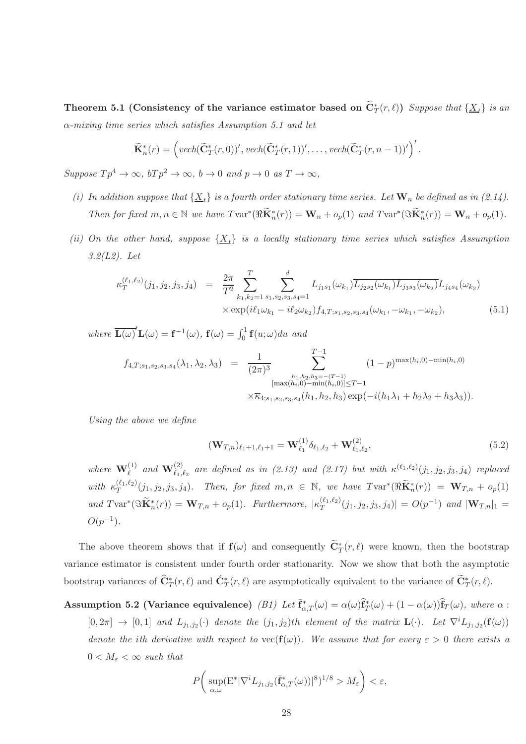**Theorem 5.1 (Consistency of the variance estimator based on $\widetilde{\mathbf{C}}^*_T(r,\ell)$)** *Suppose that $\{\underline{X}_t\}$ is an $\alpha$-mixing time series which satisfies Assumption 5.1 and let*

$$\widetilde{\mathbf{K}}^*_n(r) = \Big(vech(\widetilde{\mathbf{C}}^*_T(r,0))', vech(\widetilde{\mathbf{C}}^*_T(r,1))', \ldots, vech(\widetilde{\mathbf{C}}^*_T(r,n-1))'\Big)'.$$

*Suppose $Tp^4 \to \infty$, $bTp^2 \to \infty$, $b \to 0$ and $p \to 0$ as $T \to \infty$,*

*(i) In addition suppose that $\{\underline{X}_t\}$ is a fourth order stationary time series. Let $\mathbf{W}_n$ be defined as in (2.14). Then for fixed $m,n \in \mathbb{N}$ we have $T\mathrm{var}^*(\Re\widetilde{\mathbf{K}}^*_n(r)) = \mathbf{W}_n + o_p(1)$ and $T\mathrm{var}^*(\Im\widetilde{\mathbf{K}}^*_n(r)) = \mathbf{W}_n + o_p(1)$.*

*(ii) On the other hand, suppose $\{\underline{X}_t\}$ is a locally stationary time series which satisfies Assumption 3.2(L2). Let*

$$\begin{aligned}
\kappa_T^{(\ell_1,\ell_2)}(j_1,j_2,j_3,j_4) &= \frac{2\pi}{T^2}\sum_{k_1,k_2=1}^{T}\sum_{s_1,s_2,s_3,s_4=1}^{d} L_{j_1s_1}(\omega_{k_1})\overline{L_{j_2s_2}(\omega_{k_1})L_{j_3s_3}(\omega_{k_2})}L_{j_4s_4}(\omega_{k_2}) \\
&\quad\times \exp(i\ell_1\omega_{k_1} - i\ell_2\omega_{k_2}) f_{4,T;s_1,s_2,s_3,s_4}(\omega_{k_1},-\omega_{k_1},-\omega_{k_2}), \qquad (5.1)
\end{aligned}$$

*where $\overline{\mathbf{L}(\omega)}'\mathbf{L}(\omega) = \mathbf{f}^{-1}(\omega)$, $\mathbf{f}(\omega) = \int_0^1 \mathbf{f}(u;\omega)du$ and*

$$\begin{aligned}
f_{4,T;s_1,s_2,s_3,s_4}(\lambda_1,\lambda_2,\lambda_3) &= \frac{1}{(2\pi)^3}\sum_{\substack{h_1,h_2,h_3=-(T-1)\\ [\max(h_i,0)-\min(h_i,0)]\le T-1}}^{T-1} (1-p)^{\max(h_i,0)-\min(h_i,0)} \\
&\quad\times \overline{\kappa}_{4;s_1,s_2,s_3,s_4}(h_1,h_2,h_3)\exp(-i(h_1\lambda_1 + h_2\lambda_2 + h_3\lambda_3)).
\end{aligned}$$

*Using the above we define*

$$(\mathbf{W}_{T,n})_{\ell_1+1,\ell_1+1} = \mathbf{W}^{(1)}_{\ell_1}\delta_{\ell_1,\ell_2} + \mathbf{W}^{(2)}_{\ell_1,\ell_2}, \qquad (5.2)$$

*where $\mathbf{W}^{(1)}_{\ell}$ and $\mathbf{W}^{(2)}_{\ell_1,\ell_2}$ are defined as in (2.13) and (2.17) but with $\kappa^{(\ell_1,\ell_2)}(j_1,j_2,j_3,j_4)$ replaced with $\kappa_T^{(\ell_1,\ell_2)}(j_1,j_2,j_3,j_4)$. Then, for fixed $m,n \in \mathbb{N}$, we have $T\mathrm{var}^*(\Re\widetilde{\mathbf{K}}^*_n(r)) = \mathbf{W}_{T,n} + o_p(1)$ and $T\mathrm{var}^*(\Im\widetilde{\mathbf{K}}^*_n(r)) = \mathbf{W}_{T,n} + o_p(1)$. Furthermore, $|\kappa_T^{(\ell_1,\ell_2)}(j_1,j_2,j_3,j_4)| = O(p^{-1})$ and $|\mathbf{W}_{T,n}|_1 = O(p^{-1})$.*

The above theorem shows that if $\mathbf{f}(\omega)$ and consequently $\widetilde{\mathbf{C}}^*_T(r,\ell)$ were known, then the bootstrap variance estimator is consistent under fourth order stationarity. Now we show that both the asymptotic bootstrap variances of $\widehat{\mathbf{C}}^*_T(r,\ell)$ and $\acute{\mathbf{C}}^*_T(r,\ell)$ are asymptotically equivalent to the variance of $\widetilde{\mathbf{C}}^*_T(r,\ell)$.

**Assumption 5.2 (Variance equivalence)** *(B1) Let $\widetilde{\mathbf{f}}^*_{\alpha,T}(\omega) = \alpha(\omega)\widehat{\mathbf{f}}^*_T(\omega) + (1-\alpha(\omega))\widehat{\mathbf{f}}_T(\omega)$, where $\alpha : [0,2\pi] \to [0,1]$ and $L_{j_1,j_2}(\cdot)$ denote the $(j_1,j_2)$th element of the matrix $\mathbf{L}(\cdot)$. Let $\nabla^i L_{j_1,j_2}(\mathbf{f}(\omega))$ denote the $i$th derivative with respect to $\mathrm{vec}(\mathbf{f}(\omega))$. We assume that for every $\varepsilon > 0$ there exists a $0 < M_\varepsilon < \infty$ such that*

$$P\bigg(\sup_{\alpha,\omega}(\mathrm{E}^*|\nabla^i L_{j_1,j_2}(\widetilde{\mathbf{f}}^*_{\alpha,T}(\omega))|^8)^{1/8} > M_\varepsilon\bigg) < \varepsilon,$$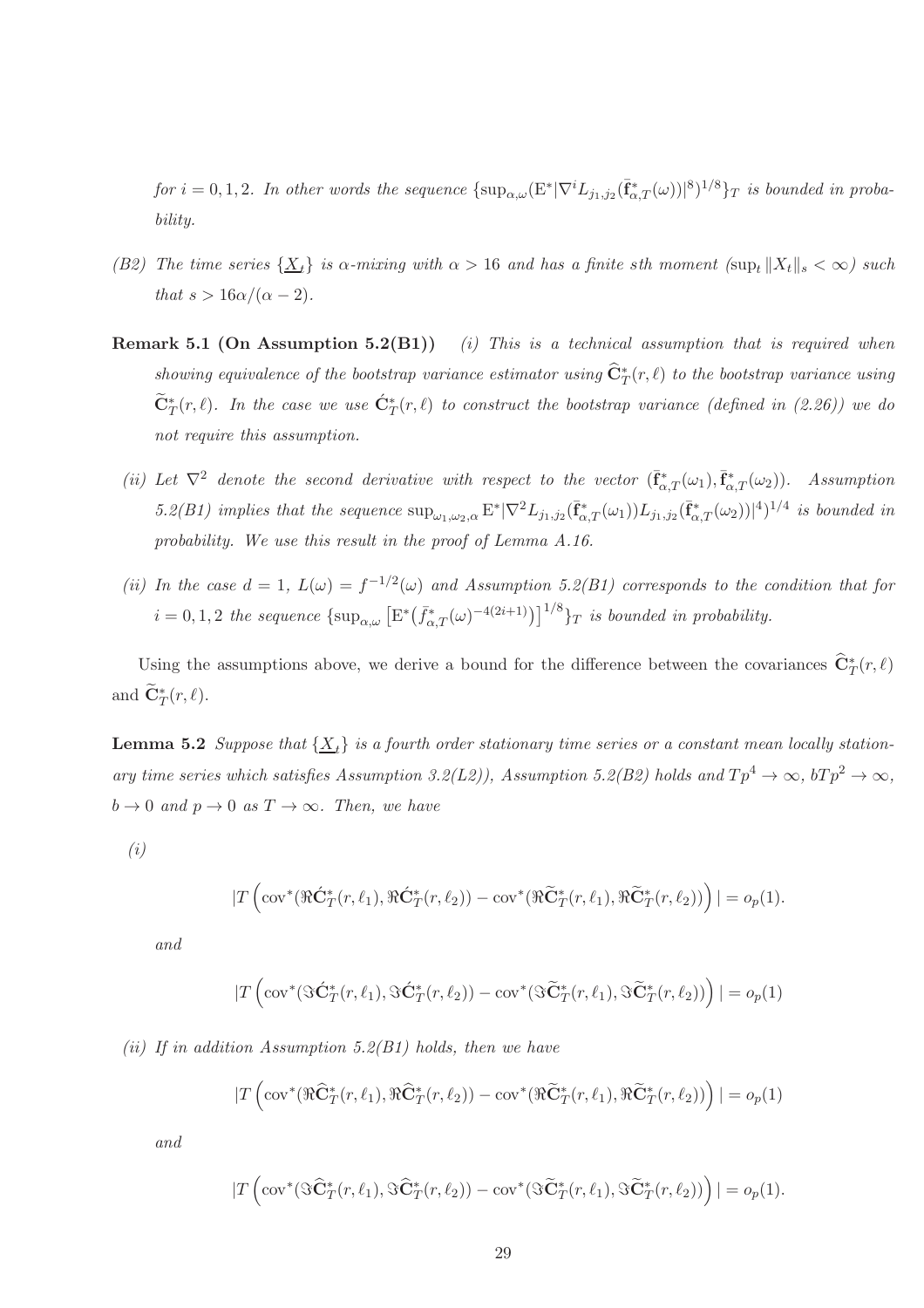*for $i = 0, 1, 2$. In other words the sequence $\{\sup_{\alpha,\omega}(\mathrm{E}^*|\nabla^i L_{j_1,j_2}(\bar{\mathbf{f}}^*_{\alpha,T}(\omega))|^8)^{1/8}\}_T$ is bounded in probability.*

*(B2) The time series $\{\underline{X}_t\}$ is $\alpha$-mixing with $\alpha > 16$ and has a finite sth moment ($\sup_t \|X_t\|_s < \infty$) such that $s > 16\alpha/(\alpha - 2)$.*

**Remark 5.1 (On Assumption 5.2(B1))** *(i) This is a technical assumption that is required when showing equivalence of the bootstrap variance estimator using $\widehat{\mathbf{C}}^*_T(r, \ell)$ to the bootstrap variance using $\widetilde{\mathbf{C}}^*_T(r, \ell)$. In the case we use $\acute{\mathbf{C}}^*_T(r, \ell)$ to construct the bootstrap variance (defined in (2.26)) we do not require this assumption.*

*(ii) Let $\nabla^2$ denote the second derivative with respect to the vector $(\bar{\mathbf{f}}^*_{\alpha,T}(\omega_1), \bar{\mathbf{f}}^*_{\alpha,T}(\omega_2))$. Assumption 5.2(B1) implies that the sequence $\sup_{\omega_1,\omega_2,\alpha} \mathrm{E}^*|\nabla^2 L_{j_1,j_2}(\bar{\mathbf{f}}^*_{\alpha,T}(\omega_1)) L_{j_1,j_2}(\bar{\mathbf{f}}^*_{\alpha,T}(\omega_2))|^4)^{1/4}$ is bounded in probability. We use this result in the proof of Lemma A.16.*

*(ii) In the case $d = 1$, $L(\omega) = f^{-1/2}(\omega)$ and Assumption 5.2(B1) corresponds to the condition that for $i = 0, 1, 2$ the sequence $\{\sup_{\alpha,\omega}\left[\mathrm{E}^*\big(\bar{f}^*_{\alpha,T}(\omega)^{-4(2i+1)}\big)\right]^{1/8}\}_T$ is bounded in probability.*

Using the assumptions above, we derive a bound for the difference between the covariances $\widehat{\mathbf{C}}^*_T(r, \ell)$ and $\widetilde{\mathbf{C}}^*_T(r, \ell)$.

**Lemma 5.2** *Suppose that $\{\underline{X}_t\}$ is a fourth order stationary time series or a constant mean locally stationary time series which satisfies Assumption 3.2(L2)), Assumption 5.2(B2) holds and $Tp^4 \to \infty$, $bTp^2 \to \infty$, $b \to 0$ and $p \to 0$ as $T \to \infty$. Then, we have*

*(i)*

$$|T\left(\mathrm{cov}^*(\Re\acute{\mathbf{C}}^*_T(r, \ell_1), \Re\acute{\mathbf{C}}^*_T(r, \ell_2)) - \mathrm{cov}^*(\Re\widetilde{\mathbf{C}}^*_T(r, \ell_1), \Re\widetilde{\mathbf{C}}^*_T(r, \ell_2))\right)| = o_p(1).$$

*and*

$$|T\left(\mathrm{cov}^*(\Im\acute{\mathbf{C}}^*_T(r, \ell_1), \Im\acute{\mathbf{C}}^*_T(r, \ell_2)) - \mathrm{cov}^*(\Im\widetilde{\mathbf{C}}^*_T(r, \ell_1), \Im\widetilde{\mathbf{C}}^*_T(r, \ell_2))\right)| = o_p(1)$$

*(ii) If in addition Assumption 5.2(B1) holds, then we have*

$$|T\left(\mathrm{cov}^*(\Re\widehat{\mathbf{C}}^*_T(r, \ell_1), \Re\widehat{\mathbf{C}}^*_T(r, \ell_2)) - \mathrm{cov}^*(\Re\widetilde{\mathbf{C}}^*_T(r, \ell_1), \Re\widetilde{\mathbf{C}}^*_T(r, \ell_2))\right)| = o_p(1)$$

*and*

$$|T\left(\mathrm{cov}^*(\Im\widehat{\mathbf{C}}^*_T(r, \ell_1), \Im\widehat{\mathbf{C}}^*_T(r, \ell_2)) - \mathrm{cov}^*(\Im\widetilde{\mathbf{C}}^*_T(r, \ell_1), \Im\widetilde{\mathbf{C}}^*_T(r, \ell_2))\right)| = o_p(1).$$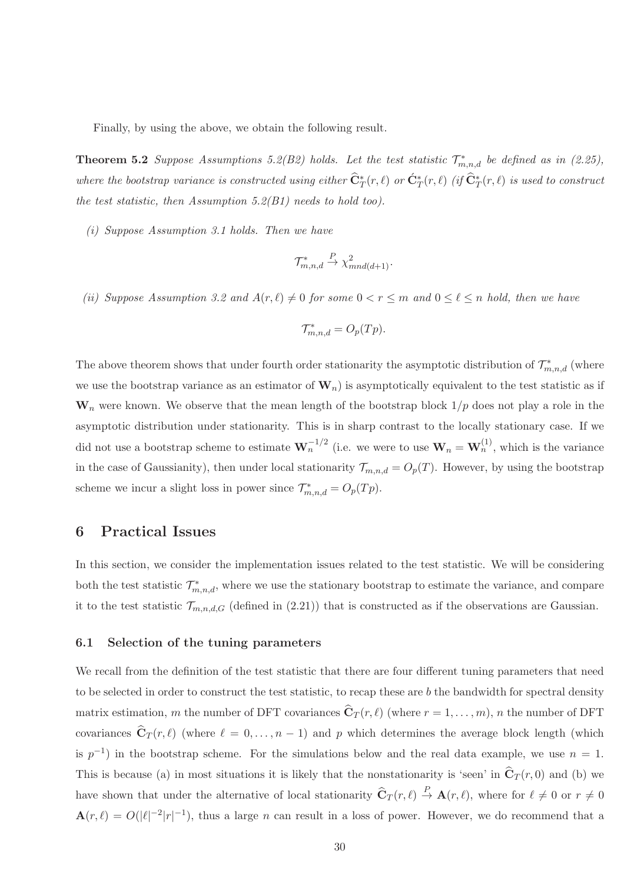Finally, by using the above, we obtain the following result.

**Theorem 5.2** *Suppose Assumptions 5.2(B2) holds. Let the test statistic $\mathcal{T}^*_{m,n,d}$ be defined as in (2.25), where the bootstrap variance is constructed using either $\widehat{\mathbf{C}}^*_T(r,\ell)$ or $\acute{\mathbf{C}}^*_T(r,\ell)$ (if $\widehat{\mathbf{C}}^*_T(r,\ell)$ is used to construct the test statistic, then Assumption 5.2(B1) needs to hold too).*

*(i) Suppose Assumption 3.1 holds. Then we have*

$$\mathcal{T}^*_{m,n,d} \xrightarrow{P} \chi^2_{mnd(d+1)}.$$

*(ii) Suppose Assumption 3.2 and $A(r,\ell) \neq 0$ for some $0 < r \leq m$ and $0 \leq \ell \leq n$ hold, then we have*

$$\mathcal{T}^*_{m,n,d} = O_p(Tp).$$

The above theorem shows that under fourth order stationarity the asymptotic distribution of $\mathcal{T}^*_{m,n,d}$ (where we use the bootstrap variance as an estimator of $\mathbf{W}_n$) is asymptotically equivalent to the test statistic as if $\mathbf{W}_n$ were known. We observe that the mean length of the bootstrap block $1/p$ does not play a role in the asymptotic distribution under stationarity. This is in sharp contrast to the locally stationary case. If we did not use a bootstrap scheme to estimate $\mathbf{W}_n^{-1/2}$ (i.e. we were to use $\mathbf{W}_n = \mathbf{W}_n^{(1)}$, which is the variance in the case of Gaussianity), then under local stationarity $\mathcal{T}_{m,n,d} = O_p(T)$. However, by using the bootstrap scheme we incur a slight loss in power since $\mathcal{T}^*_{m,n,d} = O_p(Tp)$.

## 6 Practical Issues

In this section, we consider the implementation issues related to the test statistic. We will be considering both the test statistic $\mathcal{T}^*_{m,n,d}$, where we use the stationary bootstrap to estimate the variance, and compare it to the test statistic $\mathcal{T}_{m,n,d,G}$ (defined in (2.21)) that is constructed as if the observations are Gaussian.

### 6.1 Selection of the tuning parameters

We recall from the definition of the test statistic that there are four different tuning parameters that need to be selected in order to construct the test statistic, to recap these are $b$ the bandwidth for spectral density matrix estimation, $m$ the number of DFT covariances $\widehat{\mathbf{C}}_T(r,\ell)$ (where $r = 1,\ldots,m$), $n$ the number of DFT covariances $\widehat{\mathbf{C}}_T(r,\ell)$ (where $\ell = 0,\ldots,n-1$) and $p$ which determines the average block length (which is $p^{-1}$) in the bootstrap scheme. For the simulations below and the real data example, we use $n = 1$. This is because (a) in most situations it is likely that the nonstationarity is 'seen' in $\widehat{\mathbf{C}}_T(r,0)$ and (b) we have shown that under the alternative of local stationarity $\widehat{\mathbf{C}}_T(r,\ell) \xrightarrow{P} \mathbf{A}(r,\ell)$, where for $\ell \neq 0$ or $r \neq 0$ $\mathbf{A}(r,\ell) = O(|\ell|^{-2}|r|^{-1})$, thus a large $n$ can result in a loss of power. However, we do recommend that a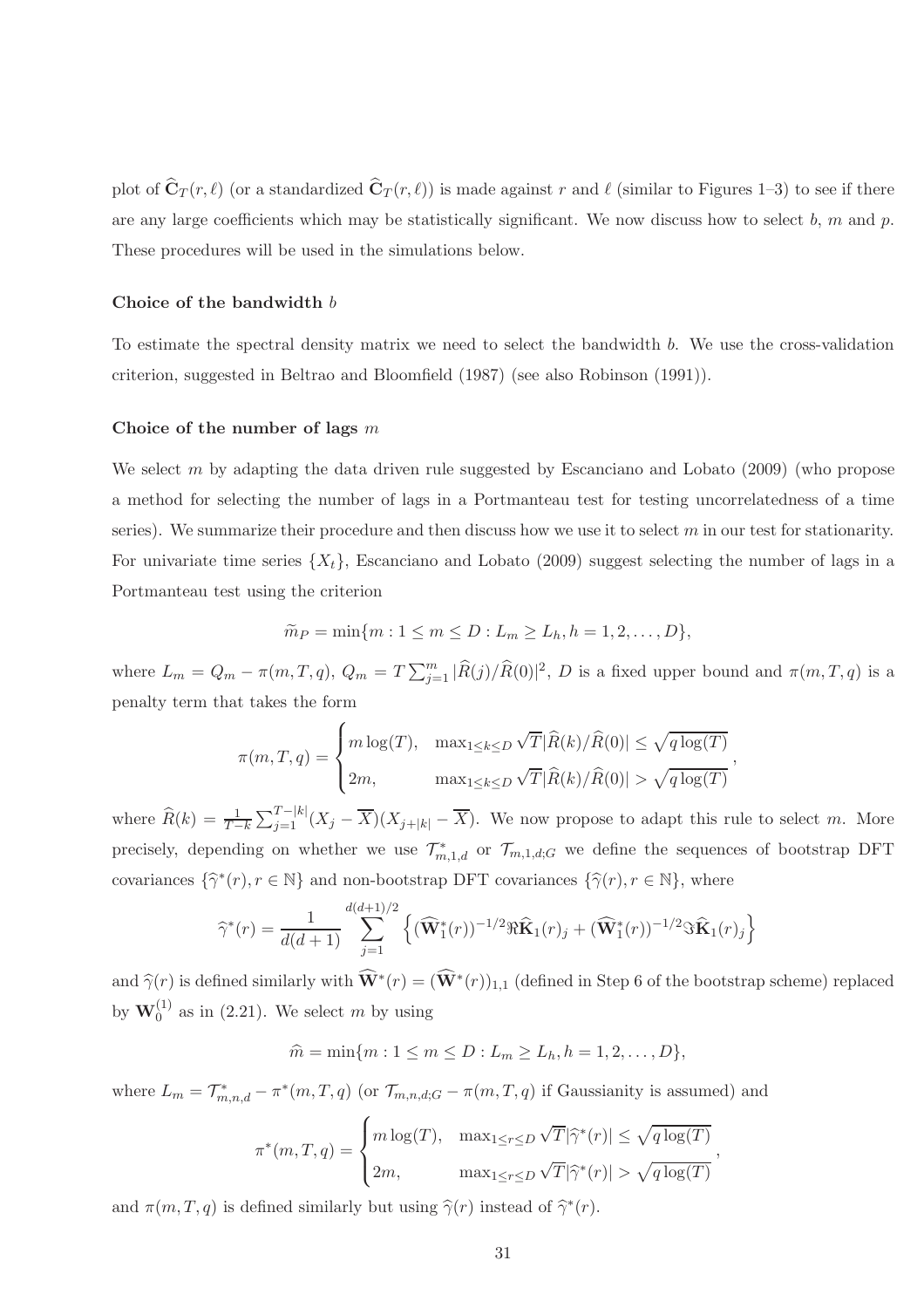plot of $\widehat{\mathbf{C}}_T(r,\ell)$ (or a standardized $\widehat{\mathbf{C}}_T(r,\ell)$) is made against $r$ and $\ell$ (similar to Figures 1–3) to see if there are any large coefficients which may be statistically significant. We now discuss how to select $b$, $m$ and $p$. These procedures will be used in the simulations below.

**Choice of the bandwidth $b$**

To estimate the spectral density matrix we need to select the bandwidth $b$. We use the cross-validation criterion, suggested in Beltrao and Bloomfield (1987) (see also Robinson (1991)).

**Choice of the number of lags $m$**

We select $m$ by adapting the data driven rule suggested by Escanciano and Lobato (2009) (who propose a method for selecting the number of lags in a Portmanteau test for testing uncorrelatedness of a time series). We summarize their procedure and then discuss how we use it to select $m$ in our test for stationarity. For univariate time series $\{X_t\}$, Escanciano and Lobato (2009) suggest selecting the number of lags in a Portmanteau test using the criterion

$$\widetilde{m}_P = \min\{m : 1 \leq m \leq D : L_m \geq L_h, h = 1, 2, \ldots, D\},$$

where $L_m = Q_m - \pi(m,T,q)$, $Q_m = T\sum_{j=1}^{m} |\widehat{R}(j)/\widehat{R}(0)|^2$, $D$ is a fixed upper bound and $\pi(m,T,q)$ is a penalty term that takes the form

$$\pi(m,T,q) = \begin{cases} m\log(T), & \max_{1\leq k\leq D}\sqrt{T}|\widehat{R}(k)/\widehat{R}(0)| \leq \sqrt{q\log(T)} \\ 2m, & \max_{1\leq k\leq D}\sqrt{T}|\widehat{R}(k)/\widehat{R}(0)| > \sqrt{q\log(T)} \end{cases},$$

where $\widehat{R}(k) = \frac{1}{T-k}\sum_{j=1}^{T-|k|}(X_j - \overline{X})(X_{j+|k|} - \overline{X})$. We now propose to adapt this rule to select $m$. More precisely, depending on whether we use $\mathcal{T}^*_{m,1,d}$ or $\mathcal{T}_{m,1,d;G}$ we define the sequences of bootstrap DFT covariances $\{\widehat{\gamma}^*(r), r \in \mathbb{N}\}$ and non-bootstrap DFT covariances $\{\widehat{\gamma}(r), r \in \mathbb{N}\}$, where

$$\widehat{\gamma}^*(r) = \frac{1}{d(d+1)}\sum_{j=1}^{d(d+1)/2}\left\{(\widehat{\mathbf{W}}^*_1(r))^{-1/2}\Re\widehat{\mathbf{K}}_1(r)_j + (\widehat{\mathbf{W}}^*_1(r))^{-1/2}\Im\widehat{\mathbf{K}}_1(r)_j\right\}$$

and $\widehat{\gamma}(r)$ is defined similarly with $\widehat{\mathbf{W}}^*(r) = (\widehat{\mathbf{W}}^*(r))_{1,1}$ (defined in Step 6 of the bootstrap scheme) replaced by $\mathbf{W}^{(1)}_0$ as in (2.21). We select $m$ by using

$$\widehat{m} = \min\{m : 1 \leq m \leq D : L_m \geq L_h, h = 1, 2, \ldots, D\},$$

where $L_m = \mathcal{T}^*_{m,n,d} - \pi^*(m,T,q)$ (or $\mathcal{T}_{m,n,d;G} - \pi(m,T,q)$ if Gaussianity is assumed) and

$$\pi^*(m,T,q) = \begin{cases} m\log(T), & \max_{1\leq r\leq D}\sqrt{T}|\widehat{\gamma}^*(r)| \leq \sqrt{q\log(T)} \\ 2m, & \max_{1\leq r\leq D}\sqrt{T}|\widehat{\gamma}^*(r)| > \sqrt{q\log(T)} \end{cases},$$

and $\pi(m,T,q)$ is defined similarly but using $\widehat{\gamma}(r)$ instead of $\widehat{\gamma}^*(r)$.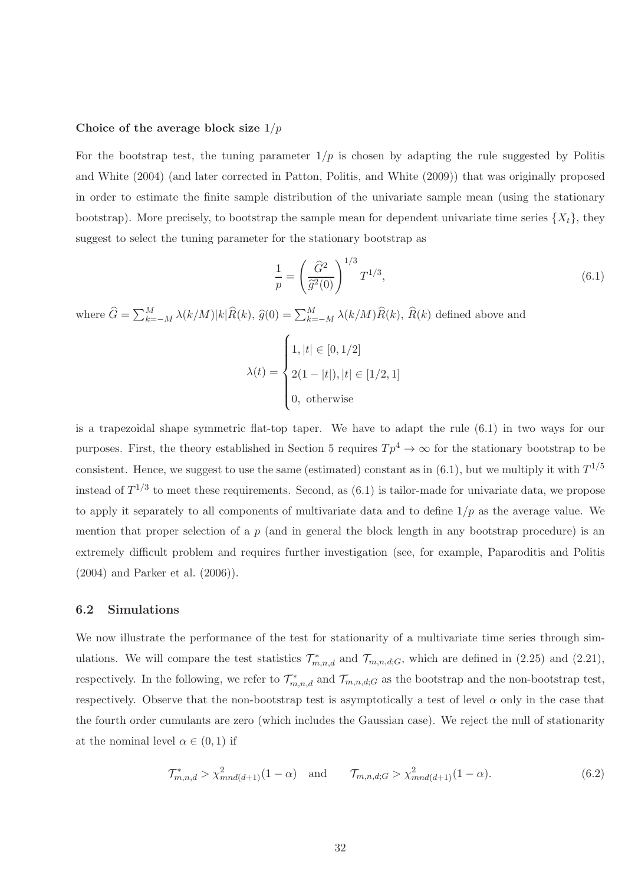**Choice of the average block size $1/p$**

For the bootstrap test, the tuning parameter $1/p$ is chosen by adapting the rule suggested by Politis and White (2004) (and later corrected in Patton, Politis, and White (2009)) that was originally proposed in order to estimate the finite sample distribution of the univariate sample mean (using the stationary bootstrap). More precisely, to bootstrap the sample mean for dependent univariate time series $\{X_t\}$, they suggest to select the tuning parameter for the stationary bootstrap as

$$\frac{1}{p} = \left(\frac{\widehat{G}^2}{\widehat{g}^2(0)}\right)^{1/3} T^{1/3}, \tag{6.1}$$

where $\widehat{G} = \sum_{k=-M}^{M} \lambda(k/M)|k|\widehat{R}(k)$, $\widehat{g}(0) = \sum_{k=-M}^{M} \lambda(k/M)\widehat{R}(k)$, $\widehat{R}(k)$ defined above and

$$\lambda(t) = \begin{cases} 1, |t| \in [0, 1/2] \\ 2(1-|t|), |t| \in [1/2, 1] \\ 0, \text{ otherwise} \end{cases}$$

is a trapezoidal shape symmetric flat-top taper. We have to adapt the rule (6.1) in two ways for our purposes. First, the theory established in Section 5 requires $Tp^4 \to \infty$ for the stationary bootstrap to be consistent. Hence, we suggest to use the same (estimated) constant as in (6.1), but we multiply it with $T^{1/5}$ instead of $T^{1/3}$ to meet these requirements. Second, as (6.1) is tailor-made for univariate data, we propose to apply it separately to all components of multivariate data and to define $1/p$ as the average value. We mention that proper selection of a $p$ (and in general the block length in any bootstrap procedure) is an extremely difficult problem and requires further investigation (see, for example, Paparoditis and Politis (2004) and Parker et al. (2006)).

## 6.2 Simulations

We now illustrate the performance of the test for stationarity of a multivariate time series through simulations. We will compare the test statistics $\mathcal{T}^*_{m,n,d}$ and $\mathcal{T}_{m,n,d;G}$, which are defined in (2.25) and (2.21), respectively. In the following, we refer to $\mathcal{T}^*_{m,n,d}$ and $\mathcal{T}_{m,n,d;G}$ as the bootstrap and the non-bootstrap test, respectively. Observe that the non-bootstrap test is asymptotically a test of level $\alpha$ only in the case that the fourth order cumulants are zero (which includes the Gaussian case). We reject the null of stationarity at the nominal level $\alpha \in (0, 1)$ if

$$\mathcal{T}^*_{m,n,d} > \chi^2_{mnd(d+1)}(1-\alpha) \quad \text{and} \qquad \mathcal{T}_{m,n,d;G} > \chi^2_{mnd(d+1)}(1-\alpha). \tag{6.2}$$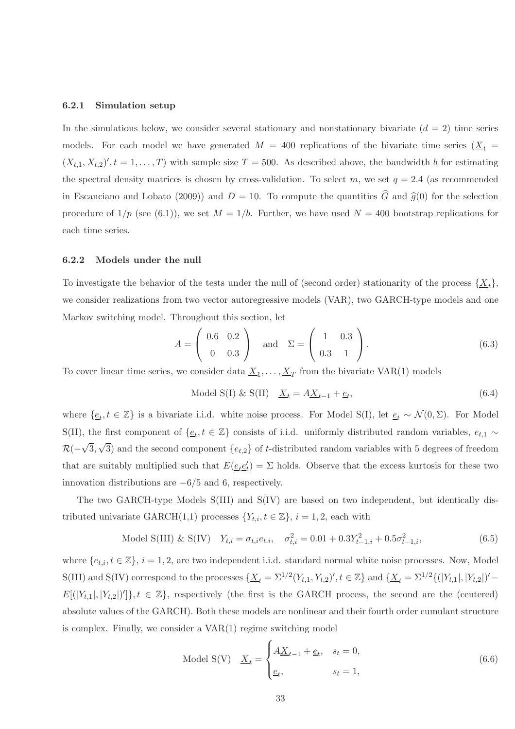### 6.2.1 Simulation setup

In the simulations below, we consider several stationary and nonstationary bivariate ($d = 2$) time series models. For each model we have generated $M = 400$ replications of the bivariate time series ($\underline{X}_t = (X_{t,1}, X_{t,2})', t = 1, \ldots, T$) with sample size $T = 500$. As described above, the bandwidth $b$ for estimating the spectral density matrices is chosen by cross-validation. To select $m$, we set $q = 2.4$ (as recommended in Escanciano and Lobato (2009)) and $D = 10$. To compute the quantities $\widehat{G}$ and $\widehat{g}(0)$ for the selection procedure of $1/p$ (see (6.1)), we set $M = 1/b$. Further, we have used $N = 400$ bootstrap replications for each time series.

### 6.2.2 Models under the null

To investigate the behavior of the tests under the null of (second order) stationarity of the process $\{\underline{X}_t\}$, we consider realizations from two vector autoregressive models (VAR), two GARCH-type models and one Markov switching model. Throughout this section, let

$$A = \begin{pmatrix} 0.6 & 0.2 \\ 0 & 0.3 \end{pmatrix} \quad \text{and} \quad \Sigma = \begin{pmatrix} 1 & 0.3 \\ 0.3 & 1 \end{pmatrix}. \tag{6.3}$$

To cover linear time series, we consider data $\underline{X}_1, \ldots, \underline{X}_T$ from the bivariate VAR(1) models

$$\text{Model S(I) \& S(II)} \quad \underline{X}_t = A\underline{X}_{t-1} + \underline{e}_t, \tag{6.4}$$

where $\{\underline{e}_t, t \in \mathbb{Z}\}$ is a bivariate i.i.d. white noise process. For Model S(I), let $\underline{e}_t \sim \mathcal{N}(0, \Sigma)$. For Model S(II), the first component of $\{\underline{e}_t, t \in \mathbb{Z}\}$ consists of i.i.d. uniformly distributed random variables, $e_{t,1} \sim \mathcal{R}(-\sqrt{3}, \sqrt{3})$ and the second component $\{e_{t,2}\}$ of $t$-distributed random variables with 5 degrees of freedom that are suitably multiplied such that $E(\underline{e}_t\underline{e}_t') = \Sigma$ holds. Observe that the excess kurtosis for these two innovation distributions are $-6/5$ and 6, respectively.

The two GARCH-type Models S(III) and S(IV) are based on two independent, but identically distributed univariate GARCH(1,1) processes $\{Y_{t,i}, t \in \mathbb{Z}\}$, $i = 1, 2$, each with

$$\text{Model S(III) \& S(IV)} \quad Y_{t,i} = \sigma_{t,i}e_{t,i}, \quad \sigma_{t,i}^2 = 0.01 + 0.3Y_{t-1,i}^2 + 0.5\sigma_{t-1,i}^2, \tag{6.5}$$

where $\{e_{t,i}, t \in \mathbb{Z}\}$, $i = 1, 2$, are two independent i.i.d. standard normal white noise processes. Now, Model S(III) and S(IV) correspond to the processes $\{\underline{X}_t = \Sigma^{1/2}(Y_{t,1}, Y_{t,2})', t \in \mathbb{Z}\}$ and $\{\underline{X}_t = \Sigma^{1/2}\{(|Y_{t,1}|, |Y_{t,2}|)' - E[(|Y_{t,1}|, |Y_{t,2}|)']\}, t \in \mathbb{Z}\}$, respectively (the first is the GARCH process, the second are the (centered) absolute values of the GARCH). Both these models are nonlinear and their fourth order cumulant structure is complex. Finally, we consider a VAR(1) regime switching model

$$\text{Model S(V)} \quad \underline{X}_t = \begin{cases} A\underline{X}_{t-1} + \underline{e}_t, & s_t = 0, \\ \underline{e}_t, & s_t = 1, \end{cases} \tag{6.6}$$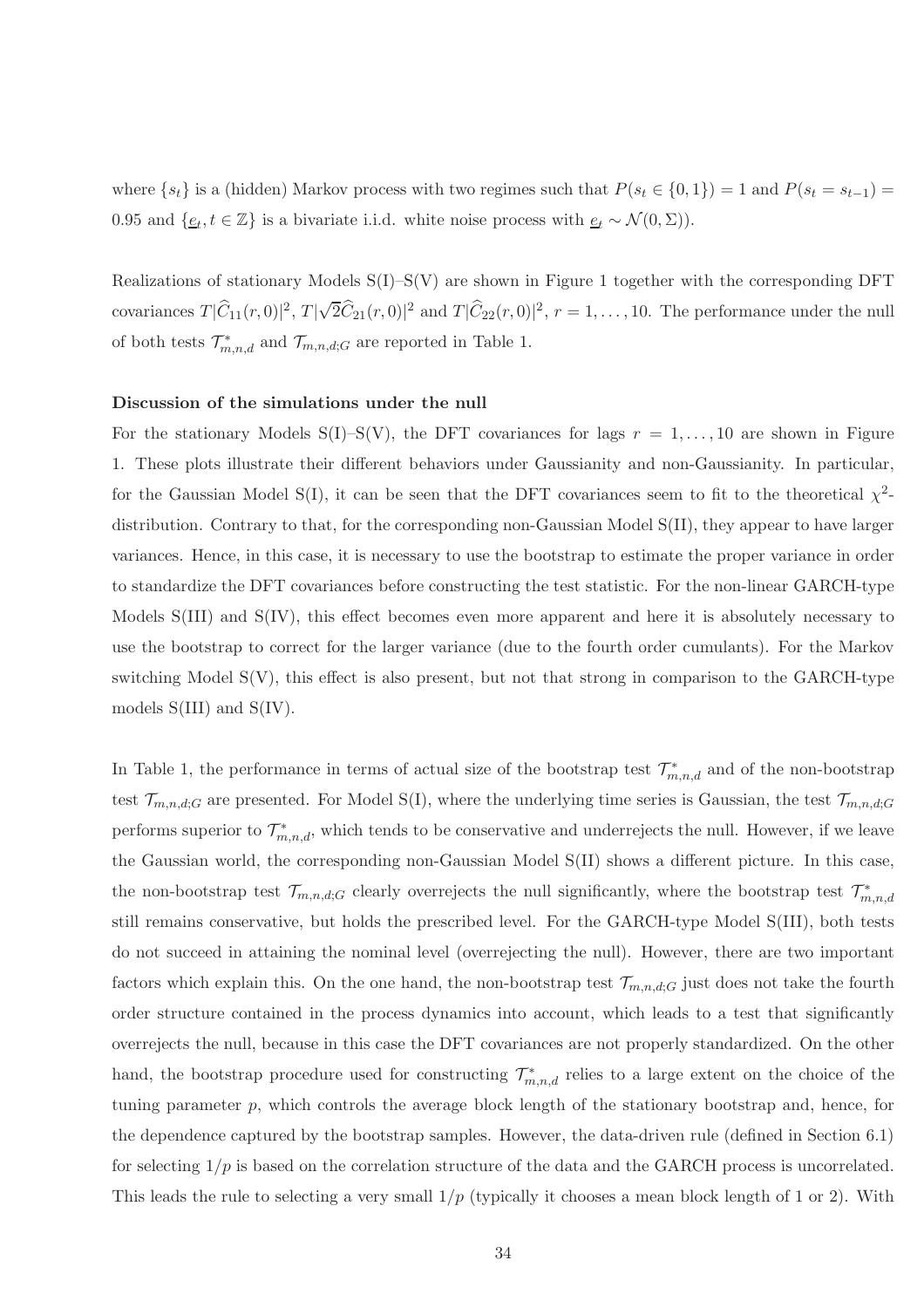where $\{s_t\}$ is a (hidden) Markov process with two regimes such that $P(s_t \in \{0, 1\}) = 1$ and $P(s_t = s_{t-1}) = 0.95$ and $\{\underline{e}_t, t \in \mathbb{Z}\}$ is a bivariate i.i.d. white noise process with $\underline{e}_t \sim \mathcal{N}(0, \Sigma)$).

Realizations of stationary Models S(I)–S(V) are shown in Figure 1 together with the corresponding DFT covariances $T|\widehat{C}_{11}(r, 0)|^2$, $T|\sqrt{2}\widehat{C}_{21}(r, 0)|^2$ and $T|\widehat{C}_{22}(r, 0)|^2$, $r = 1, \ldots, 10$. The performance under the null of both tests $\mathcal{T}^*_{m,n,d}$ and $\mathcal{T}_{m,n,d;G}$ are reported in Table 1.

**Discussion of the simulations under the null**

For the stationary Models S(I)–S(V), the DFT covariances for lags $r = 1, \ldots, 10$ are shown in Figure 1. These plots illustrate their different behaviors under Gaussianity and non-Gaussianity. In particular, for the Gaussian Model S(I), it can be seen that the DFT covariances seem to fit to the theoretical $\chi^2$-distribution. Contrary to that, for the corresponding non-Gaussian Model S(II), they appear to have larger variances. Hence, in this case, it is necessary to use the bootstrap to estimate the proper variance in order to standardize the DFT covariances before constructing the test statistic. For the non-linear GARCH-type Models S(III) and S(IV), this effect becomes even more apparent and here it is absolutely necessary to use the bootstrap to correct for the larger variance (due to the fourth order cumulants). For the Markov switching Model S(V), this effect is also present, but not that strong in comparison to the GARCH-type models S(III) and S(IV).

In Table 1, the performance in terms of actual size of the bootstrap test $\mathcal{T}^*_{m,n,d}$ and of the non-bootstrap test $\mathcal{T}_{m,n,d;G}$ are presented. For Model S(I), where the underlying time series is Gaussian, the test $\mathcal{T}_{m,n,d;G}$ performs superior to $\mathcal{T}^*_{m,n,d}$, which tends to be conservative and underrejects the null. However, if we leave the Gaussian world, the corresponding non-Gaussian Model S(II) shows a different picture. In this case, the non-bootstrap test $\mathcal{T}_{m,n,d;G}$ clearly overrejects the null significantly, where the bootstrap test $\mathcal{T}^*_{m,n,d}$ still remains conservative, but holds the prescribed level. For the GARCH-type Model S(III), both tests do not succeed in attaining the nominal level (overrejecting the null). However, there are two important factors which explain this. On the one hand, the non-bootstrap test $\mathcal{T}_{m,n,d;G}$ just does not take the fourth order structure contained in the process dynamics into account, which leads to a test that significantly overrejects the null, because in this case the DFT covariances are not properly standardized. On the other hand, the bootstrap procedure used for constructing $\mathcal{T}^*_{m,n,d}$ relies to a large extent on the choice of the tuning parameter $p$, which controls the average block length of the stationary bootstrap and, hence, for the dependence captured by the bootstrap samples. However, the data-driven rule (defined in Section 6.1) for selecting $1/p$ is based on the correlation structure of the data and the GARCH process is uncorrelated. This leads the rule to selecting a very small $1/p$ (typically it chooses a mean block length of 1 or 2). With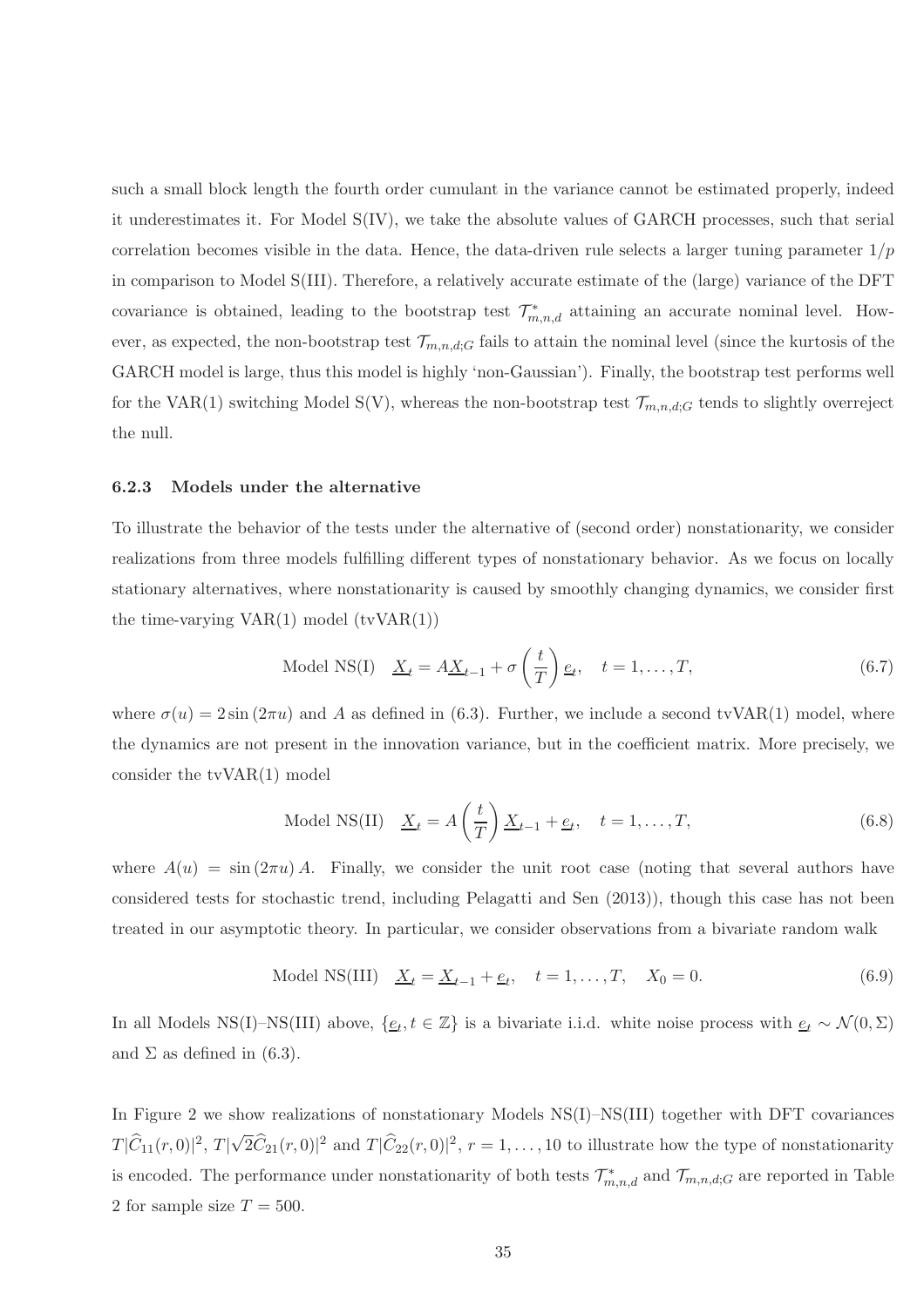such a small block length the fourth order cumulant in the variance cannot be estimated properly, indeed it underestimates it. For Model S(IV), we take the absolute values of GARCH processes, such that serial correlation becomes visible in the data. Hence, the data-driven rule selects a larger tuning parameter $1/p$ in comparison to Model S(III). Therefore, a relatively accurate estimate of the (large) variance of the DFT covariance is obtained, leading to the bootstrap test $\mathcal{T}^*_{m,n,d}$ attaining an accurate nominal level. However, as expected, the non-bootstrap test $\mathcal{T}_{m,n,d;G}$ fails to attain the nominal level (since the kurtosis of the GARCH model is large, thus this model is highly 'non-Gaussian'). Finally, the bootstrap test performs well for the VAR(1) switching Model S(V), whereas the non-bootstrap test $\mathcal{T}_{m,n,d;G}$ tends to slightly overreject the null.

### 6.2.3 Models under the alternative

To illustrate the behavior of the tests under the alternative of (second order) nonstationarity, we consider realizations from three models fulfilling different types of nonstationary behavior. As we focus on locally stationary alternatives, where nonstationarity is caused by smoothly changing dynamics, we consider first the time-varying VAR(1) model (tvVAR(1))

$$\text{Model NS(I)} \quad \underline{X}_t = A\underline{X}_{t-1} + \sigma\left(\frac{t}{T}\right)\underline{e}_t, \quad t = 1, \ldots, T, \tag{6.7}$$

where $\sigma(u) = 2\sin(2\pi u)$ and $A$ as defined in (6.3). Further, we include a second tvVAR(1) model, where the dynamics are not present in the innovation variance, but in the coefficient matrix. More precisely, we consider the tvVAR(1) model

$$\text{Model NS(II)} \quad \underline{X}_t = A\left(\frac{t}{T}\right)\underline{X}_{t-1} + \underline{e}_t, \quad t = 1, \ldots, T, \tag{6.8}$$

where $A(u) = \sin(2\pi u)A$. Finally, we consider the unit root case (noting that several authors have considered tests for stochastic trend, including Pelagatti and Sen (2013)), though this case has not been treated in our asymptotic theory. In particular, we consider observations from a bivariate random walk

$$\text{Model NS(III)} \quad \underline{X}_t = \underline{X}_{t-1} + \underline{e}_t, \quad t = 1, \ldots, T, \quad X_0 = 0. \tag{6.9}$$

In all Models NS(I)–NS(III) above, $\{\underline{e}_t, t \in \mathbb{Z}\}$ is a bivariate i.i.d. white noise process with $\underline{e}_t \sim \mathcal{N}(0, \Sigma)$ and $\Sigma$ as defined in (6.3).

In Figure 2 we show realizations of nonstationary Models NS(I)–NS(III) together with DFT covariances $T|\widehat{C}_{11}(r,0)|^2$, $T|\sqrt{2}\widehat{C}_{21}(r,0)|^2$ and $T|\widehat{C}_{22}(r,0)|^2$, $r = 1, \ldots, 10$ to illustrate how the type of nonstationarity is encoded. The performance under nonstationarity of both tests $\mathcal{T}^*_{m,n,d}$ and $\mathcal{T}_{m,n,d;G}$ are reported in Table 2 for sample size $T = 500$.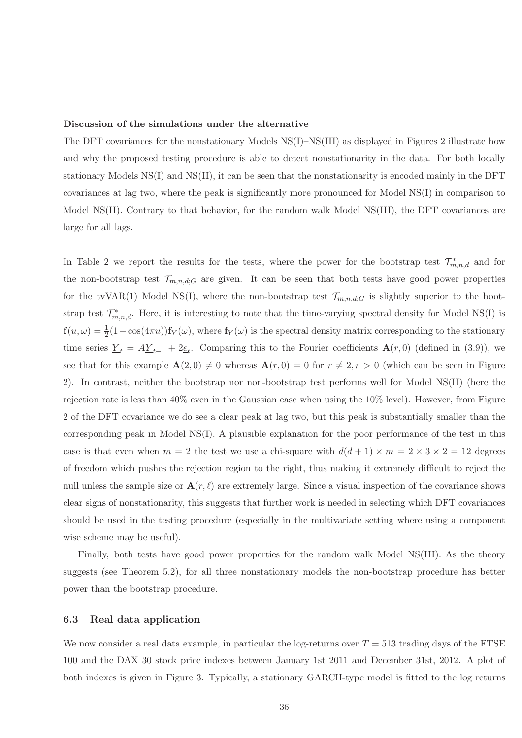**Discussion of the simulations under the alternative**

The DFT covariances for the nonstationary Models NS(I)–NS(III) as displayed in Figures 2 illustrate how and why the proposed testing procedure is able to detect nonstationarity in the data. For both locally stationary Models NS(I) and NS(II), it can be seen that the nonstationarity is encoded mainly in the DFT covariances at lag two, where the peak is significantly more pronounced for Model NS(I) in comparison to Model NS(II). Contrary to that behavior, for the random walk Model NS(III), the DFT covariances are large for all lags.

In Table 2 we report the results for the tests, where the power for the bootstrap test $\mathcal{T}^*_{m,n,d}$ and for the non-bootstrap test $\mathcal{T}_{m,n,d;G}$ are given. It can be seen that both tests have good power properties for the tvVAR(1) Model NS(I), where the non-bootstrap test $\mathcal{T}_{m,n,d;G}$ is slightly superior to the bootstrap test $\mathcal{T}^*_{m,n,d}$. Here, it is interesting to note that the time-varying spectral density for Model NS(I) is $\mathbf{f}(u,\omega) = \frac{1}{2}(1-\cos(4\pi u))\mathbf{f}_Y(\omega)$, where $\mathbf{f}_Y(\omega)$ is the spectral density matrix corresponding to the stationary time series $\underline{Y}_t = A\underline{Y}_{t-1} + 2\underline{e}_t$. Comparing this to the Fourier coefficients $\mathbf{A}(r,0)$ (defined in (3.9)), we see that for this example $\mathbf{A}(2,0) \neq 0$ whereas $\mathbf{A}(r,0) = 0$ for $r \neq 2, r > 0$ (which can be seen in Figure 2). In contrast, neither the bootstrap nor non-bootstrap test performs well for Model NS(II) (here the rejection rate is less than 40% even in the Gaussian case when using the 10% level). However, from Figure 2 of the DFT covariance we do see a clear peak at lag two, but this peak is substantially smaller than the corresponding peak in Model NS(I). A plausible explanation for the poor performance of the test in this case is that even when $m = 2$ the test we use a chi-square with $d(d+1) \times m = 2 \times 3 \times 2 = 12$ degrees of freedom which pushes the rejection region to the right, thus making it extremely difficult to reject the null unless the sample size or $\mathbf{A}(r,\ell)$ are extremely large. Since a visual inspection of the covariance shows clear signs of nonstationarity, this suggests that further work is needed in selecting which DFT covariances should be used in the testing procedure (especially in the multivariate setting where using a component wise scheme may be useful).

Finally, both tests have good power properties for the random walk Model NS(III). As the theory suggests (see Theorem 5.2), for all three nonstationary models the non-bootstrap procedure has better power than the bootstrap procedure.

### 6.3 Real data application

We now consider a real data example, in particular the log-returns over $T = 513$ trading days of the FTSE 100 and the DAX 30 stock price indexes between January 1st 2011 and December 31st, 2012. A plot of both indexes is given in Figure 3. Typically, a stationary GARCH-type model is fitted to the log returns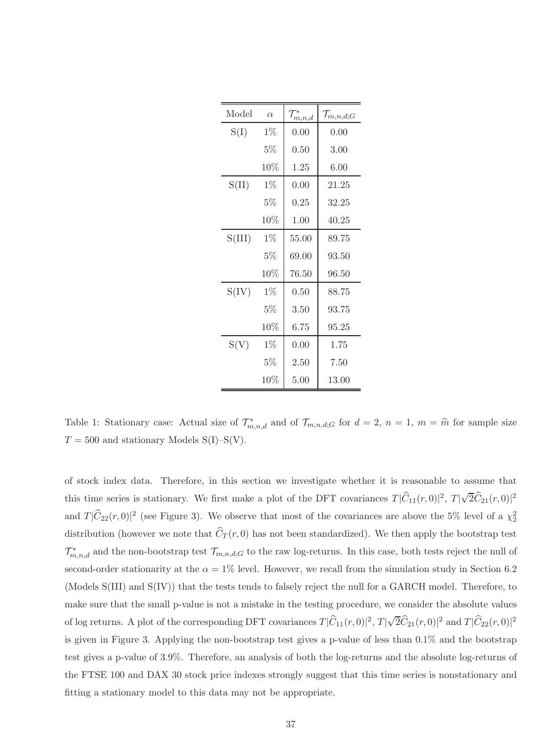| Model | $\alpha$ | $\mathcal{T}^*_{m,n,d}$ | $\mathcal{T}_{m,n,d;G}$ |
|---|---|---|---|
| S(I) | 1% | 0.00 | 0.00 |
| | 5% | 0.50 | 3.00 |
| | 10% | 1.25 | 6.00 |
| S(II) | 1% | 0.00 | 21.25 |
| | 5% | 0.25 | 32.25 |
| | 10% | 1.00 | 40.25 |
| S(III) | 1% | 55.00 | 89.75 |
| | 5% | 69.00 | 93.50 |
| | 10% | 76.50 | 96.50 |
| S(IV) | 1% | 0.50 | 88.75 |
| | 5% | 3.50 | 93.75 |
| | 10% | 6.75 | 95.25 |
| S(V) | 1% | 0.00 | 1.75 |
| | 5% | 2.50 | 7.50 |
| | 10% | 5.00 | 13.00 |

Table 1: Stationary case: Actual size of $\mathcal{T}^*_{m,n,d}$ and of $\mathcal{T}_{m,n,d;G}$ for $d = 2$, $n = 1$, $m = \widehat{m}$ for sample size $T = 500$ and stationary Models S(I)–S(V).

of stock index data. Therefore, in this section we investigate whether it is reasonable to assume that this time series is stationary. We first make a plot of the DFT covariances $T|\widehat{C}_{11}(r,0)|^2$, $T|\sqrt{2}\widehat{C}_{21}(r,0)|^2$ and $T|\widehat{C}_{22}(r,0)|^2$ (see Figure 3). We observe that most of the covariances are above the 5% level of a $\chi^2_2$ distribution (however we note that $\widehat{C}_T(r,0)$ has not been standardized). We then apply the bootstrap test $\mathcal{T}^*_{m,n,d}$ and the non-bootstrap test $\mathcal{T}_{m,n,d;G}$ to the raw log-returns. In this case, both tests reject the null of second-order stationarity at the $\alpha = 1\%$ level. However, we recall from the simulation study in Section 6.2 (Models S(III) and S(IV)) that the tests tends to falsely reject the null for a GARCH model. Therefore, to make sure that the small p-value is not a mistake in the testing procedure, we consider the absolute values of log returns. A plot of the corresponding DFT covariances $T|\widehat{C}_{11}(r,0)|^2$, $T|\sqrt{2}\widehat{C}_{21}(r,0)|^2$ and $T|\widehat{C}_{22}(r,0)|^2$ is given in Figure 3. Applying the non-bootstrap test gives a p-value of less than 0.1% and the bootstrap test gives a p-value of 3.9%. Therefore, an analysis of both the log-returns and the absolute log-returns of the FTSE 100 and DAX 30 stock price indexes strongly suggest that this time series is nonstationary and fitting a stationary model to this data may not be appropriate.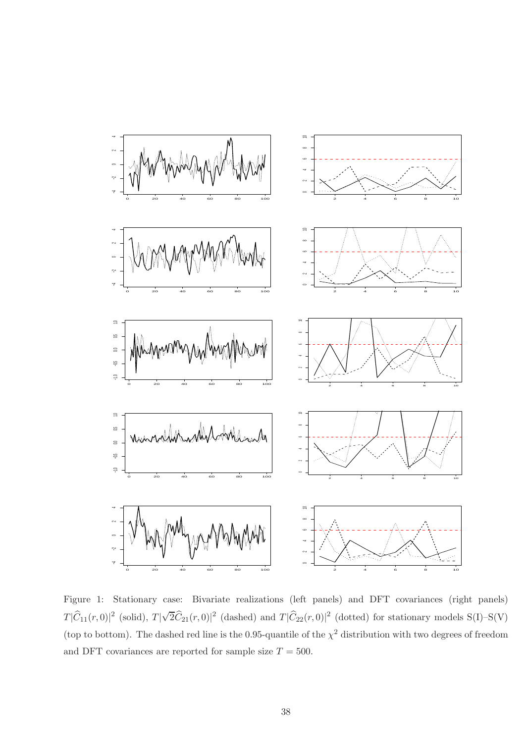Figure 1: Stationary case: Bivariate realizations (left panels) and DFT covariances (right panels) $T|\widehat{C}_{11}(r,0)|^2$ (solid), $T|\sqrt{2}\widehat{C}_{21}(r,0)|^2$ (dashed) and $T|\widehat{C}_{22}(r,0)|^2$ (dotted) for stationary models S(I)–S(V) (top to bottom). The dashed red line is the 0.95-quantile of the $\chi^2$ distribution with two degrees of freedom and DFT covariances are reported for sample size $T = 500$.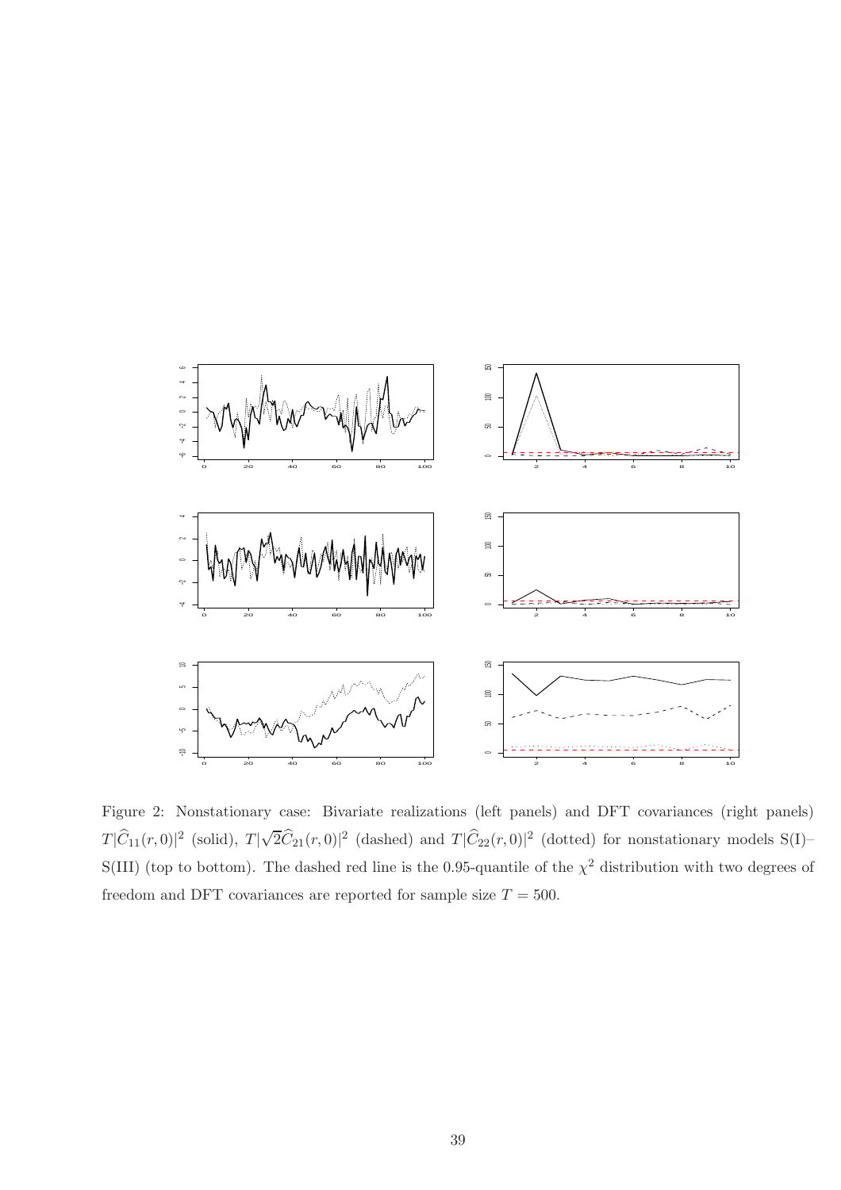Figure 2: Nonstationary case: Bivariate realizations (left panels) and DFT covariances (right panels) $T|\widehat{C}_{11}(r,0)|^2$ (solid), $T|\sqrt{2}\widehat{C}_{21}(r,0)|^2$ (dashed) and $T|\widehat{C}_{22}(r,0)|^2$ (dotted) for nonstationary models S(I)–S(III) (top to bottom). The dashed red line is the 0.95-quantile of the $\chi^2$ distribution with two degrees of freedom and DFT covariances are reported for sample size $T = 500$.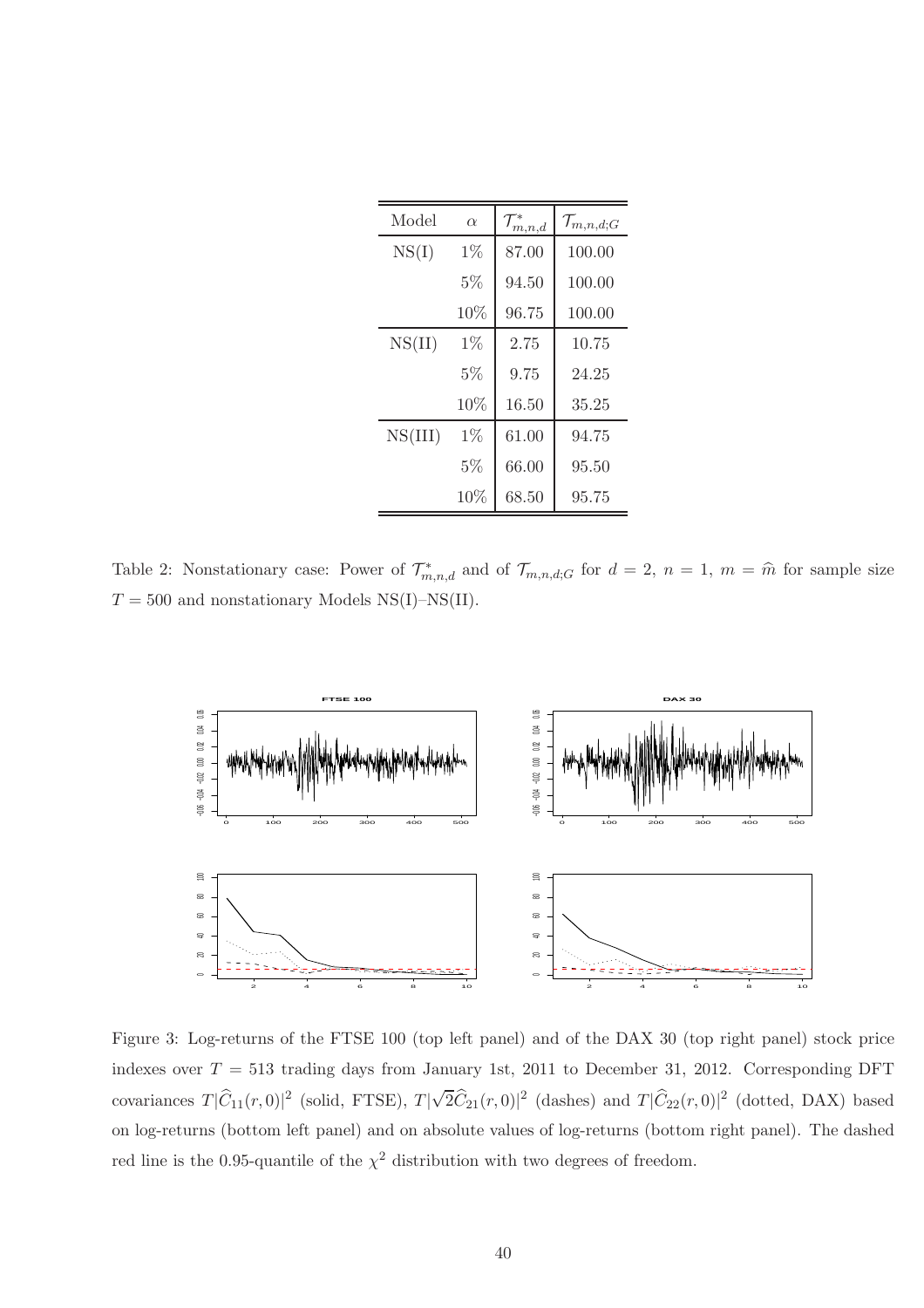| Model | $\alpha$ | $\mathcal{T}^*_{m,n,d}$ | $\mathcal{T}_{m,n,d;G}$ |
|---|---|---|---|
| NS(I) | 1% | 87.00 | 100.00 |
| | 5% | 94.50 | 100.00 |
| | 10% | 96.75 | 100.00 |
| NS(II) | 1% | 2.75 | 10.75 |
| | 5% | 9.75 | 24.25 |
| | 10% | 16.50 | 35.25 |
| NS(III) | 1% | 61.00 | 94.75 |
| | 5% | 66.00 | 95.50 |
| | 10% | 68.50 | 95.75 |

Table 2: Nonstationary case: Power of $\mathcal{T}^*_{m,n,d}$ and of $\mathcal{T}_{m,n,d;G}$ for $d = 2$, $n = 1$, $m = \widehat{m}$ for sample size $T = 500$ and nonstationary Models NS(I)–NS(II).

Figure 3: Log-returns of the FTSE 100 (top left panel) and of the DAX 30 (top right panel) stock price indexes over $T = 513$ trading days from January 1st, 2011 to December 31, 2012. Corresponding DFT covariances $T|\widehat{C}_{11}(r,0)|^2$ (solid, FTSE), $T|\sqrt{2}\widehat{C}_{21}(r,0)|^2$ (dashes) and $T|\widehat{C}_{22}(r,0)|^2$ (dotted, DAX) based on log-returns (bottom left panel) and on absolute values of log-returns (bottom right panel). The dashed red line is the 0.95-quantile of the $\chi^2$ distribution with two degrees of freedom.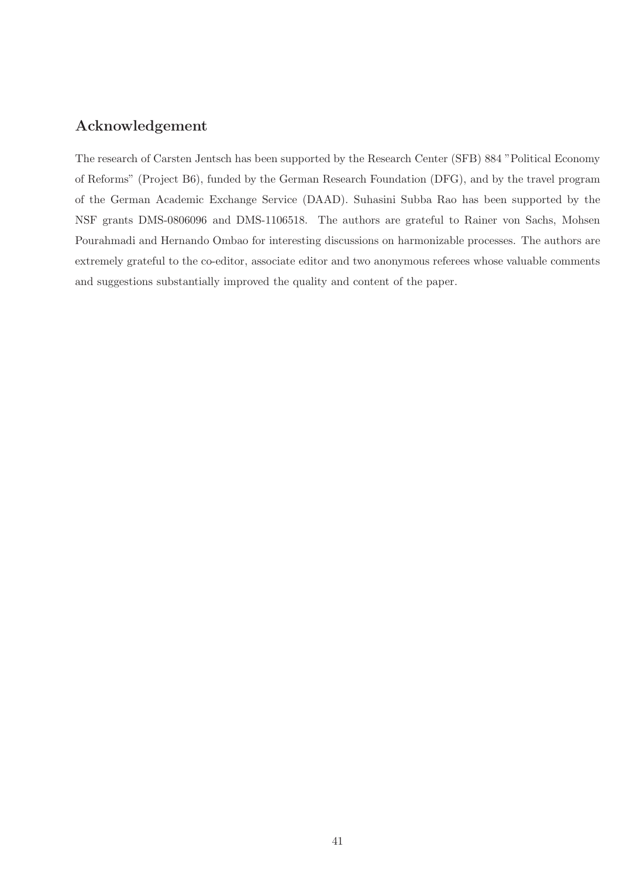## Acknowledgement

The research of Carsten Jentsch has been supported by the Research Center (SFB) 884 "Political Economy of Reforms" (Project B6), funded by the German Research Foundation (DFG), and by the travel program of the German Academic Exchange Service (DAAD). Suhasini Subba Rao has been supported by the NSF grants DMS-0806096 and DMS-1106518. The authors are grateful to Rainer von Sachs, Mohsen Pourahmadi and Hernando Ombao for interesting discussions on harmonizable processes. The authors are extremely grateful to the co-editor, associate editor and two anonymous referees whose valuable comments and suggestions substantially improved the quality and content of the paper.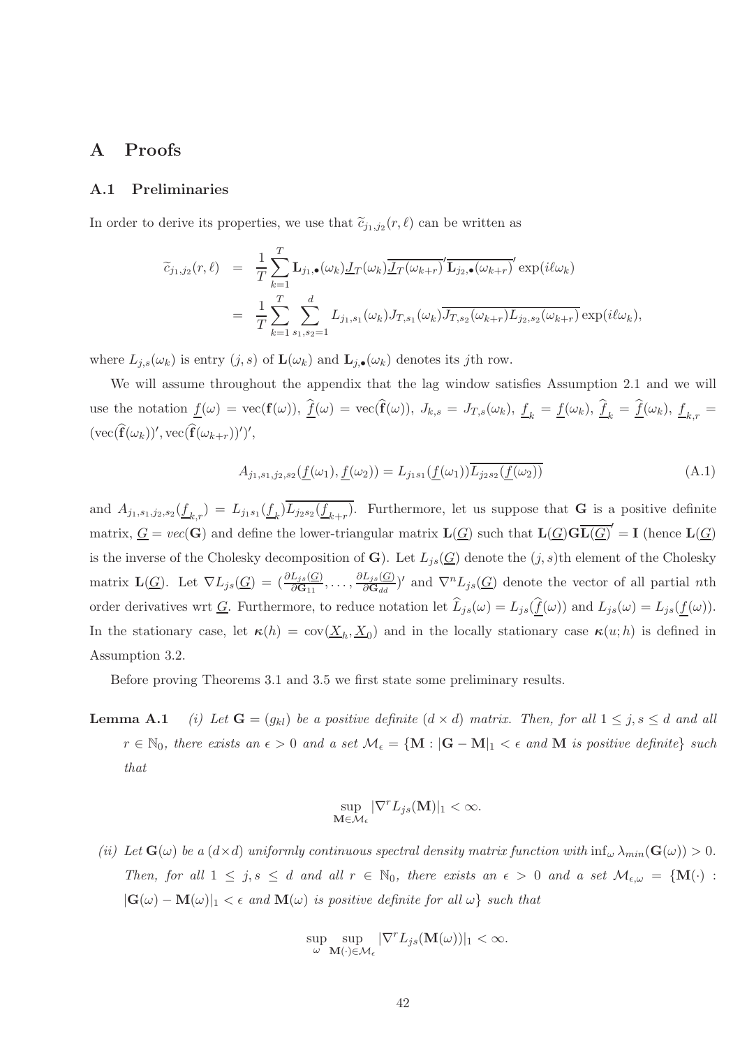# A Proofs

## A.1 Preliminaries

In order to derive its properties, we use that $\widetilde{c}_{j_1,j_2}(r,\ell)$ can be written as

$$
\begin{aligned}
\widetilde{c}_{j_1,j_2}(r,\ell) &= \frac{1}{T}\sum_{k=1}^{T} \mathbf{L}_{j_1,\bullet}(\omega_k)\underline{J}_T(\omega_k)\overline{\underline{J}_T(\omega_{k+r})}'\overline{\mathbf{L}_{j_2,\bullet}(\omega_{k+r})}'\exp(i\ell\omega_k) \\
&= \frac{1}{T}\sum_{k=1}^{T}\sum_{s_1,s_2=1}^{d} L_{j_1,s_1}(\omega_k)J_{T,s_1}(\omega_k)\overline{J_{T,s_2}(\omega_{k+r})L_{j_2,s_2}(\omega_{k+r})}\exp(i\ell\omega_k),
\end{aligned}
$$

where $L_{j,s}(\omega_k)$ is entry $(j,s)$ of $\mathbf{L}(\omega_k)$ and $\mathbf{L}_{j,\bullet}(\omega_k)$ denotes its $j$th row.

We will assume throughout the appendix that the lag window satisfies Assumption 2.1 and we will use the notation $\underline{f}(\omega) = \mathrm{vec}(\mathbf{f}(\omega))$, $\widehat{\underline{f}}(\omega) = \mathrm{vec}(\widehat{\mathbf{f}}(\omega))$, $J_{k,s} = J_{T,s}(\omega_k)$, $\underline{f}_k = \underline{f}(\omega_k)$, $\widehat{\underline{f}}_k = \widehat{\underline{f}}(\omega_k)$, $\underline{f}_{k,r} = (\mathrm{vec}(\widehat{\mathbf{f}}(\omega_k))', \mathrm{vec}(\widehat{\mathbf{f}}(\omega_{k+r}))')'$,

$$
A_{j_1,s_1,j_2,s_2}(\underline{f}(\omega_1),\underline{f}(\omega_2)) = L_{j_1s_1}(\underline{f}(\omega_1))\overline{L_{j_2s_2}(\underline{f}(\omega_2))} \tag{A.1}
$$

and $A_{j_1,s_1,j_2,s_2}(\underline{f}_{k,r}) = L_{j_1s_1}(\underline{f}_k)\overline{L_{j_2s_2}(\underline{f}_{k+r})}$. Furthermore, let us suppose that $\mathbf{G}$ is a positive definite matrix, $\underline{G} = vec(\mathbf{G})$ and define the lower-triangular matrix $\mathbf{L}(\underline{G})$ such that $\mathbf{L}(\underline{G})\mathbf{G}\overline{\mathbf{L}(\underline{G})}' = \mathbf{I}$ (hence $\mathbf{L}(\underline{G})$ is the inverse of the Cholesky decomposition of $\mathbf{G}$). Let $L_{js}(\underline{G})$ denote the $(j,s)$th element of the Cholesky matrix $\mathbf{L}(\underline{G})$. Let $\nabla L_{js}(\underline{G}) = (\frac{\partial L_{js}(\underline{G})}{\partial \mathbf{G}_{11}},\ldots,\frac{\partial L_{js}(\underline{G})}{\partial \mathbf{G}_{dd}})'$ and $\nabla^n L_{js}(\underline{G})$ denote the vector of all partial $n$th order derivatives wrt $\underline{G}$. Furthermore, to reduce notation let $\widehat{L}_{js}(\omega) = L_{js}(\widehat{\underline{f}}(\omega))$ and $L_{js}(\omega) = L_{js}(\underline{f}(\omega))$. In the stationary case, let $\boldsymbol{\kappa}(h) = \mathrm{cov}(\underline{X}_h, \underline{X}_0)$ and in the locally stationary case $\boldsymbol{\kappa}(u;h)$ is defined in Assumption 3.2.

Before proving Theorems 3.1 and 3.5 we first state some preliminary results.

**Lemma A.1** *(i) Let $\mathbf{G} = (g_{kl})$ be a positive definite $(d\times d)$ matrix. Then, for all $1 \leq j,s \leq d$ and all $r \in \mathbb{N}_0$, there exists an $\epsilon > 0$ and a set $\mathcal{M}_\epsilon = \{\mathbf{M} : |\mathbf{G}-\mathbf{M}|_1 < \epsilon$ and $\mathbf{M}$ is positive definite$\}$ such that*

$$
\sup_{\mathbf{M}\in\mathcal{M}_\epsilon} |\nabla^r L_{js}(\mathbf{M})|_1 < \infty.
$$

*(ii) Let $\mathbf{G}(\omega)$ be a $(d\times d)$ uniformly continuous spectral density matrix function with $\inf_\omega \lambda_{min}(\mathbf{G}(\omega)) > 0$. Then, for all $1 \leq j,s \leq d$ and all $r \in \mathbb{N}_0$, there exists an $\epsilon > 0$ and a set $\mathcal{M}_{\epsilon,\omega} = \{\mathbf{M}(\cdot) : |\mathbf{G}(\omega)-\mathbf{M}(\omega)|_1 < \epsilon$ and $\mathbf{M}(\omega)$ is positive definite for all $\omega\}$ such that*

$$
\sup_{\omega}\sup_{\mathbf{M}(\cdot)\in\mathcal{M}_\epsilon} |\nabla^r L_{js}(\mathbf{M}(\omega))|_1 < \infty.
$$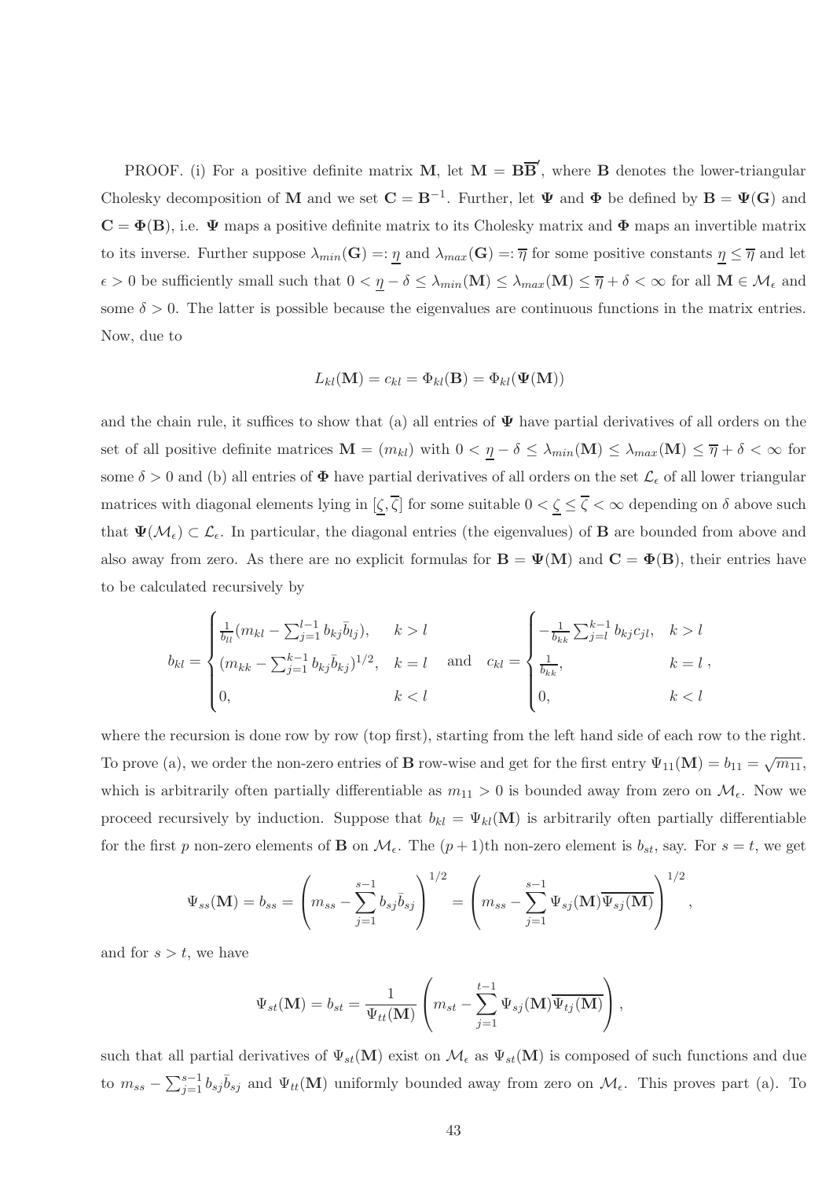PROOF. (i) For a positive definite matrix $\mathbf{M}$, let $\mathbf{M} = \mathbf{B}\overline{\mathbf{B}}'$, where $\mathbf{B}$ denotes the lower-triangular Cholesky decomposition of $\mathbf{M}$ and we set $\mathbf{C} = \mathbf{B}^{-1}$. Further, let $\mathbf{\Psi}$ and $\mathbf{\Phi}$ be defined by $\mathbf{B} = \mathbf{\Psi}(\mathbf{G})$ and $\mathbf{C} = \mathbf{\Phi}(\mathbf{B})$, i.e. $\mathbf{\Psi}$ maps a positive definite matrix to its Cholesky matrix and $\mathbf{\Phi}$ maps an invertible matrix to its inverse. Further suppose $\lambda_{min}(\mathbf{G}) =: \underline{\eta}$ and $\lambda_{max}(\mathbf{G}) =: \overline{\eta}$ for some positive constants $\underline{\eta} \leq \overline{\eta}$ and let $\epsilon > 0$ be sufficiently small such that $0 < \underline{\eta} - \delta \leq \lambda_{min}(\mathbf{M}) \leq \lambda_{max}(\mathbf{M}) \leq \overline{\eta} + \delta < \infty$ for all $\mathbf{M} \in \mathcal{M}_\epsilon$ and some $\delta > 0$. The latter is possible because the eigenvalues are continuous functions in the matrix entries. Now, due to

$$L_{kl}(\mathbf{M}) = c_{kl} = \Phi_{kl}(\mathbf{B}) = \Phi_{kl}(\mathbf{\Psi}(\mathbf{M}))$$

and the chain rule, it suffices to show that (a) all entries of $\mathbf{\Psi}$ have partial derivatives of all orders on the set of all positive definite matrices $\mathbf{M} = (m_{kl})$ with $0 < \underline{\eta} - \delta \leq \lambda_{min}(\mathbf{M}) \leq \lambda_{max}(\mathbf{M}) \leq \overline{\eta} + \delta < \infty$ for some $\delta > 0$ and (b) all entries of $\mathbf{\Phi}$ have partial derivatives of all orders on the set $\mathcal{L}_\epsilon$ of all lower triangular matrices with diagonal elements lying in $[\underline{\zeta}, \overline{\zeta}]$ for some suitable $0 < \underline{\zeta} \leq \overline{\zeta} < \infty$ depending on $\delta$ above such that $\mathbf{\Psi}(\mathcal{M}_\epsilon) \subset \mathcal{L}_\epsilon$. In particular, the diagonal entries (the eigenvalues) of $\mathbf{B}$ are bounded from above and also away from zero. As there are no explicit formulas for $\mathbf{B} = \mathbf{\Psi}(\mathbf{M})$ and $\mathbf{C} = \mathbf{\Phi}(\mathbf{B})$, their entries have to be calculated recursively by

$$b_{kl} = \begin{cases} \frac{1}{b_{ll}}(m_{kl} - \sum_{j=1}^{l-1} b_{kj}\bar{b}_{lj}), & k > l \\ (m_{kk} - \sum_{j=1}^{k-1} b_{kj}\bar{b}_{kj})^{1/2}, & k = l \\ 0, & k < l \end{cases} \quad \text{and} \quad c_{kl} = \begin{cases} -\frac{1}{b_{kk}} \sum_{j=l}^{k-1} b_{kj}c_{jl}, & k > l \\ \frac{1}{b_{kk}}, & k = l \\ 0, & k < l \end{cases},$$

where the recursion is done row by row (top first), starting from the left hand side of each row to the right. To prove (a), we order the non-zero entries of $\mathbf{B}$ row-wise and get for the first entry $\Psi_{11}(\mathbf{M}) = b_{11} = \sqrt{m_{11}}$, which is arbitrarily often partially differentiable as $m_{11} > 0$ is bounded away from zero on $\mathcal{M}_\epsilon$. Now we proceed recursively by induction. Suppose that $b_{kl} = \Psi_{kl}(\mathbf{M})$ is arbitrarily often partially differentiable for the first $p$ non-zero elements of $\mathbf{B}$ on $\mathcal{M}_\epsilon$. The $(p+1)$th non-zero element is $b_{st}$, say. For $s = t$, we get

$$\Psi_{ss}(\mathbf{M}) = b_{ss} = \left( m_{ss} - \sum_{j=1}^{s-1} b_{sj}\bar{b}_{sj} \right)^{1/2} = \left( m_{ss} - \sum_{j=1}^{s-1} \Psi_{sj}(\mathbf{M})\overline{\Psi_{sj}(\mathbf{M})} \right)^{1/2},$$

and for $s > t$, we have

$$\Psi_{st}(\mathbf{M}) = b_{st} = \frac{1}{\Psi_{tt}(\mathbf{M})} \left( m_{st} - \sum_{j=1}^{t-1} \Psi_{sj}(\mathbf{M})\overline{\Psi_{tj}(\mathbf{M})} \right),$$

such that all partial derivatives of $\Psi_{st}(\mathbf{M})$ exist on $\mathcal{M}_\epsilon$ as $\Psi_{st}(\mathbf{M})$ is composed of such functions and due to $m_{ss} - \sum_{j=1}^{s-1} b_{sj}\bar{b}_{sj}$ and $\Psi_{tt}(\mathbf{M})$ uniformly bounded away from zero on $\mathcal{M}_\epsilon$. This proves part (a). To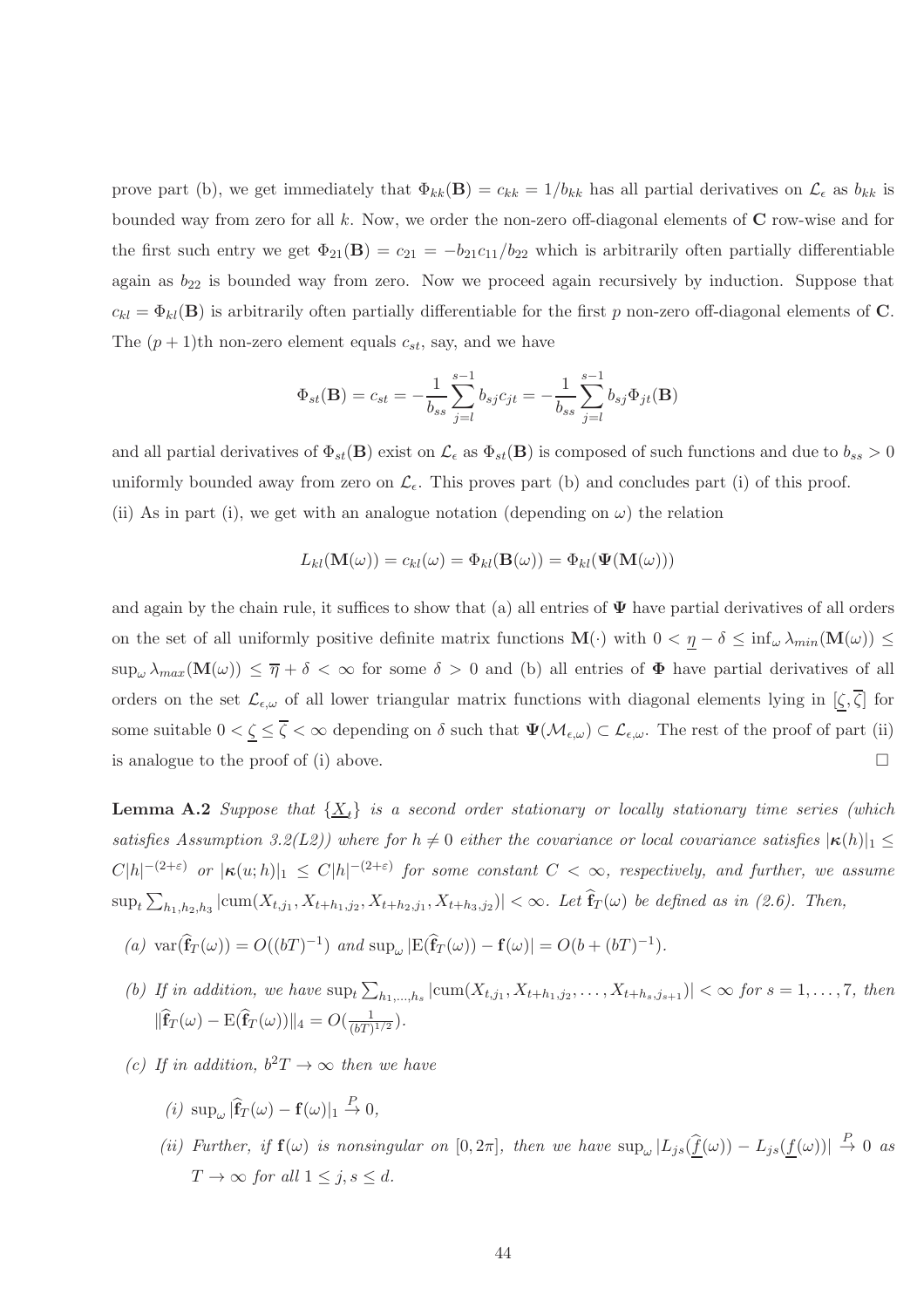prove part (b), we get immediately that $\Phi_{kk}(\mathbf{B}) = c_{kk} = 1/b_{kk}$ has all partial derivatives on $\mathcal{L}_\epsilon$ as $b_{kk}$ is bounded way from zero for all $k$. Now, we order the non-zero off-diagonal elements of $\mathbf{C}$ row-wise and for the first such entry we get $\Phi_{21}(\mathbf{B}) = c_{21} = -b_{21}c_{11}/b_{22}$ which is arbitrarily often partially differentiable again as $b_{22}$ is bounded way from zero. Now we proceed again recursively by induction. Suppose that $c_{kl} = \Phi_{kl}(\mathbf{B})$ is arbitrarily often partially differentiable for the first $p$ non-zero off-diagonal elements of $\mathbf{C}$. The $(p+1)$th non-zero element equals $c_{st}$, say, and we have

$$\Phi_{st}(\mathbf{B}) = c_{st} = -\frac{1}{b_{ss}}\sum_{j=l}^{s-1} b_{sj}c_{jt} = -\frac{1}{b_{ss}}\sum_{j=l}^{s-1} b_{sj}\Phi_{jt}(\mathbf{B})$$

and all partial derivatives of $\Phi_{st}(\mathbf{B})$ exist on $\mathcal{L}_\epsilon$ as $\Phi_{st}(\mathbf{B})$ is composed of such functions and due to $b_{ss} > 0$ uniformly bounded away from zero on $\mathcal{L}_\epsilon$. This proves part (b) and concludes part (i) of this proof.

(ii) As in part (i), we get with an analogue notation (depending on $\omega$) the relation

$$L_{kl}(\mathbf{M}(\omega)) = c_{kl}(\omega) = \Phi_{kl}(\mathbf{B}(\omega)) = \Phi_{kl}(\mathbf{\Psi}(\mathbf{M}(\omega)))$$

and again by the chain rule, it suffices to show that (a) all entries of $\mathbf{\Psi}$ have partial derivatives of all orders on the set of all uniformly positive definite matrix functions $\mathbf{M}(\cdot)$ with $0 < \underline{\eta} - \delta \leq \inf_\omega \lambda_{min}(\mathbf{M}(\omega)) \leq \sup_\omega \lambda_{max}(\mathbf{M}(\omega)) \leq \overline{\eta} + \delta < \infty$ for some $\delta > 0$ and (b) all entries of $\mathbf{\Phi}$ have partial derivatives of all orders on the set $\mathcal{L}_{\epsilon,\omega}$ of all lower triangular matrix functions with diagonal elements lying in $[\underline{\zeta}, \overline{\zeta}]$ for some suitable $0 < \underline{\zeta} \leq \overline{\zeta} < \infty$ depending on $\delta$ such that $\mathbf{\Psi}(\mathcal{M}_{\epsilon,\omega}) \subset \mathcal{L}_{\epsilon,\omega}$. The rest of the proof of part (ii) is analogue to the proof of (i) above. $\square$

**Lemma A.2** *Suppose that $\{\underline{X}_t\}$ is a second order stationary or locally stationary time series (which satisfies Assumption 3.2(L2)) where for $h \neq 0$ either the covariance or local covariance satisfies $|\boldsymbol{\kappa}(h)|_1 \leq C|h|^{-(2+\varepsilon)}$ or $|\boldsymbol{\kappa}(u;h)|_1 \leq C|h|^{-(2+\varepsilon)}$ for some constant $C < \infty$, respectively, and further, we assume $\sup_t \sum_{h_1,h_2,h_3} |\mathrm{cum}(X_{t,j_1}, X_{t+h_1,j_2}, X_{t+h_2,j_1}, X_{t+h_3,j_2})| < \infty$. Let $\widehat{\mathbf{f}}_T(\omega)$ be defined as in (2.6). Then,*

*(a) $\mathrm{var}(\widehat{\mathbf{f}}_T(\omega)) = O((bT)^{-1})$ and $\sup_\omega |\mathrm{E}(\widehat{\mathbf{f}}_T(\omega)) - \mathbf{f}(\omega)| = O(b + (bT)^{-1})$.*

*(b) If in addition, we have $\sup_t \sum_{h_1,\ldots,h_s} |\mathrm{cum}(X_{t,j_1}, X_{t+h_1,j_2}, \ldots, X_{t+h_s,j_{s+1}})| < \infty$ for $s = 1,\ldots,7$, then $\|\widehat{\mathbf{f}}_T(\omega) - \mathrm{E}(\widehat{\mathbf{f}}_T(\omega))\|_4 = O(\frac{1}{(bT)^{1/2}})$.*

*(c) If in addition, $b^2T \to \infty$ then we have*

*(i) $\sup_\omega |\widehat{\mathbf{f}}_T(\omega) - \mathbf{f}(\omega)|_1 \xrightarrow{P} 0$,*

*(ii) Further, if $\mathbf{f}(\omega)$ is nonsingular on $[0, 2\pi]$, then we have $\sup_\omega |L_{js}(\underline{\widehat{f}}(\omega)) - L_{js}(\underline{f}(\omega))| \xrightarrow{P} 0$ as $T \to \infty$ for all $1 \leq j,s \leq d$.*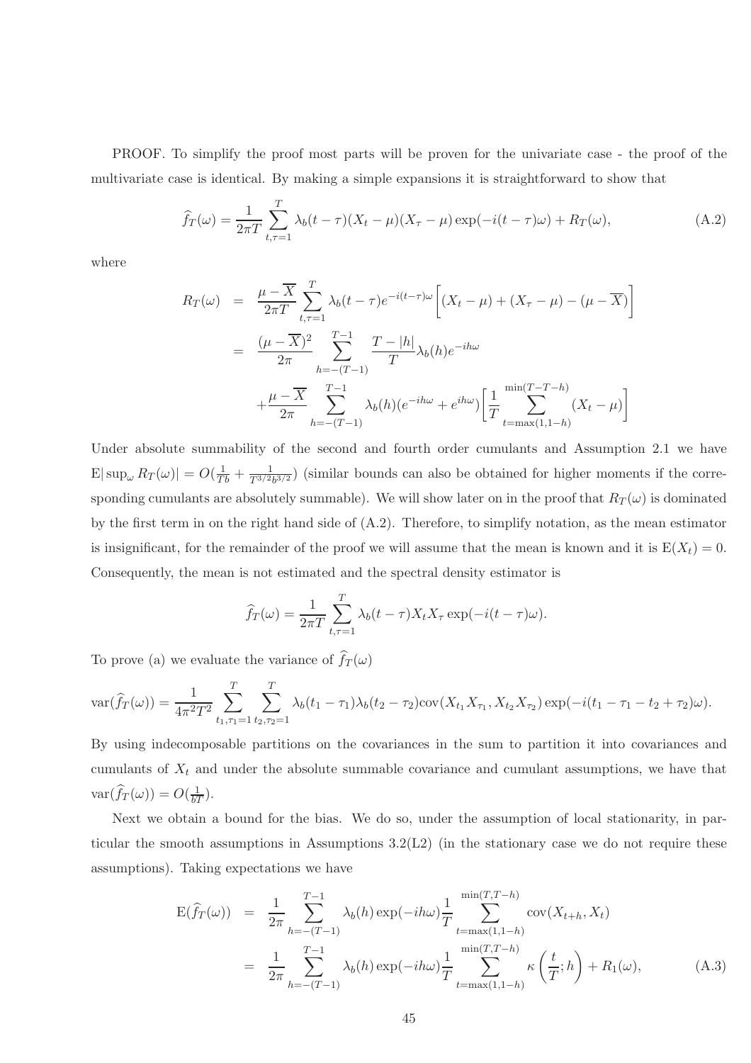PROOF. To simplify the proof most parts will be proven for the univariate case - the proof of the multivariate case is identical. By making a simple expansions it is straightforward to show that

$$\widehat{f}_T(\omega) = \frac{1}{2\pi T}\sum_{t,\tau=1}^{T}\lambda_b(t-\tau)(X_t-\mu)(X_\tau-\mu)\exp(-i(t-\tau)\omega) + R_T(\omega), \tag{A.2}$$

where

$$\begin{aligned}
R_T(\omega) &= \frac{\mu-\overline{X}}{2\pi T}\sum_{t,\tau=1}^{T}\lambda_b(t-\tau)e^{-i(t-\tau)\omega}\Big[(X_t-\mu)+(X_\tau-\mu)-(\mu-\overline{X})\Big] \\
&= \frac{(\mu-\overline{X})^2}{2\pi}\sum_{h=-(T-1)}^{T-1}\frac{T-|h|}{T}\lambda_b(h)e^{-ih\omega} \\
&\quad + \frac{\mu-\overline{X}}{2\pi}\sum_{h=-(T-1)}^{T-1}\lambda_b(h)(e^{-ih\omega}+e^{ih\omega})\Big[\frac{1}{T}\sum_{t=\max(1,1-h)}^{\min(T-T-h)}(X_t-\mu)\Big]
\end{aligned}$$

Under absolute summability of the second and fourth order cumulants and Assumption 2.1 we have $\mathrm{E}|\sup_\omega R_T(\omega)| = O(\frac{1}{Tb}+\frac{1}{T^{3/2}b^{3/2}})$ (similar bounds can also be obtained for higher moments if the corresponding cumulants are absolutely summable). We will show later on in the proof that $R_T(\omega)$ is dominated by the first term in on the right hand side of (A.2). Therefore, to simplify notation, as the mean estimator is insignificant, for the remainder of the proof we will assume that the mean is known and it is $\mathrm{E}(X_t)=0$. Consequently, the mean is not estimated and the spectral density estimator is

$$\widehat{f}_T(\omega) = \frac{1}{2\pi T}\sum_{t,\tau=1}^{T}\lambda_b(t-\tau)X_tX_\tau\exp(-i(t-\tau)\omega).$$

To prove (a) we evaluate the variance of $\widehat{f}_T(\omega)$

$$\mathrm{var}(\widehat{f}_T(\omega)) = \frac{1}{4\pi^2T^2}\sum_{t_1,\tau_1=1}^{T}\sum_{t_2,\tau_2=1}^{T}\lambda_b(t_1-\tau_1)\lambda_b(t_2-\tau_2)\mathrm{cov}(X_{t_1}X_{\tau_1},X_{t_2}X_{\tau_2})\exp(-i(t_1-\tau_1-t_2+\tau_2)\omega).$$

By using indecomposable partitions on the covariances in the sum to partition it into covariances and cumulants of $X_t$ and under the absolute summable covariance and cumulant assumptions, we have that $\mathrm{var}(\widehat{f}_T(\omega)) = O(\frac{1}{bT})$.

Next we obtain a bound for the bias. We do so, under the assumption of local stationarity, in particular the smooth assumptions in Assumptions 3.2(L2) (in the stationary case we do not require these assumptions). Taking expectations we have

$$\begin{aligned}
\mathrm{E}(\widehat{f}_T(\omega)) &= \frac{1}{2\pi}\sum_{h=-(T-1)}^{T-1}\lambda_b(h)\exp(-ih\omega)\frac{1}{T}\sum_{t=\max(1,1-h)}^{\min(T,T-h)}\mathrm{cov}(X_{t+h},X_t) \\
&= \frac{1}{2\pi}\sum_{h=-(T-1)}^{T-1}\lambda_b(h)\exp(-ih\omega)\frac{1}{T}\sum_{t=\max(1,1-h)}^{\min(T,T-h)}\kappa\left(\frac{t}{T};h\right) + R_1(\omega),
\end{aligned} \tag{A.3}$$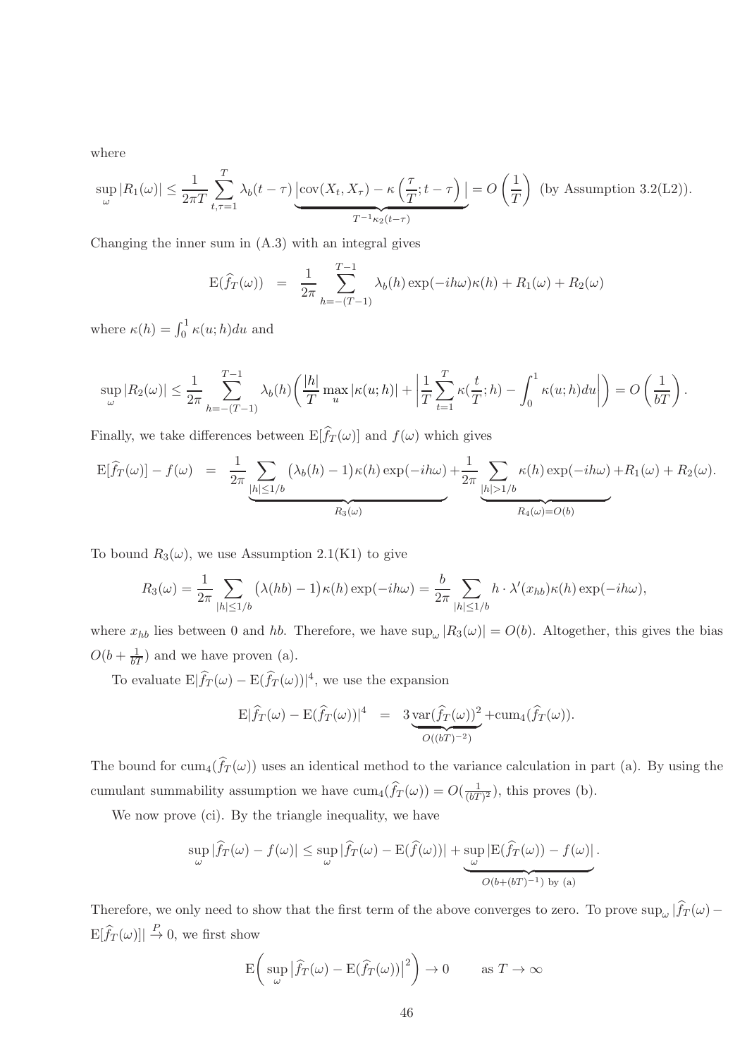where

$$\sup_{\omega}|R_1(\omega)| \leq \frac{1}{2\pi T}\sum_{t,\tau=1}^{T}\lambda_b(t-\tau)\underbrace{\left|\mathrm{cov}(X_t,X_\tau)-\kappa\left(\frac{\tau}{T};t-\tau\right)\right|}_{T^{-1}\kappa_2(t-\tau)} = O\left(\frac{1}{T}\right) \text{ (by Assumption 3.2(L2)).}$$

Changing the inner sum in (A.3) with an integral gives

$$\mathrm{E}(\widehat{f}_T(\omega)) \;=\; \frac{1}{2\pi}\sum_{h=-(T-1)}^{T-1}\lambda_b(h)\exp(-ih\omega)\kappa(h) + R_1(\omega) + R_2(\omega)$$

where $\kappa(h) = \int_0^1 \kappa(u;h)du$ and

$$\sup_{\omega}|R_2(\omega)| \leq \frac{1}{2\pi}\sum_{h=-(T-1)}^{T-1}\lambda_b(h)\bigg(\frac{|h|}{T}\max_{u}|\kappa(u;h)| + \left|\frac{1}{T}\sum_{t=1}^{T}\kappa(\frac{t}{T};h)-\int_0^1\kappa(u;h)du\right|\bigg) = O\left(\frac{1}{bT}\right).$$

Finally, we take differences between $\mathrm{E}[\widehat{f}_T(\omega)]$ and $f(\omega)$ which gives

$$\mathrm{E}[\widehat{f}_T(\omega)] - f(\omega) \;=\; \underbrace{\frac{1}{2\pi}\sum_{|h|\leq 1/b}\big(\lambda_b(h)-1\big)\kappa(h)\exp(-ih\omega)}_{R_3(\omega)} + \underbrace{\frac{1}{2\pi}\sum_{|h|>1/b}\kappa(h)\exp(-ih\omega)}_{R_4(\omega)=O(b)} + R_1(\omega)+R_2(\omega).$$

To bound $R_3(\omega)$, we use Assumption 2.1(K1) to give

$$R_3(\omega) = \frac{1}{2\pi}\sum_{|h|\leq 1/b}\big(\lambda(hb)-1\big)\kappa(h)\exp(-ih\omega) = \frac{b}{2\pi}\sum_{|h|\leq 1/b}h\cdot\lambda'(x_{hb})\kappa(h)\exp(-ih\omega),$$

where $x_{hb}$ lies between 0 and $hb$. Therefore, we have $\sup_{\omega}|R_3(\omega)| = O(b)$. Altogether, this gives the bias $O(b+\frac{1}{bT})$ and we have proven (a).

To evaluate $\mathrm{E}|\widehat{f}_T(\omega) - \mathrm{E}(\widehat{f}_T(\omega))|^4$, we use the expansion

$$\mathrm{E}|\widehat{f}_T(\omega) - \mathrm{E}(\widehat{f}_T(\omega))|^4 \;=\; 3\underbrace{\mathrm{var}(\widehat{f}_T(\omega))^2}_{O((bT)^{-2})} + \mathrm{cum}_4(\widehat{f}_T(\omega)).$$

The bound for $\mathrm{cum}_4(\widehat{f}_T(\omega))$ uses an identical method to the variance calculation in part (a). By using the cumulant summability assumption we have $\mathrm{cum}_4(\widehat{f}_T(\omega)) = O(\frac{1}{(bT)^2})$, this proves (b).

We now prove (ci). By the triangle inequality, we have

$$\sup_{\omega}|\widehat{f}_T(\omega) - f(\omega)| \leq \sup_{\omega}|\widehat{f}_T(\omega) - \mathrm{E}(\widehat{f}(\omega))| + \underbrace{\sup_{\omega}|\mathrm{E}(\widehat{f}_T(\omega)) - f(\omega)|}_{O(b+(bT)^{-1})\text{ by (a)}}.$$

Therefore, we only need to show that the first term of the above converges to zero. To prove $\sup_{\omega}|\widehat{f}_T(\omega) - \mathrm{E}[\widehat{f}_T(\omega)]| \xrightarrow{P} 0$, we first show

$$\mathrm{E}\bigg(\sup_{\omega}\big|\widehat{f}_T(\omega) - \mathrm{E}(\widehat{f}_T(\omega))\big|^2\bigg) \to 0 \qquad \text{as } T\to\infty$$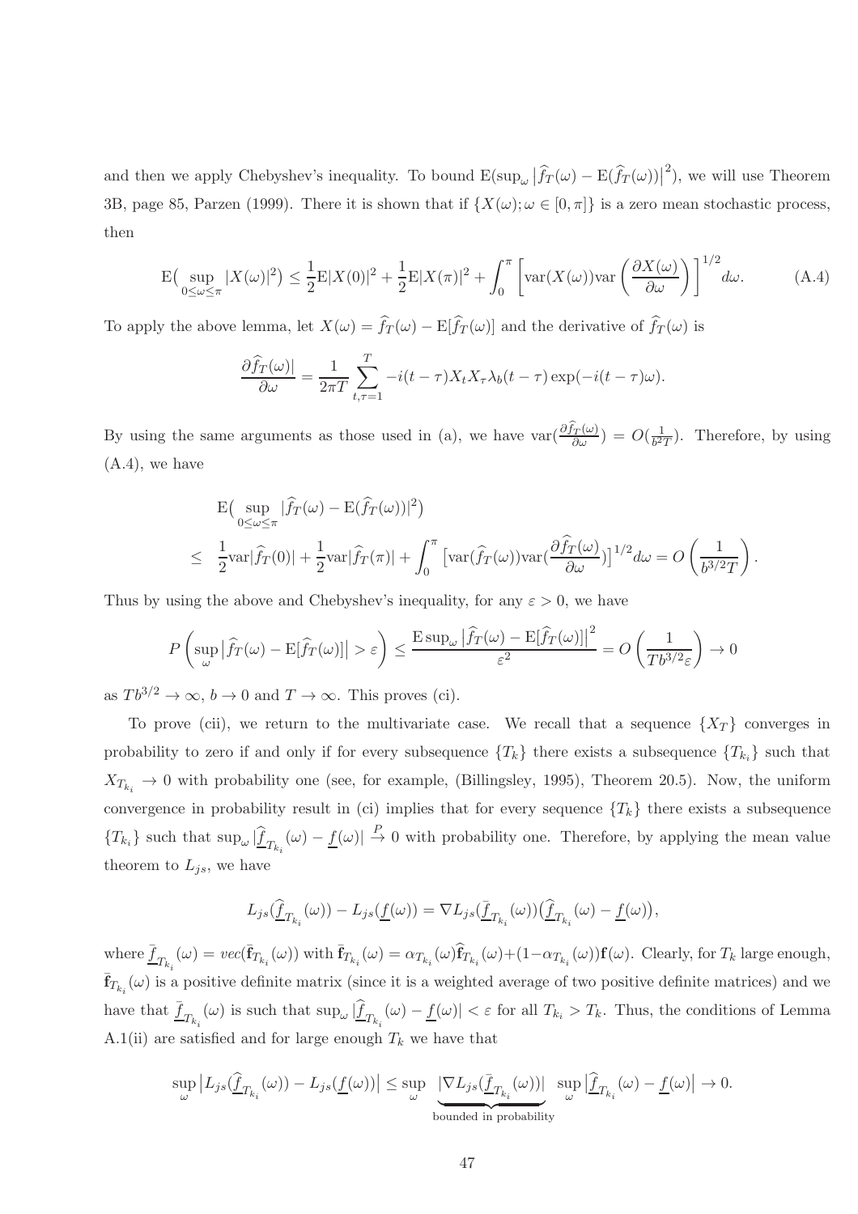and then we apply Chebyshev's inequality. To bound $\mathrm{E}(\sup_\omega |\widehat{f}_T(\omega) - \mathrm{E}(\widehat{f}_T(\omega))|^2)$, we will use Theorem 3B, page 85, Parzen (1999). There it is shown that if $\{X(\omega); \omega \in [0,\pi]\}$ is a zero mean stochastic process, then

$$\mathrm{E}\big(\sup_{0\leq\omega\leq\pi} |X(\omega)|^2\big) \leq \frac{1}{2}\mathrm{E}|X(0)|^2 + \frac{1}{2}\mathrm{E}|X(\pi)|^2 + \int_0^\pi \left[\mathrm{var}(X(\omega))\mathrm{var}\left(\frac{\partial X(\omega)}{\partial\omega}\right)\right]^{1/2} d\omega. \tag{A.4}$$

To apply the above lemma, let $X(\omega) = \widehat{f}_T(\omega) - \mathrm{E}[\widehat{f}_T(\omega)]$ and the derivative of $\widehat{f}_T(\omega)$ is

$$\frac{\partial \widehat{f}_T(\omega)|}{\partial\omega} = \frac{1}{2\pi T}\sum_{t,\tau=1}^{T} -i(t-\tau)X_t X_\tau \lambda_b(t-\tau)\exp(-i(t-\tau)\omega).$$

By using the same arguments as those used in (a), we have $\mathrm{var}(\frac{\partial \widehat{f}_T(\omega)}{\partial\omega}) = O(\frac{1}{b^2 T})$. Therefore, by using (A.4), we have

$$\begin{aligned}
&\mathrm{E}\big(\sup_{0\leq\omega\leq\pi}|\widehat{f}_T(\omega) - \mathrm{E}(\widehat{f}_T(\omega))|^2\big) \\
\leq\; & \frac{1}{2}\mathrm{var}|\widehat{f}_T(0)| + \frac{1}{2}\mathrm{var}|\widehat{f}_T(\pi)| + \int_0^\pi \big[\mathrm{var}(\widehat{f}_T(\omega))\mathrm{var}(\frac{\partial \widehat{f}_T(\omega)}{\partial\omega})\big]^{1/2} d\omega = O\left(\frac{1}{b^{3/2}T}\right).
\end{aligned}$$

Thus by using the above and Chebyshev's inequality, for any $\varepsilon > 0$, we have

$$P\left(\sup_\omega \big|\widehat{f}_T(\omega) - \mathrm{E}[\widehat{f}_T(\omega)]\big| > \varepsilon\right) \leq \frac{\mathrm{E}\sup_\omega \big|\widehat{f}_T(\omega) - \mathrm{E}[\widehat{f}_T(\omega)]\big|^2}{\varepsilon^2} = O\left(\frac{1}{Tb^{3/2}\varepsilon}\right) \to 0$$

as $Tb^{3/2} \to \infty$, $b \to 0$ and $T \to \infty$. This proves (ci).

To prove (cii), we return to the multivariate case. We recall that a sequence $\{X_T\}$ converges in probability to zero if and only if for every subsequence $\{T_k\}$ there exists a subsequence $\{T_{k_i}\}$ such that $X_{T_{k_i}} \to 0$ with probability one (see, for example, (Billingsley, 1995), Theorem 20.5). Now, the uniform convergence in probability result in (ci) implies that for every sequence $\{T_k\}$ there exists a subsequence $\{T_{k_i}\}$ such that $\sup_\omega |\underline{\widehat{f}}_{T_{k_i}}(\omega) - \underline{f}(\omega)| \stackrel{P}{\to} 0$ with probability one. Therefore, by applying the mean value theorem to $L_{js}$, we have

$$L_{js}(\underline{\widehat{f}}_{T_{k_i}}(\omega)) - L_{js}(\underline{f}(\omega)) = \nabla L_{js}(\underline{\bar{f}}_{T_{k_i}}(\omega))\big(\underline{\widehat{f}}_{T_{k_i}}(\omega) - \underline{f}(\omega)\big),$$

where $\underline{\bar{f}}_{T_{k_i}}(\omega) = vec(\bar{\mathbf{f}}_{T_{k_i}}(\omega))$ with $\bar{\mathbf{f}}_{T_{k_i}}(\omega) = \alpha_{T_{k_i}}(\omega)\widehat{\mathbf{f}}_{T_{k_i}}(\omega) + (1-\alpha_{T_{k_i}}(\omega))\mathbf{f}(\omega)$. Clearly, for $T_k$ large enough, $\bar{\mathbf{f}}_{T_{k_i}}(\omega)$ is a positive definite matrix (since it is a weighted average of two positive definite matrices) and we have that $\underline{\bar{f}}_{T_{k_i}}(\omega)$ is such that $\sup_\omega |\underline{\widehat{f}}_{T_{k_i}}(\omega) - \underline{f}(\omega)| < \varepsilon$ for all $T_{k_i} > T_k$. Thus, the conditions of Lemma A.1(ii) are satisfied and for large enough $T_k$ we have that

$$\sup_\omega \big|L_{js}(\underline{\widehat{f}}_{T_{k_i}}(\omega)) - L_{js}(\underline{f}(\omega))\big| \leq \sup_\omega \underbrace{|\nabla L_{js}(\underline{\bar{f}}_{T_{k_i}}(\omega))|}_{\text{bounded in probability}} \sup_\omega \big|\underline{\widehat{f}}_{T_{k_i}}(\omega) - \underline{f}(\omega)\big| \to 0.$$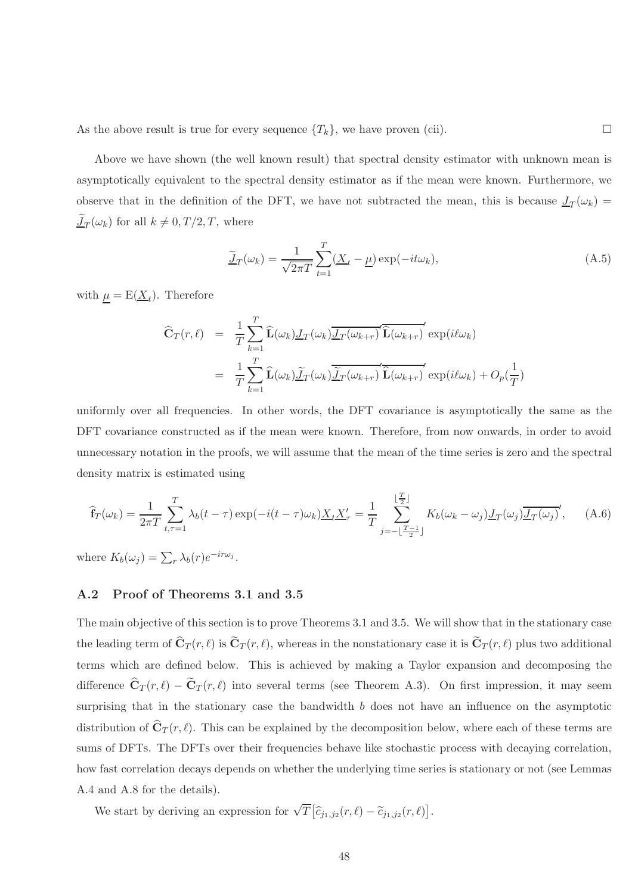As the above result is true for every sequence $\{T_k\}$, we have proven (cii). $\square$

Above we have shown (the well known result) that spectral density estimator with unknown mean is asymptotically equivalent to the spectral density estimator as if the mean were known. Furthermore, we observe that in the definition of the DFT, we have not subtracted the mean, this is because $\underline{J}_T(\omega_k) = \underline{\widetilde{J}}_T(\omega_k)$ for all $k \neq 0, T/2, T$, where

$$\underline{\widetilde{J}}_T(\omega_k) = \frac{1}{\sqrt{2\pi T}} \sum_{t=1}^{T} (\underline{X}_t - \underline{\mu}) \exp(-it\omega_k), \tag{A.5}$$

with $\underline{\mu} = \mathrm{E}(\underline{X}_t)$. Therefore

$$\begin{aligned}
\widehat{\mathbf{C}}_T(r,\ell) &= \frac{1}{T}\sum_{k=1}^{T} \widehat{\mathbf{L}}(\omega_k)\underline{J}_T(\omega_k)\overline{\underline{J}_T(\omega_{k+r})}'\overline{\widehat{\mathbf{L}}(\omega_{k+r})}' \exp(i\ell\omega_k) \\
&= \frac{1}{T}\sum_{k=1}^{T} \widehat{\mathbf{L}}(\omega_k)\underline{\widetilde{J}}_T(\omega_k)\overline{\underline{\widetilde{J}}_T(\omega_{k+r})}'\overline{\widehat{\mathbf{L}}(\omega_{k+r})}' \exp(i\ell\omega_k) + O_p(\frac{1}{T})
\end{aligned}$$

uniformly over all frequencies. In other words, the DFT covariance is asymptotically the same as the DFT covariance constructed as if the mean were known. Therefore, from now onwards, in order to avoid unnecessary notation in the proofs, we will assume that the mean of the time series is zero and the spectral density matrix is estimated using

$$\widehat{\mathbf{f}}_T(\omega_k) = \frac{1}{2\pi T}\sum_{t,\tau=1}^{T} \lambda_b(t-\tau)\exp(-i(t-\tau)\omega_k)\underline{X}_t\underline{X}_\tau' = \frac{1}{T}\sum_{j=-\lfloor\frac{T-1}{2}\rfloor}^{\lfloor\frac{T}{2}\rfloor} K_b(\omega_k-\omega_j)\underline{J}_T(\omega_j)\overline{\underline{J}_T(\omega_j)}', \tag{A.6}$$

where $K_b(\omega_j) = \sum_r \lambda_b(r)e^{-ir\omega_j}$.

### A.2 Proof of Theorems 3.1 and 3.5

The main objective of this section is to prove Theorems 3.1 and 3.5. We will show that in the stationary case the leading term of $\widehat{\mathbf{C}}_T(r,\ell)$ is $\widetilde{\mathbf{C}}_T(r,\ell)$, whereas in the nonstationary case it is $\widetilde{\mathbf{C}}_T(r,\ell)$ plus two additional terms which are defined below. This is achieved by making a Taylor expansion and decomposing the difference $\widehat{\mathbf{C}}_T(r,\ell) - \widetilde{\mathbf{C}}_T(r,\ell)$ into several terms (see Theorem A.3). On first impression, it may seem surprising that in the stationary case the bandwidth $b$ does not have an influence on the asymptotic distribution of $\widehat{\mathbf{C}}_T(r,\ell)$. This can be explained by the decomposition below, where each of these terms are sums of DFTs. The DFTs over their frequencies behave like stochastic process with decaying correlation, how fast correlation decays depends on whether the underlying time series is stationary or not (see Lemmas A.4 and A.8 for the details).

We start by deriving an expression for $\sqrt{T}\big[\widehat{c}_{j_1,j_2}(r,\ell) - \widetilde{c}_{j_1,j_2}(r,\ell)\big]$.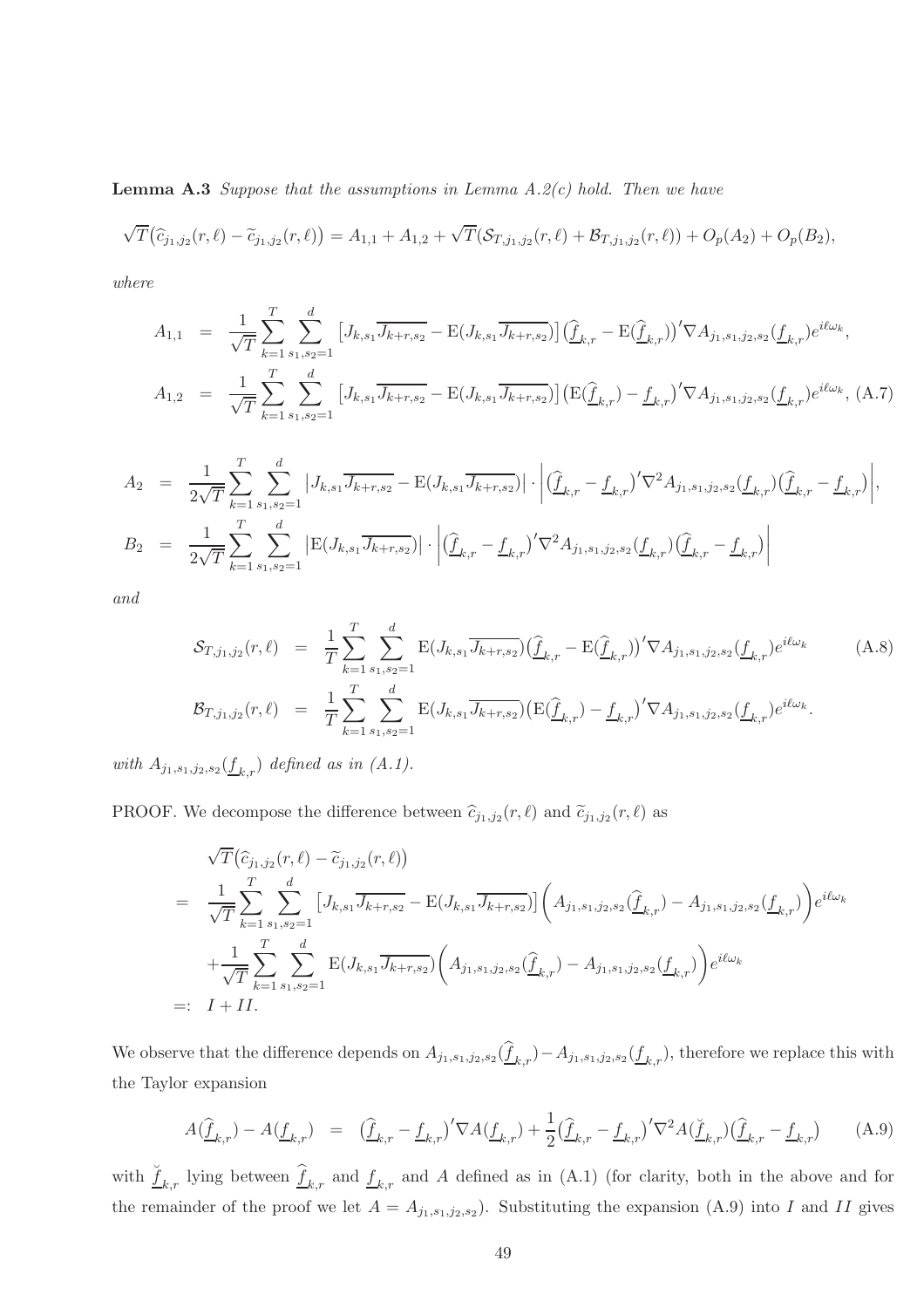**Lemma A.3** *Suppose that the assumptions in Lemma A.2(c) hold. Then we have*

$$\sqrt{T}\big(\widehat{c}_{j_1,j_2}(r,\ell) - \widetilde{c}_{j_1,j_2}(r,\ell)\big) = A_{1,1} + A_{1,2} + \sqrt{T}(\mathcal{S}_{T,j_1,j_2}(r,\ell) + \mathcal{B}_{T,j_1,j_2}(r,\ell)) + O_p(A_2) + O_p(B_2),$$

*where*

$$A_{1,1} = \frac{1}{\sqrt{T}}\sum_{k=1}^{T}\sum_{s_1,s_2=1}^{d}\big[J_{k,s_1}\overline{J_{k+r,s_2}} - \mathrm{E}(J_{k,s_1}\overline{J_{k+r,s_2}})\big]\big(\widehat{\underline{f}}_{k,r} - \mathrm{E}(\widehat{\underline{f}}_{k,r})\big)'\nabla A_{j_1,s_1,j_2,s_2}(\underline{f}_{k,r})e^{i\ell\omega_k},$$

$$A_{1,2} = \frac{1}{\sqrt{T}}\sum_{k=1}^{T}\sum_{s_1,s_2=1}^{d}\big[J_{k,s_1}\overline{J_{k+r,s_2}} - \mathrm{E}(J_{k,s_1}\overline{J_{k+r,s_2}})\big]\big(\mathrm{E}(\widehat{\underline{f}}_{k,r}) - \underline{f}_{k,r}\big)'\nabla A_{j_1,s_1,j_2,s_2}(\underline{f}_{k,r})e^{i\ell\omega_k}, \quad \text{(A.7)}$$

$$A_2 = \frac{1}{2\sqrt{T}}\sum_{k=1}^{T}\sum_{s_1,s_2=1}^{d}\big|J_{k,s_1}\overline{J_{k+r,s_2}} - \mathrm{E}(J_{k,s_1}\overline{J_{k+r,s_2}})\big| \cdot \Big|\big(\widehat{\underline{f}}_{k,r} - \underline{f}_{k,r}\big)'\nabla^2 A_{j_1,s_1,j_2,s_2}(\underline{f}_{k,r})\big(\widehat{\underline{f}}_{k,r} - \underline{f}_{k,r}\big)\Big|,$$

$$B_2 = \frac{1}{2\sqrt{T}}\sum_{k=1}^{T}\sum_{s_1,s_2=1}^{d}\big|\mathrm{E}(J_{k,s_1}\overline{J_{k+r,s_2}})\big| \cdot \Big|\big(\widehat{\underline{f}}_{k,r} - \underline{f}_{k,r}\big)'\nabla^2 A_{j_1,s_1,j_2,s_2}(\underline{f}_{k,r})\big(\widehat{\underline{f}}_{k,r} - \underline{f}_{k,r}\big)\Big|$$

*and*

$$\mathcal{S}_{T,j_1,j_2}(r,\ell) = \frac{1}{T}\sum_{k=1}^{T}\sum_{s_1,s_2=1}^{d}\mathrm{E}(J_{k,s_1}\overline{J_{k+r,s_2}})\big(\widehat{\underline{f}}_{k,r} - \mathrm{E}(\widehat{\underline{f}}_{k,r})\big)'\nabla A_{j_1,s_1,j_2,s_2}(\underline{f}_{k,r})e^{i\ell\omega_k} \quad \text{(A.8)}$$

$$\mathcal{B}_{T,j_1,j_2}(r,\ell) = \frac{1}{T}\sum_{k=1}^{T}\sum_{s_1,s_2=1}^{d}\mathrm{E}(J_{k,s_1}\overline{J_{k+r,s_2}})\big(\mathrm{E}(\widehat{\underline{f}}_{k,r}) - \underline{f}_{k,r}\big)'\nabla A_{j_1,s_1,j_2,s_2}(\underline{f}_{k,r})e^{i\ell\omega_k}.$$

*with* $A_{j_1,s_1,j_2,s_2}(\underline{f}_{k,r})$ *defined as in (A.1).*

PROOF. We decompose the difference between $\widehat{c}_{j_1,j_2}(r,\ell)$ and $\widetilde{c}_{j_1,j_2}(r,\ell)$ as

$$\begin{aligned}
&\sqrt{T}\big(\widehat{c}_{j_1,j_2}(r,\ell) - \widetilde{c}_{j_1,j_2}(r,\ell)\big) \\
=\; & \frac{1}{\sqrt{T}}\sum_{k=1}^{T}\sum_{s_1,s_2=1}^{d}\big[J_{k,s_1}\overline{J_{k+r,s_2}} - \mathrm{E}(J_{k,s_1}\overline{J_{k+r,s_2}})\big]\bigg(A_{j_1,s_1,j_2,s_2}(\widehat{\underline{f}}_{k,r}) - A_{j_1,s_1,j_2,s_2}(\underline{f}_{k,r})\bigg)e^{i\ell\omega_k} \\
& + \frac{1}{\sqrt{T}}\sum_{k=1}^{T}\sum_{s_1,s_2=1}^{d}\mathrm{E}(J_{k,s_1}\overline{J_{k+r,s_2}})\bigg(A_{j_1,s_1,j_2,s_2}(\widehat{\underline{f}}_{k,r}) - A_{j_1,s_1,j_2,s_2}(\underline{f}_{k,r})\bigg)e^{i\ell\omega_k} \\
=:\; & I + II.
\end{aligned}$$

We observe that the difference depends on $A_{j_1,s_1,j_2,s_2}(\widehat{\underline{f}}_{k,r}) - A_{j_1,s_1,j_2,s_2}(\underline{f}_{k,r})$, therefore we replace this with the Taylor expansion

$$A(\widehat{\underline{f}}_{k,r}) - A(\underline{f}_{k,r}) = \big(\widehat{\underline{f}}_{k,r} - \underline{f}_{k,r}\big)'\nabla A(\underline{f}_{k,r}) + \frac{1}{2}\big(\widehat{\underline{f}}_{k,r} - \underline{f}_{k,r}\big)'\nabla^2 A(\breve{\underline{f}}_{k,r})\big(\widehat{\underline{f}}_{k,r} - \underline{f}_{k,r}\big) \quad \text{(A.9)}$$

with $\breve{\underline{f}}_{k,r}$ lying between $\widehat{\underline{f}}_{k,r}$ and $\underline{f}_{k,r}$ and $A$ defined as in (A.1) (for clarity, both in the above and for the remainder of the proof we let $A = A_{j_1,s_1,j_2,s_2}$). Substituting the expansion (A.9) into $I$ and $II$ gives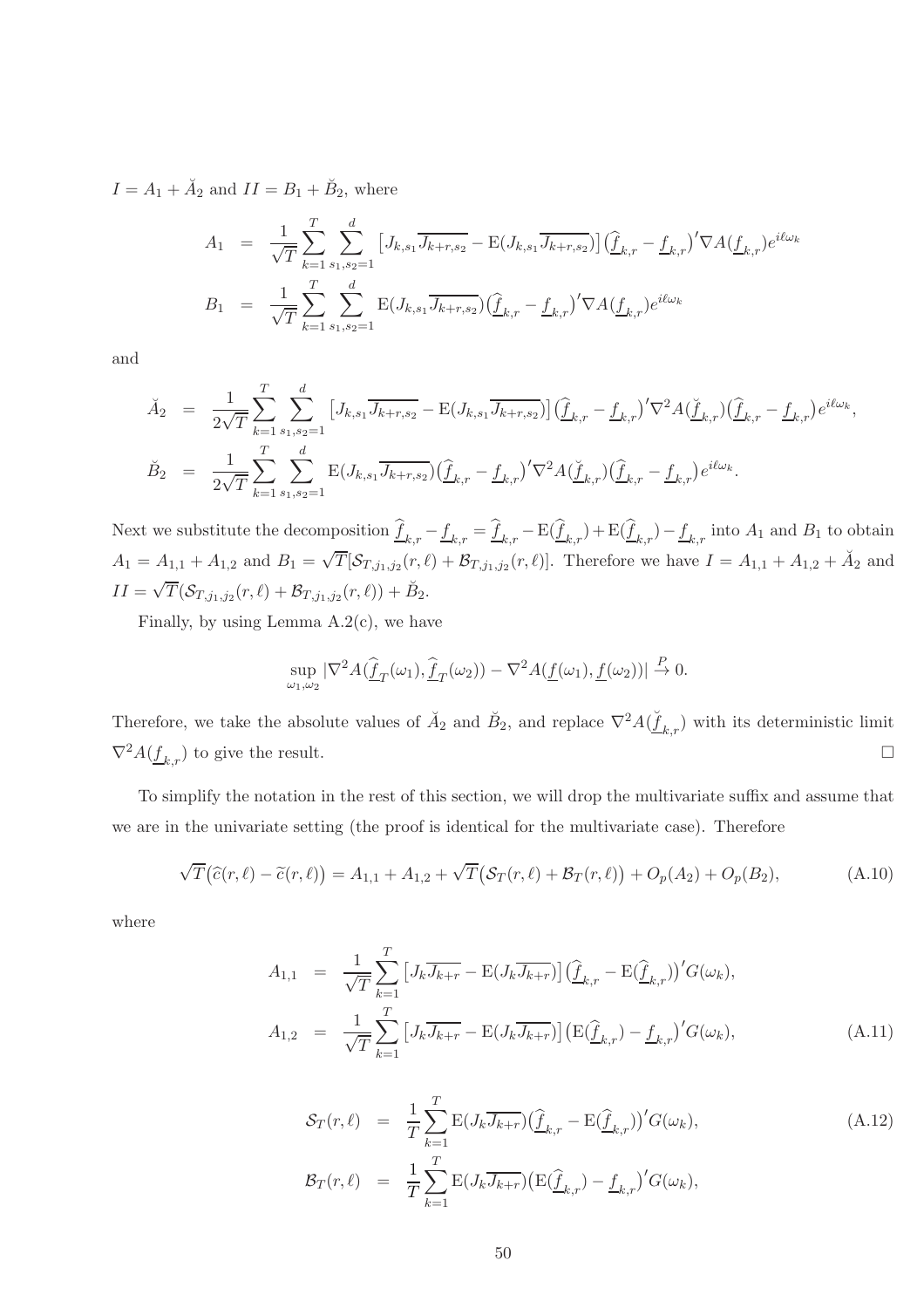$I = A_1 + \breve{A}_2$ and $II = B_1 + \breve{B}_2$, where

$$
\begin{aligned}
A_1 &= \frac{1}{\sqrt{T}} \sum_{k=1}^{T} \sum_{s_1,s_2=1}^{d} \left[J_{k,s_1}\overline{J_{k+r,s_2}} - \mathrm{E}(J_{k,s_1}\overline{J_{k+r,s_2}})\right] \big(\widehat{\underline{f}}_{k,r} - \underline{f}_{k,r}\big)' \nabla A(\underline{f}_{k,r}) e^{i\ell\omega_k} \\
B_1 &= \frac{1}{\sqrt{T}} \sum_{k=1}^{T} \sum_{s_1,s_2=1}^{d} \mathrm{E}(J_{k,s_1}\overline{J_{k+r,s_2}}) \big(\widehat{\underline{f}}_{k,r} - \underline{f}_{k,r}\big)' \nabla A(\underline{f}_{k,r}) e^{i\ell\omega_k}
\end{aligned}
$$

and

$$
\begin{aligned}
\breve{A}_2 &= \frac{1}{2\sqrt{T}} \sum_{k=1}^{T} \sum_{s_1,s_2=1}^{d} \left[J_{k,s_1}\overline{J_{k+r,s_2}} - \mathrm{E}(J_{k,s_1}\overline{J_{k+r,s_2}})\right] \big(\widehat{\underline{f}}_{k,r} - \underline{f}_{k,r}\big)' \nabla^2 A(\breve{\underline{f}}_{k,r}) \big(\widehat{\underline{f}}_{k,r} - \underline{f}_{k,r}\big) e^{i\ell\omega_k}, \\
\breve{B}_2 &= \frac{1}{2\sqrt{T}} \sum_{k=1}^{T} \sum_{s_1,s_2=1}^{d} \mathrm{E}(J_{k,s_1}\overline{J_{k+r,s_2}}) \big(\widehat{\underline{f}}_{k,r} - \underline{f}_{k,r}\big)' \nabla^2 A(\breve{\underline{f}}_{k,r}) \big(\widehat{\underline{f}}_{k,r} - \underline{f}_{k,r}\big) e^{i\ell\omega_k}.
\end{aligned}
$$

Next we substitute the decomposition $\widehat{\underline{f}}_{k,r} - \underline{f}_{k,r} = \widehat{\underline{f}}_{k,r} - \mathrm{E}(\widehat{\underline{f}}_{k,r}) + \mathrm{E}(\widehat{\underline{f}}_{k,r}) - \underline{f}_{k,r}$ into $A_1$ and $B_1$ to obtain $A_1 = A_{1,1} + A_{1,2}$ and $B_1 = \sqrt{T}[\mathcal{S}_{T,j_1,j_2}(r,\ell) + \mathcal{B}_{T,j_1,j_2}(r,\ell)]$. Therefore we have $I = A_{1,1} + A_{1,2} + \breve{A}_2$ and $II = \sqrt{T}(\mathcal{S}_{T,j_1,j_2}(r,\ell) + \mathcal{B}_{T,j_1,j_2}(r,\ell)) + \breve{B}_2$.

Finally, by using Lemma A.2(c), we have

$$
\sup_{\omega_1,\omega_2} |\nabla^2 A(\widehat{\underline{f}}_T(\omega_1), \widehat{\underline{f}}_T(\omega_2)) - \nabla^2 A(\underline{f}(\omega_1), \underline{f}(\omega_2))| \xrightarrow{P} 0.
$$

Therefore, we take the absolute values of $\breve{A}_2$ and $\breve{B}_2$, and replace $\nabla^2 A(\breve{\underline{f}}_{k,r})$ with its deterministic limit $\nabla^2 A(\underline{f}_{k,r})$ to give the result. $\square$

To simplify the notation in the rest of this section, we will drop the multivariate suffix and assume that we are in the univariate setting (the proof is identical for the multivariate case). Therefore

$$
\sqrt{T}\big(\widehat{c}(r,\ell) - \widetilde{c}(r,\ell)\big) = A_{1,1} + A_{1,2} + \sqrt{T}\big(\mathcal{S}_T(r,\ell) + \mathcal{B}_T(r,\ell)\big) + O_p(A_2) + O_p(B_2), \tag{A.10}
$$

where

$$
\begin{aligned}
A_{1,1} &= \frac{1}{\sqrt{T}} \sum_{k=1}^{T} \left[J_k\overline{J_{k+r}} - \mathrm{E}(J_k\overline{J_{k+r}})\right] \big(\widehat{\underline{f}}_{k,r} - \mathrm{E}(\widehat{\underline{f}}_{k,r})\big)' G(\omega_k), \\
A_{1,2} &= \frac{1}{\sqrt{T}} \sum_{k=1}^{T} \left[J_k\overline{J_{k+r}} - \mathrm{E}(J_k\overline{J_{k+r}})\right] \big(\mathrm{E}(\widehat{\underline{f}}_{k,r}) - \underline{f}_{k,r}\big)' G(\omega_k),
\end{aligned} \tag{A.11}
$$

$$
\begin{aligned}
\mathcal{S}_T(r,\ell) &= \frac{1}{T} \sum_{k=1}^{T} \mathrm{E}(J_k\overline{J_{k+r}}) \big(\widehat{\underline{f}}_{k,r} - \mathrm{E}(\widehat{\underline{f}}_{k,r})\big)' G(\omega_k), \\
\mathcal{B}_T(r,\ell) &= \frac{1}{T} \sum_{k=1}^{T} \mathrm{E}(J_k\overline{J_{k+r}}) \big(\mathrm{E}(\widehat{\underline{f}}_{k,r}) - \underline{f}_{k,r}\big)' G(\omega_k),
\end{aligned} \tag{A.12}
$$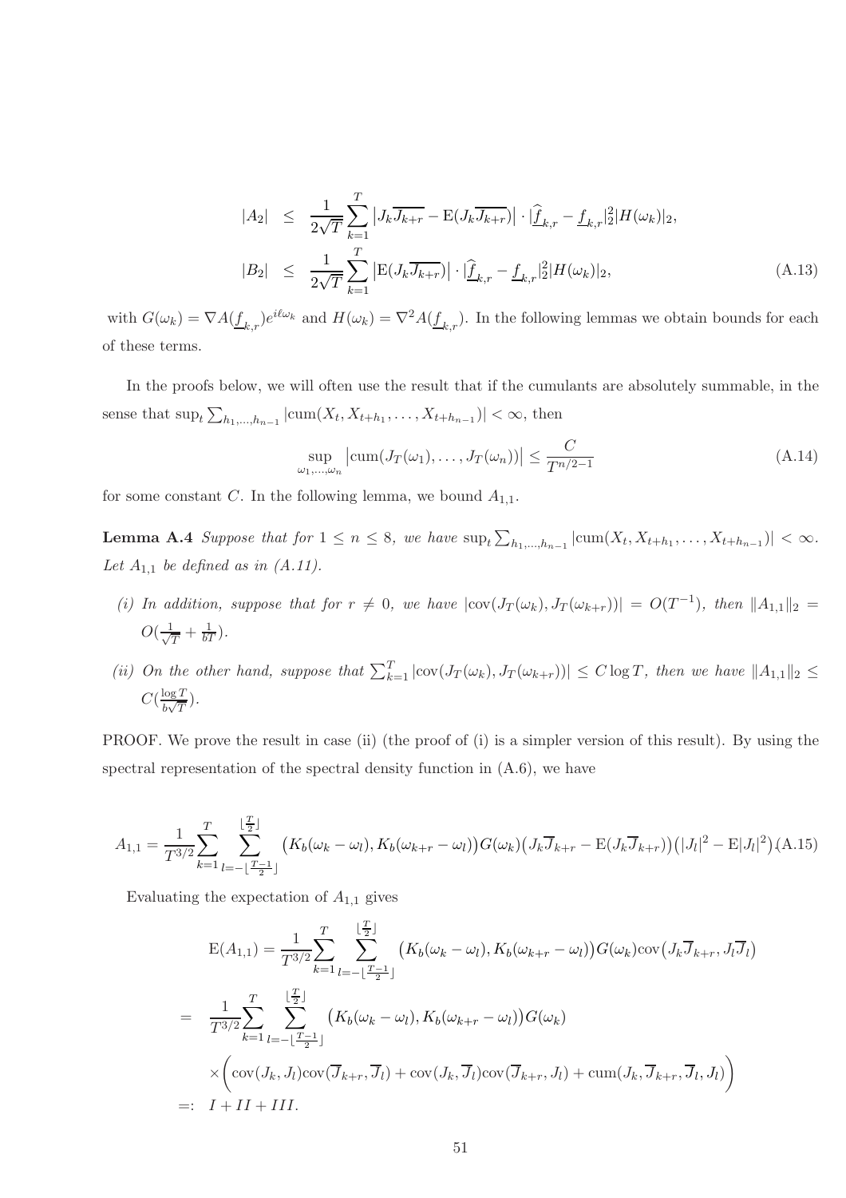$$
\begin{aligned}
|A_2| &\leq \frac{1}{2\sqrt{T}} \sum_{k=1}^{T} \left| J_k \overline{J_{k+r}} - \mathrm{E}(J_k \overline{J_{k+r}}) \right| \cdot |\widehat{\underline{f}}_{k,r} - \underline{f}_{k,r}|_2^2 |H(\omega_k)|_2, \\
|B_2| &\leq \frac{1}{2\sqrt{T}} \sum_{k=1}^{T} \left| \mathrm{E}(J_k \overline{J_{k+r}}) \right| \cdot |\widehat{\underline{f}}_{k,r} - \underline{f}_{k,r}|_2^2 |H(\omega_k)|_2, \qquad \text{(A.13)}
\end{aligned}
$$

with $G(\omega_k) = \nabla A(\underline{f}_{k,r}) e^{i\ell\omega_k}$ and $H(\omega_k) = \nabla^2 A(\underline{f}_{k,r})$. In the following lemmas we obtain bounds for each of these terms.

In the proofs below, we will often use the result that if the cumulants are absolutely summable, in the sense that $\sup_t \sum_{h_1,\ldots,h_{n-1}} |\mathrm{cum}(X_t, X_{t+h_1}, \ldots, X_{t+h_{n-1}})| < \infty$, then

$$
\sup_{\omega_1,\ldots,\omega_n} \left| \mathrm{cum}(J_T(\omega_1), \ldots, J_T(\omega_n)) \right| \leq \frac{C}{T^{n/2-1}} \qquad \text{(A.14)}
$$

for some constant $C$. In the following lemma, we bound $A_{1,1}$.

**Lemma A.4** *Suppose that for $1 \leq n \leq 8$, we have $\sup_t \sum_{h_1,\ldots,h_{n-1}} |\mathrm{cum}(X_t, X_{t+h_1}, \ldots, X_{t+h_{n-1}})| < \infty$. Let $A_{1,1}$ be defined as in (A.11).*

- *(i) In addition, suppose that for $r \neq 0$, we have $|\mathrm{cov}(J_T(\omega_k), J_T(\omega_{k+r}))| = O(T^{-1})$, then $\|A_{1,1}\|_2 = O(\frac{1}{\sqrt{T}} + \frac{1}{bT})$.*
- *(ii) On the other hand, suppose that $\sum_{k=1}^{T} |\mathrm{cov}(J_T(\omega_k), J_T(\omega_{k+r}))| \leq C \log T$, then we have $\|A_{1,1}\|_2 \leq C(\frac{\log T}{b\sqrt{T}})$.*

PROOF. We prove the result in case (ii) (the proof of (i) is a simpler version of this result). By using the spectral representation of the spectral density function in (A.6), we have

$$
A_{1,1} = \frac{1}{T^{3/2}} \sum_{k=1}^{T} \sum_{l=-\lfloor \frac{T-1}{2} \rfloor}^{\lfloor \frac{T}{2} \rfloor} \big(K_b(\omega_k - \omega_l), K_b(\omega_{k+r} - \omega_l)\big) G(\omega_k) \big(J_k \overline{J}_{k+r} - \mathrm{E}(J_k \overline{J}_{k+r})\big)\big(|J_l|^2 - \mathrm{E}|J_l|^2\big). \qquad \text{(A.15)}
$$

Evaluating the expectation of $A_{1,1}$ gives

$$
\begin{aligned}
\mathrm{E}(A_{1,1}) &= \frac{1}{T^{3/2}} \sum_{k=1}^{T} \sum_{l=-\lfloor \frac{T-1}{2} \rfloor}^{\lfloor \frac{T}{2} \rfloor} \big(K_b(\omega_k - \omega_l), K_b(\omega_{k+r} - \omega_l)\big) G(\omega_k) \mathrm{cov}\big(J_k \overline{J}_{k+r}, J_l \overline{J}_l\big) \\
&= \frac{1}{T^{3/2}} \sum_{k=1}^{T} \sum_{l=-\lfloor \frac{T-1}{2} \rfloor}^{\lfloor \frac{T}{2} \rfloor} \big(K_b(\omega_k - \omega_l), K_b(\omega_{k+r} - \omega_l)\big) G(\omega_k) \\
&\quad \times \Big( \mathrm{cov}(J_k, J_l)\mathrm{cov}(\overline{J}_{k+r}, \overline{J}_l) + \mathrm{cov}(J_k, \overline{J}_l)\mathrm{cov}(\overline{J}_{k+r}, J_l) + \mathrm{cum}(J_k, \overline{J}_{k+r}, \overline{J}_l, J_l) \Big) \\
&=: I + II + III.
\end{aligned}
$$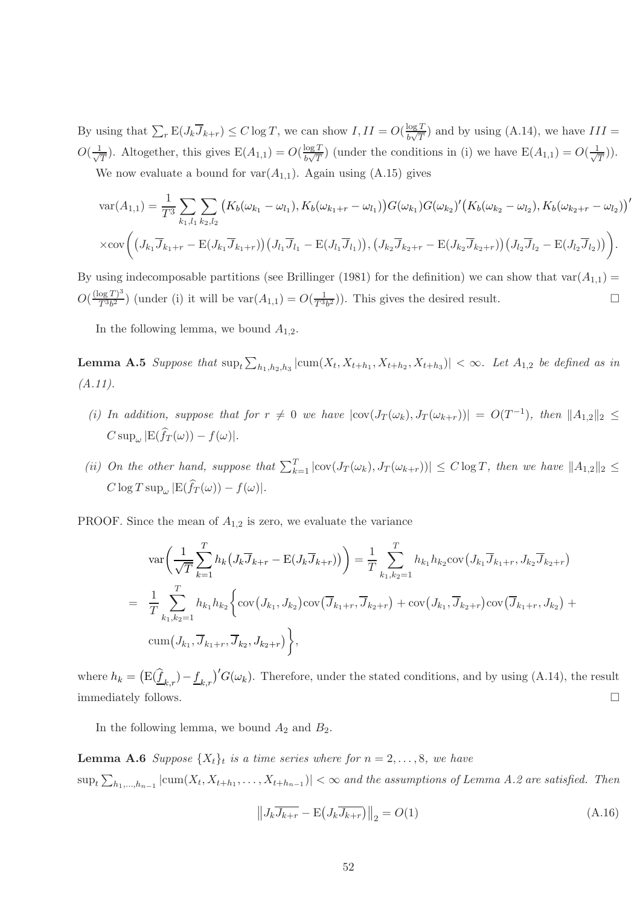By using that $\sum_r \mathrm{E}(J_k\overline{J}_{k+r}) \leq C\log T$, we can show $I, II = O(\frac{\log T}{b\sqrt{T}})$ and by using (A.14), we have $III = O(\frac{1}{\sqrt{T}})$. Altogether, this gives $\mathrm{E}(A_{1,1}) = O(\frac{\log T}{b\sqrt{T}})$ (under the conditions in (i) we have $\mathrm{E}(A_{1,1}) = O(\frac{1}{\sqrt{T}})$).

We now evaluate a bound for $\mathrm{var}(A_{1,1})$. Again using (A.15) gives

$$
\mathrm{var}(A_{1,1}) = \frac{1}{T^3}\sum_{k_1,l_1}\sum_{k_2,l_2}\big(K_b(\omega_{k_1}-\omega_{l_1}),K_b(\omega_{k_1+r}-\omega_{l_1})\big)G(\omega_{k_1})G(\omega_{k_2})'\big(K_b(\omega_{k_2}-\omega_{l_2}),K_b(\omega_{k_2+r}-\omega_{l_2})\big)'
$$
$$
\times\mathrm{cov}\bigg(\big(J_{k_1}\overline{J}_{k_1+r}-\mathrm{E}(J_{k_1}\overline{J}_{k_1+r})\big)\big(J_{l_1}\overline{J}_{l_1}-\mathrm{E}(J_{l_1}\overline{J}_{l_1})\big),\big(J_{k_2}\overline{J}_{k_2+r}-\mathrm{E}(J_{k_2}\overline{J}_{k_2+r})\big)\big(J_{l_2}\overline{J}_{l_2}-\mathrm{E}(J_{l_2}\overline{J}_{l_2})\big)\bigg).
$$

By using indecomposable partitions (see Brillinger (1981) for the definition) we can show that $\mathrm{var}(A_{1,1}) = O(\frac{(\log T)^3}{T^3b^2})$ (under (i) it will be $\mathrm{var}(A_{1,1}) = O(\frac{1}{T^3b^2})$). This gives the desired result. $\square$

In the following lemma, we bound $A_{1,2}$.

**Lemma A.5** *Suppose that* $\sup_t\sum_{h_1,h_2,h_3}|\mathrm{cum}(X_t,X_{t+h_1},X_{t+h_2},X_{t+h_3})| < \infty$. *Let* $A_{1,2}$ *be defined as in (A.11).*

*(i) In addition, suppose that for* $r \neq 0$ *we have* $|\mathrm{cov}(J_T(\omega_k),J_T(\omega_{k+r}))| = O(T^{-1})$, *then* $\|A_{1,2}\|_2 \leq C\sup_\omega|\mathrm{E}(\widehat{f}_T(\omega))-f(\omega)|$.

*(ii) On the other hand, suppose that* $\sum_{k=1}^T|\mathrm{cov}(J_T(\omega_k),J_T(\omega_{k+r}))| \leq C\log T$, *then we have* $\|A_{1,2}\|_2 \leq C\log T\sup_\omega|\mathrm{E}(\widehat{f}_T(\omega))-f(\omega)|$.

PROOF. Since the mean of $A_{1,2}$ is zero, we evaluate the variance

$$
\mathrm{var}\bigg(\frac{1}{\sqrt{T}}\sum_{k=1}^T h_k\big(J_k\overline{J}_{k+r}-\mathrm{E}(J_k\overline{J}_{k+r})\big)\bigg) = \frac{1}{T}\sum_{k_1,k_2=1}^T h_{k_1}h_{k_2}\mathrm{cov}\big(J_{k_1}\overline{J}_{k_1+r},J_{k_2}\overline{J}_{k_2+r}\big)
$$
$$
= \frac{1}{T}\sum_{k_1,k_2=1}^T h_{k_1}h_{k_2}\bigg\{\mathrm{cov}\big(J_{k_1},J_{k_2}\big)\mathrm{cov}\big(\overline{J}_{k_1+r},\overline{J}_{k_2+r}\big)+\mathrm{cov}\big(J_{k_1},\overline{J}_{k_2+r}\big)\mathrm{cov}\big(\overline{J}_{k_1+r},J_{k_2}\big)+
$$
$$
\mathrm{cum}\big(J_{k_1},\overline{J}_{k_1+r},\overline{J}_{k_2},J_{k_2+r}\big)\bigg\},
$$

where $h_k = \big(\mathrm{E}(\widehat{\underline{f}}_{k,r})-\underline{f}_{k,r}\big)'G(\omega_k)$. Therefore, under the stated conditions, and by using (A.14), the result immediately follows. $\square$

In the following lemma, we bound $A_2$ and $B_2$.

**Lemma A.6** *Suppose* $\{X_t\}_t$ *is a time series where for* $n = 2,\ldots,8$, *we have* $\sup_t\sum_{h_1,\ldots,h_{n-1}}|\mathrm{cum}(X_t,X_{t+h_1},\ldots,X_{t+h_{n-1}})| < \infty$ *and the assumptions of Lemma A.2 are satisfied. Then*

$$
\big\|J_k\overline{J_{k+r}}-\mathrm{E}\big(J_k\overline{J_{k+r}}\big)\big\|_2 = O(1) \tag{A.16}
$$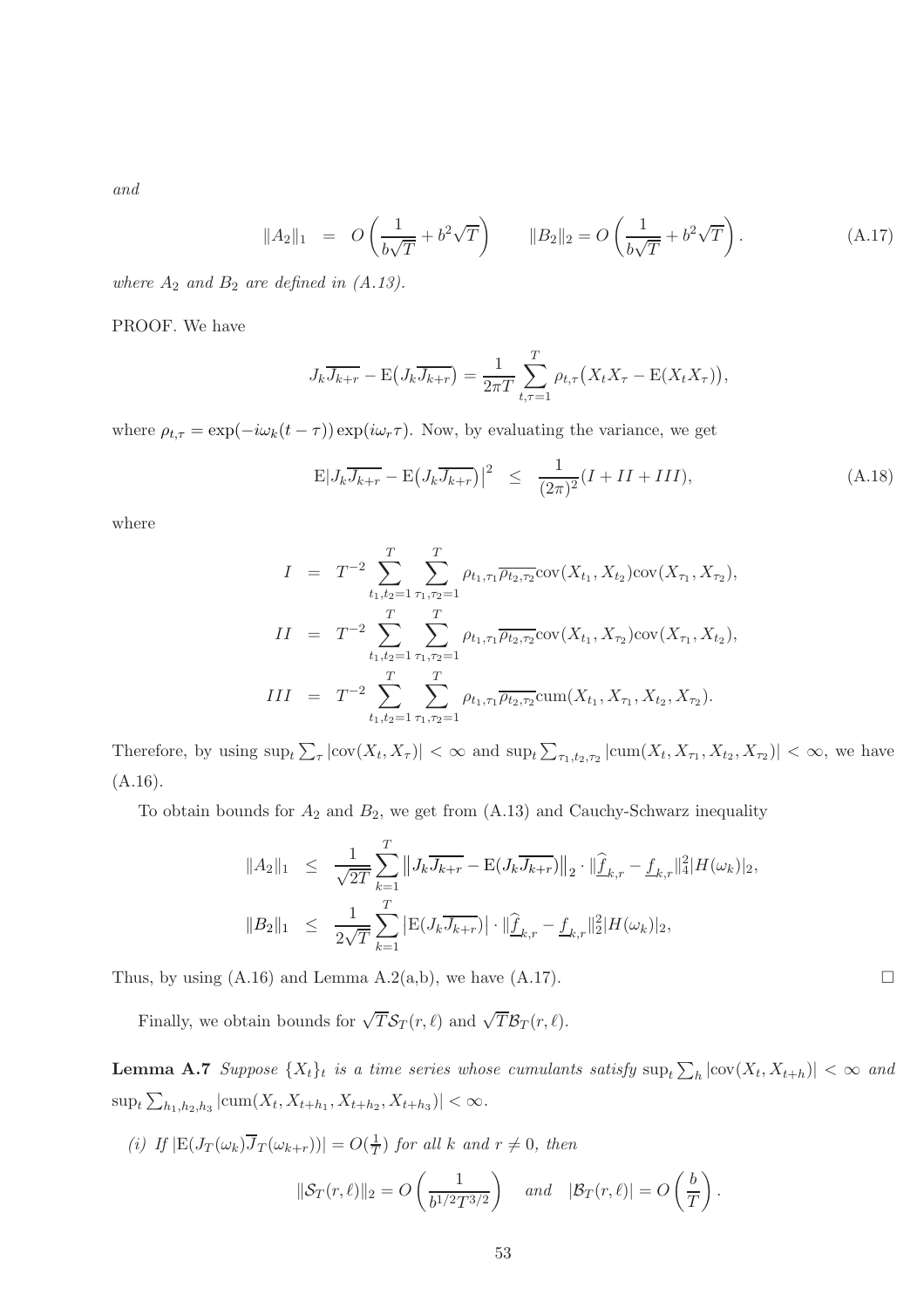*and*

$$\|A_2\|_1 \;=\; O\left(\frac{1}{b\sqrt{T}} + b^2\sqrt{T}\right) \qquad \|B_2\|_2 = O\left(\frac{1}{b\sqrt{T}} + b^2\sqrt{T}\right). \tag{A.17}$$

*where $A_2$ and $B_2$ are defined in (A.13).*

PROOF. We have

$$J_k\overline{J_{k+r}} - \mathrm{E}\big(J_k\overline{J_{k+r}}\big) = \frac{1}{2\pi T}\sum_{t,\tau=1}^{T}\rho_{t,\tau}\big(X_tX_\tau - \mathrm{E}(X_tX_\tau)\big),$$

where $\rho_{t,\tau} = \exp(-i\omega_k(t-\tau))\exp(i\omega_r\tau)$. Now, by evaluating the variance, we get

$$\mathrm{E}\big|J_k\overline{J_{k+r}} - \mathrm{E}\big(J_k\overline{J_{k+r}}\big)\big|^2 \;\leq\; \frac{1}{(2\pi)^2}(I + II + III), \tag{A.18}$$

where

$$\begin{aligned}
I &= T^{-2}\sum_{t_1,t_2=1}^{T}\sum_{\tau_1,\tau_2=1}^{T}\rho_{t_1,\tau_1}\overline{\rho_{t_2,\tau_2}}\mathrm{cov}(X_{t_1},X_{t_2})\mathrm{cov}(X_{\tau_1},X_{\tau_2}),\\
II &= T^{-2}\sum_{t_1,t_2=1}^{T}\sum_{\tau_1,\tau_2=1}^{T}\rho_{t_1,\tau_1}\overline{\rho_{t_2,\tau_2}}\mathrm{cov}(X_{t_1},X_{\tau_2})\mathrm{cov}(X_{\tau_1},X_{t_2}),\\
III &= T^{-2}\sum_{t_1,t_2=1}^{T}\sum_{\tau_1,\tau_2=1}^{T}\rho_{t_1,\tau_1}\overline{\rho_{t_2,\tau_2}}\mathrm{cum}(X_{t_1},X_{\tau_1},X_{t_2},X_{\tau_2}).
\end{aligned}$$

Therefore, by using $\sup_t\sum_\tau|\mathrm{cov}(X_t,X_\tau)| < \infty$ and $\sup_t\sum_{\tau_1,t_2,\tau_2}|\mathrm{cum}(X_t,X_{\tau_1},X_{t_2},X_{\tau_2})| < \infty$, we have (A.16).

To obtain bounds for $A_2$ and $B_2$, we get from (A.13) and Cauchy-Schwarz inequality

$$\begin{aligned}
\|A_2\|_1 &\leq \frac{1}{\sqrt{2T}}\sum_{k=1}^{T}\big\|J_k\overline{J_{k+r}} - \mathrm{E}(J_k\overline{J_{k+r}})\big\|_2\cdot\|\widehat{\underline{f}}_{k,r} - \underline{f}_{k,r}\|_4^2|H(\omega_k)|_2,\\
\|B_2\|_1 &\leq \frac{1}{2\sqrt{T}}\sum_{k=1}^{T}\big|\mathrm{E}(J_k\overline{J_{k+r}})\big|\cdot\|\widehat{\underline{f}}_{k,r} - \underline{f}_{k,r}\|_2^2|H(\omega_k)|_2,
\end{aligned}$$

Thus, by using (A.16) and Lemma A.2(a,b), we have (A.17). $\square$

Finally, we obtain bounds for $\sqrt{T}\mathcal{S}_T(r,\ell)$ and $\sqrt{T}\mathcal{B}_T(r,\ell)$.

**Lemma A.7** *Suppose $\{X_t\}_t$ is a time series whose cumulants satisfy $\sup_t\sum_h|\mathrm{cov}(X_t,X_{t+h})| < \infty$ and $\sup_t\sum_{h_1,h_2,h_3}|\mathrm{cum}(X_t,X_{t+h_1},X_{t+h_2},X_{t+h_3})| < \infty$.*

*(i) If $|\mathrm{E}(J_T(\omega_k)\overline{J}_T(\omega_{k+r}))| = O(\frac{1}{T})$ for all $k$ and $r \neq 0$, then*

$$\|\mathcal{S}_T(r,\ell)\|_2 = O\left(\frac{1}{b^{1/2}T^{3/2}}\right) \quad \textit{and} \quad |\mathcal{B}_T(r,\ell)| = O\left(\frac{b}{T}\right).$$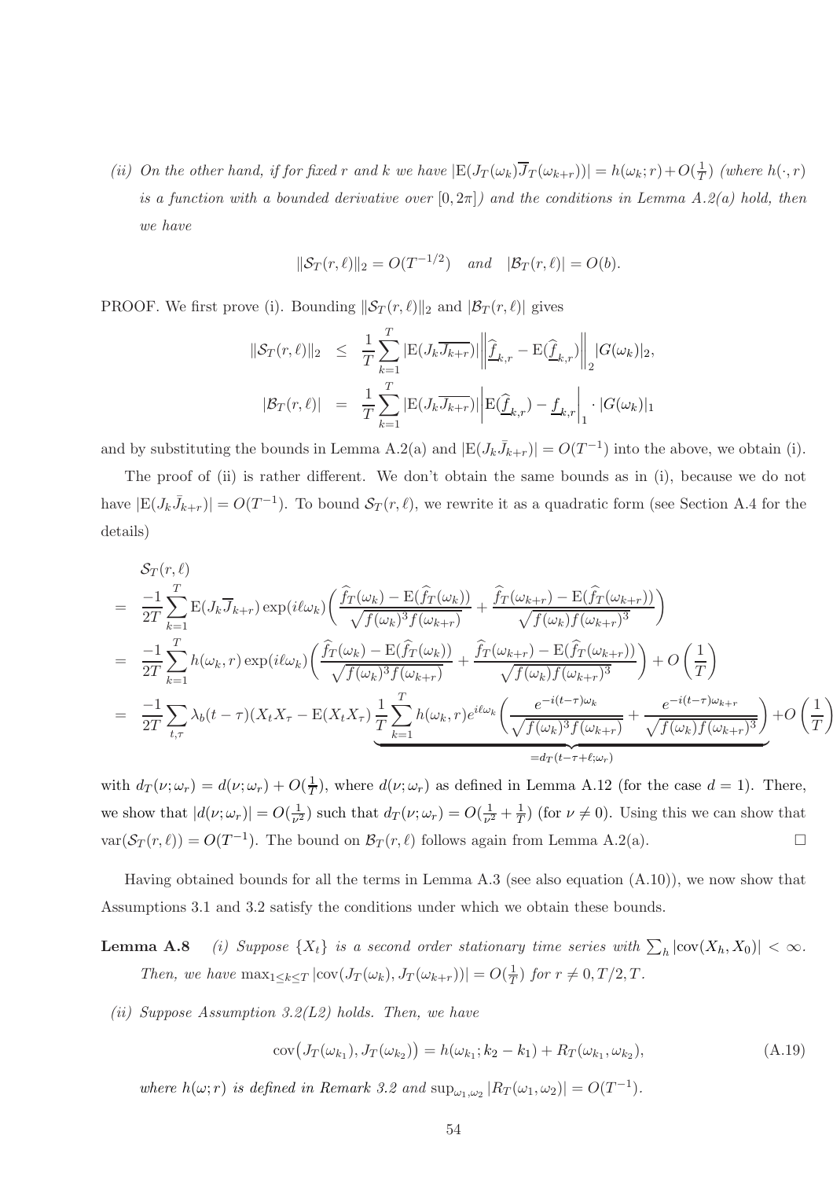*(ii) On the other hand, if for fixed $r$ and $k$ we have $|\mathrm{E}(J_T(\omega_k)\overline{J}_T(\omega_{k+r}))| = h(\omega_k; r) + O(\frac{1}{T})$ (where $h(\cdot, r)$ is a function with a bounded derivative over $[0, 2\pi]$) and the conditions in Lemma A.2(a) hold, then we have*

$$\|\mathcal{S}_T(r,\ell)\|_2 = O(T^{-1/2}) \quad \textit{and} \quad |\mathcal{B}_T(r,\ell)| = O(b).$$

PROOF. We first prove (i). Bounding $\|\mathcal{S}_T(r,\ell)\|_2$ and $|\mathcal{B}_T(r,\ell)|$ gives

$$\begin{aligned}
\|\mathcal{S}_T(r,\ell)\|_2 &\leq \frac{1}{T}\sum_{k=1}^{T} |\mathrm{E}(J_k\overline{J_{k+r}})| \left\| \underline{\widehat{f}}_{k,r} - \mathrm{E}(\underline{\widehat{f}}_{k,r}) \right\|_2 |G(\omega_k)|_2, \\
|\mathcal{B}_T(r,\ell)| &= \frac{1}{T}\sum_{k=1}^{T} |\mathrm{E}(J_k\overline{J_{k+r}})| \left| \mathrm{E}(\underline{\widehat{f}}_{k,r}) - \underline{f}_{k,r} \right|_1 \cdot |G(\omega_k)|_1
\end{aligned}$$

and by substituting the bounds in Lemma A.2(a) and $|\mathrm{E}(J_k \bar{J}_{k+r})| = O(T^{-1})$ into the above, we obtain (i).

The proof of (ii) is rather different. We don't obtain the same bounds as in (i), because we do not have $|\mathrm{E}(J_k \bar{J}_{k+r})| = O(T^{-1})$. To bound $\mathcal{S}_T(r,\ell)$, we rewrite it as a quadratic form (see Section A.4 for the details)

$$\begin{aligned}
&\mathcal{S}_T(r,\ell) \\
&= \frac{-1}{2T}\sum_{k=1}^{T} \mathrm{E}(J_k\overline{J}_{k+r}) \exp(i\ell\omega_k) \left( \frac{\widehat{f}_T(\omega_k) - \mathrm{E}(\widehat{f}_T(\omega_k))}{\sqrt{f(\omega_k)^3 f(\omega_{k+r})}} + \frac{\widehat{f}_T(\omega_{k+r}) - \mathrm{E}(\widehat{f}_T(\omega_{k+r}))}{\sqrt{f(\omega_k) f(\omega_{k+r})^3}} \right) \\
&= \frac{-1}{2T}\sum_{k=1}^{T} h(\omega_k, r) \exp(i\ell\omega_k) \left( \frac{\widehat{f}_T(\omega_k) - \mathrm{E}(\widehat{f}_T(\omega_k))}{\sqrt{f(\omega_k)^3 f(\omega_{k+r})}} + \frac{\widehat{f}_T(\omega_{k+r}) - \mathrm{E}(\widehat{f}_T(\omega_{k+r}))}{\sqrt{f(\omega_k) f(\omega_{k+r})^3}} \right) + O\left(\frac{1}{T}\right) \\
&= \frac{-1}{2T}\sum_{t,\tau} \lambda_b(t-\tau)(X_t X_\tau - \mathrm{E}(X_t X_\tau)) \underbrace{\frac{1}{T}\sum_{k=1}^{T} h(\omega_k, r) e^{i\ell\omega_k} \left( \frac{e^{-i(t-\tau)\omega_k}}{\sqrt{f(\omega_k)^3 f(\omega_{k+r})}} + \frac{e^{-i(t-\tau)\omega_{k+r}}}{\sqrt{f(\omega_k) f(\omega_{k+r})^3}} \right)}_{= d_T(t-\tau+\ell;\omega_r)} + O\left(\frac{1}{T}\right)
\end{aligned}$$

with $d_T(\nu;\omega_r) = d(\nu;\omega_r) + O(\frac{1}{T})$, where $d(\nu;\omega_r)$ as defined in Lemma A.12 (for the case $d=1$). There, we show that $|d(\nu;\omega_r)| = O(\frac{1}{\nu^2})$ such that $d_T(\nu;\omega_r) = O(\frac{1}{\nu^2} + \frac{1}{T})$ (for $\nu \neq 0$). Using this we can show that $\mathrm{var}(\mathcal{S}_T(r,\ell)) = O(T^{-1})$. The bound on $\mathcal{B}_T(r,\ell)$ follows again from Lemma A.2(a). $\square$

Having obtained bounds for all the terms in Lemma A.3 (see also equation (A.10)), we now show that Assumptions 3.1 and 3.2 satisfy the conditions under which we obtain these bounds.

**Lemma A.8** *(i) Suppose $\{X_t\}$ is a second order stationary time series with $\sum_h |\mathrm{cov}(X_h, X_0)| < \infty$. Then, we have $\max_{1 \leq k \leq T} |\mathrm{cov}(J_T(\omega_k), J_T(\omega_{k+r}))| = O(\frac{1}{T})$ for $r \neq 0, T/2, T$.*

*(ii) Suppose Assumption 3.2(L2) holds. Then, we have*

$$\mathrm{cov}\big(J_T(\omega_{k_1}), J_T(\omega_{k_2})\big) = h(\omega_{k_1}; k_2 - k_1) + R_T(\omega_{k_1}, \omega_{k_2}), \tag{A.19}$$

*where $h(\omega; r)$ is defined in Remark 3.2 and $\sup_{\omega_1,\omega_2} |R_T(\omega_1, \omega_2)| = O(T^{-1})$.*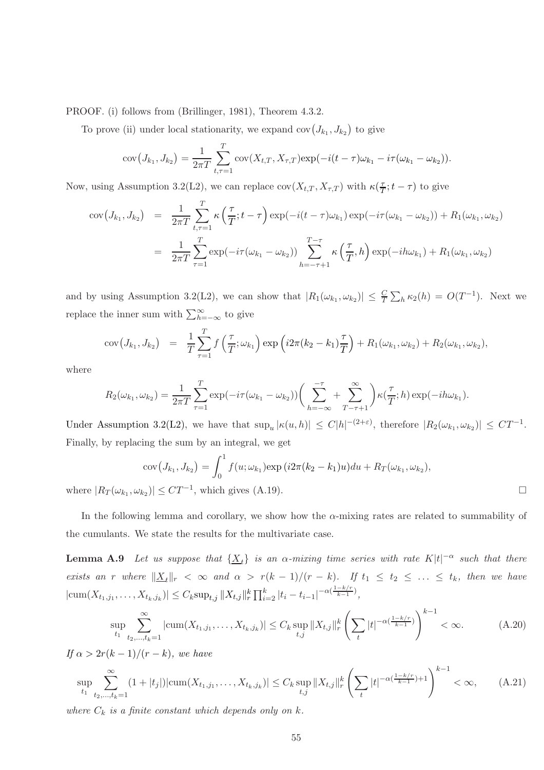PROOF. (i) follows from (Brillinger, 1981), Theorem 4.3.2.

To prove (ii) under local stationarity, we expand $\mathrm{cov}(J_{k_1}, J_{k_2})$ to give

$$\mathrm{cov}(J_{k_1}, J_{k_2}) = \frac{1}{2\pi T}\sum_{t,\tau=1}^{T}\mathrm{cov}(X_{t,T}, X_{\tau,T})\exp(-i(t-\tau)\omega_{k_1} - i\tau(\omega_{k_1}-\omega_{k_2})).$$

Now, using Assumption 3.2(L2), we can replace $\mathrm{cov}(X_{t,T}, X_{\tau,T})$ with $\kappa(\frac{\tau}{T}; t-\tau)$ to give

$$\begin{aligned}\mathrm{cov}(J_{k_1}, J_{k_2}) &= \frac{1}{2\pi T}\sum_{t,\tau=1}^{T}\kappa\left(\frac{\tau}{T}; t-\tau\right)\exp(-i(t-\tau)\omega_{k_1})\exp(-i\tau(\omega_{k_1}-\omega_{k_2})) + R_1(\omega_{k_1},\omega_{k_2}) \\ &= \frac{1}{2\pi T}\sum_{\tau=1}^{T}\exp(-i\tau(\omega_{k_1}-\omega_{k_2}))\sum_{h=-\tau+1}^{T-\tau}\kappa\left(\frac{\tau}{T}, h\right)\exp(-ih\omega_{k_1}) + R_1(\omega_{k_1},\omega_{k_2})\end{aligned}$$

and by using Assumption 3.2(L2), we can show that $|R_1(\omega_{k_1},\omega_{k_2})| \leq \frac{C}{T}\sum_h \kappa_2(h) = O(T^{-1})$. Next we replace the inner sum with $\sum_{h=-\infty}^{\infty}$ to give

$$\mathrm{cov}(J_{k_1}, J_{k_2}) = \frac{1}{T}\sum_{\tau=1}^{T} f\left(\frac{\tau}{T};\omega_{k_1}\right)\exp\left(i2\pi(k_2-k_1)\frac{\tau}{T}\right) + R_1(\omega_{k_1},\omega_{k_2}) + R_2(\omega_{k_1},\omega_{k_2}),$$

where

$$R_2(\omega_{k_1},\omega_{k_2}) = \frac{1}{2\pi T}\sum_{\tau=1}^{T}\exp(-i\tau(\omega_{k_1}-\omega_{k_2}))\bigg(\sum_{h=-\infty}^{-\tau} + \sum_{T-\tau+1}^{\infty}\bigg)\kappa(\frac{\tau}{T}; h)\exp(-ih\omega_{k_1}).$$

Under Assumption 3.2(L2), we have that $\sup_u |\kappa(u,h)| \leq C|h|^{-(2+\varepsilon)}$, therefore $|R_2(\omega_{k_1},\omega_{k_2})| \leq CT^{-1}$. Finally, by replacing the sum by an integral, we get

$$\mathrm{cov}(J_{k_1}, J_{k_2}) = \int_0^1 f(u;\omega_{k_1})\exp\left(i2\pi(k_2-k_1)u\right)du + R_T(\omega_{k_1},\omega_{k_2}),$$

where $|R_T(\omega_{k_1},\omega_{k_2})| \leq CT^{-1}$, which gives (A.19). □

In the following lemma and corollary, we show how the $\alpha$-mixing rates are related to summability of the cumulants. We state the results for the multivariate case.

**Lemma A.9** *Let us suppose that $\{\underline{X}_t\}$ is an $\alpha$-mixing time series with rate $K|t|^{-\alpha}$ such that there exists an $r$ where $\|\underline{X}_t\|_r < \infty$ and $\alpha > r(k-1)/(r-k)$. If $t_1 \leq t_2 \leq \ldots \leq t_k$, then we have $|\mathrm{cum}(X_{t_1,j_1},\ldots,X_{t_k,j_k})| \leq C_k \sup_{t,j}\|X_{t,j}\|_r^k \prod_{i=2}^{k}|t_i - t_{i-1}|^{-\alpha(\frac{1-k/r}{k-1})}$,*

$$\sup_{t_1}\sum_{t_2,\ldots,t_k=1}^{\infty}|\mathrm{cum}(X_{t_1,j_1},\ldots,X_{t_k,j_k})| \leq C_k \sup_{t,j}\|X_{t,j}\|_r^k\left(\sum_t |t|^{-\alpha(\frac{1-k/r}{k-1})}\right)^{k-1} < \infty. \tag{A.20}$$

*If $\alpha > 2r(k-1)/(r-k)$, we have*

$$\sup_{t_1}\sum_{t_2,\ldots,t_k=1}^{\infty}(1+|t_j|)|\mathrm{cum}(X_{t_1,j_1},\ldots,X_{t_k,j_k})| \leq C_k \sup_{t,j}\|X_{t,j}\|_r^k\left(\sum_t |t|^{-\alpha(\frac{1-k/r}{k-1})+1}\right)^{k-1} < \infty, \tag{A.21}$$

*where $C_k$ is a finite constant which depends only on $k$.*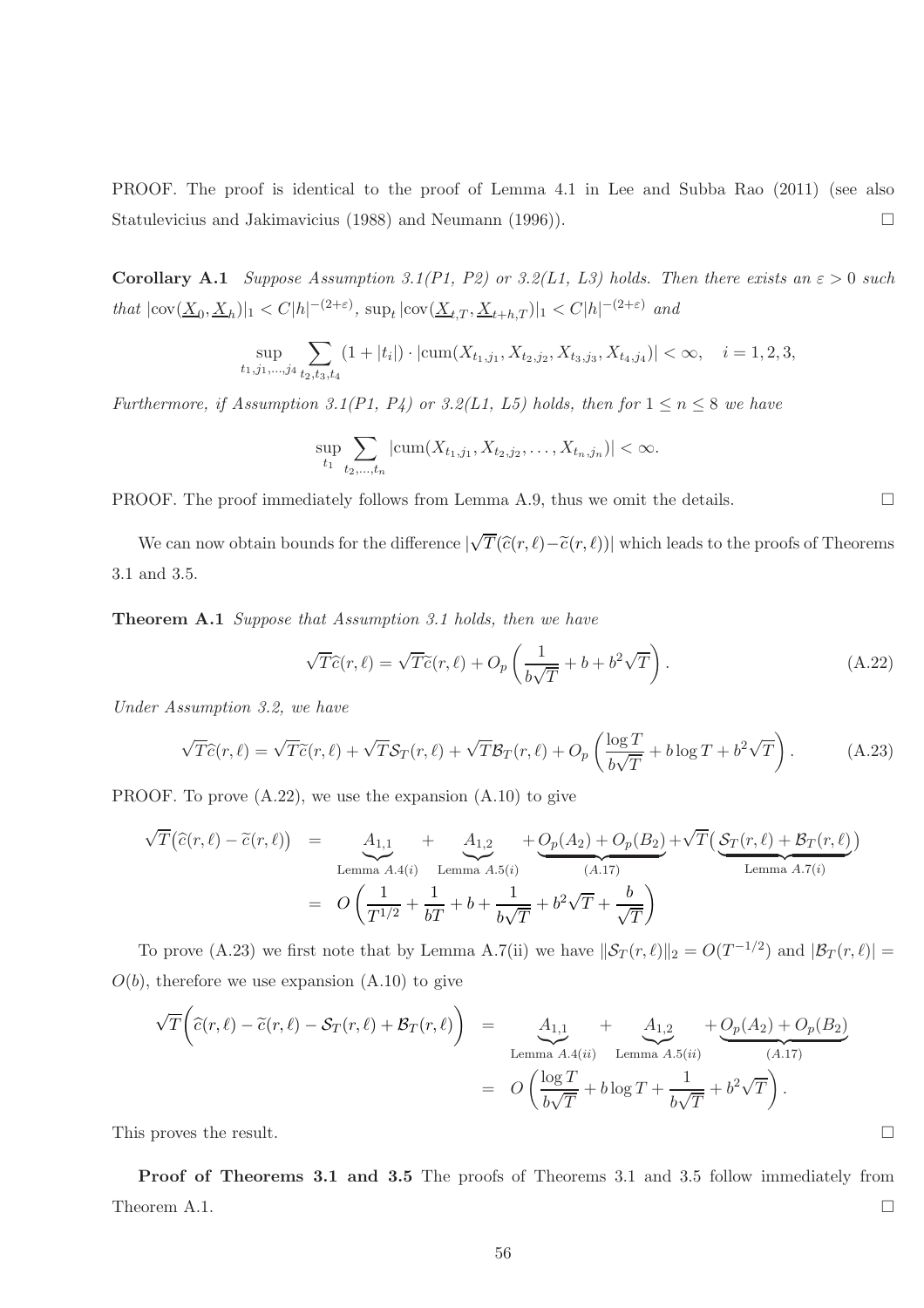PROOF. The proof is identical to the proof of Lemma 4.1 in Lee and Subba Rao (2011) (see also Statulevicius and Jakimavicius (1988) and Neumann (1996)). □

**Corollary A.1** *Suppose Assumption 3.1(P1, P2) or 3.2(L1, L3) holds. Then there exists an $\varepsilon > 0$ such that $|\text{cov}(\underline{X}_0, \underline{X}_h)|_1 < C|h|^{-(2+\varepsilon)}$, $\sup_t |\text{cov}(\underline{X}_{t,T}, \underline{X}_{t+h,T})|_1 < C|h|^{-(2+\varepsilon)}$ and*

$$\sup_{t_1,j_1,\ldots,j_4} \sum_{t_2,t_3,t_4} (1+|t_i|) \cdot |\text{cum}(X_{t_1,j_1}, X_{t_2,j_2}, X_{t_3,j_3}, X_{t_4,j_4})| < \infty, \quad i = 1,2,3,$$

*Furthermore, if Assumption 3.1(P1, P4) or 3.2(L1, L5) holds, then for $1 \leq n \leq 8$ we have*

$$\sup_{t_1} \sum_{t_2,\ldots,t_n} |\text{cum}(X_{t_1,j_1}, X_{t_2,j_2}, \ldots, X_{t_n,j_n})| < \infty.$$

PROOF. The proof immediately follows from Lemma A.9, thus we omit the details. □

We can now obtain bounds for the difference $|\sqrt{T}(\widehat{c}(r,\ell) - \widetilde{c}(r,\ell))|$ which leads to the proofs of Theorems 3.1 and 3.5.

**Theorem A.1** *Suppose that Assumption 3.1 holds, then we have*

$$\sqrt{T}\widehat{c}(r,\ell) = \sqrt{T}\widetilde{c}(r,\ell) + O_p\left(\frac{1}{b\sqrt{T}} + b + b^2\sqrt{T}\right). \tag{A.22}$$

*Under Assumption 3.2, we have*

$$\sqrt{T}\widehat{c}(r,\ell) = \sqrt{T}\widetilde{c}(r,\ell) + \sqrt{T}\mathcal{S}_T(r,\ell) + \sqrt{T}\mathcal{B}_T(r,\ell) + O_p\left(\frac{\log T}{b\sqrt{T}} + b\log T + b^2\sqrt{T}\right). \tag{A.23}$$

PROOF. To prove (A.22), we use the expansion (A.10) to give

$$\begin{aligned}
\sqrt{T}\big(\widehat{c}(r,\ell) - \widetilde{c}(r,\ell)\big) &= \underbrace{A_{1,1}}_{\text{Lemma } A.4(i)} + \underbrace{A_{1,2}}_{\text{Lemma } A.5(i)} + \underbrace{O_p(A_2) + O_p(B_2)}_{(A.17)} + \sqrt{T}\big(\underbrace{\mathcal{S}_T(r,\ell) + \mathcal{B}_T(r,\ell)}_{\text{Lemma } A.7(i)}\big) \\
&= O\left(\frac{1}{T^{1/2}} + \frac{1}{bT} + b + \frac{1}{b\sqrt{T}} + b^2\sqrt{T} + \frac{b}{\sqrt{T}}\right)
\end{aligned}$$

To prove (A.23) we first note that by Lemma A.7(ii) we have $\|\mathcal{S}_T(r,\ell)\|_2 = O(T^{-1/2})$ and $|\mathcal{B}_T(r,\ell)| = O(b)$, therefore we use expansion (A.10) to give

$$\begin{aligned}
\sqrt{T}\bigg(\widehat{c}(r,\ell) - \widetilde{c}(r,\ell) - \mathcal{S}_T(r,\ell) + \mathcal{B}_T(r,\ell)\bigg) &= \underbrace{A_{1,1}}_{\text{Lemma } A.4(ii)} + \underbrace{A_{1,2}}_{\text{Lemma } A.5(ii)} + \underbrace{O_p(A_2) + O_p(B_2)}_{(A.17)} \\
&= O\left(\frac{\log T}{b\sqrt{T}} + b\log T + \frac{1}{b\sqrt{T}} + b^2\sqrt{T}\right).
\end{aligned}$$

This proves the result. □

**Proof of Theorems 3.1 and 3.5** The proofs of Theorems 3.1 and 3.5 follow immediately from Theorem A.1. □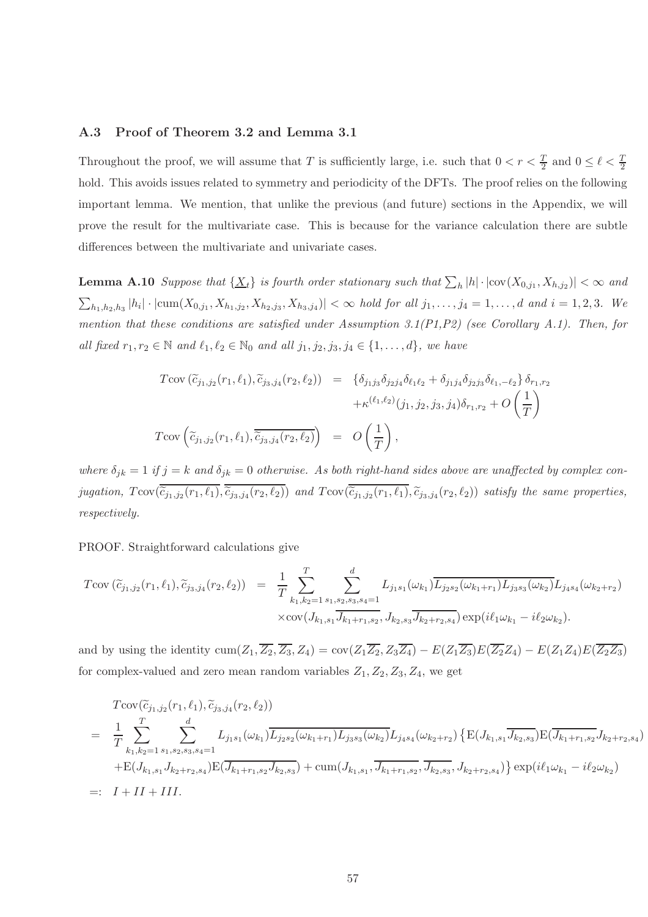### A.3 Proof of Theorem 3.2 and Lemma 3.1

Throughout the proof, we will assume that $T$ is sufficiently large, i.e. such that $0 < r < \frac{T}{2}$ and $0 \leq \ell < \frac{T}{2}$ hold. This avoids issues related to symmetry and periodicity of the DFTs. The proof relies on the following important lemma. We mention, that unlike the previous (and future) sections in the Appendix, we will prove the result for the multivariate case. This is because for the variance calculation there are subtle differences between the multivariate and univariate cases.

**Lemma A.10** *Suppose that $\{\underline{X}_t\}$ is fourth order stationary such that $\sum_h |h| \cdot |\mathrm{cov}(X_{0,j_1}, X_{h,j_2})| < \infty$ and $\sum_{h_1,h_2,h_3} |h_i| \cdot |\mathrm{cum}(X_{0,j_1}, X_{h_1,j_2}, X_{h_2,j_3}, X_{h_3,j_4})| < \infty$ hold for all $j_1, \ldots, j_4 = 1, \ldots, d$ and $i = 1, 2, 3$. We mention that these conditions are satisfied under Assumption 3.1(P1,P2) (see Corollary A.1). Then, for all fixed $r_1, r_2 \in \mathbb{N}$ and $\ell_1, \ell_2 \in \mathbb{N}_0$ and all $j_1, j_2, j_3, j_4 \in \{1, \ldots, d\}$, we have*

$$
\begin{aligned}
T\mathrm{cov}\left(\widetilde{c}_{j_1,j_2}(r_1,\ell_1), \widetilde{c}_{j_3,j_4}(r_2,\ell_2)\right) &= \left\{\delta_{j_1j_3}\delta_{j_2j_4}\delta_{\ell_1\ell_2} + \delta_{j_1j_4}\delta_{j_2j_3}\delta_{\ell_1,-\ell_2}\right\}\delta_{r_1,r_2} \\
&\quad + \kappa^{(\ell_1,\ell_2)}(j_1,j_2,j_3,j_4)\delta_{r_1,r_2} + O\left(\frac{1}{T}\right) \\
T\mathrm{cov}\left(\widetilde{c}_{j_1,j_2}(r_1,\ell_1), \overline{\widetilde{c}_{j_3,j_4}(r_2,\ell_2)}\right) &= O\left(\frac{1}{T}\right),
\end{aligned}
$$

*where $\delta_{jk} = 1$ if $j = k$ and $\delta_{jk} = 0$ otherwise. As both right-hand sides above are unaffected by complex conjugation, $T\mathrm{cov}(\overline{\widetilde{c}_{j_1,j_2}(r_1,\ell_1)}, \overline{\widetilde{c}_{j_3,j_4}(r_2,\ell_2)})$ and $T\mathrm{cov}(\overline{\widetilde{c}_{j_1,j_2}(r_1,\ell_1)}, \widetilde{c}_{j_3,j_4}(r_2,\ell_2))$ satisfy the same properties, respectively.*

PROOF. Straightforward calculations give

$$
\begin{aligned}
T\mathrm{cov}\left(\widetilde{c}_{j_1,j_2}(r_1,\ell_1), \widetilde{c}_{j_3,j_4}(r_2,\ell_2)\right) &= \frac{1}{T}\sum_{k_1,k_2=1}^{T}\sum_{s_1,s_2,s_3,s_4=1}^{d} L_{j_1s_1}(\omega_{k_1})\overline{L_{j_2s_2}(\omega_{k_1+r_1})L_{j_3s_3}(\omega_{k_2})}L_{j_4s_4}(\omega_{k_2+r_2}) \\
&\quad \times \mathrm{cov}(J_{k_1,s_1}\overline{J_{k_1+r_1,s_2}}, J_{k_2,s_3}\overline{J_{k_2+r_2,s_4}})\exp(i\ell_1\omega_{k_1} - i\ell_2\omega_{k_2}).
\end{aligned}
$$

and by using the identity $\mathrm{cum}(Z_1, \overline{Z_2}, \overline{Z_3}, Z_4) = \mathrm{cov}(Z_1\overline{Z_2}, Z_3\overline{Z_4}) - E(Z_1\overline{Z_3})E(\overline{Z_2}Z_4) - E(Z_1Z_4)E(\overline{Z_2Z_3})$ for complex-valued and zero mean random variables $Z_1, Z_2, Z_3, Z_4$, we get

$$
\begin{aligned}
&T\mathrm{cov}(\widetilde{c}_{j_1,j_2}(r_1,\ell_1), \widetilde{c}_{j_3,j_4}(r_2,\ell_2)) \\
&= \frac{1}{T}\sum_{k_1,k_2=1}^{T}\sum_{s_1,s_2,s_3,s_4=1}^{d} L_{j_1s_1}(\omega_{k_1})\overline{L_{j_2s_2}(\omega_{k_1+r_1})L_{j_3s_3}(\omega_{k_2})}L_{j_4s_4}(\omega_{k_2+r_2})\left\{\mathrm{E}(J_{k_1,s_1}\overline{J_{k_2,s_3}})\mathrm{E}(\overline{J_{k_1+r_1,s_2}}J_{k_2+r_2,s_4})\right. \\
&\quad \left. + \mathrm{E}(J_{k_1,s_1}J_{k_2+r_2,s_4})\mathrm{E}(\overline{J_{k_1+r_1,s_2}J_{k_2,s_3}}) + \mathrm{cum}(J_{k_1,s_1}, \overline{J_{k_1+r_1,s_2}}, \overline{J_{k_2,s_3}}, J_{k_2+r_2,s_4})\right\}\exp(i\ell_1\omega_{k_1} - i\ell_2\omega_{k_2}) \\
&=: I + II + III.
\end{aligned}
$$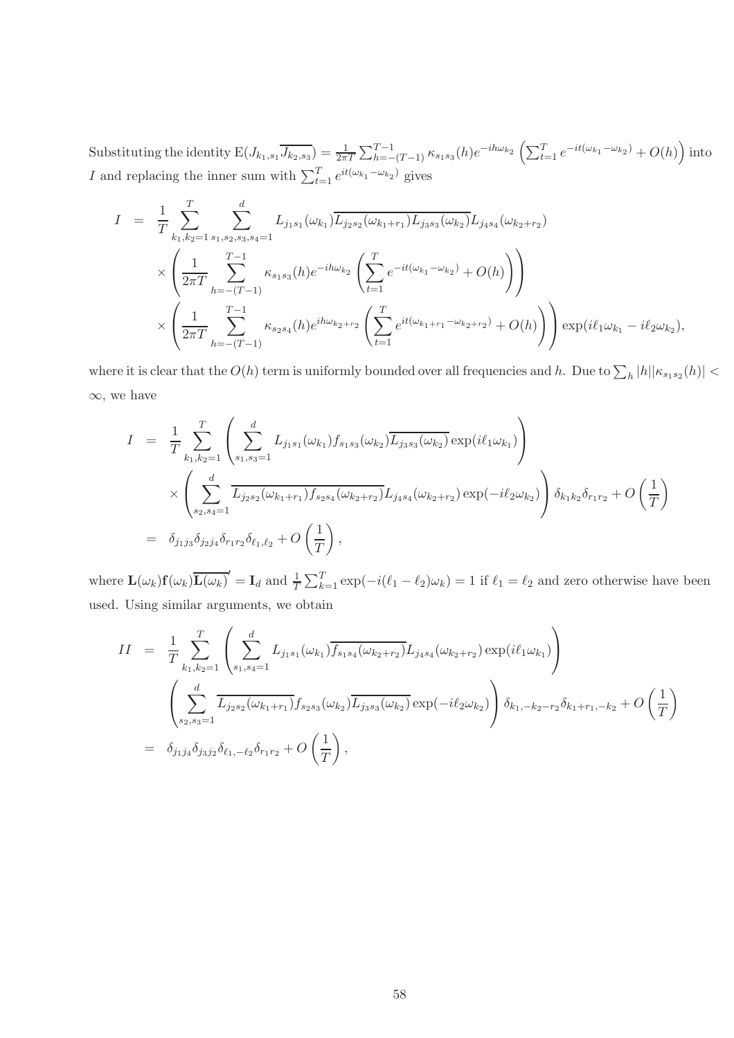Substituting the identity $\mathrm{E}(J_{k_1,s_1}\overline{J_{k_2,s_3}}) = \frac{1}{2\pi T}\sum_{h=-(T-1)}^{T-1}\kappa_{s_1s_3}(h)e^{-ih\omega_{k_2}}\left(\sum_{t=1}^{T}e^{-it(\omega_{k_1}-\omega_{k_2})}+O(h)\right)$ into $I$ and replacing the inner sum with $\sum_{t=1}^{T}e^{it(\omega_{k_1}-\omega_{k_2})}$ gives

$$
\begin{aligned}
I &= \frac{1}{T}\sum_{k_1,k_2=1}^{T}\sum_{s_1,s_2,s_3,s_4=1}^{d} L_{j_1s_1}(\omega_{k_1})\overline{L_{j_2s_2}(\omega_{k_1+r_1})L_{j_3s_3}(\omega_{k_2})}L_{j_4s_4}(\omega_{k_2+r_2}) \\
&\quad\times\left(\frac{1}{2\pi T}\sum_{h=-(T-1)}^{T-1}\kappa_{s_1s_3}(h)e^{-ih\omega_{k_2}}\left(\sum_{t=1}^{T}e^{-it(\omega_{k_1}-\omega_{k_2})}+O(h)\right)\right) \\
&\quad\times\left(\frac{1}{2\pi T}\sum_{h=-(T-1)}^{T-1}\kappa_{s_2s_4}(h)e^{ih\omega_{k_2+r_2}}\left(\sum_{t=1}^{T}e^{it(\omega_{k_1+r_1}-\omega_{k_2+r_2})}+O(h)\right)\right)\exp(i\ell_1\omega_{k_1}-i\ell_2\omega_{k_2}),
\end{aligned}
$$

where it is clear that the $O(h)$ term is uniformly bounded over all frequencies and $h$. Due to $\sum_h |h||\kappa_{s_1s_2}(h)| < \infty$, we have

$$
\begin{aligned}
I &= \frac{1}{T}\sum_{k_1,k_2=1}^{T}\left(\sum_{s_1,s_3=1}^{d}L_{j_1s_1}(\omega_{k_1})f_{s_1s_3}(\omega_{k_2})\overline{L_{j_3s_3}(\omega_{k_2})}\exp(i\ell_1\omega_{k_1})\right) \\
&\quad\times\left(\sum_{s_2,s_4=1}^{d}\overline{L_{j_2s_2}(\omega_{k_1+r_1})f_{s_2s_4}(\omega_{k_2+r_2})}L_{j_4s_4}(\omega_{k_2+r_2})\exp(-i\ell_2\omega_{k_2})\right)\delta_{k_1k_2}\delta_{r_1r_2}+O\left(\frac{1}{T}\right) \\
&= \delta_{j_1j_3}\delta_{j_2j_4}\delta_{r_1r_2}\delta_{\ell_1,\ell_2}+O\left(\frac{1}{T}\right),
\end{aligned}
$$

where $\mathbf{L}(\omega_k)\mathbf{f}(\omega_k)\overline{\mathbf{L}(\omega_k)}' = \mathbf{I}_d$ and $\frac{1}{T}\sum_{k=1}^{T}\exp(-i(\ell_1-\ell_2)\omega_k) = 1$ if $\ell_1=\ell_2$ and zero otherwise have been used. Using similar arguments, we obtain

$$
\begin{aligned}
II &= \frac{1}{T}\sum_{k_1,k_2=1}^{T}\left(\sum_{s_1,s_4=1}^{d}L_{j_1s_1}(\omega_{k_1})\overline{f_{s_1s_4}(\omega_{k_2+r_2})}L_{j_4s_4}(\omega_{k_2+r_2})\exp(i\ell_1\omega_{k_1})\right) \\
&\quad\left(\sum_{s_2,s_3=1}^{d}\overline{L_{j_2s_2}(\omega_{k_1+r_1})}f_{s_2s_3}(\omega_{k_2})\overline{L_{j_3s_3}(\omega_{k_2})}\exp(-i\ell_2\omega_{k_2})\right)\delta_{k_1,-k_2-r_2}\delta_{k_1+r_1,-k_2}+O\left(\frac{1}{T}\right) \\
&= \delta_{j_1j_4}\delta_{j_3j_2}\delta_{\ell_1,-\ell_2}\delta_{r_1r_2}+O\left(\frac{1}{T}\right),
\end{aligned}
$$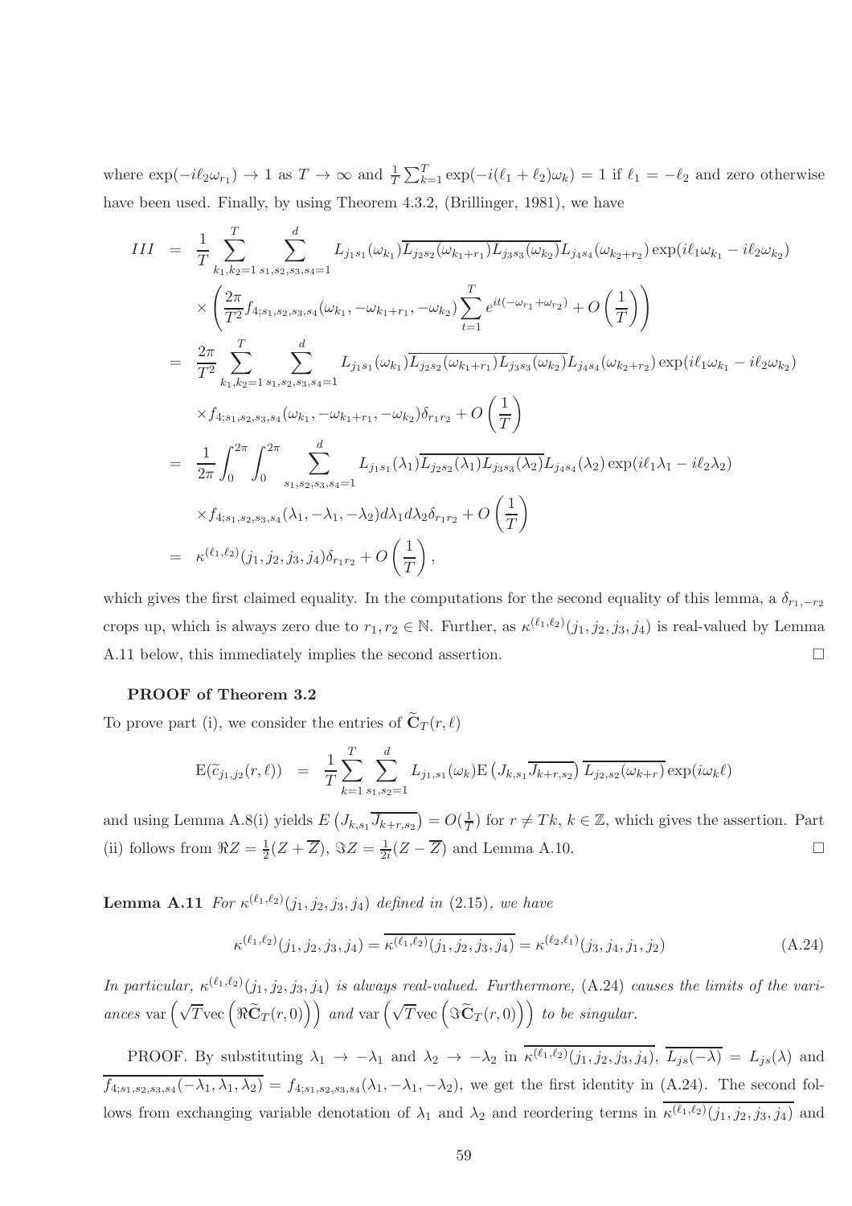where $\exp(-i\ell_2\omega_{r_1}) \to 1$ as $T \to \infty$ and $\frac{1}{T}\sum_{k=1}^{T}\exp(-i(\ell_1+\ell_2)\omega_k) = 1$ if $\ell_1 = -\ell_2$ and zero otherwise have been used. Finally, by using Theorem 4.3.2, (Brillinger, 1981), we have

$$
\begin{aligned}
III &= \frac{1}{T}\sum_{k_1,k_2=1}^{T}\sum_{s_1,s_2,s_3,s_4=1}^{d} L_{j_1s_1}(\omega_{k_1})\overline{L_{j_2s_2}(\omega_{k_1+r_1})L_{j_3s_3}(\omega_{k_2})}L_{j_4s_4}(\omega_{k_2+r_2})\exp(i\ell_1\omega_{k_1} - i\ell_2\omega_{k_2}) \\
&\quad \times \left(\frac{2\pi}{T^2}f_{4;s_1,s_2,s_3,s_4}(\omega_{k_1}, -\omega_{k_1+r_1}, -\omega_{k_2})\sum_{t=1}^{T} e^{it(-\omega_{r_1}+\omega_{r_2})} + O\left(\frac{1}{T}\right)\right) \\
&= \frac{2\pi}{T^2}\sum_{k_1,k_2=1}^{T}\sum_{s_1,s_2,s_3,s_4=1}^{d} L_{j_1s_1}(\omega_{k_1})\overline{L_{j_2s_2}(\omega_{k_1+r_1})L_{j_3s_3}(\omega_{k_2})}L_{j_4s_4}(\omega_{k_2+r_2})\exp(i\ell_1\omega_{k_1} - i\ell_2\omega_{k_2}) \\
&\quad \times f_{4;s_1,s_2,s_3,s_4}(\omega_{k_1}, -\omega_{k_1+r_1}, -\omega_{k_2})\delta_{r_1r_2} + O\left(\frac{1}{T}\right) \\
&= \frac{1}{2\pi}\int_0^{2\pi}\int_0^{2\pi}\sum_{s_1,s_2,s_3,s_4=1}^{d} L_{j_1s_1}(\lambda_1)\overline{L_{j_2s_2}(\lambda_1)L_{j_3s_3}(\lambda_2)}L_{j_4s_4}(\lambda_2)\exp(i\ell_1\lambda_1 - i\ell_2\lambda_2) \\
&\quad \times f_{4;s_1,s_2,s_3,s_4}(\lambda_1, -\lambda_1, -\lambda_2)d\lambda_1 d\lambda_2\delta_{r_1r_2} + O\left(\frac{1}{T}\right) \\
&= \kappa^{(\ell_1,\ell_2)}(j_1,j_2,j_3,j_4)\delta_{r_1r_2} + O\left(\frac{1}{T}\right),
\end{aligned}
$$

which gives the first claimed equality. In the computations for the second equality of this lemma, a $\delta_{r_1,-r_2}$ crops up, which is always zero due to $r_1, r_2 \in \mathbb{N}$. Further, as $\kappa^{(\ell_1,\ell_2)}(j_1,j_2,j_3,j_4)$ is real-valued by Lemma A.11 below, this immediately implies the second assertion. $\square$

**PROOF of Theorem 3.2**

To prove part (i), we consider the entries of $\widetilde{\mathbf{C}}_T(r,\ell)$

$$
\mathrm{E}(\widetilde{c}_{j_1,j_2}(r,\ell)) = \frac{1}{T}\sum_{k=1}^{T}\sum_{s_1,s_2=1}^{d} L_{j_1,s_1}(\omega_k)\mathrm{E}\left(J_{k,s_1}\overline{J_{k+r,s_2}}\right)\overline{L_{j_2,s_2}(\omega_{k+r})}\exp(i\omega_k\ell)
$$

and using Lemma A.8(i) yields $E\left(J_{k,s_1}\overline{J_{k+r,s_2}}\right) = O(\frac{1}{T})$ for $r \neq Tk$, $k \in \mathbb{Z}$, which gives the assertion. Part (ii) follows from $\Re Z = \frac{1}{2}(Z + \overline{Z})$, $\Im Z = \frac{1}{2i}(Z - \overline{Z})$ and Lemma A.10. $\square$

**Lemma A.11** *For $\kappa^{(\ell_1,\ell_2)}(j_1,j_2,j_3,j_4)$ defined in (2.15), we have*

$$
\kappa^{(\ell_1,\ell_2)}(j_1,j_2,j_3,j_4) = \overline{\kappa^{(\ell_1,\ell_2)}(j_1,j_2,j_3,j_4)} = \kappa^{(\ell_2,\ell_1)}(j_3,j_4,j_1,j_2) \tag{A.24}
$$

*In particular, $\kappa^{(\ell_1,\ell_2)}(j_1,j_2,j_3,j_4)$ is always real-valued. Furthermore,* (A.24) *causes the limits of the variances* $\mathrm{var}\left(\sqrt{T}\mathrm{vec}\left(\Re\widetilde{\mathbf{C}}_T(r,0)\right)\right)$ *and* $\mathrm{var}\left(\sqrt{T}\mathrm{vec}\left(\Im\widetilde{\mathbf{C}}_T(r,0)\right)\right)$ *to be singular.*

PROOF. By substituting $\lambda_1 \to -\lambda_1$ and $\lambda_2 \to -\lambda_2$ in $\overline{\kappa^{(\ell_1,\ell_2)}(j_1,j_2,j_3,j_4)}$, $\overline{L_{js}(-\lambda)} = L_{js}(\lambda)$ and $\overline{f_{4;s_1,s_2,s_3,s_4}(-\lambda_1,\lambda_1,\lambda_2)} = f_{4;s_1,s_2,s_3,s_4}(\lambda_1,-\lambda_1,-\lambda_2)$, we get the first identity in (A.24). The second follows from exchanging variable denotation of $\lambda_1$ and $\lambda_2$ and reordering terms in $\overline{\kappa^{(\ell_1,\ell_2)}(j_1,j_2,j_3,j_4)}$ and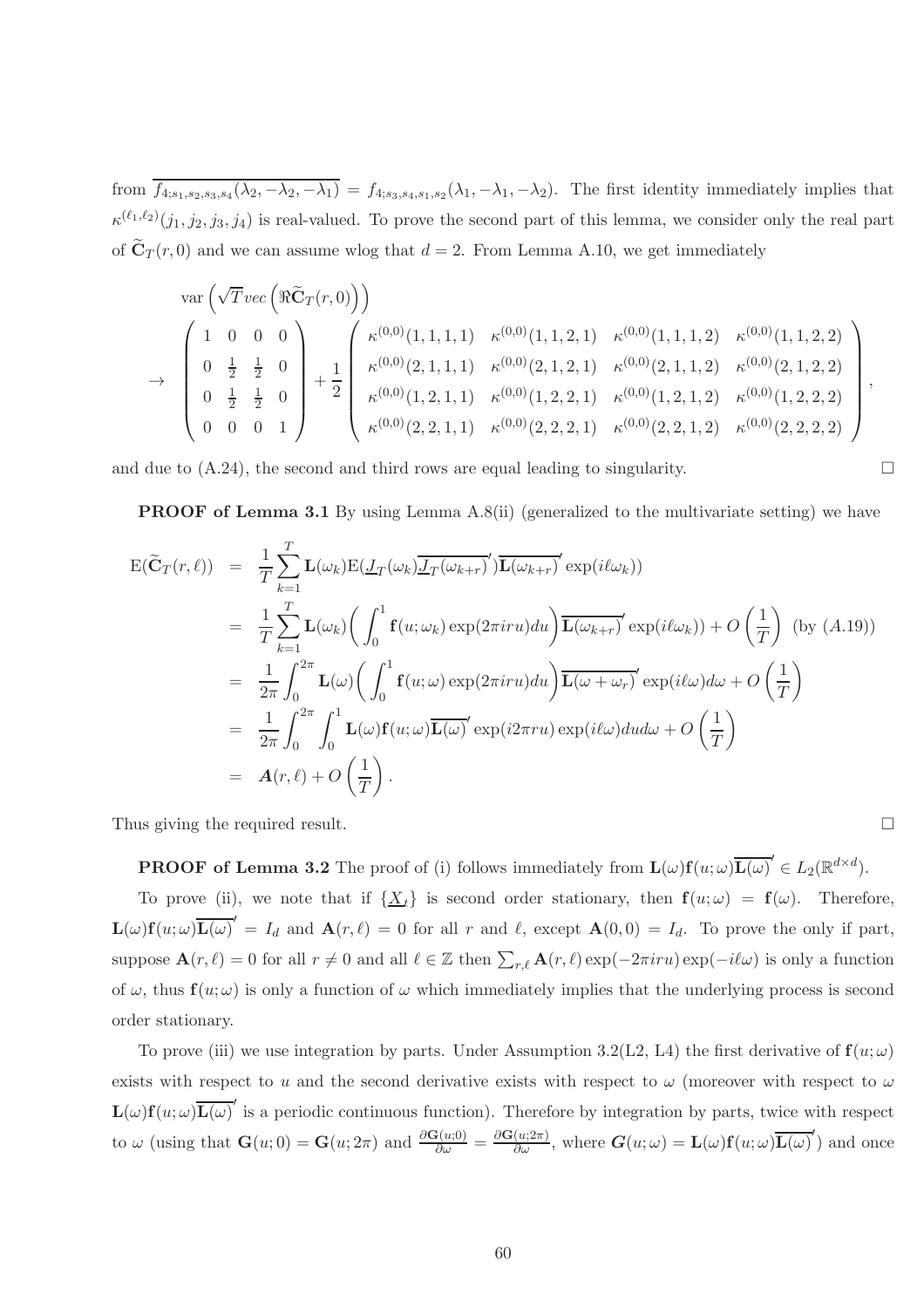from $\overline{f_{4;s_1,s_2,s_3,s_4}(\lambda_2,-\lambda_2,-\lambda_1)} = f_{4;s_3,s_4,s_1,s_2}(\lambda_1,-\lambda_1,-\lambda_2)$. The first identity immediately implies that $\kappa^{(\ell_1,\ell_2)}(j_1,j_2,j_3,j_4)$ is real-valued. To prove the second part of this lemma, we consider only the real part of $\widetilde{\mathbf{C}}_T(r,0)$ and we can assume wlog that $d=2$. From Lemma A.10, we get immediately

$$
\begin{aligned}
&\mathrm{var}\left(\sqrt{T}vec\left(\Re\widetilde{\mathbf{C}}_T(r,0)\right)\right)\\
&\to \begin{pmatrix} 1 & 0 & 0 & 0 \\ 0 & \frac{1}{2} & \frac{1}{2} & 0 \\ 0 & \frac{1}{2} & \frac{1}{2} & 0 \\ 0 & 0 & 0 & 1 \end{pmatrix} + \frac{1}{2}\begin{pmatrix} \kappa^{(0,0)}(1,1,1,1) & \kappa^{(0,0)}(1,1,2,1) & \kappa^{(0,0)}(1,1,1,2) & \kappa^{(0,0)}(1,1,2,2) \\ \kappa^{(0,0)}(2,1,1,1) & \kappa^{(0,0)}(2,1,2,1) & \kappa^{(0,0)}(2,1,1,2) & \kappa^{(0,0)}(2,1,2,2) \\ \kappa^{(0,0)}(1,2,1,1) & \kappa^{(0,0)}(1,2,2,1) & \kappa^{(0,0)}(1,2,1,2) & \kappa^{(0,0)}(1,2,2,2) \\ \kappa^{(0,0)}(2,2,1,1) & \kappa^{(0,0)}(2,2,2,1) & \kappa^{(0,0)}(2,2,1,2) & \kappa^{(0,0)}(2,2,2,2) \end{pmatrix},
\end{aligned}
$$

and due to (A.24), the second and third rows are equal leading to singularity. $\square$

**PROOF of Lemma 3.1** By using Lemma A.8(ii) (generalized to the multivariate setting) we have

$$
\begin{aligned}
\mathrm{E}(\widetilde{\mathbf{C}}_T(r,\ell)) &= \frac{1}{T}\sum_{k=1}^{T}\mathbf{L}(\omega_k)\mathrm{E}(\underline{J}_T(\omega_k)\overline{\underline{J}_T(\omega_{k+r})}')\overline{\mathbf{L}(\omega_{k+r})}'\exp(i\ell\omega_k)) \\
&= \frac{1}{T}\sum_{k=1}^{T}\mathbf{L}(\omega_k)\bigg(\int_0^1 \mathbf{f}(u;\omega_k)\exp(2\pi iru)du\bigg)\overline{\mathbf{L}(\omega_{k+r})}'\exp(i\ell\omega_k)) + O\left(\frac{1}{T}\right) \text{ (by (A.19))} \\
&= \frac{1}{2\pi}\int_0^{2\pi}\mathbf{L}(\omega)\bigg(\int_0^1 \mathbf{f}(u;\omega)\exp(2\pi iru)du\bigg)\overline{\mathbf{L}(\omega+\omega_r)}'\exp(i\ell\omega)d\omega + O\left(\frac{1}{T}\right) \\
&= \frac{1}{2\pi}\int_0^{2\pi}\int_0^1 \mathbf{L}(\omega)\mathbf{f}(u;\omega)\overline{\mathbf{L}(\omega)}'\exp(i2\pi ru)\exp(i\ell\omega)dud\omega + O\left(\frac{1}{T}\right) \\
&= \boldsymbol{A}(r,\ell) + O\left(\frac{1}{T}\right).
\end{aligned}
$$

Thus giving the required result. $\square$

**PROOF of Lemma 3.2** The proof of (i) follows immediately from $\mathbf{L}(\omega)\mathbf{f}(u;\omega)\overline{\mathbf{L}(\omega)}' \in L_2(\mathbb{R}^{d\times d})$.

To prove (ii), we note that if $\{\underline{X}_t\}$ is second order stationary, then $\mathbf{f}(u;\omega) = \mathbf{f}(\omega)$. Therefore, $\mathbf{L}(\omega)\mathbf{f}(u;\omega)\overline{\mathbf{L}(\omega)}' = I_d$ and $\mathbf{A}(r,\ell) = 0$ for all $r$ and $\ell$, except $\mathbf{A}(0,0) = I_d$. To prove the only if part, suppose $\mathbf{A}(r,\ell) = 0$ for all $r \neq 0$ and all $\ell \in \mathbb{Z}$ then $\sum_{r,\ell}\mathbf{A}(r,\ell)\exp(-2\pi iru)\exp(-i\ell\omega)$ is only a function of $\omega$, thus $\mathbf{f}(u;\omega)$ is only a function of $\omega$ which immediately implies that the underlying process is second order stationary.

To prove (iii) we use integration by parts. Under Assumption 3.2(L2, L4) the first derivative of $\mathbf{f}(u;\omega)$ exists with respect to $u$ and the second derivative exists with respect to $\omega$ (moreover with respect to $\omega$ $\mathbf{L}(\omega)\mathbf{f}(u;\omega)\overline{\mathbf{L}(\omega)}'$ is a periodic continuous function). Therefore by integration by parts, twice with respect to $\omega$ (using that $\mathbf{G}(u;0) = \mathbf{G}(u;2\pi)$ and $\frac{\partial\mathbf{G}(u;0)}{\partial\omega} = \frac{\partial\mathbf{G}(u;2\pi)}{\partial\omega}$, where $\boldsymbol{G}(u;\omega) = \mathbf{L}(\omega)\mathbf{f}(u;\omega)\overline{\mathbf{L}(\omega)}'$) and once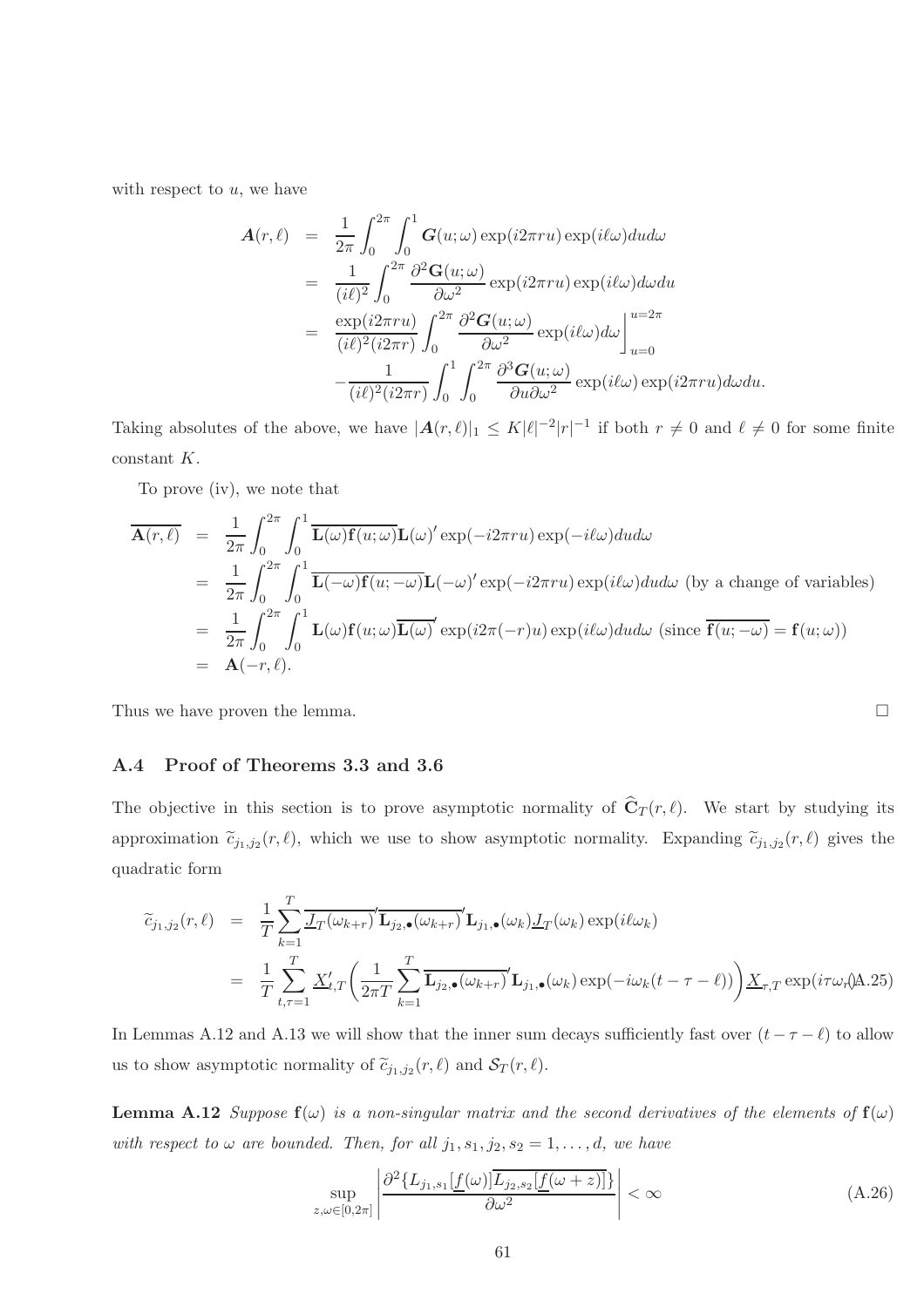with respect to $u$, we have

$$
\begin{aligned}
\boldsymbol{A}(r,\ell) &= \frac{1}{2\pi}\int_0^{2\pi}\int_0^1 \boldsymbol{G}(u;\omega)\exp(i2\pi ru)\exp(i\ell\omega)dud\omega \\
&= \frac{1}{(i\ell)^2}\int_0^{2\pi}\frac{\partial^2 \mathbf{G}(u;\omega)}{\partial\omega^2}\exp(i2\pi ru)\exp(i\ell\omega)d\omega du \\
&= \frac{\exp(i2\pi ru)}{(i\ell)^2(i2\pi r)}\int_0^{2\pi}\frac{\partial^2 \boldsymbol{G}(u;\omega)}{\partial\omega^2}\exp(i\ell\omega)d\omega\Bigg]_{u=0}^{u=2\pi} \\
&\quad -\frac{1}{(i\ell)^2(i2\pi r)}\int_0^1\int_0^{2\pi}\frac{\partial^3 \boldsymbol{G}(u;\omega)}{\partial u\partial\omega^2}\exp(i\ell\omega)\exp(i2\pi ru)d\omega du.
\end{aligned}
$$

Taking absolutes of the above, we have $|\boldsymbol{A}(r,\ell)|_1 \leq K|\ell|^{-2}|r|^{-1}$ if both $r\neq 0$ and $\ell\neq 0$ for some finite constant $K$.

To prove (iv), we note that

$$
\begin{aligned}
\overline{\mathbf{A}(r,\ell)} &= \frac{1}{2\pi}\int_0^{2\pi}\int_0^1 \overline{\mathbf{L}(\omega)\mathbf{f}(u;\omega)}\mathbf{L}(\omega)'\exp(-i2\pi ru)\exp(-i\ell\omega)dud\omega \\
&= \frac{1}{2\pi}\int_0^{2\pi}\int_0^1 \overline{\mathbf{L}(-\omega)\mathbf{f}(u;-\omega)}\mathbf{L}(-\omega)'\exp(-i2\pi ru)\exp(i\ell\omega)dud\omega \text{ (by a change of variables)} \\
&= \frac{1}{2\pi}\int_0^{2\pi}\int_0^1 \mathbf{L}(\omega)\mathbf{f}(u;\omega)\overline{\mathbf{L}(\omega)}'\exp(i2\pi(-r)u)\exp(i\ell\omega)dud\omega \text{ (since } \overline{\mathbf{f}(u;-\omega)}=\mathbf{f}(u;\omega)) \\
&= \mathbf{A}(-r,\ell).
\end{aligned}
$$

Thus we have proven the lemma. □

## A.4 Proof of Theorems 3.3 and 3.6

The objective in this section is to prove asymptotic normality of $\widehat{\mathbf{C}}_T(r,\ell)$. We start by studying its approximation $\widetilde{c}_{j_1,j_2}(r,\ell)$, which we use to show asymptotic normality. Expanding $\widetilde{c}_{j_1,j_2}(r,\ell)$ gives the quadratic form

$$
\begin{aligned}
\widetilde{c}_{j_1,j_2}(r,\ell) &= \frac{1}{T}\sum_{k=1}^{T}\overline{\underline{J}_T(\omega_{k+r})}'\overline{\mathbf{L}_{j_2,\bullet}(\omega_{k+r})}'\mathbf{L}_{j_1,\bullet}(\omega_k)\underline{J}_T(\omega_k)\exp(i\ell\omega_k) \\
&= \frac{1}{T}\sum_{t,\tau=1}^{T}\underline{X}_{t,T}'\left(\frac{1}{2\pi T}\sum_{k=1}^{T}\overline{\mathbf{L}_{j_2,\bullet}(\omega_{k+r})}'\mathbf{L}_{j_1,\bullet}(\omega_k)\exp(-i\omega_k(t-\tau-\ell))\right)\underline{X}_{\tau,T}\exp(i\tau\omega_r)
\end{aligned} \tag{A.25}
$$

In Lemmas A.12 and A.13 we will show that the inner sum decays sufficiently fast over $(t-\tau-\ell)$ to allow us to show asymptotic normality of $\widetilde{c}_{j_1,j_2}(r,\ell)$ and $\mathcal{S}_T(r,\ell)$.

**Lemma A.12** *Suppose $\mathbf{f}(\omega)$ is a non-singular matrix and the second derivatives of the elements of $\mathbf{f}(\omega)$ with respect to $\omega$ are bounded. Then, for all $j_1,s_1,j_2,s_2=1,\ldots,d$, we have*

$$
\sup_{z,\omega\in[0,2\pi]}\left|\frac{\partial^2\{L_{j_1,s_1}[\underline{f}(\omega)]\overline{L_{j_2,s_2}[\underline{f}(\omega+z)]}\}}{\partial\omega^2}\right|<\infty \tag{A.26}
$$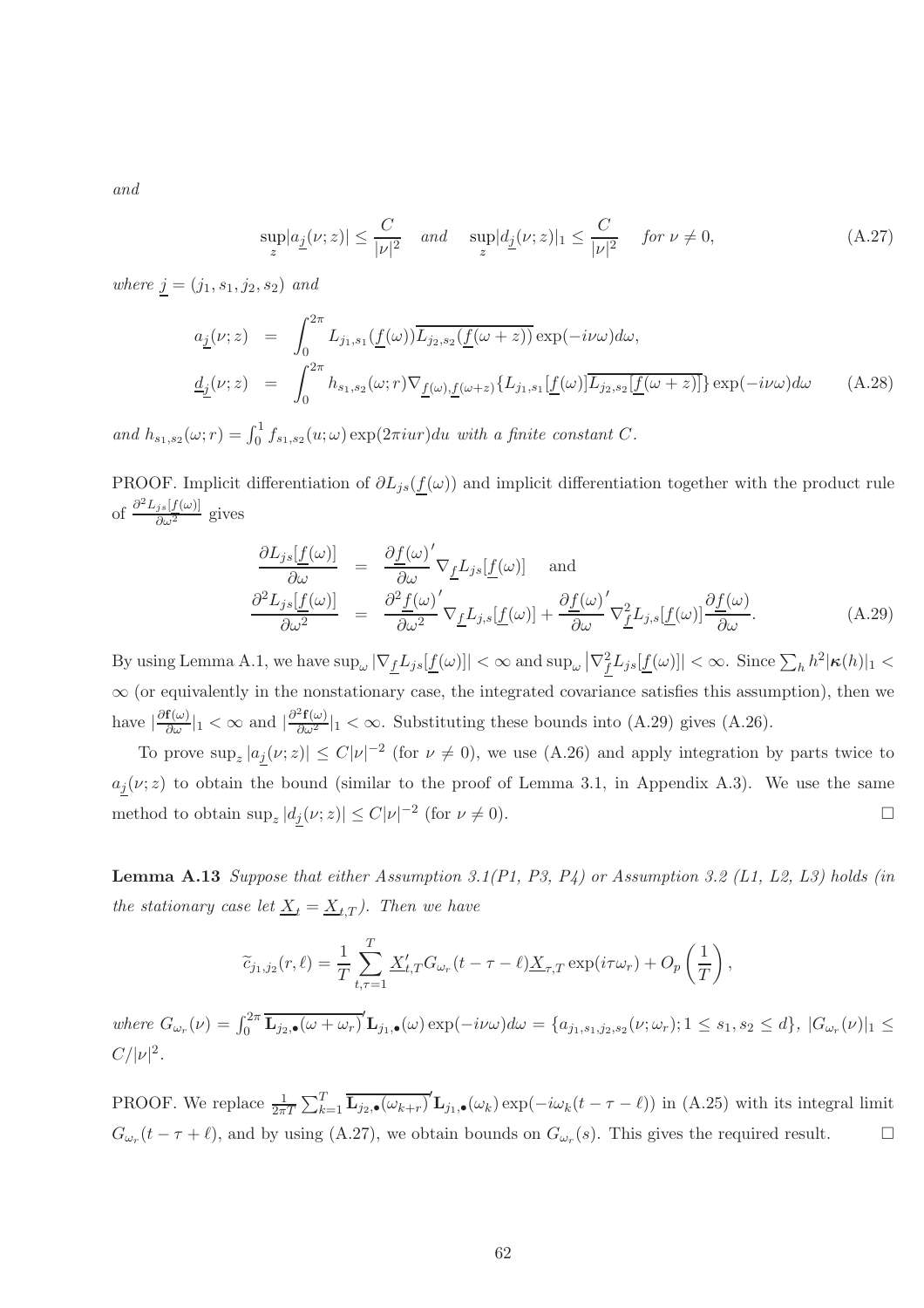*and*

$$\sup_z |a_{\underline{j}}(\nu;z)| \leq \frac{C}{|\nu|^2} \quad and \quad \sup_z |d_{\underline{j}}(\nu;z)|_1 \leq \frac{C}{|\nu|^2} \quad for\ \nu \neq 0, \tag{A.27}$$

*where* $\underline{j} = (j_1, s_1, j_2, s_2)$ *and*

$$\begin{aligned} a_{\underline{j}}(\nu;z) &= \int_0^{2\pi} L_{j_1,s_1}(\underline{f}(\omega))\overline{L_{j_2,s_2}(\underline{f}(\omega+z))}\exp(-i\nu\omega)d\omega, \\ \underline{d}_{\underline{j}}(\nu;z) &= \int_0^{2\pi} h_{s_1,s_2}(\omega;r)\nabla_{\underline{f}(\omega),\underline{f}(\omega+z)}\{L_{j_1,s_1}[\underline{f}(\omega)]\overline{L_{j_2,s_2}[\underline{f}(\omega+z)]}\}\exp(-i\nu\omega)d\omega \end{aligned} \tag{A.28}$$

*and* $h_{s_1,s_2}(\omega;r) = \int_0^1 f_{s_1,s_2}(u;\omega)\exp(2\pi i u r)du$ *with a finite constant* $C$.

PROOF. Implicit differentiation of $\partial L_{js}(\underline{f}(\omega))$ and implicit differentiation together with the product rule of $\frac{\partial^2 L_{js}[f(\omega)]}{\partial\omega^2}$ gives

$$\begin{aligned} \frac{\partial L_{js}[\underline{f}(\omega)]}{\partial\omega} &= \frac{\partial \underline{f}(\omega)'}{\partial\omega}\nabla_{\underline{f}} L_{js}[\underline{f}(\omega)] \quad \text{and} \\ \frac{\partial^2 L_{js}[\underline{f}(\omega)]}{\partial\omega^2} &= \frac{\partial^2 \underline{f}(\omega)'}{\partial\omega^2}\nabla_{\underline{f}} L_{j,s}[\underline{f}(\omega)] + \frac{\partial \underline{f}(\omega)'}{\partial\omega}\nabla^2_{\underline{f}} L_{j,s}[\underline{f}(\omega)]\frac{\partial \underline{f}(\omega)}{\partial\omega}. \end{aligned} \tag{A.29}$$

By using Lemma A.1, we have $\sup_\omega |\nabla_{\underline{f}} L_{js}[\underline{f}(\omega)]| < \infty$ and $\sup_\omega |\nabla^2_{\underline{f}} L_{js}[\underline{f}(\omega)]| < \infty$. Since $\sum_h h^2|\boldsymbol{\kappa}(h)|_1 < \infty$ (or equivalently in the nonstationary case, the integrated covariance satisfies this assumption), then we have $|\frac{\partial \mathbf{f}(\omega)}{\partial\omega}|_1 < \infty$ and $|\frac{\partial^2 \mathbf{f}(\omega)}{\partial\omega^2}|_1 < \infty$. Substituting these bounds into (A.29) gives (A.26).

To prove $\sup_z |a_{\underline{j}}(\nu;z)| \leq C|\nu|^{-2}$ (for $\nu \neq 0$), we use (A.26) and apply integration by parts twice to $a_{\underline{j}}(\nu;z)$ to obtain the bound (similar to the proof of Lemma 3.1, in Appendix A.3). We use the same method to obtain $\sup_z |d_{\underline{j}}(\nu;z)| \leq C|\nu|^{-2}$ (for $\nu \neq 0$). □

**Lemma A.13** *Suppose that either Assumption 3.1(P1, P3, P4) or Assumption 3.2 (L1, L2, L3) holds (in the stationary case let* $\underline{X}_t = \underline{X}_{t,T}$*). Then we have*

$$\widetilde{c}_{j_1,j_2}(r,\ell) = \frac{1}{T}\sum_{t,\tau=1}^{T} \underline{X}'_{t,T} G_{\omega_r}(t-\tau-\ell)\underline{X}_{\tau,T}\exp(i\tau\omega_r) + O_p\left(\frac{1}{T}\right),$$

*where* $G_{\omega_r}(\nu) = \int_0^{2\pi} \overline{\mathbf{L}_{j_2,\bullet}(\omega+\omega_r)}'\mathbf{L}_{j_1,\bullet}(\omega)\exp(-i\nu\omega)d\omega = \{a_{j_1,s_1,j_2,s_2}(\nu;\omega_r); 1 \leq s_1, s_2 \leq d\}$, $|G_{\omega_r}(\nu)|_1 \leq C/|\nu|^2$.

PROOF. We replace $\frac{1}{2\pi T}\sum_{k=1}^{T} \overline{\mathbf{L}_{j_2,\bullet}(\omega_{k+r})}'\mathbf{L}_{j_1,\bullet}(\omega_k)\exp(-i\omega_k(t-\tau-\ell))$ in (A.25) with its integral limit $G_{\omega_r}(t-\tau+\ell)$, and by using (A.27), we obtain bounds on $G_{\omega_r}(s)$. This gives the required result. □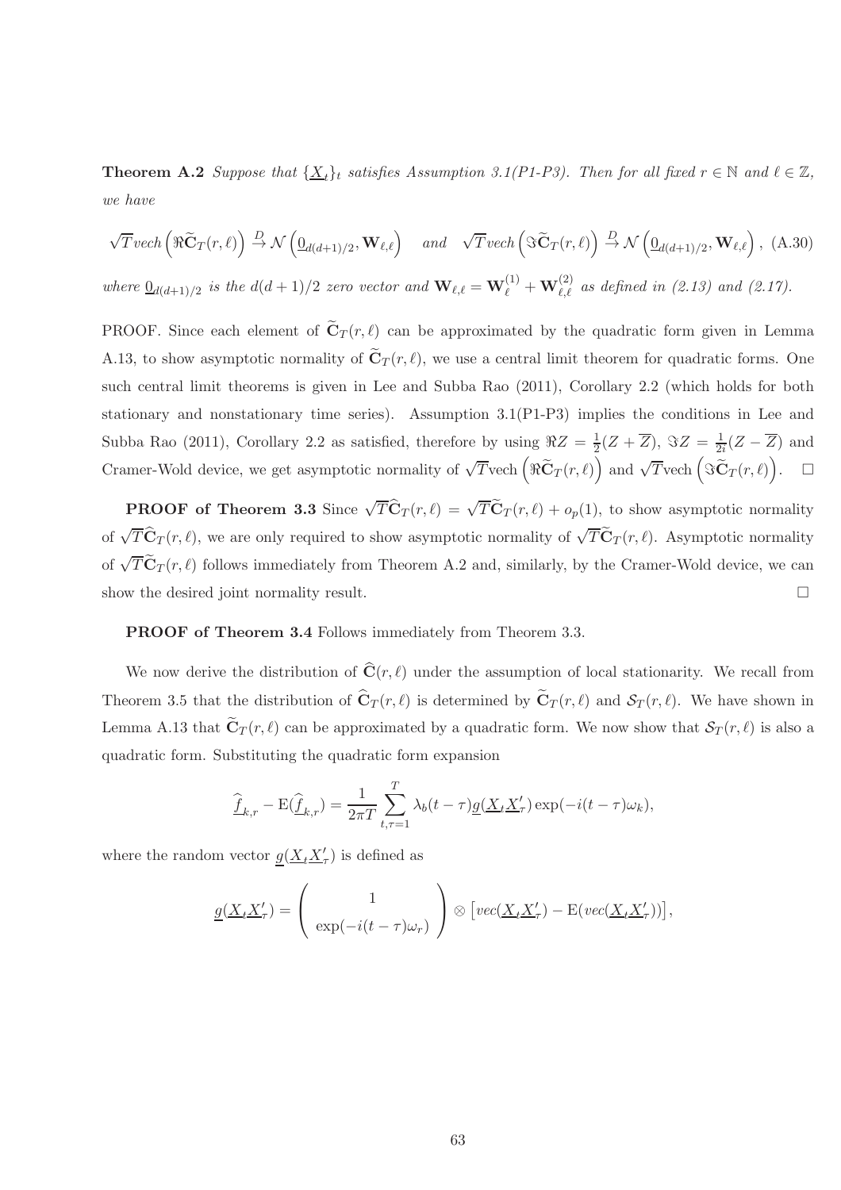**Theorem A.2** *Suppose that $\{\underline{X}_t\}_t$ satisfies Assumption 3.1(P1-P3). Then for all fixed $r \in \mathbb{N}$ and $\ell \in \mathbb{Z}$, we have*

$$\sqrt{T} vech\left(\Re\widetilde{\mathbf{C}}_T(r,\ell)\right) \xrightarrow{D} \mathcal{N}\left(\underline{0}_{d(d+1)/2}, \mathbf{W}_{\ell,\ell}\right) \quad and \quad \sqrt{T} vech\left(\Im\widetilde{\mathbf{C}}_T(r,\ell)\right) \xrightarrow{D} \mathcal{N}\left(\underline{0}_{d(d+1)/2}, \mathbf{W}_{\ell,\ell}\right), \text{ (A.30)}$$

*where $\underline{0}_{d(d+1)/2}$ is the $d(d+1)/2$ zero vector and $\mathbf{W}_{\ell,\ell} = \mathbf{W}_{\ell}^{(1)} + \mathbf{W}_{\ell,\ell}^{(2)}$ as defined in (2.13) and (2.17).*

PROOF. Since each element of $\widetilde{\mathbf{C}}_T(r,\ell)$ can be approximated by the quadratic form given in Lemma A.13, to show asymptotic normality of $\widetilde{\mathbf{C}}_T(r,\ell)$, we use a central limit theorem for quadratic forms. One such central limit theorems is given in Lee and Subba Rao (2011), Corollary 2.2 (which holds for both stationary and nonstationary time series). Assumption 3.1(P1-P3) implies the conditions in Lee and Subba Rao (2011), Corollary 2.2 as satisfied, therefore by using $\Re Z = \frac{1}{2}(Z + \overline{Z})$, $\Im Z = \frac{1}{2i}(Z - \overline{Z})$ and Cramer-Wold device, we get asymptotic normality of $\sqrt{T}\text{vech}\left(\Re\widetilde{\mathbf{C}}_T(r,\ell)\right)$ and $\sqrt{T}\text{vech}\left(\Im\widetilde{\mathbf{C}}_T(r,\ell)\right)$. $\square$

**PROOF of Theorem 3.3** Since $\sqrt{T}\widehat{\mathbf{C}}_T(r,\ell) = \sqrt{T}\widetilde{\mathbf{C}}_T(r,\ell) + o_p(1)$, to show asymptotic normality of $\sqrt{T}\widehat{\mathbf{C}}_T(r,\ell)$, we are only required to show asymptotic normality of $\sqrt{T}\widetilde{\mathbf{C}}_T(r,\ell)$. Asymptotic normality of $\sqrt{T}\widetilde{\mathbf{C}}_T(r,\ell)$ follows immediately from Theorem A.2 and, similarly, by the Cramer-Wold device, we can show the desired joint normality result. $\square$

**PROOF of Theorem 3.4** Follows immediately from Theorem 3.3.

We now derive the distribution of $\widehat{\mathbf{C}}(r,\ell)$ under the assumption of local stationarity. We recall from Theorem 3.5 that the distribution of $\widehat{\mathbf{C}}_T(r,\ell)$ is determined by $\widetilde{\mathbf{C}}_T(r,\ell)$ and $\mathcal{S}_T(r,\ell)$. We have shown in Lemma A.13 that $\widetilde{\mathbf{C}}_T(r,\ell)$ can be approximated by a quadratic form. We now show that $\mathcal{S}_T(r,\ell)$ is also a quadratic form. Substituting the quadratic form expansion

$$\underline{\widehat{f}}_{k,r} - \mathrm{E}(\underline{\widehat{f}}_{k,r}) = \frac{1}{2\pi T}\sum_{t,\tau=1}^{T} \lambda_b(t-\tau)\underline{g}(\underline{X}_t\underline{X}_\tau')\exp(-i(t-\tau)\omega_k),$$

where the random vector $\underline{g}(\underline{X}_t\underline{X}_\tau')$ is defined as

$$\underline{g}(\underline{X}_t\underline{X}_\tau') = \begin{pmatrix} 1 \\ \exp(-i(t-\tau)\omega_r) \end{pmatrix} \otimes \left[vec(\underline{X}_t\underline{X}_\tau') - \mathrm{E}(vec(\underline{X}_t\underline{X}_\tau'))\right],$$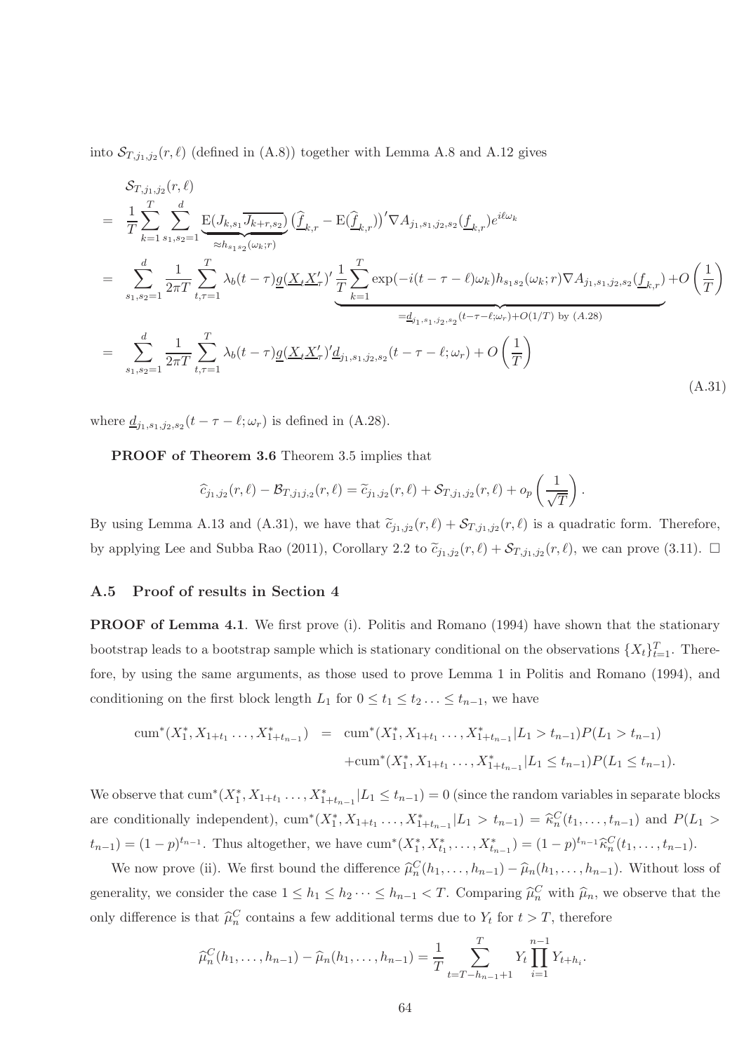into $\mathcal{S}_{T,j_1,j_2}(r,\ell)$ (defined in (A.8)) together with Lemma A.8 and A.12 gives

$$
\begin{aligned}
&\mathcal{S}_{T,j_1,j_2}(r,\ell) \\
&= \frac{1}{T}\sum_{k=1}^{T}\sum_{s_1,s_2=1}^{d}\underbrace{\mathrm{E}(J_{k,s_1}\overline{J_{k+r,s_2}})}_{\approx h_{s_1s_2}(\omega_k;r)}\left(\widehat{\underline{f}}_{k,r}-\mathrm{E}(\widehat{\underline{f}}_{k,r})\right)'\nabla A_{j_1,s_1,j_2,s_2}(\underline{f}_{k,r})e^{i\ell\omega_k} \\
&= \sum_{s_1,s_2=1}^{d}\frac{1}{2\pi T}\sum_{t,\tau=1}^{T}\lambda_b(t-\tau)\underline{g}(\underline{X}_t\underline{X}_\tau')'\underbrace{\frac{1}{T}\sum_{k=1}^{T}\exp(-i(t-\tau-\ell)\omega_k)h_{s_1s_2}(\omega_k;r)\nabla A_{j_1,s_1,j_2,s_2}(\underline{f}_{k,r})}_{=\underline{d}_{j_1,s_1,j_2,s_2}(t-\tau-\ell;\omega_r)+O(1/T)\text{ by }(A.28)}+O\left(\frac{1}{T}\right) \\
&= \sum_{s_1,s_2=1}^{d}\frac{1}{2\pi T}\sum_{t,\tau=1}^{T}\lambda_b(t-\tau)\underline{g}(\underline{X}_t\underline{X}_\tau')'\underline{d}_{j_1,s_1,j_2,s_2}(t-\tau-\ell;\omega_r)+O\left(\frac{1}{T}\right)
\end{aligned}
\tag{A.31}
$$

where $\underline{d}_{j_1,s_1,j_2,s_2}(t-\tau-\ell;\omega_r)$ is defined in (A.28).

**PROOF of Theorem 3.6** Theorem 3.5 implies that

$$
\widehat{c}_{j_1,j_2}(r,\ell)-\mathcal{B}_{T,j_1j_2}(r,\ell)=\widetilde{c}_{j_1,j_2}(r,\ell)+\mathcal{S}_{T,j_1,j_2}(r,\ell)+o_p\left(\frac{1}{\sqrt{T}}\right).
$$

By using Lemma A.13 and (A.31), we have that $\widetilde{c}_{j_1,j_2}(r,\ell)+\mathcal{S}_{T,j_1,j_2}(r,\ell)$ is a quadratic form. Therefore, by applying Lee and Subba Rao (2011), Corollary 2.2 to $\widetilde{c}_{j_1,j_2}(r,\ell)+\mathcal{S}_{T,j_1,j_2}(r,\ell)$, we can prove (3.11). □

### A.5 Proof of results in Section 4

**PROOF of Lemma 4.1**. We first prove (i). Politis and Romano (1994) have shown that the stationary bootstrap leads to a bootstrap sample which is stationary conditional on the observations $\{X_t\}_{t=1}^T$. Therefore, by using the same arguments, as those used to prove Lemma 1 in Politis and Romano (1994), and conditioning on the first block length $L_1$ for $0\le t_1\le t_2\ldots\le t_{n-1}$, we have

$$
\begin{aligned}
\mathrm{cum}^*(X_1^*,X_{1+t_1}\ldots,X_{1+t_{n-1}}^*) &= \mathrm{cum}^*(X_1^*,X_{1+t_1}\ldots,X_{1+t_{n-1}}^*|L_1>t_{n-1})P(L_1>t_{n-1}) \\
&\quad+\mathrm{cum}^*(X_1^*,X_{1+t_1}\ldots,X_{1+t_{n-1}}^*|L_1\le t_{n-1})P(L_1\le t_{n-1}).
\end{aligned}
$$

We observe that $\mathrm{cum}^*(X_1^*,X_{1+t_1}\ldots,X_{1+t_{n-1}}^*|L_1\le t_{n-1})=0$ (since the random variables in separate blocks are conditionally independent), $\mathrm{cum}^*(X_1^*,X_{1+t_1}\ldots,X_{1+t_{n-1}}^*|L_1>t_{n-1})=\widehat{\kappa}_n^C(t_1,\ldots,t_{n-1})$ and $P(L_1>t_{n-1})=(1-p)^{t_{n-1}}$. Thus altogether, we have $\mathrm{cum}^*(X_1^*,X_{t_1}^*,\ldots,X_{t_{n-1}}^*)=(1-p)^{t_{n-1}}\widehat{\kappa}_n^C(t_1,\ldots,t_{n-1})$.

We now prove (ii). We first bound the difference $\widehat{\mu}_n^C(h_1,\ldots,h_{n-1})-\widehat{\mu}_n(h_1,\ldots,h_{n-1})$. Without loss of generality, we consider the case $1\le h_1\le h_2\cdots\le h_{n-1}<T$. Comparing $\widehat{\mu}_n^C$ with $\widehat{\mu}_n$, we observe that the only difference is that $\widehat{\mu}_n^C$ contains a few additional terms due to $Y_t$ for $t>T$, therefore

$$
\widehat{\mu}_n^C(h_1,\ldots,h_{n-1})-\widehat{\mu}_n(h_1,\ldots,h_{n-1})=\frac{1}{T}\sum_{t=T-h_{n-1}+1}^{T}Y_t\prod_{i=1}^{n-1}Y_{t+h_i}.
$$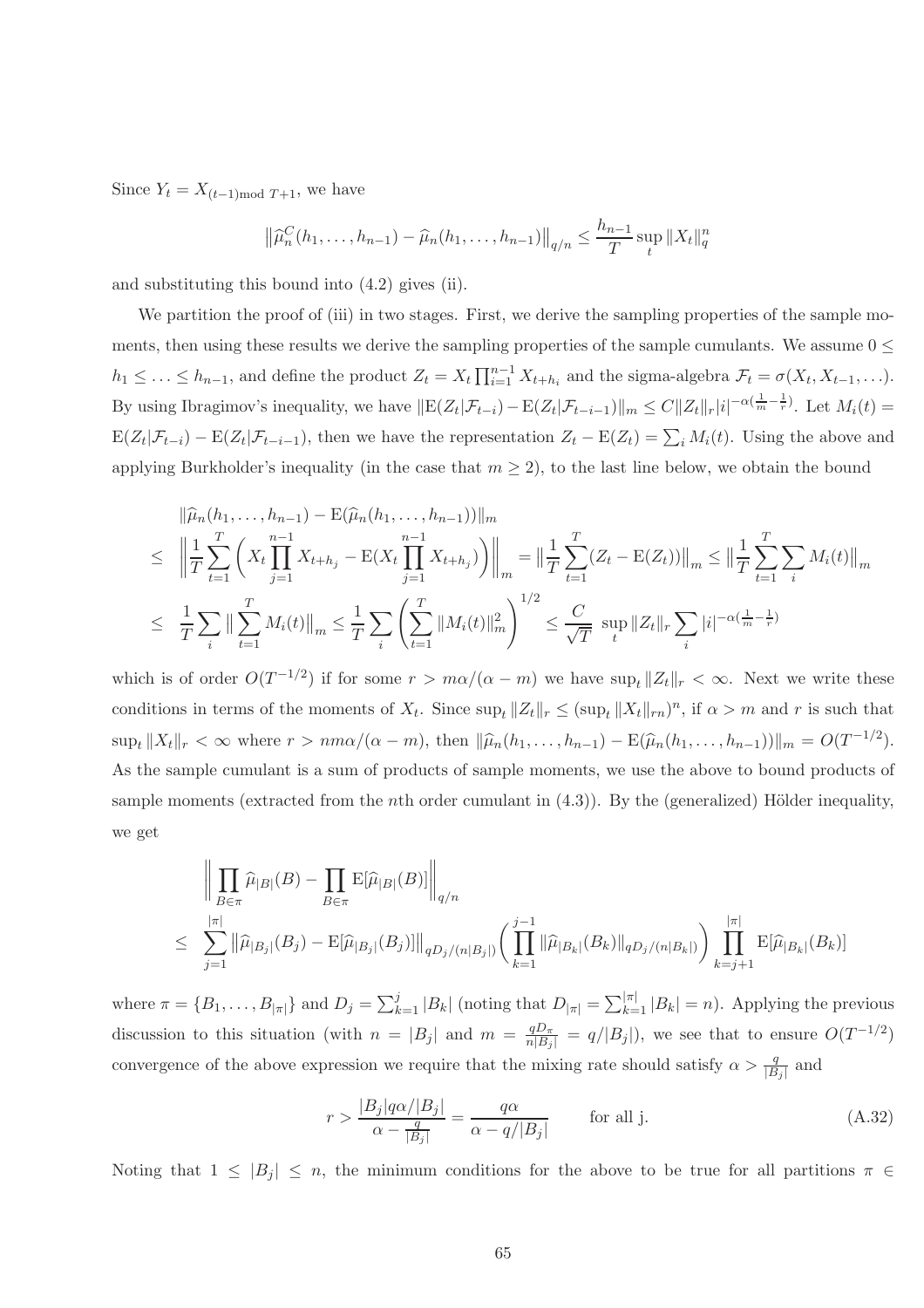Since $Y_t = X_{(t-1)\text{mod } T+1}$, we have

$$\big\|\widehat{\mu}_n^C(h_1,\ldots,h_{n-1}) - \widehat{\mu}_n(h_1,\ldots,h_{n-1})\big\|_{q/n} \leq \frac{h_{n-1}}{T}\sup_t \|X_t\|_q^n$$

and substituting this bound into (4.2) gives (ii).

We partition the proof of (iii) in two stages. First, we derive the sampling properties of the sample moments, then using these results we derive the sampling properties of the sample cumulants. We assume $0 \leq h_1 \leq \ldots \leq h_{n-1}$, and define the product $Z_t = X_t \prod_{i=1}^{n-1} X_{t+h_i}$ and the sigma-algebra $\mathcal{F}_t = \sigma(X_t, X_{t-1}, \ldots)$. By using Ibragimov's inequality, we have $\|\mathrm{E}(Z_t|\mathcal{F}_{t-i}) - \mathrm{E}(Z_t|\mathcal{F}_{t-i-1})\|_m \leq C\|Z_t\|_r |i|^{-\alpha(\frac{1}{m}-\frac{1}{r})}$. Let $M_i(t) = \mathrm{E}(Z_t|\mathcal{F}_{t-i}) - \mathrm{E}(Z_t|\mathcal{F}_{t-i-1})$, then we have the representation $Z_t - \mathrm{E}(Z_t) = \sum_i M_i(t)$. Using the above and applying Burkholder's inequality (in the case that $m \geq 2$), to the last line below, we obtain the bound

$$\begin{aligned}
&\|\widehat{\mu}_n(h_1,\ldots,h_{n-1}) - \mathrm{E}(\widehat{\mu}_n(h_1,\ldots,h_{n-1}))\|_m \\
\leq\ & \Big\|\frac{1}{T}\sum_{t=1}^{T}\Big(X_t\prod_{j=1}^{n-1}X_{t+h_j} - \mathrm{E}(X_t\prod_{j=1}^{n-1}X_{t+h_j})\Big)\Big\|_m = \big\|\frac{1}{T}\sum_{t=1}^{T}(Z_t - \mathrm{E}(Z_t))\big\|_m \leq \big\|\frac{1}{T}\sum_{t=1}^{T}\sum_i M_i(t)\big\|_m \\
\leq\ & \frac{1}{T}\sum_i\big\|\sum_{t=1}^{T}M_i(t)\big\|_m \leq \frac{1}{T}\sum_i\left(\sum_{t=1}^{T}\|M_i(t)\|_m^2\right)^{1/2} \leq \frac{C}{\sqrt{T}}\ \sup_t\|Z_t\|_r\sum_i|i|^{-\alpha(\frac{1}{m}-\frac{1}{r})}
\end{aligned}$$

which is of order $O(T^{-1/2})$ if for some $r > m\alpha/(\alpha - m)$ we have $\sup_t\|Z_t\|_r < \infty$. Next we write these conditions in terms of the moments of $X_t$. Since $\sup_t\|Z_t\|_r \leq (\sup_t\|X_t\|_{rn})^n$, if $\alpha > m$ and $r$ is such that $\sup_t\|X_t\|_r < \infty$ where $r > nm\alpha/(\alpha - m)$, then $\|\widehat{\mu}_n(h_1,\ldots,h_{n-1}) - \mathrm{E}(\widehat{\mu}_n(h_1,\ldots,h_{n-1}))\|_m = O(T^{-1/2})$. As the sample cumulant is a sum of products of sample moments, we use the above to bound products of sample moments (extracted from the $n$th order cumulant in (4.3)). By the (generalized) Hölder inequality, we get

$$\begin{aligned}
&\Big\|\prod_{B\in\pi}\widehat{\mu}_{|B|}(B) - \prod_{B\in\pi}\mathrm{E}[\widehat{\mu}_{|B|}(B)]\Big\|_{q/n} \\
\leq\ & \sum_{j=1}^{|\pi|}\big\|\widehat{\mu}_{|B_j|}(B_j) - \mathrm{E}[\widehat{\mu}_{|B_j|}(B_j)]\big\|_{qD_j/(n|B_j|)}\Big(\prod_{k=1}^{j-1}\|\widehat{\mu}_{|B_k|}(B_k)\|_{qD_j/(n|B_k|)}\Big)\prod_{k=j+1}^{|\pi|}\mathrm{E}[\widehat{\mu}_{|B_k|}(B_k)]
\end{aligned}$$

where $\pi = \{B_1,\ldots,B_{|\pi|}\}$ and $D_j = \sum_{k=1}^{j}|B_k|$ (noting that $D_{|\pi|} = \sum_{k=1}^{|\pi|}|B_k| = n$). Applying the previous discussion to this situation (with $n = |B_j|$ and $m = \frac{qD_\pi}{n|B_j|} = q/|B_j|$), we see that to ensure $O(T^{-1/2})$ convergence of the above expression we require that the mixing rate should satisfy $\alpha > \frac{q}{|B_j|}$ and

$$r > \frac{|B_j|q\alpha/|B_j|}{\alpha - \frac{q}{|B_j|}} = \frac{q\alpha}{\alpha - q/|B_j|} \qquad \text{for all j.} \tag{A.32}$$

Noting that $1 \leq |B_j| \leq n$, the minimum conditions for the above to be true for all partitions $\pi \in$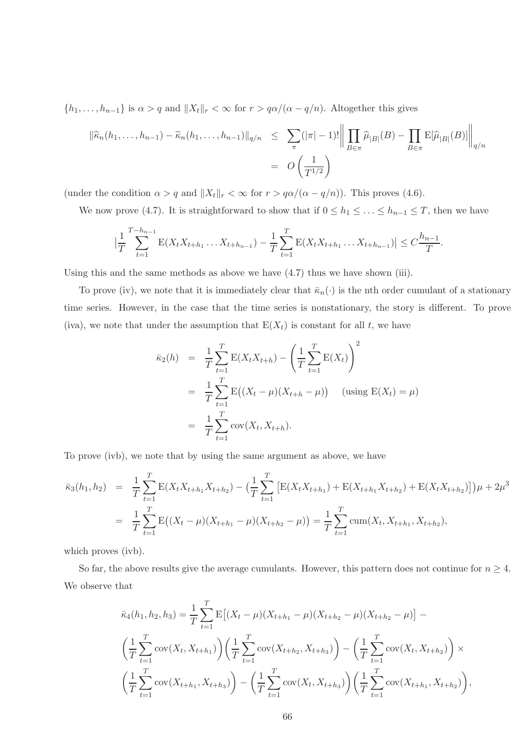$\{h_1, \ldots, h_{n-1}\}$ is $\alpha > q$ and $\|X_t\|_r < \infty$ for $r > q\alpha/(\alpha - q/n)$. Altogether this gives

$$
\begin{aligned}
\|\widehat{\kappa}_n(h_1, \ldots, h_{n-1}) - \widetilde{\kappa}_n(h_1, \ldots, h_{n-1})\|_{q/n} &\leq \sum_{\pi} (|\pi| - 1)! \bigg\| \prod_{B \in \pi} \widehat{\mu}_{|B|}(B) - \prod_{B \in \pi} \mathrm{E}[\widehat{\mu}_{|B|}(B)] \bigg\|_{q/n} \\
&= O\left(\frac{1}{T^{1/2}}\right)
\end{aligned}
$$

(under the condition $\alpha > q$ and $\|X_t\|_r < \infty$ for $r > q\alpha/(\alpha - q/n)$). This proves (4.6).

We now prove (4.7). It is straightforward to show that if $0 \leq h_1 \leq \ldots \leq h_{n-1} \leq T$, then we have

$$
\Big|\frac{1}{T} \sum_{t=1}^{T-h_{n-1}} \mathrm{E}(X_t X_{t+h_1} \ldots X_{t+h_{n-1}}) - \frac{1}{T} \sum_{t=1}^{T} \mathrm{E}(X_t X_{t+h_1} \ldots X_{t+h_{n-1}})\Big| \leq C \frac{h_{n-1}}{T}.
$$

Using this and the same methods as above we have (4.7) thus we have shown (iii).

To prove (iv), we note that it is immediately clear that $\bar{\kappa}_n(\cdot)$ is the nth order cumulant of a stationary time series. However, in the case that the time series is nonstationary, the story is different. To prove (iva), we note that under the assumption that $\mathrm{E}(X_t)$ is constant for all $t$, we have

$$
\begin{aligned}
\bar{\kappa}_2(h) &= \frac{1}{T} \sum_{t=1}^{T} \mathrm{E}(X_t X_{t+h}) - \left( \frac{1}{T} \sum_{t=1}^{T} \mathrm{E}(X_t) \right)^2 \\
&= \frac{1}{T} \sum_{t=1}^{T} \mathrm{E}\big((X_t - \mu)(X_{t+h} - \mu)\big) \quad (\text{using } \mathrm{E}(X_t) = \mu) \\
&= \frac{1}{T} \sum_{t=1}^{T} \mathrm{cov}(X_t, X_{t+h}).
\end{aligned}
$$

To prove (ivb), we note that by using the same argument as above, we have

$$
\begin{aligned}
\bar{\kappa}_3(h_1, h_2) &= \frac{1}{T} \sum_{t=1}^{T} \mathrm{E}(X_t X_{t+h_1} X_{t+h_2}) - \big(\frac{1}{T} \sum_{t=1}^{T} \left[\mathrm{E}(X_t X_{t+h_1}) + \mathrm{E}(X_{t+h_1} X_{t+h_2}) + \mathrm{E}(X_t X_{t+h_2})\right]\big)\mu + 2\mu^3 \\
&= \frac{1}{T} \sum_{t=1}^{T} \mathrm{E}\big((X_t - \mu)(X_{t+h_1} - \mu)(X_{t+h_2} - \mu)\big) = \frac{1}{T} \sum_{t=1}^{T} \mathrm{cum}(X_t, X_{t+h_1}, X_{t+h_2}),
\end{aligned}
$$

which proves (ivb).

So far, the above results give the average cumulants. However, this pattern does not continue for $n \geq 4$. We observe that

$$
\begin{aligned}
&\bar{\kappa}_4(h_1, h_2, h_3) = \frac{1}{T} \sum_{t=1}^{T} \mathrm{E}\big[(X_t - \mu)(X_{t+h_1} - \mu)(X_{t+h_2} - \mu)(X_{t+h_2} - \mu)\big] - \\
&\left( \frac{1}{T} \sum_{t=1}^{T} \mathrm{cov}(X_t, X_{t+h_1}) \right) \left( \frac{1}{T} \sum_{t=1}^{T} \mathrm{cov}(X_{t+h_2}, X_{t+h_3}) \right) - \left( \frac{1}{T} \sum_{t=1}^{T} \mathrm{cov}(X_t, X_{t+h_2}) \right) \times \\
&\left( \frac{1}{T} \sum_{t=1}^{T} \mathrm{cov}(X_{t+h_1}, X_{t+h_3}) \right) - \left( \frac{1}{T} \sum_{t=1}^{T} \mathrm{cov}(X_t, X_{t+h_3}) \right) \left( \frac{1}{T} \sum_{t=1}^{T} \mathrm{cov}(X_{t+h_1}, X_{t+h_2}) \right),
\end{aligned}
$$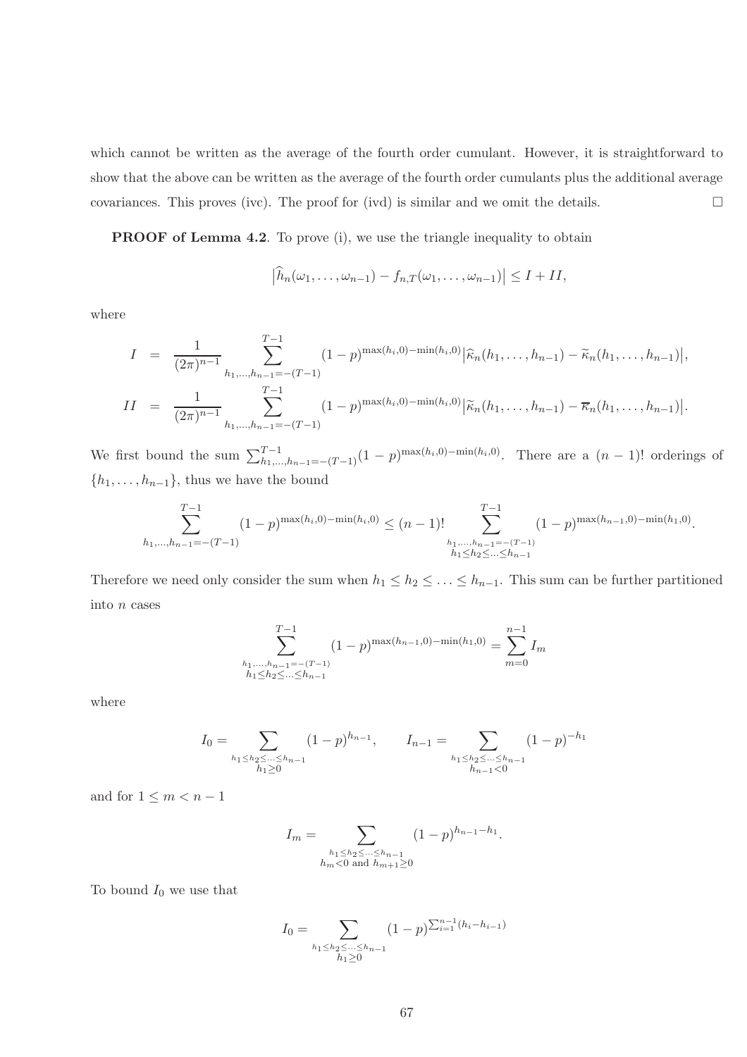which cannot be written as the average of the fourth order cumulant. However, it is straightforward to show that the above can be written as the average of the fourth order cumulants plus the additional average covariances. This proves (ivc). The proof for (ivd) is similar and we omit the details. □

**PROOF of Lemma 4.2**. To prove (i), we use the triangle inequality to obtain

$$\big|\widehat{h}_n(\omega_1,\ldots,\omega_{n-1}) - f_{n,T}(\omega_1,\ldots,\omega_{n-1})\big| \leq I + II,$$

where

$$I = \frac{1}{(2\pi)^{n-1}} \sum_{h_1,\ldots,h_{n-1}=-(T-1)}^{T-1} (1-p)^{\max(h_i,0)-\min(h_i,0)} \big|\widehat{\kappa}_n(h_1,\ldots,h_{n-1}) - \widetilde{\kappa}_n(h_1,\ldots,h_{n-1})\big|,$$

$$II = \frac{1}{(2\pi)^{n-1}} \sum_{h_1,\ldots,h_{n-1}=-(T-1)}^{T-1} (1-p)^{\max(h_i,0)-\min(h_i,0)} \big|\widetilde{\kappa}_n(h_1,\ldots,h_{n-1}) - \overline{\kappa}_n(h_1,\ldots,h_{n-1})\big|.$$

We first bound the sum $\sum_{h_1,\ldots,h_{n-1}=-(T-1)}^{T-1} (1-p)^{\max(h_i,0)-\min(h_i,0)}$. There are a $(n-1)!$ orderings of $\{h_1,\ldots,h_{n-1}\}$, thus we have the bound

$$\sum_{h_1,\ldots,h_{n-1}=-(T-1)}^{T-1} (1-p)^{\max(h_i,0)-\min(h_i,0)} \leq (n-1)! \sum_{\substack{h_1,\ldots,h_{n-1}=-(T-1) \\ h_1 \leq h_2 \leq \ldots \leq h_{n-1}}}^{T-1} (1-p)^{\max(h_{n-1},0)-\min(h_1,0)}.$$

Therefore we need only consider the sum when $h_1 \leq h_2 \leq \ldots \leq h_{n-1}$. This sum can be further partitioned into $n$ cases

$$\sum_{\substack{h_1,\ldots,h_{n-1}=-(T-1) \\ h_1 \leq h_2 \leq \ldots \leq h_{n-1}}}^{T-1} (1-p)^{\max(h_{n-1},0)-\min(h_1,0)} = \sum_{m=0}^{n-1} I_m$$

where

$$I_0 = \sum_{\substack{h_1 \leq h_2 \leq \ldots \leq h_{n-1} \\ h_1 \geq 0}} (1-p)^{h_{n-1}}, \qquad I_{n-1} = \sum_{\substack{h_1 \leq h_2 \leq \ldots \leq h_{n-1} \\ h_{n-1} < 0}} (1-p)^{-h_1}$$

and for $1 \leq m < n-1$

$$I_m = \sum_{\substack{h_1 \leq h_2 \leq \ldots \leq h_{n-1} \\ h_m < 0 \text{ and } h_{m+1} \geq 0}} (1-p)^{h_{n-1}-h_1}.$$

To bound $I_0$ we use that

$$I_0 = \sum_{\substack{h_1 \leq h_2 \leq \ldots \leq h_{n-1} \\ h_1 \geq 0}} (1-p)^{\sum_{i=1}^{n-1}(h_i - h_{i-1})}$$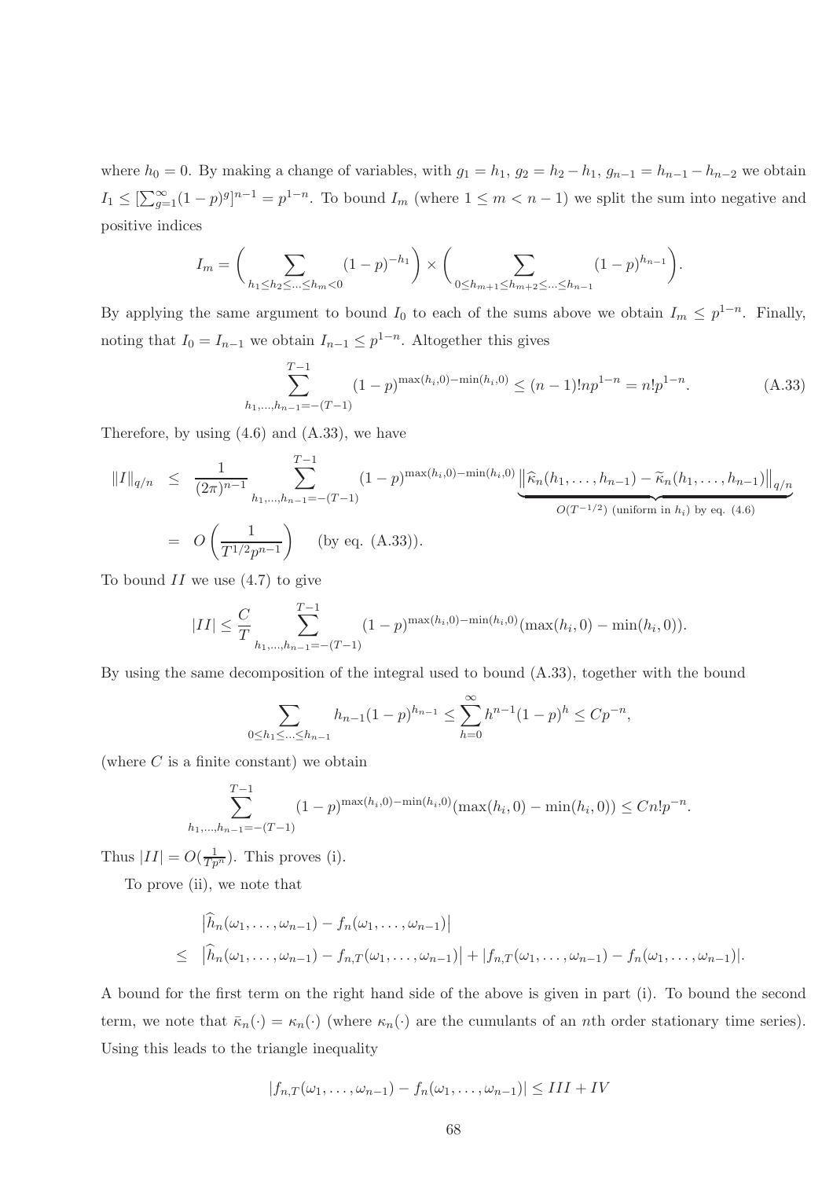where $h_0 = 0$. By making a change of variables, with $g_1 = h_1$, $g_2 = h_2 - h_1$, $g_{n-1} = h_{n-1} - h_{n-2}$ we obtain $I_1 \leq [\sum_{g=1}^{\infty}(1-p)^g]^{n-1} = p^{1-n}$. To bound $I_m$ (where $1 \leq m < n-1$) we split the sum into negative and positive indices

$$I_m = \bigg( \sum_{h_1 \leq h_2 \leq \ldots \leq h_m < 0} (1-p)^{-h_1} \bigg) \times \bigg( \sum_{0 \leq h_{m+1} \leq h_{m+2} \leq \ldots \leq h_{n-1}} (1-p)^{h_{n-1}} \bigg).$$

By applying the same argument to bound $I_0$ to each of the sums above we obtain $I_m \leq p^{1-n}$. Finally, noting that $I_0 = I_{n-1}$ we obtain $I_{n-1} \leq p^{1-n}$. Altogether this gives

$$\sum_{h_1,\ldots,h_{n-1}=-(T-1)}^{T-1} (1-p)^{\max(h_i,0)-\min(h_i,0)} \leq (n-1)!np^{1-n} = n!p^{1-n}. \tag{A.33}$$

Therefore, by using (4.6) and (A.33), we have

$$\begin{aligned}
\|I\|_{q/n} &\leq \frac{1}{(2\pi)^{n-1}} \sum_{h_1,\ldots,h_{n-1}=-(T-1)}^{T-1} (1-p)^{\max(h_i,0)-\min(h_i,0)} \underbrace{\big\| \widehat{\kappa}_n(h_1,\ldots,h_{n-1}) - \widetilde{\kappa}_n(h_1,\ldots,h_{n-1}) \big\|_{q/n}}_{O(T^{-1/2}) \text{ (uniform in } h_i) \text{ by eq. (4.6)}} \\
&= O\left( \frac{1}{T^{1/2}p^{n-1}} \right) \quad \text{(by eq. (A.33))}.
\end{aligned}$$

To bound $II$ we use (4.7) to give

$$|II| \leq \frac{C}{T} \sum_{h_1,\ldots,h_{n-1}=-(T-1)}^{T-1} (1-p)^{\max(h_i,0)-\min(h_i,0)} (\max(h_i,0) - \min(h_i,0)).$$

By using the same decomposition of the integral used to bound (A.33), together with the bound

$$\sum_{0 \leq h_1 \leq \ldots \leq h_{n-1}} h_{n-1}(1-p)^{h_{n-1}} \leq \sum_{h=0}^{\infty} h^{n-1}(1-p)^h \leq Cp^{-n},$$

(where $C$ is a finite constant) we obtain

$$\sum_{h_1,\ldots,h_{n-1}=-(T-1)}^{T-1} (1-p)^{\max(h_i,0)-\min(h_i,0)} (\max(h_i,0) - \min(h_i,0)) \leq Cn!p^{-n}.$$

Thus $|II| = O(\frac{1}{Tp^n})$. This proves (i).

To prove (ii), we note that

$$\begin{aligned}
& \big|\widehat{h}_n(\omega_1,\ldots,\omega_{n-1}) - f_n(\omega_1,\ldots,\omega_{n-1})\big| \\
\leq\ & \big|\widehat{h}_n(\omega_1,\ldots,\omega_{n-1}) - f_{n,T}(\omega_1,\ldots,\omega_{n-1})\big| + |f_{n,T}(\omega_1,\ldots,\omega_{n-1}) - f_n(\omega_1,\ldots,\omega_{n-1})|.
\end{aligned}$$

A bound for the first term on the right hand side of the above is given in part (i). To bound the second term, we note that $\bar{\kappa}_n(\cdot) = \kappa_n(\cdot)$ (where $\kappa_n(\cdot)$ are the cumulants of an $n$th order stationary time series). Using this leads to the triangle inequality

$$|f_{n,T}(\omega_1,\ldots,\omega_{n-1}) - f_n(\omega_1,\ldots,\omega_{n-1})| \leq III + IV$$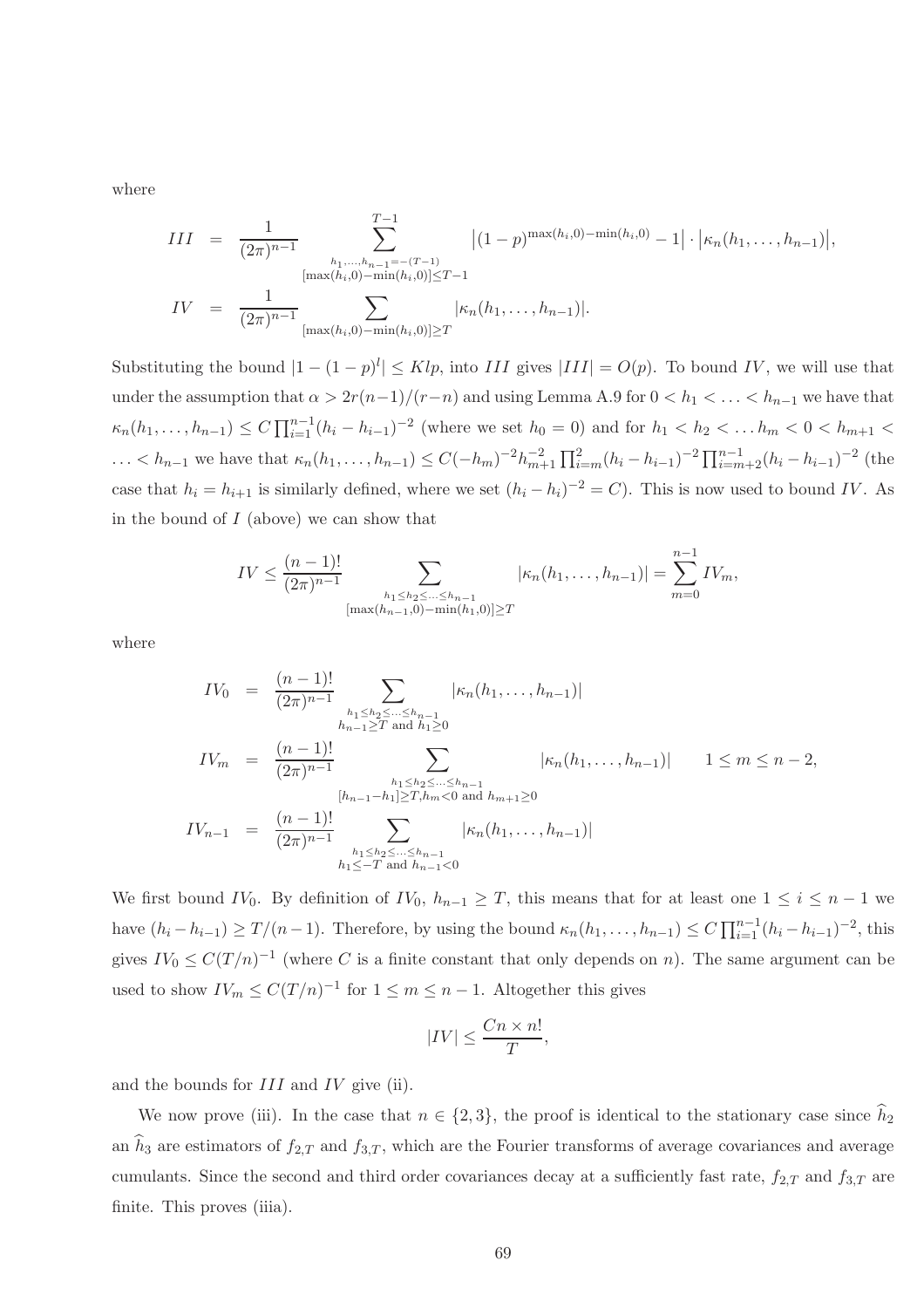where

$$
\begin{aligned}
III &= \frac{1}{(2\pi)^{n-1}} \sum_{\substack{h_1,\ldots,h_{n-1}=-(T-1) \\ [\max(h_i,0)-\min(h_i,0)]\leq T-1}}^{T-1} \left|(1-p)^{\max(h_i,0)-\min(h_i,0)}-1\right| \cdot \left|\kappa_n(h_1,\ldots,h_{n-1})\right|, \\
IV &= \frac{1}{(2\pi)^{n-1}} \sum_{[\max(h_i,0)-\min(h_i,0)]\geq T} |\kappa_n(h_1,\ldots,h_{n-1})|.
\end{aligned}
$$

Substituting the bound $|1-(1-p)^l| \leq Klp$, into $III$ gives $|III| = O(p)$. To bound $IV$, we will use that under the assumption that $\alpha > 2r(n-1)/(r-n)$ and using Lemma A.9 for $0 < h_1 < \ldots < h_{n-1}$ we have that $\kappa_n(h_1,\ldots,h_{n-1}) \leq C\prod_{i=1}^{n-1}(h_i - h_{i-1})^{-2}$ (where we set $h_0 = 0$) and for $h_1 < h_2 < \ldots h_m < 0 < h_{m+1} < \ldots < h_{n-1}$ we have that $\kappa_n(h_1,\ldots,h_{n-1}) \leq C(-h_m)^{-2}h_{m+1}^{-2}\prod_{i=m}^{2}(h_i - h_{i-1})^{-2}\prod_{i=m+2}^{n-1}(h_i - h_{i-1})^{-2}$ (the case that $h_i = h_{i+1}$ is similarly defined, where we set $(h_i - h_i)^{-2} = C$). This is now used to bound $IV$. As in the bound of $I$ (above) we can show that

$$
IV \leq \frac{(n-1)!}{(2\pi)^{n-1}} \sum_{\substack{h_1\leq h_2\leq\ldots\leq h_{n-1} \\ [\max(h_{n-1},0)-\min(h_1,0)]\geq T}} |\kappa_n(h_1,\ldots,h_{n-1})| = \sum_{m=0}^{n-1} IV_m,
$$

where

$$
\begin{aligned}
IV_0 &= \frac{(n-1)!}{(2\pi)^{n-1}} \sum_{\substack{h_1\leq h_2\leq\ldots\leq h_{n-1} \\ h_{n-1}\geq T \text{ and } h_1\geq 0}} |\kappa_n(h_1,\ldots,h_{n-1})| \\
IV_m &= \frac{(n-1)!}{(2\pi)^{n-1}} \sum_{\substack{h_1\leq h_2\leq\ldots\leq h_{n-1} \\ [h_{n-1}-h_1]\geq T, h_m<0 \text{ and } h_{m+1}\geq 0}} |\kappa_n(h_1,\ldots,h_{n-1})| \qquad 1\leq m\leq n-2, \\
IV_{n-1} &= \frac{(n-1)!}{(2\pi)^{n-1}} \sum_{\substack{h_1\leq h_2\leq\ldots\leq h_{n-1} \\ h_1\leq -T \text{ and } h_{n-1}<0}} |\kappa_n(h_1,\ldots,h_{n-1})|
\end{aligned}
$$

We first bound $IV_0$. By definition of $IV_0$, $h_{n-1} \geq T$, this means that for at least one $1 \leq i \leq n-1$ we have $(h_i - h_{i-1}) \geq T/(n-1)$. Therefore, by using the bound $\kappa_n(h_1,\ldots,h_{n-1}) \leq C\prod_{i=1}^{n-1}(h_i - h_{i-1})^{-2}$, this gives $IV_0 \leq C(T/n)^{-1}$ (where $C$ is a finite constant that only depends on $n$). The same argument can be used to show $IV_m \leq C(T/n)^{-1}$ for $1 \leq m \leq n-1$. Altogether this gives

$$
|IV| \leq \frac{Cn \times n!}{T},
$$

and the bounds for $III$ and $IV$ give (ii).

We now prove (iii). In the case that $n \in \{2,3\}$, the proof is identical to the stationary case since $\widehat{h}_2$ an $\widehat{h}_3$ are estimators of $f_{2,T}$ and $f_{3,T}$, which are the Fourier transforms of average covariances and average cumulants. Since the second and third order covariances decay at a sufficiently fast rate, $f_{2,T}$ and $f_{3,T}$ are finite. This proves (iiia).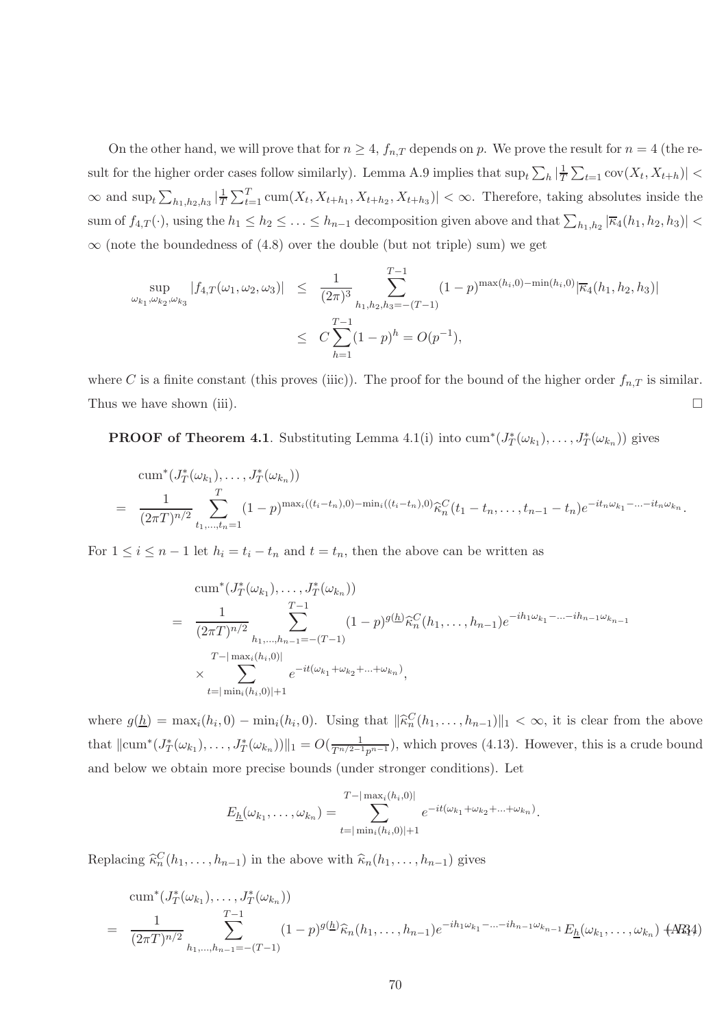On the other hand, we will prove that for $n \geq 4$, $f_{n,T}$ depends on $p$. We prove the result for $n = 4$ (the result for the higher order cases follow similarly). Lemma A.9 implies that $\sup_t \sum_h |\frac{1}{T}\sum_{t=1} \mathrm{cov}(X_t, X_{t+h})| < \infty$ and $\sup_t \sum_{h_1,h_2,h_3} |\frac{1}{T}\sum_{t=1}^{T} \mathrm{cum}(X_t, X_{t+h_1}, X_{t+h_2}, X_{t+h_3})| < \infty$. Therefore, taking absolutes inside the sum of $f_{4,T}(\cdot)$, using the $h_1 \leq h_2 \leq \ldots \leq h_{n-1}$ decomposition given above and that $\sum_{h_1,h_2} |\overline{\kappa}_4(h_1, h_2, h_3)| < \infty$ (note the boundedness of (4.8) over the double (but not triple) sum) we get

$$
\begin{aligned}
\sup_{\omega_{k_1},\omega_{k_2},\omega_{k_3}} |f_{4,T}(\omega_1, \omega_2, \omega_3)| &\leq \frac{1}{(2\pi)^3} \sum_{h_1,h_2,h_3=-(T-1)}^{T-1} (1-p)^{\max(h_i,0)-\min(h_i,0)} |\overline{\kappa}_4(h_1, h_2, h_3)| \\
&\leq C \sum_{h=1}^{T-1} (1-p)^h = O(p^{-1}),
\end{aligned}
$$

where $C$ is a finite constant (this proves (iiic)). The proof for the bound of the higher order $f_{n,T}$ is similar. Thus we have shown (iii). $\square$

**PROOF of Theorem 4.1**. Substituting Lemma 4.1(i) into $\mathrm{cum}^*(J_T^*(\omega_{k_1}), \ldots, J_T^*(\omega_{k_n}))$ gives

$$
\begin{aligned}
&\mathrm{cum}^*(J_T^*(\omega_{k_1}), \ldots, J_T^*(\omega_{k_n})) \\
&= \frac{1}{(2\pi T)^{n/2}} \sum_{t_1,\ldots,t_n=1}^{T} (1-p)^{\max_i((t_i-t_n),0)-\min_i((t_i-t_n),0)} \widehat{\kappa}_n^C(t_1 - t_n, \ldots, t_{n-1} - t_n) e^{-it_n\omega_{k_1} - \ldots - it_n\omega_{k_n}}.
\end{aligned}
$$

For $1 \leq i \leq n-1$ let $h_i = t_i - t_n$ and $t = t_n$, then the above can be written as

$$
\begin{aligned}
&\mathrm{cum}^*(J_T^*(\omega_{k_1}), \ldots, J_T^*(\omega_{k_n})) \\
&= \frac{1}{(2\pi T)^{n/2}} \sum_{h_1,\ldots,h_{n-1}=-(T-1)}^{T-1} (1-p)^{g(\underline{h})} \widehat{\kappa}_n^C(h_1, \ldots, h_{n-1}) e^{-ih_1\omega_{k_1} - \ldots - ih_{n-1}\omega_{k_{n-1}}} \\
&\quad \times \sum_{t=|\min_i(h_i,0)|+1}^{T-|\max_i(h_i,0)|} e^{-it(\omega_{k_1}+\omega_{k_2}+\ldots+\omega_{k_n})},
\end{aligned}
$$

where $g(\underline{h}) = \max_i(h_i, 0) - \min_i(h_i, 0)$. Using that $\|\widehat{\kappa}_n^C(h_1, \ldots, h_{n-1})\|_1 < \infty$, it is clear from the above that $\|\mathrm{cum}^*(J_T^*(\omega_{k_1}), \ldots, J_T^*(\omega_{k_n}))\|_1 = O(\frac{1}{T^{n/2-1}p^{n-1}})$, which proves (4.13). However, this is a crude bound and below we obtain more precise bounds (under stronger conditions). Let

$$
E_{\underline{h}}(\omega_{k_1}, \ldots, \omega_{k_n}) = \sum_{t=|\min_i(h_i,0)|+1}^{T-|\max_i(h_i,0)|} e^{-it(\omega_{k_1}+\omega_{k_2}+\ldots+\omega_{k_n})}.
$$

Replacing $\widehat{\kappa}_n^C(h_1, \ldots, h_{n-1})$ in the above with $\widehat{\kappa}_n(h_1, \ldots, h_{n-1})$ gives

$$
\begin{aligned}
&\mathrm{cum}^*(J_T^*(\omega_{k_1}), \ldots, J_T^*(\omega_{k_n})) \\
&= \frac{1}{(2\pi T)^{n/2}} \sum_{h_1,\ldots,h_{n-1}=-(T-1)}^{T-1} (1-p)^{g(\underline{h})} \widehat{\kappa}_n(h_1, \ldots, h_{n-1}) e^{-ih_1\omega_{k_1} - \ldots - ih_{n-1}\omega_{k_{n-1}}} E_{\underline{h}}(\omega_{k_1}, \ldots, \omega_{k_n}) \quad \text{(A.34)}
\end{aligned}
$$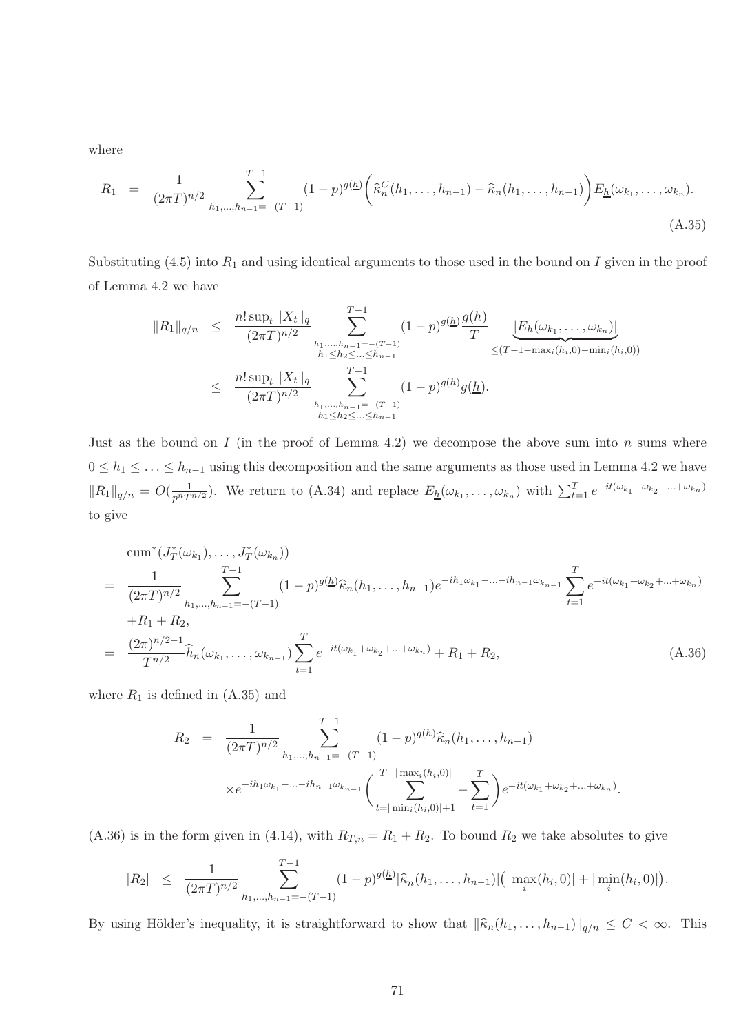where

$$R_1 = \frac{1}{(2\pi T)^{n/2}} \sum_{h_1,\ldots,h_{n-1}=-(T-1)}^{T-1} (1-p)^{g(\underline{h})} \Big( \widehat{\kappa}_n^C(h_1,\ldots,h_{n-1}) - \widehat{\kappa}_n(h_1,\ldots,h_{n-1}) \Big) E_{\underline{h}}(\omega_{k_1},\ldots,\omega_{k_n}). \tag{A.35}$$

Substituting (4.5) into $R_1$ and using identical arguments to those used in the bound on $I$ given in the proof of Lemma 4.2 we have

$$\begin{aligned}
\|R_1\|_{q/n} &\leq \frac{n! \sup_t \|X_t\|_q}{(2\pi T)^{n/2}} \sum_{\substack{h_1,\ldots,h_{n-1}=-(T-1) \\ h_1 \leq h_2 \leq \ldots \leq h_{n-1}}}^{T-1} (1-p)^{g(\underline{h})} \frac{g(\underline{h})}{T} \underbrace{|E_{\underline{h}}(\omega_{k_1},\ldots,\omega_{k_n})|}_{\leq (T-1-\max_i(h_i,0)-\min_i(h_i,0))} \\
&\leq \frac{n! \sup_t \|X_t\|_q}{(2\pi T)^{n/2}} \sum_{\substack{h_1,\ldots,h_{n-1}=-(T-1) \\ h_1 \leq h_2 \leq \ldots \leq h_{n-1}}}^{T-1} (1-p)^{g(\underline{h})} g(\underline{h}).
\end{aligned}$$

Just as the bound on $I$ (in the proof of Lemma 4.2) we decompose the above sum into $n$ sums where $0 \leq h_1 \leq \ldots \leq h_{n-1}$ using this decomposition and the same arguments as those used in Lemma 4.2 we have $\|R_1\|_{q/n} = O(\frac{1}{p^n T^{n/2}})$. We return to (A.34) and replace $E_{\underline{h}}(\omega_{k_1},\ldots,\omega_{k_n})$ with $\sum_{t=1}^{T} e^{-it(\omega_{k_1}+\omega_{k_2}+\ldots+\omega_{k_n})}$ to give

$$\begin{aligned}
&\mathrm{cum}^*(J_T^*(\omega_{k_1}),\ldots,J_T^*(\omega_{k_n})) \\
&= \frac{1}{(2\pi T)^{n/2}} \sum_{h_1,\ldots,h_{n-1}=-(T-1)}^{T-1} (1-p)^{g(\underline{h})} \widehat{\kappa}_n(h_1,\ldots,h_{n-1}) e^{-ih_1\omega_{k_1}-\ldots-ih_{n-1}\omega_{k_{n-1}}} \sum_{t=1}^{T} e^{-it(\omega_{k_1}+\omega_{k_2}+\ldots+\omega_{k_n})} \\
&\quad + R_1 + R_2, \\
&= \frac{(2\pi)^{n/2-1}}{T^{n/2}} \widehat{h}_n(\omega_{k_1},\ldots,\omega_{k_{n-1}}) \sum_{t=1}^{T} e^{-it(\omega_{k_1}+\omega_{k_2}+\ldots+\omega_{k_n})} + R_1 + R_2,
\end{aligned} \tag{A.36}$$

where $R_1$ is defined in (A.35) and

$$\begin{aligned}
R_2 &= \frac{1}{(2\pi T)^{n/2}} \sum_{h_1,\ldots,h_{n-1}=-(T-1)}^{T-1} (1-p)^{g(\underline{h})} \widehat{\kappa}_n(h_1,\ldots,h_{n-1}) \\
&\quad \times e^{-ih_1\omega_{k_1}-\ldots-ih_{n-1}\omega_{k_{n-1}}} \bigg( \sum_{t=|\min_i(h_i,0)|+1}^{T-|\max_i(h_i,0)|} - \sum_{t=1}^{T} \bigg) e^{-it(\omega_{k_1}+\omega_{k_2}+\ldots+\omega_{k_n})}.
\end{aligned}$$

(A.36) is in the form given in (4.14), with $R_{T,n} = R_1 + R_2$. To bound $R_2$ we take absolutes to give

$$|R_2| \leq \frac{1}{(2\pi T)^{n/2}} \sum_{h_1,\ldots,h_{n-1}=-(T-1)}^{T-1} (1-p)^{g(\underline{h})} |\widehat{\kappa}_n(h_1,\ldots,h_{n-1})| \big( |\max_i(h_i,0)| + |\min_i(h_i,0)| \big).$$

By using Hölder's inequality, it is straightforward to show that $\|\widehat{\kappa}_n(h_1,\ldots,h_{n-1})\|_{q/n} \leq C < \infty$. This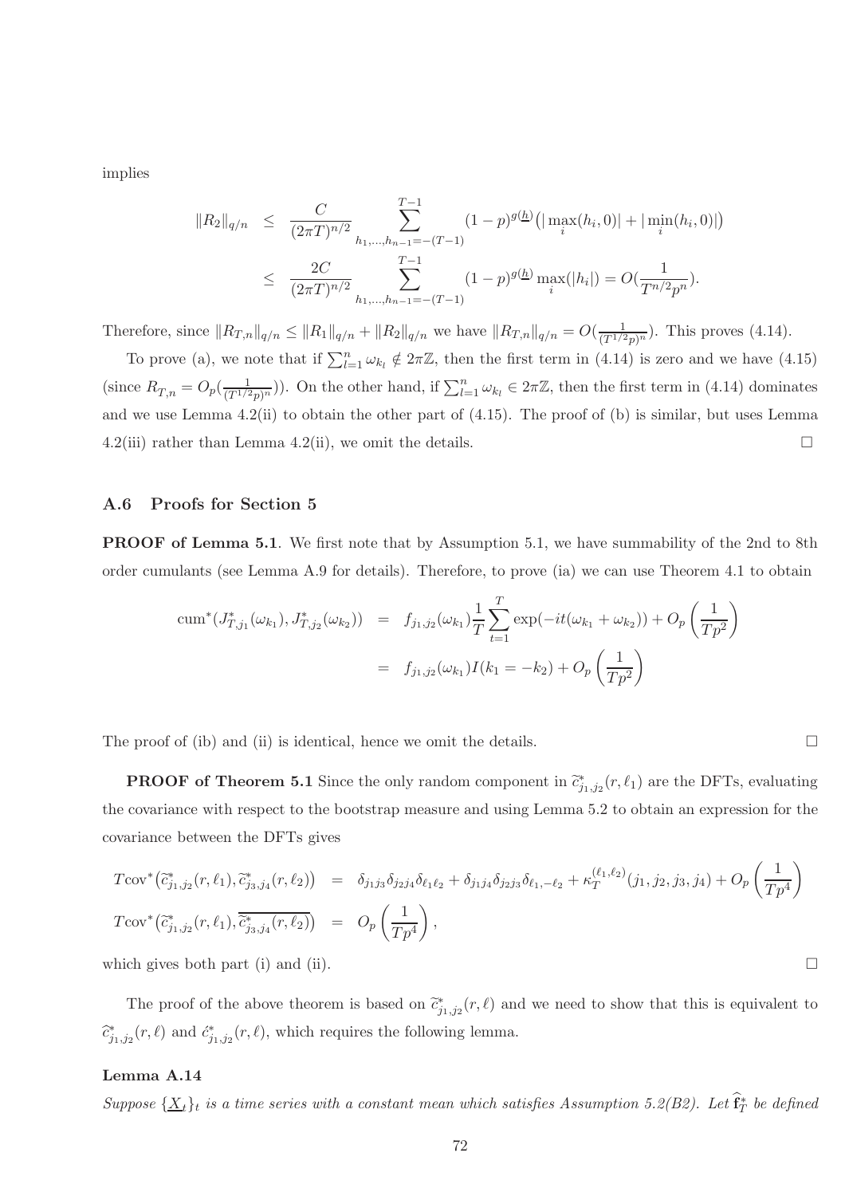implies

$$
\begin{aligned}
\|R_2\|_{q/n} &\leq \frac{C}{(2\pi T)^{n/2}} \sum_{h_1,\ldots,h_{n-1}=-(T-1)}^{T-1} (1-p)^{g(\underline{h})}\big(|\max_i(h_i,0)| + |\min_i(h_i,0)|\big) \\
&\leq \frac{2C}{(2\pi T)^{n/2}} \sum_{h_1,\ldots,h_{n-1}=-(T-1)}^{T-1} (1-p)^{g(\underline{h})} \max_i(|h_i|) = O(\frac{1}{T^{n/2}p^n}).
\end{aligned}
$$

Therefore, since $\|R_{T,n}\|_{q/n} \leq \|R_1\|_{q/n} + \|R_2\|_{q/n}$ we have $\|R_{T,n}\|_{q/n} = O(\frac{1}{(T^{1/2}p)^n})$. This proves (4.14).

To prove (a), we note that if $\sum_{l=1}^{n} \omega_{k_l} \notin 2\pi\mathbb{Z}$, then the first term in (4.14) is zero and we have (4.15) (since $R_{T,n} = O_p(\frac{1}{(T^{1/2}p)^n})$). On the other hand, if $\sum_{l=1}^{n} \omega_{k_l} \in 2\pi\mathbb{Z}$, then the first term in (4.14) dominates and we use Lemma 4.2(ii) to obtain the other part of (4.15). The proof of (b) is similar, but uses Lemma 4.2(iii) rather than Lemma 4.2(ii), we omit the details. □

## A.6 Proofs for Section 5

**PROOF of Lemma 5.1**. We first note that by Assumption 5.1, we have summability of the 2nd to 8th order cumulants (see Lemma A.9 for details). Therefore, to prove (ia) we can use Theorem 4.1 to obtain

$$
\begin{aligned}
\mathrm{cum}^*(J^*_{T,j_1}(\omega_{k_1}), J^*_{T,j_2}(\omega_{k_2})) &= f_{j_1,j_2}(\omega_{k_1}) \frac{1}{T}\sum_{t=1}^{T} \exp(-it(\omega_{k_1}+\omega_{k_2})) + O_p\left(\frac{1}{Tp^2}\right) \\
&= f_{j_1,j_2}(\omega_{k_1}) I(k_1 = -k_2) + O_p\left(\frac{1}{Tp^2}\right)
\end{aligned}
$$

The proof of (ib) and (ii) is identical, hence we omit the details. □

**PROOF of Theorem 5.1** Since the only random component in $\widetilde{c}^*_{j_1,j_2}(r,\ell_1)$ are the DFTs, evaluating the covariance with respect to the bootstrap measure and using Lemma 5.2 to obtain an expression for the covariance between the DFTs gives

$$
\begin{aligned}
T\mathrm{cov}^*\big(\widetilde{c}^*_{j_1,j_2}(r,\ell_1), \widetilde{c}^*_{j_3,j_4}(r,\ell_2)\big) &= \delta_{j_1j_3}\delta_{j_2j_4}\delta_{\ell_1\ell_2} + \delta_{j_1j_4}\delta_{j_2j_3}\delta_{\ell_1,-\ell_2} + \kappa_T^{(\ell_1,\ell_2)}(j_1,j_2,j_3,j_4) + O_p\left(\frac{1}{Tp^4}\right) \\
T\mathrm{cov}^*\big(\widetilde{c}^*_{j_1,j_2}(r,\ell_1), \overline{\widetilde{c}^*_{j_3,j_4}(r,\ell_2)}\big) &= O_p\left(\frac{1}{Tp^4}\right),
\end{aligned}
$$

which gives both part (i) and (ii). □

The proof of the above theorem is based on $\widetilde{c}^*_{j_1,j_2}(r,\ell)$ and we need to show that this is equivalent to $\widehat{c}^*_{j_1,j_2}(r,\ell)$ and $\acute{c}^*_{j_1,j_2}(r,\ell)$, which requires the following lemma.

#### Lemma A.14

*Suppose $\{\underline{X}_t\}_t$ is a time series with a constant mean which satisfies Assumption 5.2(B2). Let $\widehat{\mathbf{f}}^*_T$ be defined*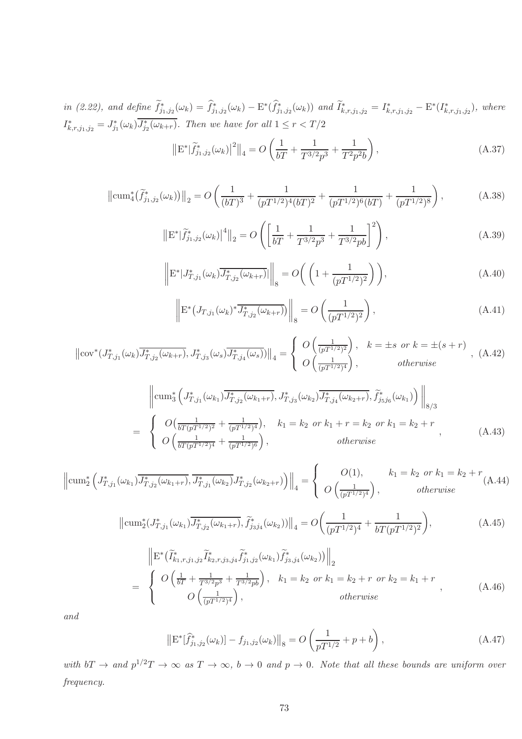*in (2.22), and define* $\widetilde{f}^*_{j_1,j_2}(\omega_k) = \widehat{f}^*_{j_1,j_2}(\omega_k) - \mathrm{E}^*(\widehat{f}^*_{j_1,j_2}(\omega_k))$ *and* $\widetilde{I}^*_{k,r,j_1,j_2} = I^*_{k,r,j_1,j_2} - \mathrm{E}^*(I^*_{k,r,j_1,j_2})$*, where* $I^*_{k,r,j_1,j_2} = J^*_{j_1}(\omega_k)\overline{J^*_{j_2}(\omega_{k+r})}$*. Then we have for all* $1 \leq r < T/2$

$$\left\|\mathrm{E}^*|\widetilde{f}^*_{j_1,j_2}(\omega_k)|^2\right\|_4 = O\left(\frac{1}{bT} + \frac{1}{T^{3/2}p^3} + \frac{1}{T^2p^2b}\right), \tag{A.37}$$

$$\left\|\mathrm{cum}^*_4(\widetilde{f}^*_{j_1,j_2}(\omega_k))\right\|_2 = O\left(\frac{1}{(bT)^3} + \frac{1}{(pT^{1/2})^4(bT)^2} + \frac{1}{(pT^{1/2})^6(bT)} + \frac{1}{(pT^{1/2})^8}\right), \tag{A.38}$$

$$\left\|\mathrm{E}^*|\widetilde{f}^*_{j_1,j_2}(\omega_k)|^4\right\|_2 = O\left(\left[\frac{1}{bT} + \frac{1}{T^{3/2}p^3} + \frac{1}{T^{3/2}pb}\right]^2\right), \tag{A.39}$$

$$\left\|\mathrm{E}^*|J^*_{T,j_1}(\omega_k)\overline{J^*_{T,j_2}(\omega_{k+r})}|\right\|_8 = O\left(\left(1 + \frac{1}{(pT^{1/2})^2}\right)\right), \tag{A.40}$$

$$\left\|\mathrm{E}^*\big(J_{T,j_1}(\omega_k)^*\overline{J^*_{T,j_2}(\omega_{k+r})}\big)\right\|_8 = O\left(\frac{1}{(pT^{1/2})^2}\right), \tag{A.41}$$

$$\left\|\mathrm{cov}^*(J^*_{T,j_1}(\omega_k)\overline{J^*_{T,j_2}(\omega_{k+r})}, J^*_{T,j_3}(\omega_s)\overline{J^*_{T,j_4}(\omega_s)})\right\|_4 = \begin{cases} O\left(\frac{1}{(pT^{1/2})^2}\right), & k = \pm s \text{ or } k = \pm(s+r) \\ O\left(\frac{1}{(pT^{1/2})^4}\right), & \text{otherwise} \end{cases}, \tag{A.42}$$

$$\begin{aligned} &\left\|\mathrm{cum}^*_3\left(J^*_{T,j_1}(\omega_{k_1})\overline{J^*_{T,j_2}(\omega_{k_1+r})}, J^*_{T,j_3}(\omega_{k_2})\overline{J^*_{T,j_4}(\omega_{k_2+r})}, \widetilde{f}^*_{j_5j_6}(\omega_{k_1})\right)\right\|_{8/3} \\ &= \begin{cases} O\big(\frac{1}{bT(pT^{1/2})^2} + \frac{1}{(pT^{1/2})^4}\big), & k_1 = k_2 \text{ or } k_1 + r = k_2 \text{ or } k_1 = k_2 + r \\ O\left(\frac{1}{bT(pT^{1/2})^4} + \frac{1}{(pT^{1/2})^6}\right), & \text{otherwise} \end{cases}, \end{aligned} \tag{A.43}$$

$$\left\|\mathrm{cum}^*_2\left(J^*_{T,j_1}(\omega_{k_1})\overline{J^*_{T,j_2}(\omega_{k_1+r})}, \overline{J^*_{T,j_1}(\omega_{k_2})}J^*_{T,j_2}(\omega_{k_2+r})\right)\right\|_4 = \begin{cases} O(1), & k_1 = k_2 \text{ or } k_1 = k_2 + r \\ O\left(\frac{1}{(pT^{1/2})^4}\right), & \text{otherwise} \end{cases} \tag{A.44}$$

$$\left\|\mathrm{cum}^*_2(J^*_{T,j_1}(\omega_{k_1})\overline{J^*_{T,j_2}(\omega_{k_1+r})}, \widetilde{f}^*_{j_3j_4}(\omega_{k_2}))\right\|_4 = O\left(\frac{1}{(pT^{1/2})^4} + \frac{1}{bT(pT^{1/2})^2}\right), \tag{A.45}$$

$$\begin{aligned} &\left\|\mathrm{E}^*(\widetilde{I}^*_{k_1,r,j_1,j_2}\widetilde{I}^*_{k_2,r,j_3,j_4}\widetilde{f}^*_{j_1,j_2}(\omega_{k_1})\widetilde{f}^*_{j_3,j_4}(\omega_{k_2}))\right\|_2 \\ &= \begin{cases} O\left(\frac{1}{bT} + \frac{1}{T^{3/2}p^3} + \frac{1}{T^{3/2}pb}\right), & k_1 = k_2 \text{ or } k_1 = k_2 + r \text{ or } k_2 = k_1 + r \\ O\left(\frac{1}{(pT^{1/2})^4}\right), & \text{otherwise} \end{cases}, \end{aligned} \tag{A.46}$$

*and*

$$\left\|\mathrm{E}^*[\widehat{f}^*_{j_1,j_2}(\omega_k)] - f_{j_1,j_2}(\omega_k)\right\|_8 = O\left(\frac{1}{pT^{1/2}} + p + b\right), \tag{A.47}$$

*with* $bT \to$ *and* $p^{1/2}T \to \infty$ *as* $T \to \infty$*,* $b \to 0$ *and* $p \to 0$*. Note that all these bounds are uniform over frequency.*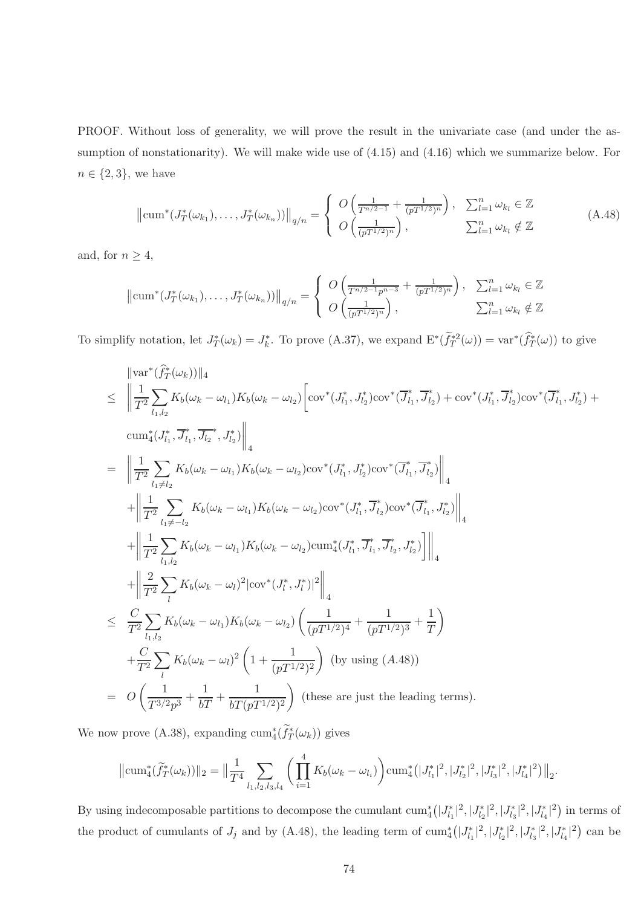PROOF. Without loss of generality, we will prove the result in the univariate case (and under the assumption of nonstationarity). We will make wide use of (4.15) and (4.16) which we summarize below. For $n \in \{2, 3\}$, we have

$$\left\|\mathrm{cum}^*(J_T^*(\omega_{k_1}), \ldots, J_T^*(\omega_{k_n}))\right\|_{q/n} = \begin{cases} O\left(\frac{1}{T^{n/2-1}} + \frac{1}{(pT^{1/2})^n}\right), & \sum_{l=1}^n \omega_{k_l} \in \mathbb{Z} \\ O\left(\frac{1}{(pT^{1/2})^n}\right), & \sum_{l=1}^n \omega_{k_l} \notin \mathbb{Z} \end{cases} \tag{A.48}$$

and, for $n \geq 4$,

$$\left\|\mathrm{cum}^*(J_T^*(\omega_{k_1}), \ldots, J_T^*(\omega_{k_n}))\right\|_{q/n} = \begin{cases} O\left(\frac{1}{T^{n/2-1}p^{n-3}} + \frac{1}{(pT^{1/2})^n}\right), & \sum_{l=1}^n \omega_{k_l} \in \mathbb{Z} \\ O\left(\frac{1}{(pT^{1/2})^n}\right), & \sum_{l=1}^n \omega_{k_l} \notin \mathbb{Z} \end{cases}$$

To simplify notation, let $J_T^*(\omega_k) = J_k^*$. To prove (A.37), we expand $\mathrm{E}^*(\widetilde{f}_T^{*2}(\omega)) = \mathrm{var}^*(\widehat{f}_T^*(\omega))$ to give

$$\begin{aligned}
&\|\mathrm{var}^*(\widehat{f}_T^*(\omega_k))\|_4 \\
\leq\ & \Bigg\|\frac{1}{T^2}\sum_{l_1,l_2} K_b(\omega_k - \omega_{l_1})K_b(\omega_k - \omega_{l_2})\Big[\mathrm{cov}^*(J_{l_1}^*, J_{l_2}^*)\mathrm{cov}^*(\overline{J}_{l_1}^*, \overline{J}_{l_2}^*) + \mathrm{cov}^*(J_{l_1}^*, \overline{J}_{l_2}^*)\mathrm{cov}^*(\overline{J}_{l_1}^*, J_{l_2}^*) + \\
&\mathrm{cum}_4^*(J_{l_1}^*, \overline{J}_{l_1}^*, \overline{J_{l_2}}^*, J_{l_2}^*)\Bigg\|_4 \\
=\ & \left\|\frac{1}{T^2}\sum_{l_1 \neq l_2} K_b(\omega_k - \omega_{l_1})K_b(\omega_k - \omega_{l_2})\mathrm{cov}^*(J_{l_1}^*, J_{l_2}^*)\mathrm{cov}^*(\overline{J}_{l_1}^*, \overline{J}_{l_2}^*)\right\|_4 \\
&+\left\|\frac{1}{T^2}\sum_{l_1 \neq -l_2} K_b(\omega_k - \omega_{l_1})K_b(\omega_k - \omega_{l_2})\mathrm{cov}^*(J_{l_1}^*, \overline{J}_{l_2}^*)\mathrm{cov}^*(\overline{J}_{l_1}^*, J_{l_2}^*)\right\|_4 \\
&+\left\|\frac{1}{T^2}\sum_{l_1,l_2} K_b(\omega_k - \omega_{l_1})K_b(\omega_k - \omega_{l_2})\mathrm{cum}_4^*(J_{l_1}^*, \overline{J}_{l_1}^*, \overline{J}_{l_2}^*, J_{l_2}^*)\Big]\right\|_4 \\
&+\left\|\frac{2}{T^2}\sum_{l} K_b(\omega_k - \omega_l)^2|\mathrm{cov}^*(J_l^*, J_l^*)|^2\right\|_4 \\
\leq\ & \frac{C}{T^2}\sum_{l_1,l_2} K_b(\omega_k - \omega_{l_1})K_b(\omega_k - \omega_{l_2})\left(\frac{1}{(pT^{1/2})^4} + \frac{1}{(pT^{1/2})^3} + \frac{1}{T}\right) \\
&+\frac{C}{T^2}\sum_{l} K_b(\omega_k - \omega_l)^2\left(1 + \frac{1}{(pT^{1/2})^2}\right) \text{ (by using (A.48))} \\
=\ & O\left(\frac{1}{T^{3/2}p^3} + \frac{1}{bT} + \frac{1}{bT(pT^{1/2})^2}\right) \text{ (these are just the leading terms).}
\end{aligned}$$

We now prove (A.38), expanding $\mathrm{cum}_4^*(\widetilde{f}_T^*(\omega_k))$ gives

$$\left\|\mathrm{cum}_4^*(\widetilde{f}_T^*(\omega_k))\right\|_2 = \Big\|\frac{1}{T^4}\sum_{l_1,l_2,l_3,l_4}\left(\prod_{i=1}^4 K_b(\omega_k - \omega_{l_i})\right)\mathrm{cum}_4^*\big(|J_{l_1}^*|^2, |J_{l_2}^*|^2, |J_{l_3}^*|^2, |J_{l_4}^*|^2\big)\Big\|_2.$$

By using indecomposable partitions to decompose the cumulant $\mathrm{cum}_4^*\big(|J_{l_1}^*|^2, |J_{l_2}^*|^2, |J_{l_3}^*|^2, |J_{l_4}^*|^2\big)$ in terms of the product of cumulants of $J_j$ and by (A.48), the leading term of $\mathrm{cum}_4^*\big(|J_{l_1}^*|^2, |J_{l_2}^*|^2, |J_{l_3}^*|^2, |J_{l_4}^*|^2\big)$ can be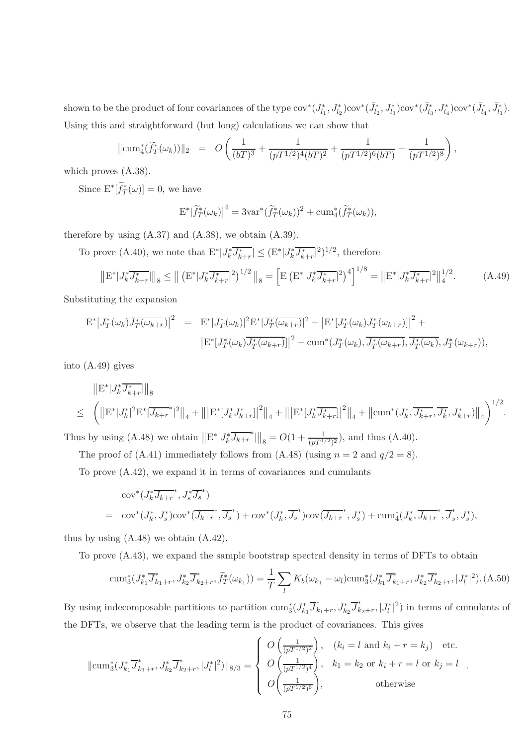shown to be the product of four covariances of the type $\text{cov}^*(J^*_{l_1}, J^*_{l_2})\text{cov}^*(\bar{J}^*_{l_2}, J^*_{l_3})\text{cov}^*(\bar{J}^*_{l_3}, J^*_{l_4})\text{cov}^*(\bar{J}^*_{l_4}, \bar{J}^*_{l_1})$. Using this and straightforward (but long) calculations we can show that

$$
\|\text{cum}^*_4(\widetilde{f}^*_T(\omega_k))\|_2 \;=\; O\left(\frac{1}{(bT)^3} + \frac{1}{(pT^{1/2})^4(bT)^2} + \frac{1}{(pT^{1/2})^6(bT)} + \frac{1}{(pT^{1/2})^8}\right),
$$

which proves (A.38).

Since $\text{E}^*[\widetilde{f}^*_T(\omega)] = 0$, we have

$$
\text{E}^*\big|\widetilde{f}^*_T(\omega_k)\big|^4 = 3\text{var}^*(\widetilde{f}^*_T(\omega_k))^2 + \text{cum}^*_4(\widetilde{f}^*_T(\omega_k)),
$$

therefore by using (A.37) and (A.38), we obtain (A.39).

To prove (A.40), we note that $\text{E}^*|J^*_k\overline{J^*_{k+r}}| \leq (\text{E}^*|J^*_k\overline{J^*_{k+r}}|^2)^{1/2}$, therefore

$$
\big\|\text{E}^*|J^*_k\overline{J^*_{k+r}}|\big\|_8 \leq \big\|\left(\text{E}^*|J^*_k\overline{J^*_{k+r}}|^2\right)^{1/2}\big\|_8 = \left[\text{E}\left(\text{E}^*|J^*_k\overline{J^*_{k+r}}|^2\right)^4\right]^{1/8} = \big\|\text{E}^*|J^*_k\overline{J^*_{k+r}}|^2\big\|_4^{1/2}. \tag{A.49}
$$

Substituting the expansion

$$
\begin{aligned}
\text{E}^*\big|J^*_T(\omega_k)\overline{J^*_T(\omega_{k+r})}\big|^2 \;=\;& \text{E}^*|J^*_T(\omega_k)|^2\text{E}^*|\overline{J^*_T(\omega_{k+r})}|^2 + \big|\text{E}^*[J^*_T(\omega_k)J^*_T(\omega_{k+r})]\big|^2 + \\
& \big|\text{E}^*[J^*_T(\omega_k)\overline{J^*_T(\omega_{k+r})}]\big|^2 + \text{cum}^*(J^*_T(\omega_k), \overline{J^*_T(\omega_{k+r})}, \overline{J^*_T(\omega_k)}, J^*_T(\omega_{k+r})),
\end{aligned}
$$

into (A.49) gives

$$
\begin{aligned}
&\big\|\text{E}^*|J^*_k\overline{J^*_{k+r}}|\big\|_8 \\
\leq\;& \left(\big\|\text{E}^*|J^*_k|^2\text{E}^*|\overline{J_{k+r}}^*|^2\big\|_4 + \big\|\big|\text{E}^*[J^*_kJ^*_{k+r}]\big|^2\big\|_4 + \big\|\big|\text{E}^*[J^*_k\overline{J^*_{k+r}}]\big|^2\big\|_4 + \big\|\text{cum}^*(J^*_k, \overline{J^*_{k+r}}, \overline{J^*_k}, J^*_{k+r})\big\|_4\right)^{1/2}.
\end{aligned}
$$

Thus by using (A.48) we obtain $\big\|\text{E}^*|J^*_k\overline{J_{k+r}}^*|\big\|_8 = O(1 + \frac{1}{(pT^{1/2})^2})$, and thus (A.40).

The proof of (A.41) immediately follows from (A.48) (using $n = 2$ and $q/2 = 8$).

To prove (A.42), we expand it in terms of covariances and cumulants

$$
\begin{aligned}
&\text{cov}^*(J^*_k\overline{J_{k+r}}^*, J^*_s\overline{J_s}^*) \\
=\;& \text{cov}^*(J^*_k, J^*_s)\text{cov}^*(\overline{J_{k+r}}^*, \overline{J_s}^*) + \text{cov}^*(J^*_k, \overline{J_s}^*)\text{cov}(\overline{J_{k+r}}^*, J^*_s) + \text{cum}^*_4(J^*_k, \overline{J_{k+r}}^*, \overline{J}^*_s, J^*_s),
\end{aligned}
$$

thus by using (A.48) we obtain (A.42).

To prove (A.43), we expand the sample bootstrap spectral density in terms of DFTs to obtain

$$
\text{cum}^*_3(J^*_{k_1}\overline{J}^*_{k_1+r}, J^*_{k_2}\overline{J}^*_{k_2+r}, \widetilde{f}^*_T(\omega_{k_1})) = \frac{1}{T}\sum_l K_b(\omega_{k_1} - \omega_l)\text{cum}^*_3(J^*_{k_1}\overline{J}^*_{k_1+r}, J^*_{k_2}\overline{J}^*_{k_2+r}, |J^*_l|^2). \tag{A.50}
$$

By using indecomposable partitions to partition $\text{cum}^*_3(J^*_{k_1}\overline{J}^*_{k_1+r}, J^*_{k_2}\overline{J}^*_{k_2+r}, |J^*_l|^2)$ in terms of cumulants of the DFTs, we observe that the leading term is the product of covariances. This gives

$$
\|\text{cum}^*_3(J^*_{k_1}\overline{J}^*_{k_1+r}, J^*_{k_2}\overline{J}^*_{k_2+r}, |J^*_l|^2)\|_{8/3} = \begin{cases} O\left(\frac{1}{(pT^{1/2})^2}\right), & (k_i = l \text{ and } k_i + r = k_j) \quad \text{etc.} \\ O\left(\frac{1}{(pT^{1/2})^4}\right), & k_1 = k_2 \text{ or } k_i + r = l \text{ or } k_j = l \\ O\left(\frac{1}{(pT^{1/2})^6}\right), & \text{otherwise} \end{cases}.
$$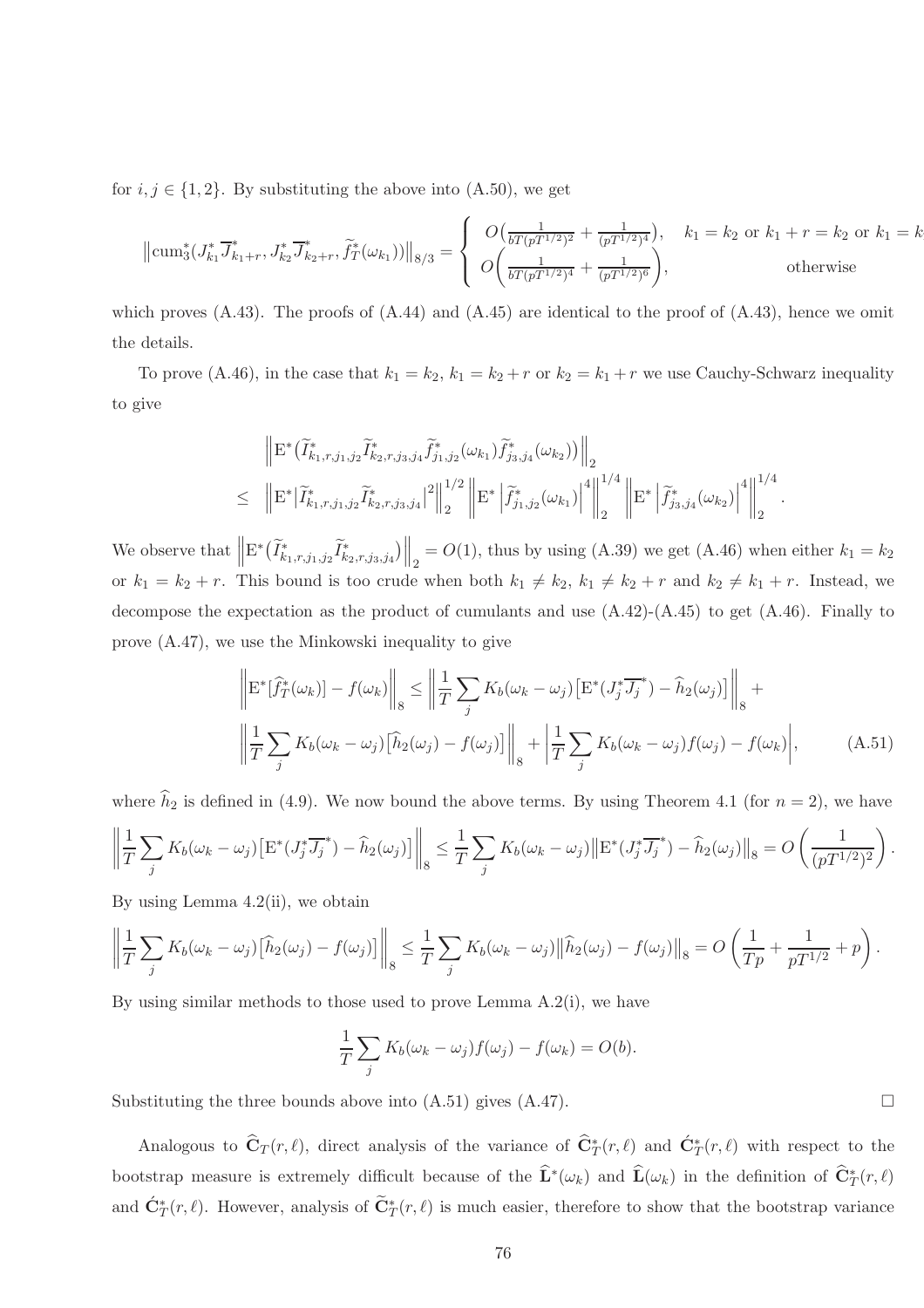for $i,j \in \{1,2\}$. By substituting the above into (A.50), we get

$$\left\|\mathrm{cum}_3^*(J_{k_1}^*\overline{J}_{k_1+r}^*, J_{k_2}^*\overline{J}_{k_2+r}^*, \widetilde{f}_T^*(\omega_{k_1}))\right\|_{8/3} = \begin{cases} O\big(\frac{1}{bT(pT^{1/2})^2} + \frac{1}{(pT^{1/2})^4}\big), & k_1 = k_2 \text{ or } k_1 + r = k_2 \text{ or } k_1 = k \\ O\bigg(\frac{1}{bT(pT^{1/2})^4} + \frac{1}{(pT^{1/2})^6}\bigg), & \text{otherwise} \end{cases}$$

which proves (A.43). The proofs of (A.44) and (A.45) are identical to the proof of (A.43), hence we omit the details.

To prove (A.46), in the case that $k_1 = k_2$, $k_1 = k_2 + r$ or $k_2 = k_1 + r$ we use Cauchy-Schwarz inequality to give

$$\begin{aligned} &\left\|\mathrm{E}^*\big(\widetilde{I}_{k_1,r,j_1,j_2}^*\widetilde{I}_{k_2,r,j_3,j_4}^*\widetilde{f}_{j_1,j_2}^*(\omega_{k_1})\widetilde{f}_{j_3,j_4}^*(\omega_{k_2})\big)\right\|_2 \\ \leq\ &\left\|\mathrm{E}^*\big|\widetilde{I}_{k_1,r,j_1,j_2}^*\widetilde{I}_{k_2,r,j_3,j_4}^*\big|^2\right\|_2^{1/2}\left\|\mathrm{E}^*\left|\widetilde{f}_{j_1,j_2}^*(\omega_{k_1})\right|^4\right\|_2^{1/4}\left\|\mathrm{E}^*\left|\widetilde{f}_{j_3,j_4}^*(\omega_{k_2})\right|^4\right\|_2^{1/4}. \end{aligned}$$

We observe that $\left\|\mathrm{E}^*\big(\widetilde{I}_{k_1,r,j_1,j_2}^*\widetilde{I}_{k_2,r,j_3,j_4}^*\big)\right\|_2 = O(1)$, thus by using (A.39) we get (A.46) when either $k_1 = k_2$ or $k_1 = k_2 + r$. This bound is too crude when both $k_1 \neq k_2$, $k_1 \neq k_2 + r$ and $k_2 \neq k_1 + r$. Instead, we decompose the expectation as the product of cumulants and use (A.42)-(A.45) to get (A.46). Finally to prove (A.47), we use the Minkowski inequality to give

$$\begin{aligned} \left\|\mathrm{E}^*[\widehat{f}_T^*(\omega_k)] - f(\omega_k)\right\|_8 &\leq \left\|\frac{1}{T}\sum_j K_b(\omega_k - \omega_j)\big[\mathrm{E}^*(J_j^*\overline{J_j}^*) - \widehat{h}_2(\omega_j)\big]\right\|_8 + \\ \left\|\frac{1}{T}\sum_j K_b(\omega_k - \omega_j)\big[\widehat{h}_2(\omega_j) - f(\omega_j)\big]\right\|_8 &+ \left|\frac{1}{T}\sum_j K_b(\omega_k - \omega_j)f(\omega_j) - f(\omega_k)\right|, \end{aligned} \tag{A.51}$$

where $\widehat{h}_2$ is defined in (4.9). We now bound the above terms. By using Theorem 4.1 (for $n = 2$), we have

$$\left\|\frac{1}{T}\sum_j K_b(\omega_k - \omega_j)\big[\mathrm{E}^*(J_j^*\overline{J_j}^*) - \widehat{h}_2(\omega_j)\big]\right\|_8 \leq \frac{1}{T}\sum_j K_b(\omega_k - \omega_j)\big\|\mathrm{E}^*(J_j^*\overline{J_j}^*) - \widehat{h}_2(\omega_j)\big\|_8 = O\left(\frac{1}{(pT^{1/2})^2}\right).$$

By using Lemma 4.2(ii), we obtain

$$\left\|\frac{1}{T}\sum_j K_b(\omega_k - \omega_j)\big[\widehat{h}_2(\omega_j) - f(\omega_j)\big]\right\|_8 \leq \frac{1}{T}\sum_j K_b(\omega_k - \omega_j)\big\|\widehat{h}_2(\omega_j) - f(\omega_j)\big\|_8 = O\left(\frac{1}{Tp} + \frac{1}{pT^{1/2}} + p\right).$$

By using similar methods to those used to prove Lemma A.2(i), we have

$$\frac{1}{T}\sum_j K_b(\omega_k - \omega_j)f(\omega_j) - f(\omega_k) = O(b).$$

Substituting the three bounds above into (A.51) gives (A.47). $\square$

Analogous to $\widehat{\mathbf{C}}_T(r,\ell)$, direct analysis of the variance of $\widehat{\mathbf{C}}_T^*(r,\ell)$ and $\acute{\mathbf{C}}_T^*(r,\ell)$ with respect to the bootstrap measure is extremely difficult because of the $\widehat{\mathbf{L}}^*(\omega_k)$ and $\widehat{\mathbf{L}}(\omega_k)$ in the definition of $\widehat{\mathbf{C}}_T^*(r,\ell)$ and $\acute{\mathbf{C}}_T^*(r,\ell)$. However, analysis of $\widetilde{\mathbf{C}}_T^*(r,\ell)$ is much easier, therefore to show that the bootstrap variance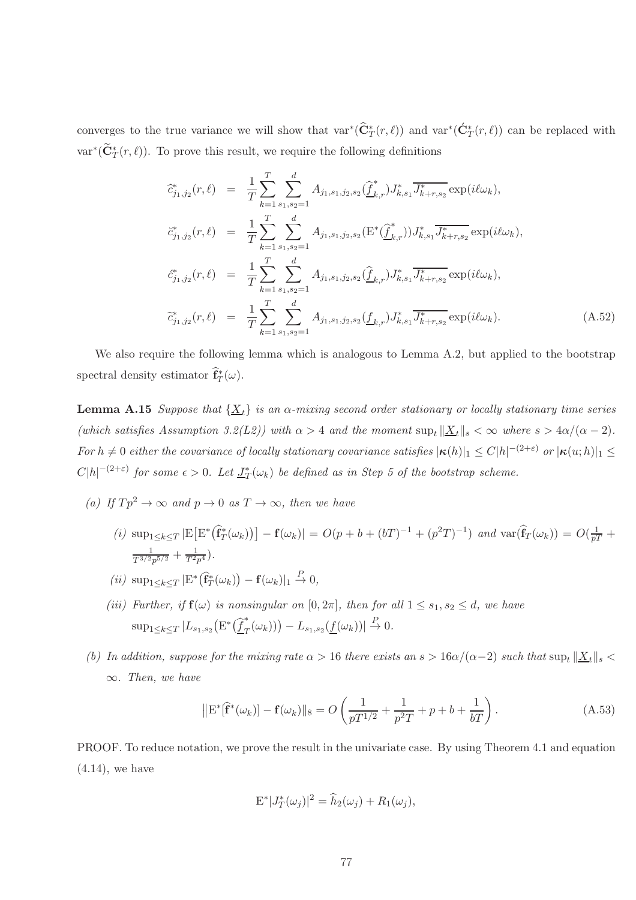converges to the true variance we will show that $\text{var}^*(\widehat{\mathbf{C}}_T^*(r,\ell))$ and $\text{var}^*(\acute{\mathbf{C}}_T^*(r,\ell))$ can be replaced with $\text{var}^*(\widetilde{\mathbf{C}}_T^*(r,\ell))$. To prove this result, we require the following definitions

$$
\begin{aligned}
\widehat{c}^*_{j_1,j_2}(r,\ell) &= \frac{1}{T}\sum_{k=1}^{T}\sum_{s_1,s_2=1}^{d} A_{j_1,s_1,j_2,s_2}(\widehat{\underline{f}}^*_{k,r}) J^*_{k,s_1}\overline{J^*_{k+r,s_2}}\exp(i\ell\omega_k),\\
\breve{c}^*_{j_1,j_2}(r,\ell) &= \frac{1}{T}\sum_{k=1}^{T}\sum_{s_1,s_2=1}^{d} A_{j_1,s_1,j_2,s_2}(\mathrm{E}^*(\widehat{\underline{f}}^*_{k,r})) J^*_{k,s_1}\overline{J^*_{k+r,s_2}}\exp(i\ell\omega_k),\\
\acute{c}^*_{j_1,j_2}(r,\ell) &= \frac{1}{T}\sum_{k=1}^{T}\sum_{s_1,s_2=1}^{d} A_{j_1,s_1,j_2,s_2}(\widehat{\underline{f}}_{k,r}) J^*_{k,s_1}\overline{J^*_{k+r,s_2}}\exp(i\ell\omega_k),\\
\widetilde{c}^*_{j_1,j_2}(r,\ell) &= \frac{1}{T}\sum_{k=1}^{T}\sum_{s_1,s_2=1}^{d} A_{j_1,s_1,j_2,s_2}(\underline{f}_{k,r}) J^*_{k,s_1}\overline{J^*_{k+r,s_2}}\exp(i\ell\omega_k).
\end{aligned}
\tag{A.52}
$$

We also require the following lemma which is analogous to Lemma A.2, but applied to the bootstrap spectral density estimator $\widehat{\mathbf{f}}_T^*(\omega)$.

**Lemma A.15** *Suppose that $\{\underline{X}_t\}$ is an $\alpha$-mixing second order stationary or locally stationary time series (which satisfies Assumption 3.2(L2)) with $\alpha > 4$ and the moment $\sup_t \|\underline{X}_t\|_s < \infty$ where $s > 4\alpha/(\alpha-2)$. For $h \neq 0$ either the covariance of locally stationary covariance satisfies $|\boldsymbol{\kappa}(h)|_1 \le C|h|^{-(2+\varepsilon)}$ or $|\boldsymbol{\kappa}(u;h)|_1 \le C|h|^{-(2+\varepsilon)}$ for some $\epsilon > 0$. Let $\underline{J}_T^*(\omega_k)$ be defined as in Step 5 of the bootstrap scheme.*

- *(a) If $Tp^2 \to \infty$ and $p \to 0$ as $T \to \infty$, then we have*
  - *(i) $\sup_{1\le k\le T}|\mathrm{E}[\mathrm{E}^*(\widehat{\mathbf{f}}_T^*(\omega_k))] - \mathbf{f}(\omega_k)| = O(p + b + (bT)^{-1} + (p^2T)^{-1})$ and $\text{var}(\widehat{\mathbf{f}}_T(\omega_k)) = O(\frac{1}{pT} + \frac{1}{T^{3/2}p^{5/2}} + \frac{1}{T^2p^4})$.*
  - *(ii) $\sup_{1\le k\le T}|\mathrm{E}^*(\widehat{\mathbf{f}}_T^*(\omega_k)) - \mathbf{f}(\omega_k)|_1 \overset{P}{\to} 0$,*
  - *(iii) Further, if $\mathbf{f}(\omega)$ is nonsingular on $[0,2\pi]$, then for all $1\le s_1,s_2\le d$, we have $\sup_{1\le k\le T}|L_{s_1,s_2}(\mathrm{E}^*(\widehat{\underline{f}}_T^*(\omega_k))) - L_{s_1,s_2}(\underline{f}(\omega_k))| \overset{P}{\to} 0$.*
- *(b) In addition, suppose for the mixing rate $\alpha > 16$ there exists an $s > 16\alpha/(\alpha-2)$ such that $\sup_t \|\underline{X}_t\|_s < \infty$. Then, we have*

$$
\left\|\mathrm{E}^*[\widehat{\mathbf{f}}^*(\omega_k)] - \mathbf{f}(\omega_k)\right\|_8 = O\left(\frac{1}{pT^{1/2}} + \frac{1}{p^2T} + p + b + \frac{1}{bT}\right). \tag{A.53}
$$

PROOF. To reduce notation, we prove the result in the univariate case. By using Theorem 4.1 and equation (4.14), we have

$$
\mathrm{E}^*|J_T^*(\omega_j)|^2 = \widehat{h}_2(\omega_j) + R_1(\omega_j),
$$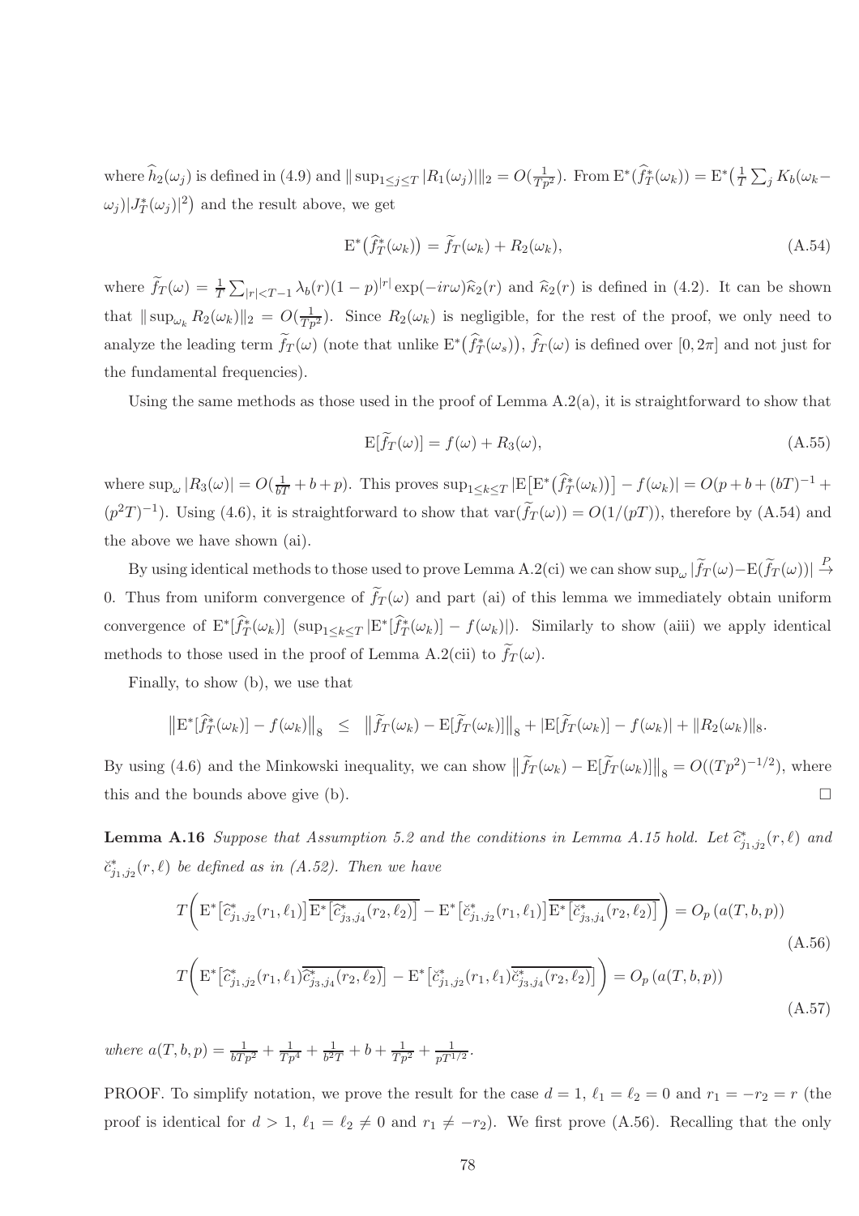where $\widehat{h}_2(\omega_j)$ is defined in (4.9) and $\|\sup_{1\leq j\leq T}|R_1(\omega_j)|\|_2 = O(\frac{1}{Tp^2})$. From $\mathrm{E}^*(\widehat{f}^*_T(\omega_k)) = \mathrm{E}^*\big(\frac{1}{T}\sum_j K_b(\omega_k - \omega_j)|J^*_T(\omega_j)|^2\big)$ and the result above, we get

$$\mathrm{E}^*\big(\widehat{f}^*_T(\omega_k)\big) = \widetilde{f}_T(\omega_k) + R_2(\omega_k), \tag{A.54}$$

where $\widetilde{f}_T(\omega) = \frac{1}{T}\sum_{|r|<T-1}\lambda_b(r)(1-p)^{|r|}\exp(-ir\omega)\widehat{\kappa}_2(r)$ and $\widehat{\kappa}_2(r)$ is defined in (4.2). It can be shown that $\|\sup_{\omega_k} R_2(\omega_k)\|_2 = O(\frac{1}{Tp^2})$. Since $R_2(\omega_k)$ is negligible, for the rest of the proof, we only need to analyze the leading term $\widetilde{f}_T(\omega)$ (note that unlike $\mathrm{E}^*\big(\widehat{f}^*_T(\omega_s)\big)$, $\widetilde{f}_T(\omega)$ is defined over $[0, 2\pi]$ and not just for the fundamental frequencies).

Using the same methods as those used in the proof of Lemma A.2(a), it is straightforward to show that

$$\mathrm{E}[\widetilde{f}_T(\omega)] = f(\omega) + R_3(\omega), \tag{A.55}$$

where $\sup_\omega |R_3(\omega)| = O(\frac{1}{bT} + b + p)$. This proves $\sup_{1\leq k\leq T}|\mathrm{E}\big[\mathrm{E}^*\big(\widehat{f}^*_T(\omega_k)\big)\big] - f(\omega_k)| = O(p + b + (bT)^{-1} + (p^2T)^{-1})$. Using (4.6), it is straightforward to show that $\mathrm{var}(\widetilde{f}_T(\omega)) = O(1/(pT))$, therefore by (A.54) and the above we have shown (ai).

By using identical methods to those used to prove Lemma A.2(ci) we can show $\sup_\omega|\widetilde{f}_T(\omega) - \mathrm{E}(\widetilde{f}_T(\omega))| \overset{P}{\to} 0$. Thus from uniform convergence of $\widetilde{f}_T(\omega)$ and part (ai) of this lemma we immediately obtain uniform convergence of $\mathrm{E}^*[\widehat{f}^*_T(\omega_k)]$ ($\sup_{1\leq k\leq T}|\mathrm{E}^*[\widehat{f}^*_T(\omega_k)] - f(\omega_k)|$). Similarly to show (aiii) we apply identical methods to those used in the proof of Lemma A.2(cii) to $\widetilde{f}_T(\omega)$.

Finally, to show (b), we use that

$$\big\|\mathrm{E}^*[\widehat{f}^*_T(\omega_k)] - f(\omega_k)\big\|_8 \;\leq\; \big\|\widetilde{f}_T(\omega_k) - \mathrm{E}[\widetilde{f}_T(\omega_k)]\big\|_8 + |\mathrm{E}[\widetilde{f}_T(\omega_k)] - f(\omega_k)| + \|R_2(\omega_k)\|_8.$$

By using (4.6) and the Minkowski inequality, we can show $\big\|\widetilde{f}_T(\omega_k) - \mathrm{E}[\widetilde{f}_T(\omega_k)]\big\|_8 = O((Tp^2)^{-1/2})$, where this and the bounds above give (b). $\square$

**Lemma A.16** *Suppose that Assumption 5.2 and the conditions in Lemma A.15 hold. Let $\widehat{c}^*_{j_1,j_2}(r,\ell)$ and $\breve{c}^*_{j_1,j_2}(r,\ell)$ be defined as in (A.52). Then we have*

$$T\bigg(\mathrm{E}^*\big[\widehat{c}^*_{j_1,j_2}(r_1,\ell_1)\big]\overline{\mathrm{E}^*\big[\widehat{c}^*_{j_3,j_4}(r_2,\ell_2)\big]} - \mathrm{E}^*\big[\breve{c}^*_{j_1,j_2}(r_1,\ell_1)\big]\overline{\mathrm{E}^*\big[\breve{c}^*_{j_3,j_4}(r_2,\ell_2)\big]}\bigg) = O_p\left(a(T,b,p)\right) \tag{A.56}$$

$$T\bigg(\mathrm{E}^*\big[\widehat{c}^*_{j_1,j_2}(r_1,\ell_1)\overline{\widehat{c}^*_{j_3,j_4}(r_2,\ell_2)}\big] - \mathrm{E}^*\big[\breve{c}^*_{j_1,j_2}(r_1,\ell_1)\overline{\breve{c}^*_{j_3,j_4}(r_2,\ell_2)}\big]\bigg) = O_p\left(a(T,b,p)\right) \tag{A.57}$$

*where $a(T,b,p) = \frac{1}{bTp^2} + \frac{1}{Tp^4} + \frac{1}{b^2T} + b + \frac{1}{Tp^2} + \frac{1}{pT^{1/2}}$.*

PROOF. To simplify notation, we prove the result for the case $d = 1$, $\ell_1 = \ell_2 = 0$ and $r_1 = -r_2 = r$ (the proof is identical for $d > 1$, $\ell_1 = \ell_2 \neq 0$ and $r_1 \neq -r_2$). We first prove (A.56). Recalling that the only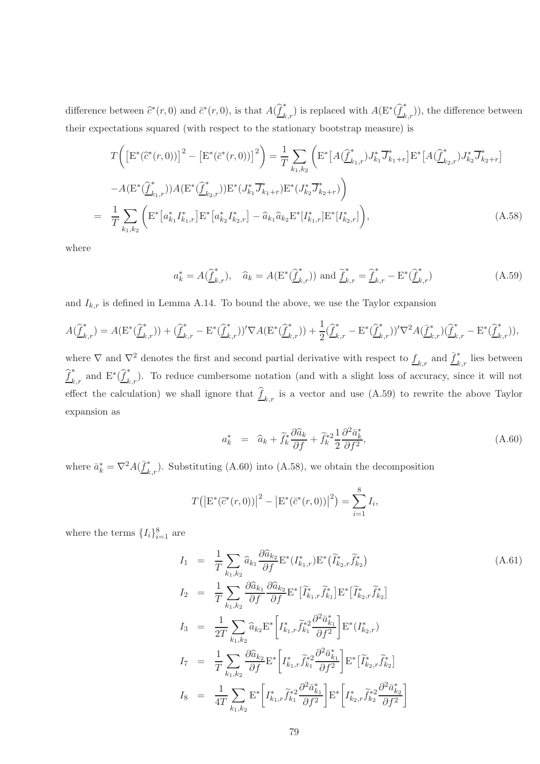difference between $\widehat{c}^*(r,0)$ and $\breve{c}^*(r,0)$, is that $A(\widehat{\underline{f}}^*_{k,r})$ is replaced with $A(\mathrm{E}^*(\widehat{\underline{f}}^*_{k,r}))$, the difference between their expectations squared (with respect to the stationary bootstrap measure) is

$$
\begin{aligned}
T\bigg(\big[\mathrm{E}^*(\widehat{c}^*(r,0))\big]^2 - \big[\mathrm{E}^*(\breve{c}^*(r,0))\big]^2\bigg) &= \frac{1}{T}\sum_{k_1,k_2}\bigg(\mathrm{E}^*\big[A(\widehat{\underline{f}}^*_{k_1,r})J^*_{k_1}\overline{J}^*_{k_1+r}\big]\mathrm{E}^*\big[A(\widehat{\underline{f}}^*_{k_2,r})J^*_{k_2}\overline{J}^*_{k_2+r}\big] \\
&\quad - A(\mathrm{E}^*(\widehat{\underline{f}}^*_{k_1,r}))A(\mathrm{E}^*(\widehat{\underline{f}}^*_{k_2,r}))\mathrm{E}^*(J^*_{k_1}\overline{J}^*_{k_1+r})\mathrm{E}^*(J^*_{k_2}\overline{J}^*_{k_2+r})\bigg) \\
&= \frac{1}{T}\sum_{k_1,k_2}\bigg(\mathrm{E}^*\big[a^*_{k_1}I^*_{k_1,r}\big]\mathrm{E}^*\big[a^*_{k_2}I^*_{k_2,r}\big] - \widehat{a}_{k_1}\widehat{a}_{k_2}\mathrm{E}^*[I^*_{k_1,r}]\mathrm{E}^*[I^*_{k_2,r}]\bigg),
\end{aligned} \tag{A.58}
$$

where

$$
a^*_k = A(\widehat{\underline{f}}^*_{k,r}), \quad \widehat{a}_k = A(\mathrm{E}^*(\widehat{\underline{f}}^*_{k,r})) \text{ and } \widetilde{\underline{f}}^*_{k,r} = \widehat{\underline{f}}^*_{k,r} - \mathrm{E}^*(\widehat{\underline{f}}^*_{k,r}) \tag{A.59}
$$

and $I_{k,r}$ is defined in Lemma A.14. To bound the above, we use the Taylor expansion

$$
A(\widehat{\underline{f}}^*_{k,r}) = A(\mathrm{E}^*(\widehat{\underline{f}}^*_{k,r})) + (\widehat{\underline{f}}^*_{k,r} - \mathrm{E}^*(\widehat{\underline{f}}^*_{k,r}))'\nabla A(\mathrm{E}^*(\widehat{\underline{f}}^*_{k,r})) + \frac{1}{2}(\widehat{\underline{f}}^*_{k,r} - \mathrm{E}^*(\widehat{\underline{f}}^*_{k,r}))'\nabla^2 A(\bar{\underline{f}}^*_{k,r})(\widehat{\underline{f}}^*_{k,r} - \mathrm{E}^*(\widehat{\underline{f}}^*_{k,r})),
$$

where $\nabla$ and $\nabla^2$ denotes the first and second partial derivative with respect to $\underline{f}_{k,r}$ and $\bar{\underline{f}}^*_{k,r}$ lies between $\widehat{\underline{f}}^*_{k,r}$ and $\mathrm{E}^*(\widehat{\underline{f}}^*_{k,r})$. To reduce cumbersome notation (and with a slight loss of accuracy, since it will not effect the calculation) we shall ignore that $\widehat{\underline{f}}_{k,r}$ is a vector and use (A.59) to rewrite the above Taylor expansion as

$$
a^*_k = \widehat{a}_k + \widetilde{f}^*_k\frac{\partial\widehat{a}_k}{\partial f} + \widetilde{f}^{*2}_k\frac{1}{2}\frac{\partial^2\bar{a}^*_k}{\partial f^2}, \tag{A.60}
$$

where $\bar{a}^*_k = \nabla^2 A(\bar{\underline{f}}^*_{k,r})$. Substituting (A.60) into (A.58), we obtain the decomposition

$$
T\big(\big|\mathrm{E}^*(\widehat{c}^*(r,0))\big|^2 - \big|\mathrm{E}^*(\breve{c}^*(r,0))\big|^2\big) = \sum_{i=1}^{8} I_i,
$$

where the terms $\{I_i\}_{i=1}^{8}$ are

$$
\begin{aligned}
I_1 &= \frac{1}{T}\sum_{k_1,k_2}\widehat{a}_{k_1}\frac{\partial\widehat{a}_{k_2}}{\partial f}\mathrm{E}^*(I^*_{k_1,r})\mathrm{E}^*\big(\widetilde{I}^*_{k_2,r}\widetilde{f}^*_{k_2}\big) \\
I_2 &= \frac{1}{T}\sum_{k_1,k_2}\frac{\partial\widehat{a}_{k_1}}{\partial f}\frac{\partial\widehat{a}_{k_2}}{\partial f}\mathrm{E}^*\big[\widetilde{I}^*_{k_1,r}\widetilde{f}^*_{k_1}\big]\mathrm{E}^*\big[\widetilde{I}^*_{k_2,r}\widetilde{f}^*_{k_2}\big] \\
I_3 &= \frac{1}{2T}\sum_{k_1,k_2}\widehat{a}_{k_2}\mathrm{E}^*\bigg[I^*_{k_1,r}\widetilde{f}^{*2}_{k_1}\frac{\partial^2\bar{a}^*_{k_1}}{\partial f^2}\bigg]\mathrm{E}^*(I^*_{k_2,r}) \\
I_7 &= \frac{1}{T}\sum_{k_1,k_2}\frac{\partial\widehat{a}_{k_2}}{\partial f}\mathrm{E}^*\bigg[I^*_{k_1,r}\widetilde{f}^{*2}_{k_1}\frac{\partial^2\bar{a}^*_{k_1}}{\partial f^2}\bigg]\mathrm{E}^*\big[\widetilde{I}^*_{k_2,r}\widetilde{f}^*_{k_2}\big] \\
I_8 &= \frac{1}{4T}\sum_{k_1,k_2}\mathrm{E}^*\bigg[I^*_{k_1,r}\widetilde{f}^{*2}_{k_1}\frac{\partial^2\bar{a}^*_{k_1}}{\partial f^2}\bigg]\mathrm{E}^*\bigg[I^*_{k_2,r}\widetilde{f}^{*2}_{k_2}\frac{\partial^2\bar{a}^*_{k_2}}{\partial f^2}\bigg]
\end{aligned} \tag{A.61}
$$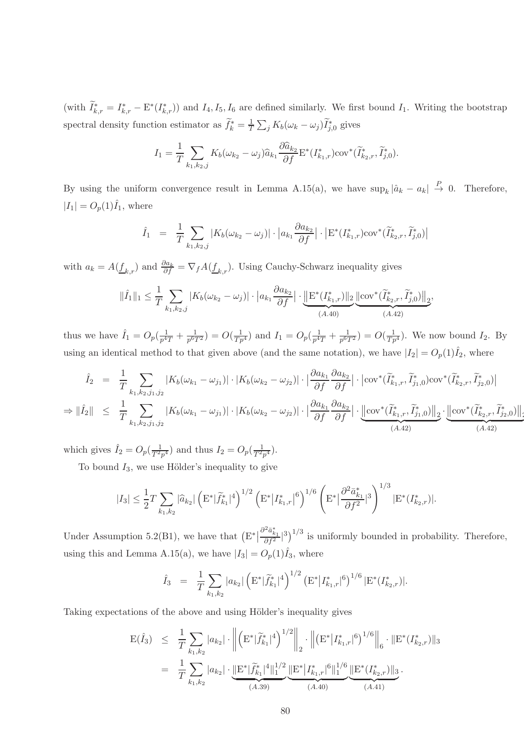(with $\widetilde{I}^*_{k,r} = I^*_{k,r} - \mathrm{E}^*(I^*_{k,r})$) and $I_4, I_5, I_6$ are defined similarly. We first bound $I_1$. Writing the bootstrap spectral density function estimator as $\widetilde{f}^*_k = \frac{1}{T}\sum_j K_b(\omega_k - \omega_j)\widetilde{I}^*_{j,0}$ gives

$$I_1 = \frac{1}{T}\sum_{k_1,k_2,j} K_b(\omega_{k_2} - \omega_j)\widehat{a}_{k_1}\frac{\partial \widehat{a}_{k_2}}{\partial f}\mathrm{E}^*(I^*_{k_1,r})\mathrm{cov}^*(\widetilde{I}^*_{k_2,r}, \widetilde{I}^*_{j,0}).$$

By using the uniform convergence result in Lemma A.15(a), we have $\sup_k |\hat{a}_k - a_k| \overset{P}{\to} 0$. Therefore, $|I_1| = O_p(1)\hat{I}_1$, where

$$\hat{I}_1 = \frac{1}{T}\sum_{k_1,k_2,j} |K_b(\omega_{k_2} - \omega_j)| \cdot \big|a_{k_1}\frac{\partial a_{k_2}}{\partial f}\big| \cdot \big|\mathrm{E}^*(I^*_{k_1,r})\mathrm{cov}^*(\widetilde{I}^*_{k_2,r}, \widetilde{I}^*_{j,0})\big|$$

with $a_k = A(\underline{f}_{k,r})$ and $\frac{\partial a_k}{\partial f} = \nabla_f A(\underline{f}_{k,r})$. Using Cauchy-Schwarz inequality gives

$$\|\hat{I}_1\|_1 \le \frac{1}{T}\sum_{k_1,k_2,j} |K_b(\omega_{k_2} - \omega_j)| \cdot \big|a_{k_1}\frac{\partial a_{k_2}}{\partial f}\big| \cdot \underbrace{\big\|\mathrm{E}^*(I^*_{k_1,r})\|_2}_{(A.40)} \underbrace{\big\|\mathrm{cov}^*(\widetilde{I}^*_{k_2,r}, \widetilde{I}^*_{j,0})\big\|_2}_{(A.42)},$$

thus we have $\hat{I}_1 = O_p(\frac{1}{p^4 T} + \frac{1}{p^6 T^2}) = O(\frac{1}{Tp^4})$ and $I_1 = O_p(\frac{1}{p^4 T} + \frac{1}{p^6 T^2}) = O(\frac{1}{Tp^4})$. We now bound $I_2$. By using an identical method to that given above (and the same notation), we have $|I_2| = O_p(1)\hat{I}_2$, where

$$\begin{aligned}
\hat{I}_2 &= \frac{1}{T}\sum_{k_1,k_2,j_1,j_2} |K_b(\omega_{k_1} - \omega_{j_1})| \cdot |K_b(\omega_{k_2} - \omega_{j_2})| \cdot \big|\frac{\partial a_{k_1}}{\partial f}\frac{\partial a_{k_2}}{\partial f}\big| \cdot \big|\mathrm{cov}^*(\widetilde{I}^*_{k_1,r}, \widetilde{I}^*_{j_1,0})\mathrm{cov}^*(\widetilde{I}^*_{k_2,r}, \widetilde{I}^*_{j_2,0})\big| \\
\Rightarrow \|\hat{I}_2\| &\le \frac{1}{T}\sum_{k_1,k_2,j_1,j_2} |K_b(\omega_{k_1} - \omega_{j_1})| \cdot |K_b(\omega_{k_2} - \omega_{j_2})| \cdot \big|\frac{\partial a_{k_1}}{\partial f}\frac{\partial a_{k_2}}{\partial f}\big| \cdot \underbrace{\big\|\mathrm{cov}^*(\widetilde{I}^*_{k_1,r}, \widetilde{I}^*_{j_1,0})\big\|_2}_{(A.42)} \cdot \underbrace{\big\|\mathrm{cov}^*(\widetilde{I}^*_{k_2,r}, \widetilde{I}^*_{j_2,0})\big\|_2}_{(A.42)}
\end{aligned}$$

which gives $\hat{I}_2 = O_p(\frac{1}{T^2 p^4})$ and thus $I_2 = O_p(\frac{1}{T^2 p^4})$.

To bound $I_3$, we use Hölder's inequality to give

$$|I_3| \le \frac{1}{2}T\sum_{k_1,k_2} |\widehat{a}_{k_2}| \left(\mathrm{E}^*|\widetilde{f}^*_{k_1}|^4\right)^{1/2}\left(\mathrm{E}^*\big|I^*_{k_1,r}\big|^6\right)^{1/6}\left(\mathrm{E}^*\big|\frac{\partial^2 \bar{a}^*_{k_1}}{\partial f^2}|^3\right)^{1/3}|\mathrm{E}^*(I^*_{k_2,r})|.$$

Under Assumption 5.2(B1), we have that $\left(\mathrm{E}^*\big|\frac{\partial^2 \bar{a}^*_{k_1}}{\partial f^2}|^3\right)^{1/3}$ is uniformly bounded in probability. Therefore, using this and Lemma A.15(a), we have $|I_3| = O_p(1)\hat{I}_3$, where

$$\hat{I}_3 = \frac{1}{T}\sum_{k_1,k_2} |a_{k_2}| \left(\mathrm{E}^*|\widetilde{f}^*_{k_1}|^4\right)^{1/2}\left(\mathrm{E}^*\big|I^*_{k_1,r}|^6\right)^{1/6}|\mathrm{E}^*(I^*_{k_2,r})|.$$

Taking expectations of the above and using Hölder's inequality gives

$$\begin{aligned}
\mathrm{E}(\hat{I}_3) &\le \frac{1}{T}\sum_{k_1,k_2} |a_{k_2}| \cdot \left\|\left(\mathrm{E}^*|\widetilde{f}^*_{k_1}|^4\right)^{1/2}\right\|_2 \cdot \left\|\left(\mathrm{E}^*\big|I^*_{k_1,r}|^6\right)^{1/6}\right\|_6 \cdot \|\mathrm{E}^*(I^*_{k_2,r})\|_3 \\
&= \frac{1}{T}\sum_{k_1,k_2} |a_{k_2}| \cdot \underbrace{\|\mathrm{E}^*|\widetilde{f}^*_{k_1}|^4\|_1^{1/2}}_{(A.39)} \underbrace{\|\mathrm{E}^*\big|I^*_{k_1,r}|^6\|_1^{1/6}}_{(A.40)} \underbrace{\|\mathrm{E}^*(I^*_{k_2,r})\|_3}_{(A.41)}.
\end{aligned}$$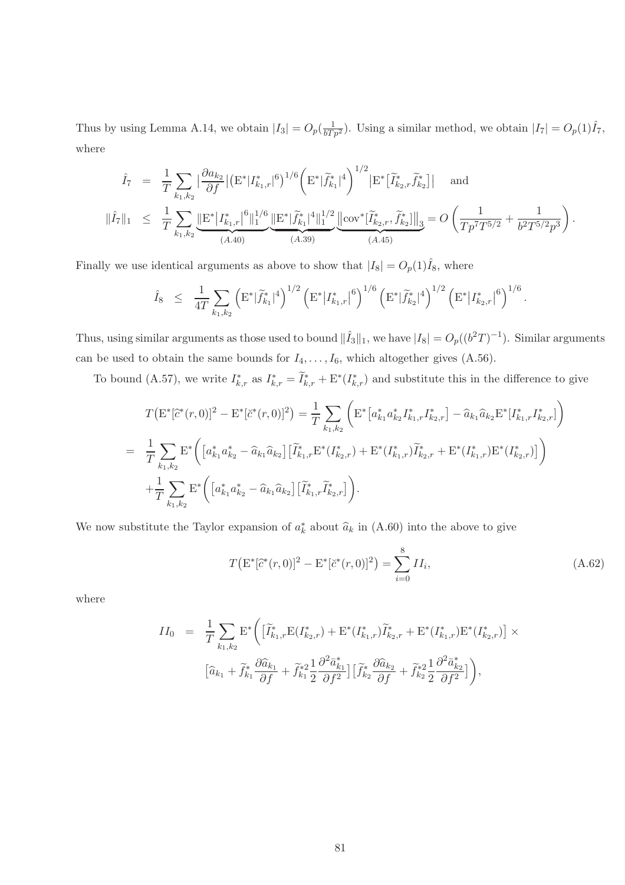Thus by using Lemma A.14, we obtain $|I_3| = O_p(\frac{1}{bTp^2})$. Using a similar method, we obtain $|I_7| = O_p(1)\hat{I}_7$, where

$$
\begin{aligned}
\hat{I}_7 &= \frac{1}{T}\sum_{k_1,k_2} \Big|\frac{\partial a_{k_2}}{\partial f}\Big| \big(\mathrm{E}^*|I^*_{k_1,r}|^6\big)^{1/6}\Big(\mathrm{E}^*|\widetilde{f}^*_{k_1}|^4\Big)^{1/2}\big|\mathrm{E}^*\big[\widetilde{I}^*_{k_2,r}\widetilde{f}^*_{k_2}\big]\big| \quad \text{and} \\
\|\hat{I}_7\|_1 &\leq \frac{1}{T}\sum_{k_1,k_2} \underbrace{\|\mathrm{E}^*\big|I^*_{k_1,r}\big|^6\|_1^{1/6}}_{(A.40)}\underbrace{\|\mathrm{E}^*|\widetilde{f}^*_{k_1}|^4\|_1^{1/2}}_{(A.39)}\underbrace{\big\|\mathrm{cov}^*[\widetilde{I}^*_{k_2,r},\widetilde{f}^*_{k_2}]\big\|_3}_{(A.45)} = O\left(\frac{1}{Tp^7T^{5/2}}+\frac{1}{b^2T^{5/2}p^3}\right).
\end{aligned}
$$

Finally we use identical arguments as above to show that $|I_8| = O_p(1)\hat{I}_8$, where

$$
\hat{I}_8 \leq \frac{1}{4T}\sum_{k_1,k_2}\Big(\mathrm{E}^*|\widetilde{f}^*_{k_1}|^4\Big)^{1/2}\Big(\mathrm{E}^*\big|I^*_{k_1,r}\big|^6\Big)^{1/6}\Big(\mathrm{E}^*|\widetilde{f}^*_{k_2}|^4\Big)^{1/2}\Big(\mathrm{E}^*\big|I^*_{k_2,r}\big|^6\Big)^{1/6}.
$$

Thus, using similar arguments as those used to bound $\|\hat{I}_3\|_1$, we have $|I_8| = O_p((b^2T)^{-1})$. Similar arguments can be used to obtain the same bounds for $I_4,\ldots,I_6$, which altogether gives (A.56).

To bound (A.57), we write $I^*_{k,r}$ as $I^*_{k,r} = \widetilde{I}^*_{k,r} + \mathrm{E}^*(I^*_{k,r})$ and substitute this in the difference to give

$$
\begin{aligned}
& T\big(\mathrm{E}^*[\widehat{c}^*(r,0)]^2 - \mathrm{E}^*[\breve{c}^*(r,0)]^2\big) = \frac{1}{T}\sum_{k_1,k_2}\Big(\mathrm{E}^*\big[a^*_{k_1}a^*_{k_2}I^*_{k_1,r}I^*_{k_2,r}\big] - \widehat{a}_{k_1}\widehat{a}_{k_2}\mathrm{E}^*[I^*_{k_1,r}I^*_{k_2,r}]\Big) \\
=\ & \frac{1}{T}\sum_{k_1,k_2}\mathrm{E}^*\Big(\big[a^*_{k_1}a^*_{k_2} - \widehat{a}_{k_1}\widehat{a}_{k_2}\big]\big[\widetilde{I}^*_{k_1,r}\mathrm{E}^*(I^*_{k_2,r}) + \mathrm{E}^*(I^*_{k_1,r})\widetilde{I}^*_{k_2,r} + \mathrm{E}^*(I^*_{k_1,r})\mathrm{E}^*(I^*_{k_2,r})\big]\Big) \\
& + \frac{1}{T}\sum_{k_1,k_2}\mathrm{E}^*\Big(\big[a^*_{k_1}a^*_{k_2} - \widehat{a}_{k_1}\widehat{a}_{k_2}\big]\big[\widetilde{I}^*_{k_1,r}\widetilde{I}^*_{k_2,r}\big]\Big).
\end{aligned}
$$

We now substitute the Taylor expansion of $a^*_k$ about $\widehat{a}_k$ in (A.60) into the above to give

$$
T\big(\mathrm{E}^*[\widehat{c}^*(r,0)]^2 - \mathrm{E}^*[\breve{c}^*(r,0)]^2\big) = \sum_{i=0}^{8} II_i, \tag{A.62}
$$

where

$$
\begin{aligned}
II_0 &= \frac{1}{T}\sum_{k_1,k_2}\mathrm{E}^*\Big(\big[\widetilde{I}^*_{k_1,r}\mathrm{E}(I^*_{k_2,r}) + \mathrm{E}^*(I^*_{k_1,r})\widetilde{I}^*_{k_2,r} + \mathrm{E}^*(I^*_{k_1,r})\mathrm{E}^*(I^*_{k_2,r})\big]\times \\
&\qquad \big[\widehat{a}_{k_1} + \widetilde{f}^*_{k_1}\frac{\partial\widehat{a}_{k_1}}{\partial f} + \widetilde{f}^{*2}_{k_1}\frac{1}{2}\frac{\partial^2\bar{a}^*_{k_1}}{\partial f^2}\big]\big[\widetilde{f}^*_{k_2}\frac{\partial\widehat{a}_{k_2}}{\partial f} + \widetilde{f}^{*2}_{k_2}\frac{1}{2}\frac{\partial^2\bar{a}^*_{k_2}}{\partial f^2}\big]\Big),
\end{aligned}
$$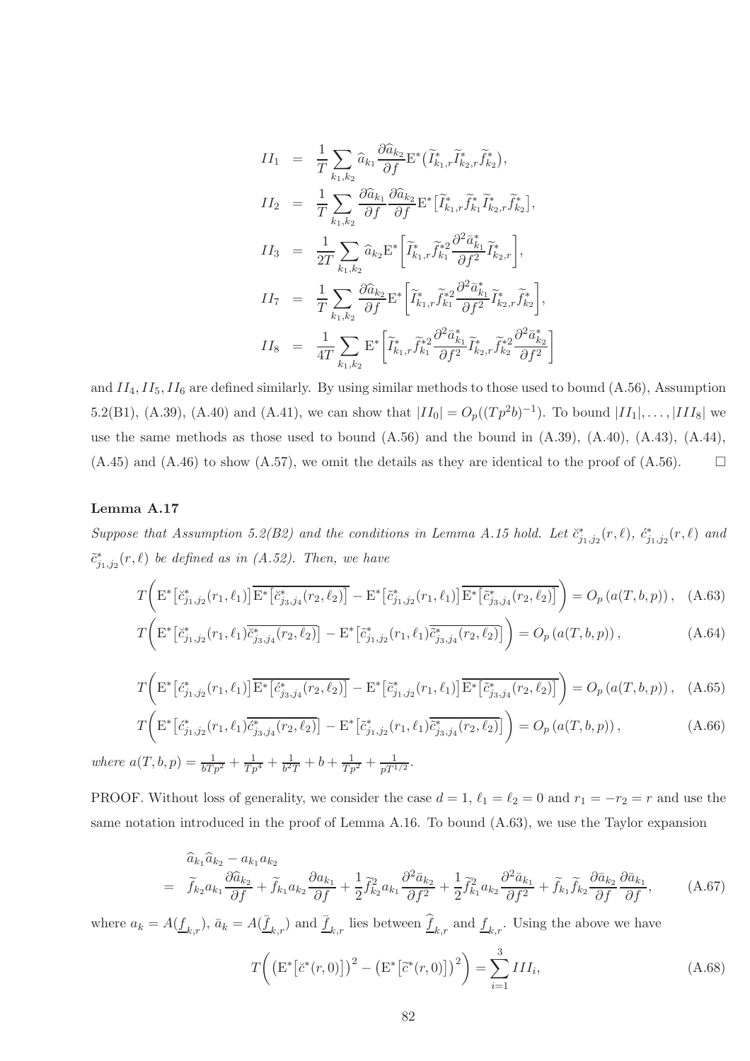$$
\begin{aligned}
II_1 &= \frac{1}{T}\sum_{k_1,k_2} \widehat{a}_{k_1}\frac{\partial \widehat{a}_{k_2}}{\partial f}\mathrm{E}^*\big(\widetilde{I}^*_{k_1,r}\widetilde{I}^*_{k_2,r}\widetilde{f}^*_{k_2}\big),\\
II_2 &= \frac{1}{T}\sum_{k_1,k_2} \frac{\partial \widehat{a}_{k_1}}{\partial f}\frac{\partial \widehat{a}_{k_2}}{\partial f}\mathrm{E}^*\big[\widetilde{I}^*_{k_1,r}\widetilde{f}^*_{k_1}\widetilde{I}^*_{k_2,r}\widetilde{f}^*_{k_2}\big],\\
II_3 &= \frac{1}{2T}\sum_{k_1,k_2} \widehat{a}_{k_2}\mathrm{E}^*\bigg[\widetilde{I}^*_{k_1,r}\widetilde{f}^{*2}_{k_1}\frac{\partial^2 \bar{a}^*_{k_1}}{\partial f^2}\widetilde{I}^*_{k_2,r}\bigg],\\
II_7 &= \frac{1}{T}\sum_{k_1,k_2} \frac{\partial \widehat{a}_{k_2}}{\partial f}\mathrm{E}^*\bigg[\widetilde{I}^*_{k_1,r}\widetilde{f}^{*2}_{k_1}\frac{\partial^2 \bar{a}^*_{k_1}}{\partial f^2}\widetilde{I}^*_{k_2,r}\widetilde{f}^*_{k_2}\bigg],\\
II_8 &= \frac{1}{4T}\sum_{k_1,k_2} \mathrm{E}^*\bigg[\widetilde{I}^*_{k_1,r}\widetilde{f}^{*2}_{k_1}\frac{\partial^2 \bar{a}^*_{k_1}}{\partial f^2}\widetilde{I}^*_{k_2,r}\widetilde{f}^{*2}_{k_2}\frac{\partial^2 \bar{a}^*_{k_2}}{\partial f^2}\bigg]
\end{aligned}
$$

and $II_4, II_5, II_6$ are defined similarly. By using similar methods to those used to bound (A.56), Assumption 5.2(B1), (A.39), (A.40) and (A.41), we can show that $|II_0| = O_p((Tp^2b)^{-1})$. To bound $|II_1|, \ldots, |III_8|$ we use the same methods as those used to bound (A.56) and the bound in (A.39), (A.40), (A.43), (A.44), (A.45) and (A.46) to show (A.57), we omit the details as they are identical to the proof of (A.56). $\square$

**Lemma A.17**

*Suppose that Assumption 5.2(B2) and the conditions in Lemma A.15 hold. Let $\check{c}^*_{j_1,j_2}(r,\ell)$, $\acute{c}^*_{j_1,j_2}(r,\ell)$ and $\widetilde{c}^*_{j_1,j_2}(r,\ell)$ be defined as in (A.52). Then, we have*

$$
T\bigg(\mathrm{E}^*\big[\check{c}^*_{j_1,j_2}(r_1,\ell_1)\big]\overline{\mathrm{E}^*\big[\check{c}^*_{j_3,j_4}(r_2,\ell_2)\big]} - \mathrm{E}^*\big[\widetilde{c}^*_{j_1,j_2}(r_1,\ell_1)\big]\overline{\mathrm{E}^*\big[\widetilde{c}^*_{j_3,j_4}(r_2,\ell_2)\big]}\bigg) = O_p\left(a(T,b,p)\right), \quad \text{(A.63)}
$$

$$
T\bigg(\mathrm{E}^*\big[\check{c}^*_{j_1,j_2}(r_1,\ell_1)\overline{\check{c}^*_{j_3,j_4}(r_2,\ell_2)}\big] - \mathrm{E}^*\big[\widetilde{c}^*_{j_1,j_2}(r_1,\ell_1)\overline{\widetilde{c}^*_{j_3,j_4}(r_2,\ell_2)}\big]\bigg) = O_p\left(a(T,b,p)\right), \quad \text{(A.64)}
$$

$$
T\bigg(\mathrm{E}^*\big[\acute{c}^*_{j_1,j_2}(r_1,\ell_1)\big]\overline{\mathrm{E}^*\big[\acute{c}^*_{j_3,j_4}(r_2,\ell_2)\big]} - \mathrm{E}^*\big[\widetilde{c}^*_{j_1,j_2}(r_1,\ell_1)\big]\overline{\mathrm{E}^*\big[\widetilde{c}^*_{j_3,j_4}(r_2,\ell_2)\big]}\bigg) = O_p\left(a(T,b,p)\right), \quad \text{(A.65)}
$$

$$
T\bigg(\mathrm{E}^*\big[\acute{c}^*_{j_1,j_2}(r_1,\ell_1)\overline{\acute{c}^*_{j_3,j_4}(r_2,\ell_2)}\big] - \mathrm{E}^*\big[\widetilde{c}^*_{j_1,j_2}(r_1,\ell_1)\overline{\widetilde{c}^*_{j_3,j_4}(r_2,\ell_2)}\big]\bigg) = O_p\left(a(T,b,p)\right), \quad \text{(A.66)}
$$

*where* $a(T,b,p) = \frac{1}{bTp^2} + \frac{1}{Tp^4} + \frac{1}{b^2T} + b + \frac{1}{Tp^2} + \frac{1}{pT^{1/2}}$.

PROOF. Without loss of generality, we consider the case $d=1$, $\ell_1 = \ell_2 = 0$ and $r_1 = -r_2 = r$ and use the same notation introduced in the proof of Lemma A.16. To bound (A.63), we use the Taylor expansion

$$
\begin{aligned}
&\widehat{a}_{k_1}\widehat{a}_{k_2} - a_{k_1}a_{k_2}\\
&= \widetilde{f}_{k_2}a_{k_1}\frac{\partial \widehat{a}_{k_2}}{\partial f} + \widetilde{f}_{k_1}a_{k_2}\frac{\partial a_{k_1}}{\partial f} + \frac{1}{2}\widetilde{f}^2_{k_2}a_{k_1}\frac{\partial^2 \bar{a}_{k_2}}{\partial f^2} + \frac{1}{2}\widetilde{f}^2_{k_1}a_{k_2}\frac{\partial^2 \bar{a}_{k_1}}{\partial f^2} + \widetilde{f}_{k_1}\widetilde{f}_{k_2}\frac{\partial \bar{a}_{k_2}}{\partial f}\frac{\partial \bar{a}_{k_1}}{\partial f},
\end{aligned} \quad \text{(A.67)}
$$

where $a_k = A(\underline{f}_{k,r})$, $\bar{a}_k = A(\bar{\underline{f}}_{k,r})$ and $\bar{\underline{f}}_{k,r}$ lies between $\widehat{\underline{f}}_{k,r}$ and $\underline{f}_{k,r}$. Using the above we have

$$
T\bigg(\big(\mathrm{E}^*\big[\check{c}^*(r,0)\big]\big)^2 - \big(\mathrm{E}^*\big[\widetilde{c}^*(r,0)\big]\big)^2\bigg) = \sum_{i=1}^{3} III_i, \quad \text{(A.68)}
$$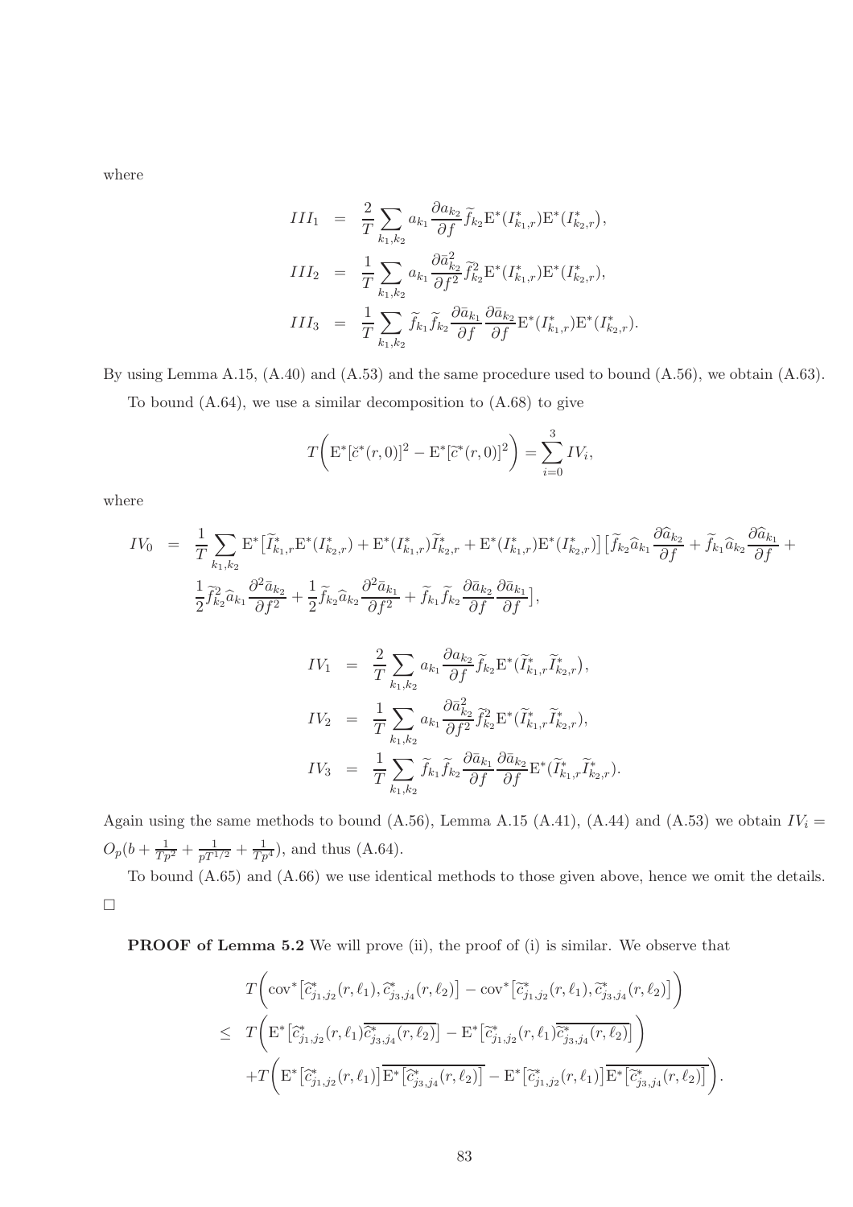where

$$
\begin{aligned}
III_1 &= \frac{2}{T}\sum_{k_1,k_2} a_{k_1}\frac{\partial a_{k_2}}{\partial f}\widetilde{f}_{k_2}\mathrm{E}^*(I^*_{k_1,r})\mathrm{E}^*(I^*_{k_2,r}),\\
III_2 &= \frac{1}{T}\sum_{k_1,k_2} a_{k_1}\frac{\partial \bar{a}^2_{k_2}}{\partial f^2}\widetilde{f}^2_{k_2}\mathrm{E}^*(I^*_{k_1,r})\mathrm{E}^*(I^*_{k_2,r}),\\
III_3 &= \frac{1}{T}\sum_{k_1,k_2} \widetilde{f}_{k_1}\widetilde{f}_{k_2}\frac{\partial \bar{a}_{k_1}}{\partial f}\frac{\partial \bar{a}_{k_2}}{\partial f}\mathrm{E}^*(I^*_{k_1,r})\mathrm{E}^*(I^*_{k_2,r}).
\end{aligned}
$$

By using Lemma A.15, (A.40) and (A.53) and the same procedure used to bound (A.56), we obtain (A.63).

To bound (A.64), we use a similar decomposition to (A.68) to give

$$
T\bigg(\mathrm{E}^*[\breve{c}^*(r,0)]^2 - \mathrm{E}^*[\widetilde{c}^*(r,0)]^2\bigg) = \sum_{i=0}^{3} IV_i,
$$

where

$$
\begin{aligned}
IV_0 &= \frac{1}{T}\sum_{k_1,k_2}\mathrm{E}^*\big[\widetilde{I}^*_{k_1,r}\mathrm{E}^*(I^*_{k_2,r}) + \mathrm{E}^*(I^*_{k_1,r})\widetilde{I}^*_{k_2,r} + \mathrm{E}^*(I^*_{k_1,r})\mathrm{E}^*(I^*_{k_2,r})\big]\big[\widetilde{f}_{k_2}\widehat{a}_{k_1}\frac{\partial \widehat{a}_{k_2}}{\partial f} + \widetilde{f}_{k_1}\widehat{a}_{k_2}\frac{\partial \widehat{a}_{k_1}}{\partial f} + \\
&\quad \frac{1}{2}\widetilde{f}^2_{k_2}\widehat{a}_{k_1}\frac{\partial^2 \bar{a}_{k_2}}{\partial f^2} + \frac{1}{2}\widetilde{f}_{k_2}\widehat{a}_{k_2}\frac{\partial^2 \bar{a}_{k_1}}{\partial f^2} + \widetilde{f}_{k_1}\widetilde{f}_{k_2}\frac{\partial \bar{a}_{k_2}}{\partial f}\frac{\partial \bar{a}_{k_1}}{\partial f}\big],
\end{aligned}
$$

$$
\begin{aligned}
IV_1 &= \frac{2}{T}\sum_{k_1,k_2} a_{k_1}\frac{\partial a_{k_2}}{\partial f}\widetilde{f}_{k_2}\mathrm{E}^*(\widetilde{I}^*_{k_1,r}\widetilde{I}^*_{k_2,r}),\\
IV_2 &= \frac{1}{T}\sum_{k_1,k_2} a_{k_1}\frac{\partial \bar{a}^2_{k_2}}{\partial f^2}\widetilde{f}^2_{k_2}\mathrm{E}^*(\widetilde{I}^*_{k_1,r}\widetilde{I}^*_{k_2,r}),\\
IV_3 &= \frac{1}{T}\sum_{k_1,k_2} \widetilde{f}_{k_1}\widetilde{f}_{k_2}\frac{\partial \bar{a}_{k_1}}{\partial f}\frac{\partial \bar{a}_{k_2}}{\partial f}\mathrm{E}^*(\widetilde{I}^*_{k_1,r}\widetilde{I}^*_{k_2,r}).
\end{aligned}
$$

Again using the same methods to bound (A.56), Lemma A.15 (A.41), (A.44) and (A.53) we obtain $IV_i = O_p(b + \frac{1}{Tp^2} + \frac{1}{pT^{1/2}} + \frac{1}{Tp^4})$, and thus (A.64).

To bound (A.65) and (A.66) we use identical methods to those given above, hence we omit the details. □

**PROOF of Lemma 5.2** We will prove (ii), the proof of (i) is similar. We observe that

$$
\begin{aligned}
&T\bigg(\mathrm{cov}^*\big[\widehat{c}^*_{j_1,j_2}(r,\ell_1), \widehat{c}^*_{j_3,j_4}(r,\ell_2)\big] - \mathrm{cov}^*\big[\widetilde{c}^*_{j_1,j_2}(r,\ell_1), \widetilde{c}^*_{j_3,j_4}(r,\ell_2)\big]\bigg)\\
\leq\; &T\bigg(\mathrm{E}^*\big[\widehat{c}^*_{j_1,j_2}(r,\ell_1)\overline{\widehat{c}^*_{j_3,j_4}(r,\ell_2)}\big] - \mathrm{E}^*\big[\widetilde{c}^*_{j_1,j_2}(r,\ell_1)\overline{\widetilde{c}^*_{j_3,j_4}(r,\ell_2)}\big]\bigg)\\
&+T\bigg(\mathrm{E}^*\big[\widehat{c}^*_{j_1,j_2}(r,\ell_1)\big]\overline{\mathrm{E}^*\big[\widehat{c}^*_{j_3,j_4}(r,\ell_2)\big]} - \mathrm{E}^*\big[\widetilde{c}^*_{j_1,j_2}(r,\ell_1)\big]\overline{\mathrm{E}^*\big[\widetilde{c}^*_{j_3,j_4}(r,\ell_2)\big]}\bigg).
\end{aligned}
$$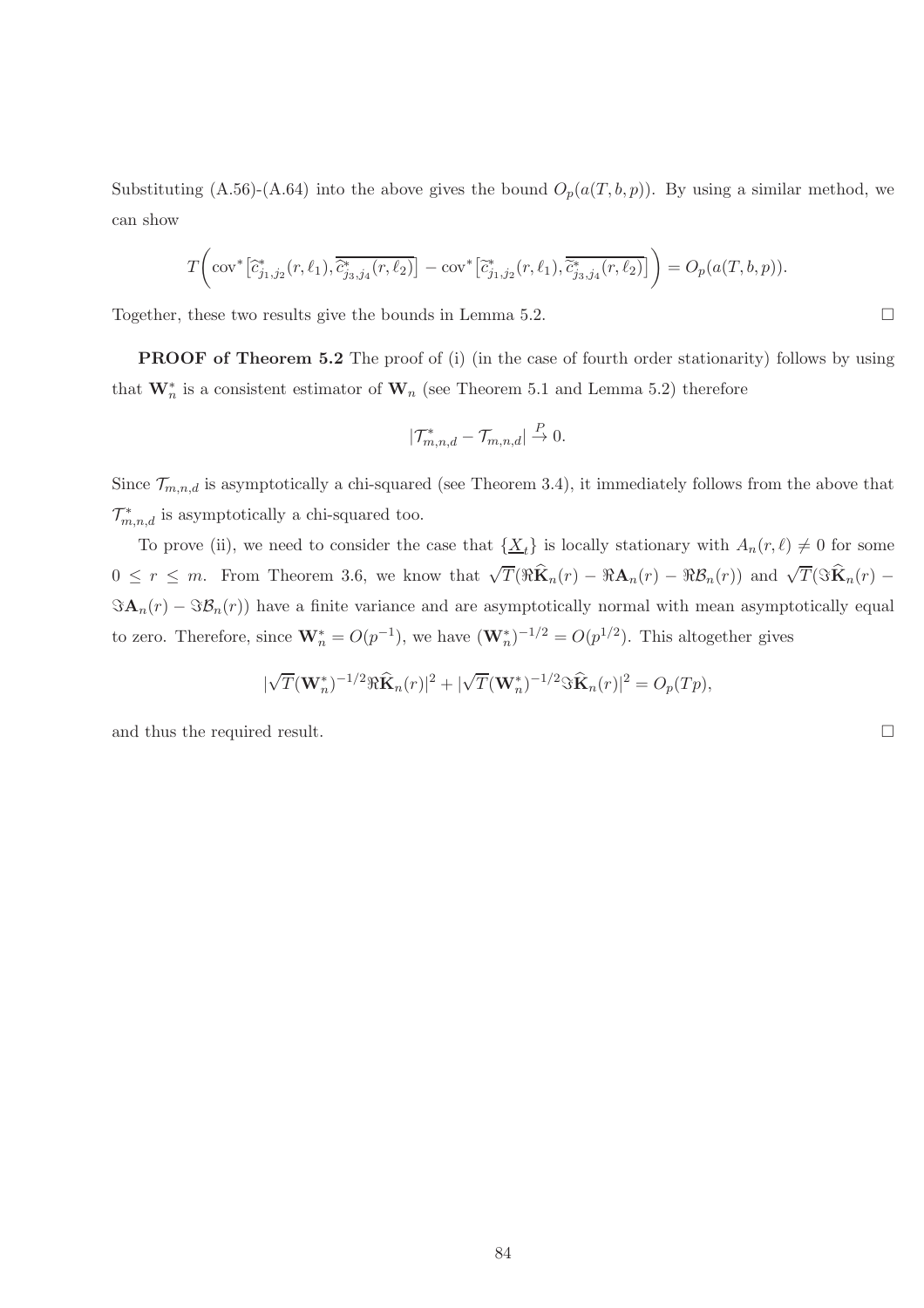Substituting (A.56)-(A.64) into the above gives the bound $O_p(a(T,b,p))$. By using a similar method, we can show

$$T\bigg(\mathrm{cov}^*\big[\widehat{c}^*_{j_1,j_2}(r,\ell_1),\overline{\widehat{c}^*_{j_3,j_4}(r,\ell_2)}\big]-\mathrm{cov}^*\big[\widetilde{c}^*_{j_1,j_2}(r,\ell_1),\overline{\widetilde{c}^*_{j_3,j_4}(r,\ell_2)}\big]\bigg)=O_p(a(T,b,p)).$$

Together, these two results give the bounds in Lemma 5.2. $\square$

**PROOF of Theorem 5.2** The proof of (i) (in the case of fourth order stationarity) follows by using that $\mathbf{W}_n^*$ is a consistent estimator of $\mathbf{W}_n$ (see Theorem 5.1 and Lemma 5.2) therefore

$$|\mathcal{T}^*_{m,n,d}-\mathcal{T}_{m,n,d}|\xrightarrow{P}0.$$

Since $\mathcal{T}_{m,n,d}$ is asymptotically a chi-squared (see Theorem 3.4), it immediately follows from the above that $\mathcal{T}^*_{m,n,d}$ is asymptotically a chi-squared too.

To prove (ii), we need to consider the case that $\{\underline{X}_t\}$ is locally stationary with $A_n(r,\ell)\neq 0$ for some $0\leq r\leq m$. From Theorem 3.6, we know that $\sqrt{T}(\Re\widehat{\mathbf{K}}_n(r)-\Re\mathbf{A}_n(r)-\Re\mathcal{B}_n(r))$ and $\sqrt{T}(\Im\widehat{\mathbf{K}}_n(r)-\Im\mathbf{A}_n(r)-\Im\mathcal{B}_n(r))$ have a finite variance and are asymptotically normal with mean asymptotically equal to zero. Therefore, since $\mathbf{W}_n^*=O(p^{-1})$, we have $(\mathbf{W}_n^*)^{-1/2}=O(p^{1/2})$. This altogether gives

$$|\sqrt{T}(\mathbf{W}_n^*)^{-1/2}\Re\widehat{\mathbf{K}}_n(r)|^2+|\sqrt{T}(\mathbf{W}_n^*)^{-1/2}\Im\widehat{\mathbf{K}}_n(r)|^2=O_p(Tp),$$

and thus the required result. $\square$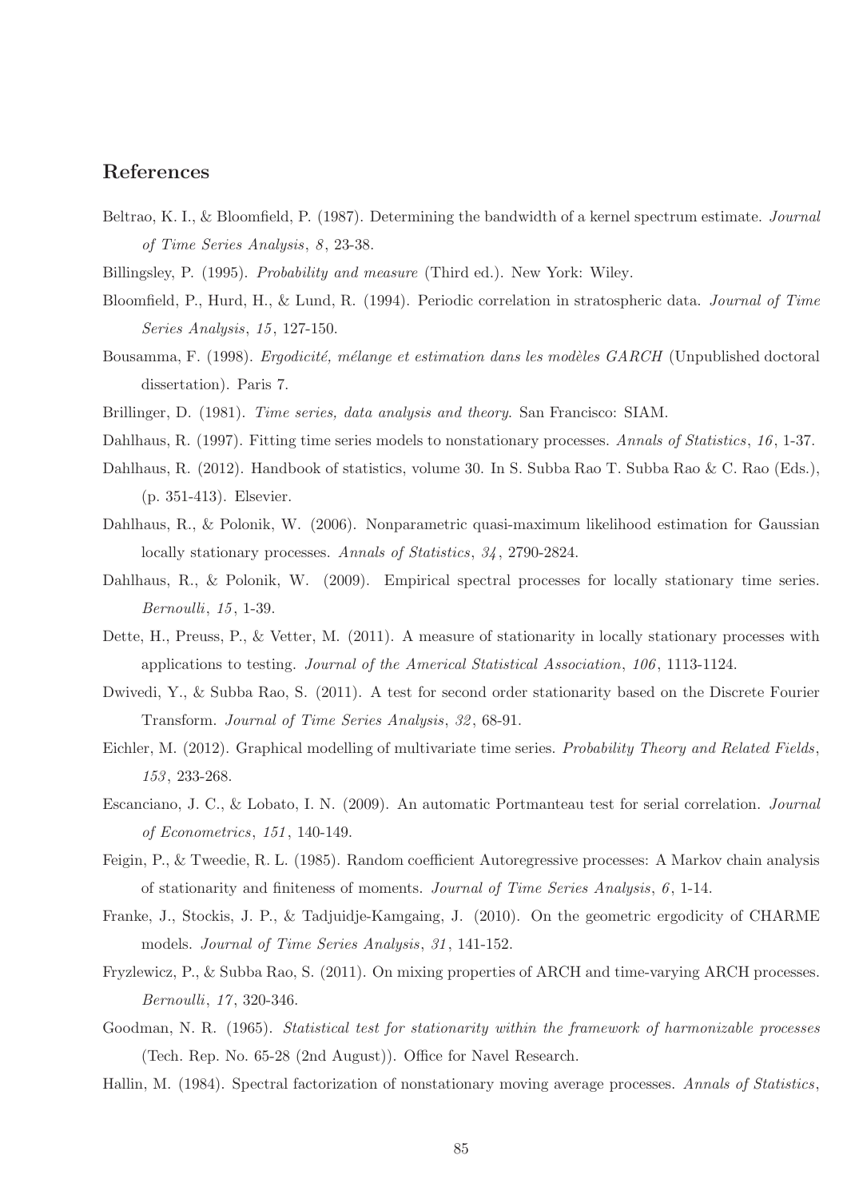## References

Beltrao, K. I., & Bloomfield, P. (1987). Determining the bandwidth of a kernel spectrum estimate. *Journal of Time Series Analysis*, *8*, 23-38.

Billingsley, P. (1995). *Probability and measure* (Third ed.). New York: Wiley.

Bloomfield, P., Hurd, H., & Lund, R. (1994). Periodic correlation in stratospheric data. *Journal of Time Series Analysis*, *15*, 127-150.

Bousamma, F. (1998). *Ergodicité, mélange et estimation dans les modèles GARCH* (Unpublished doctoral dissertation). Paris 7.

Brillinger, D. (1981). *Time series, data analysis and theory*. San Francisco: SIAM.

Dahlhaus, R. (1997). Fitting time series models to nonstationary processes. *Annals of Statistics*, *16*, 1-37.

Dahlhaus, R. (2012). Handbook of statistics, volume 30. In S. Subba Rao T. Subba Rao & C. Rao (Eds.), (p. 351-413). Elsevier.

Dahlhaus, R., & Polonik, W. (2006). Nonparametric quasi-maximum likelihood estimation for Gaussian locally stationary processes. *Annals of Statistics*, *34*, 2790-2824.

Dahlhaus, R., & Polonik, W. (2009). Empirical spectral processes for locally stationary time series. *Bernoulli*, *15*, 1-39.

Dette, H., Preuss, P., & Vetter, M. (2011). A measure of stationarity in locally stationary processes with applications to testing. *Journal of the Americal Statistical Association*, *106*, 1113-1124.

Dwivedi, Y., & Subba Rao, S. (2011). A test for second order stationarity based on the Discrete Fourier Transform. *Journal of Time Series Analysis*, *32*, 68-91.

Eichler, M. (2012). Graphical modelling of multivariate time series. *Probability Theory and Related Fields*, *153*, 233-268.

Escanciano, J. C., & Lobato, I. N. (2009). An automatic Portmanteau test for serial correlation. *Journal of Econometrics*, *151*, 140-149.

Feigin, P., & Tweedie, R. L. (1985). Random coefficient Autoregressive processes: A Markov chain analysis of stationarity and finiteness of moments. *Journal of Time Series Analysis*, *6*, 1-14.

Franke, J., Stockis, J. P., & Tadjuidje-Kamgaing, J. (2010). On the geometric ergodicity of CHARME models. *Journal of Time Series Analysis*, *31*, 141-152.

Fryzlewicz, P., & Subba Rao, S. (2011). On mixing properties of ARCH and time-varying ARCH processes. *Bernoulli*, *17*, 320-346.

Goodman, N. R. (1965). *Statistical test for stationarity within the framework of harmonizable processes* (Tech. Rep. No. 65-28 (2nd August)). Office for Navel Research.

Hallin, M. (1984). Spectral factorization of nonstationary moving average processes. *Annals of Statistics*,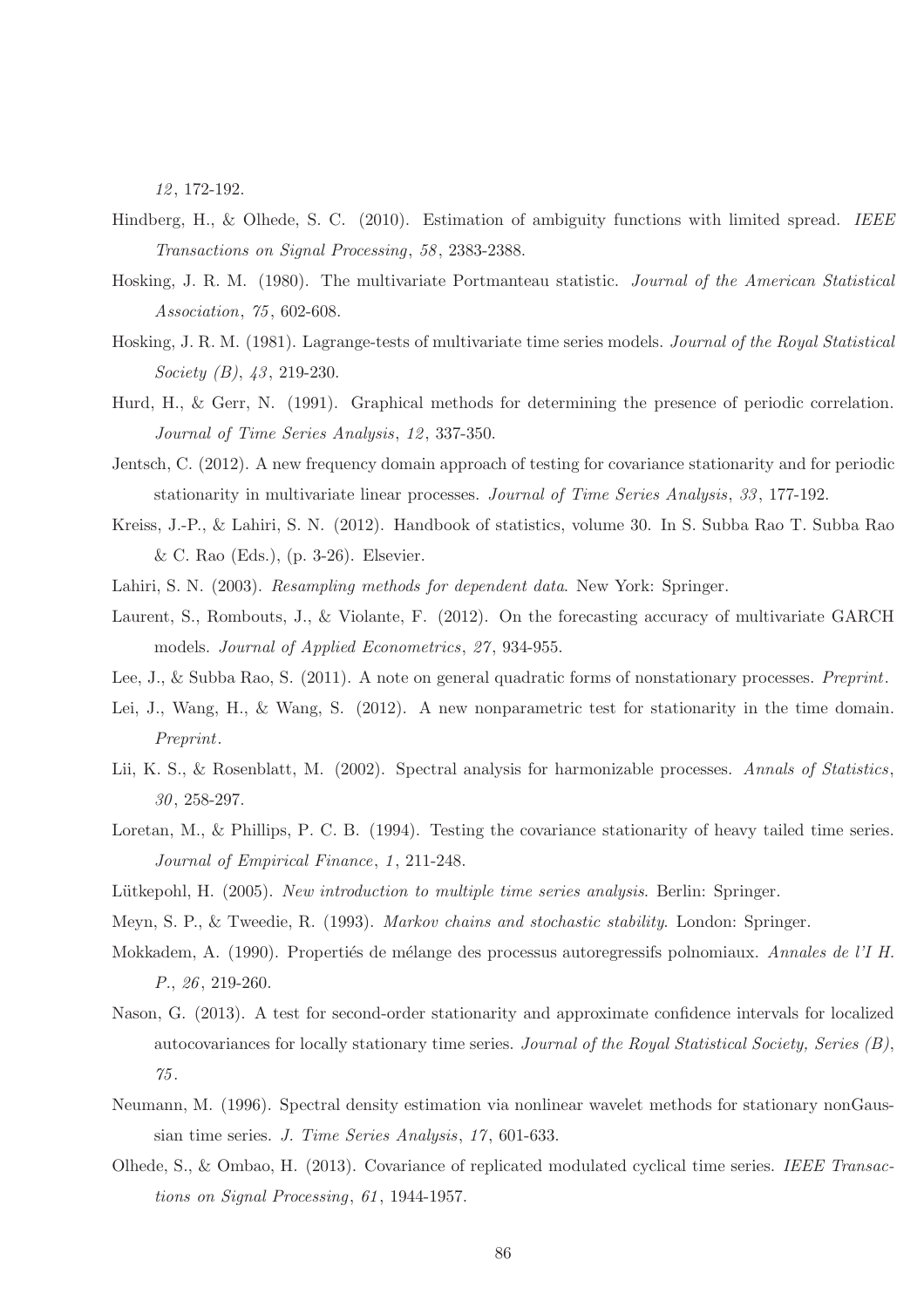*12*, 172-192.

Hindberg, H., & Olhede, S. C. (2010). Estimation of ambiguity functions with limited spread. *IEEE Transactions on Signal Processing*, *58*, 2383-2388.

Hosking, J. R. M. (1980). The multivariate Portmanteau statistic. *Journal of the American Statistical Association*, *75*, 602-608.

Hosking, J. R. M. (1981). Lagrange-tests of multivariate time series models. *Journal of the Royal Statistical Society (B)*, *43*, 219-230.

Hurd, H., & Gerr, N. (1991). Graphical methods for determining the presence of periodic correlation. *Journal of Time Series Analysis*, *12*, 337-350.

Jentsch, C. (2012). A new frequency domain approach of testing for covariance stationarity and for periodic stationarity in multivariate linear processes. *Journal of Time Series Analysis*, *33*, 177-192.

Kreiss, J.-P., & Lahiri, S. N. (2012). Handbook of statistics, volume 30. In S. Subba Rao T. Subba Rao & C. Rao (Eds.), (p. 3-26). Elsevier.

Lahiri, S. N. (2003). *Resampling methods for dependent data*. New York: Springer.

Laurent, S., Rombouts, J., & Violante, F. (2012). On the forecasting accuracy of multivariate GARCH models. *Journal of Applied Econometrics*, *27*, 934-955.

Lee, J., & Subba Rao, S. (2011). A note on general quadratic forms of nonstationary processes. *Preprint*.

Lei, J., Wang, H., & Wang, S. (2012). A new nonparametric test for stationarity in the time domain. *Preprint*.

Lii, K. S., & Rosenblatt, M. (2002). Spectral analysis for harmonizable processes. *Annals of Statistics*, *30*, 258-297.

Loretan, M., & Phillips, P. C. B. (1994). Testing the covariance stationarity of heavy tailed time series. *Journal of Empirical Finance*, *1*, 211-248.

Lütkepohl, H. (2005). *New introduction to multiple time series analysis*. Berlin: Springer.

Meyn, S. P., & Tweedie, R. (1993). *Markov chains and stochastic stability*. London: Springer.

Mokkadem, A. (1990). Propertiés de mélange des processus autoregressifs polnomiaux. *Annales de l'I H. P.*, *26*, 219-260.

Nason, G. (2013). A test for second-order stationarity and approximate confidence intervals for localized autocovariances for locally stationary time series. *Journal of the Royal Statistical Society, Series (B)*, *75*.

Neumann, M. (1996). Spectral density estimation via nonlinear wavelet methods for stationary nonGaussian time series. *J. Time Series Analysis*, *17*, 601-633.

Olhede, S., & Ombao, H. (2013). Covariance of replicated modulated cyclical time series. *IEEE Transactions on Signal Processing*, *61*, 1944-1957.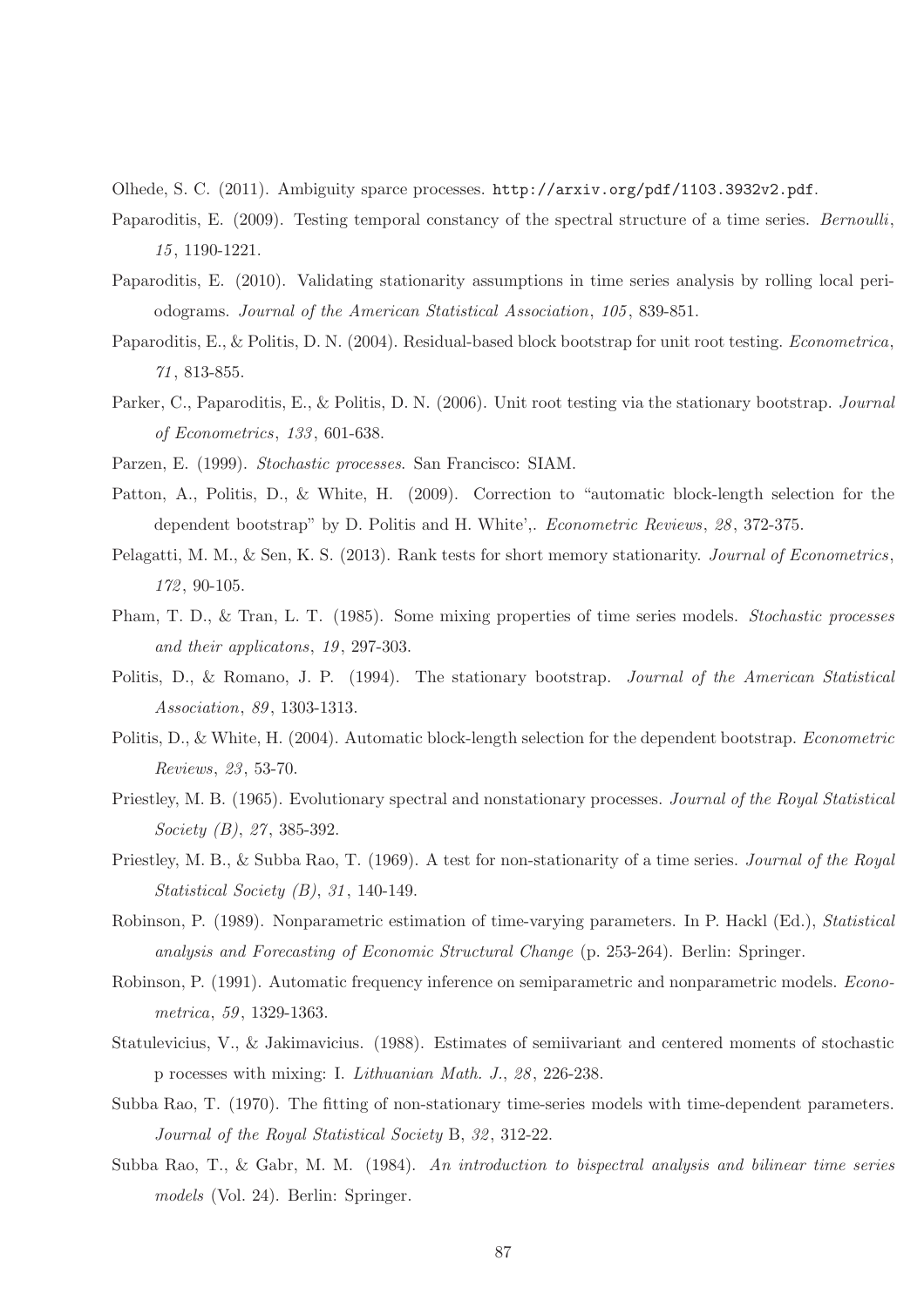Olhede, S. C. (2011). Ambiguity sparce processes. http://arxiv.org/pdf/1103.3932v2.pdf.

Paparoditis, E. (2009). Testing temporal constancy of the spectral structure of a time series. *Bernoulli*, *15*, 1190-1221.

Paparoditis, E. (2010). Validating stationarity assumptions in time series analysis by rolling local periodograms. *Journal of the American Statistical Association*, *105*, 839-851.

Paparoditis, E., & Politis, D. N. (2004). Residual-based block bootstrap for unit root testing. *Econometrica*, *71*, 813-855.

Parker, C., Paparoditis, E., & Politis, D. N. (2006). Unit root testing via the stationary bootstrap. *Journal of Econometrics*, *133*, 601-638.

Parzen, E. (1999). *Stochastic processes*. San Francisco: SIAM.

Patton, A., Politis, D., & White, H. (2009). Correction to "automatic block-length selection for the dependent bootstrap" by D. Politis and H. White',. *Econometric Reviews*, *28*, 372-375.

Pelagatti, M. M., & Sen, K. S. (2013). Rank tests for short memory stationarity. *Journal of Econometrics*, *172*, 90-105.

Pham, T. D., & Tran, L. T. (1985). Some mixing properties of time series models. *Stochastic processes and their applicatons*, *19*, 297-303.

Politis, D., & Romano, J. P. (1994). The stationary bootstrap. *Journal of the American Statistical Association*, *89*, 1303-1313.

Politis, D., & White, H. (2004). Automatic block-length selection for the dependent bootstrap. *Econometric Reviews*, *23*, 53-70.

Priestley, M. B. (1965). Evolutionary spectral and nonstationary processes. *Journal of the Royal Statistical Society (B)*, *27*, 385-392.

Priestley, M. B., & Subba Rao, T. (1969). A test for non-stationarity of a time series. *Journal of the Royal Statistical Society (B)*, *31*, 140-149.

Robinson, P. (1989). Nonparametric estimation of time-varying parameters. In P. Hackl (Ed.), *Statistical analysis and Forecasting of Economic Structural Change* (p. 253-264). Berlin: Springer.

Robinson, P. (1991). Automatic frequency inference on semiparametric and nonparametric models. *Econometrica*, *59*, 1329-1363.

Statulevicius, V., & Jakimavicius. (1988). Estimates of semiivariant and centered moments of stochastic p rocesses with mixing: I. *Lithuanian Math. J.*, *28*, 226-238.

Subba Rao, T. (1970). The fitting of non-stationary time-series models with time-dependent parameters. *Journal of the Royal Statistical Society* B, *32*, 312-22.

Subba Rao, T., & Gabr, M. M. (1984). *An introduction to bispectral analysis and bilinear time series models* (Vol. 24). Berlin: Springer.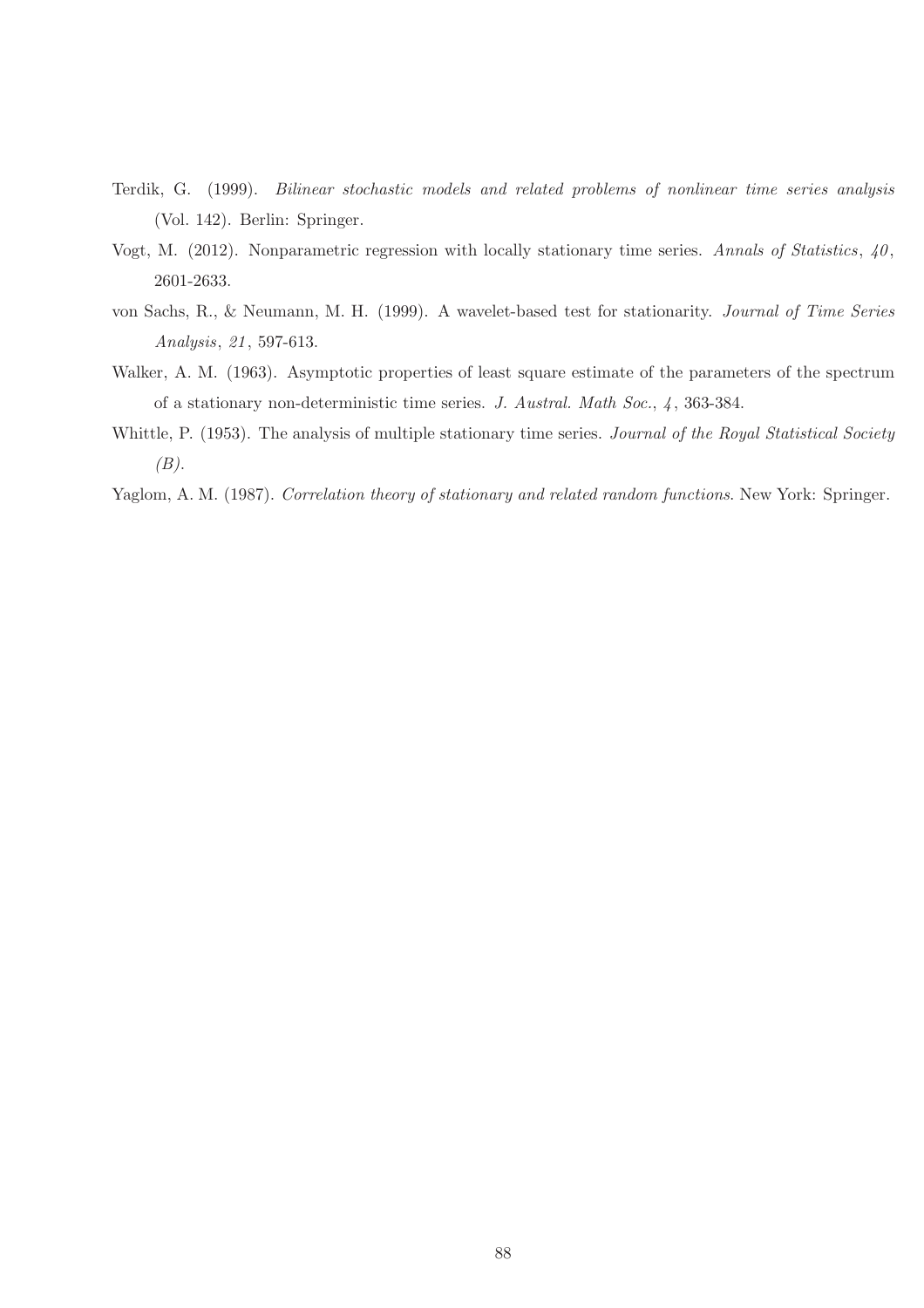Terdik, G. (1999). *Bilinear stochastic models and related problems of nonlinear time series analysis* (Vol. 142). Berlin: Springer.

Vogt, M. (2012). Nonparametric regression with locally stationary time series. *Annals of Statistics*, *40*, 2601-2633.

von Sachs, R., & Neumann, M. H. (1999). A wavelet-based test for stationarity. *Journal of Time Series Analysis*, *21*, 597-613.

Walker, A. M. (1963). Asymptotic properties of least square estimate of the parameters of the spectrum of a stationary non-deterministic time series. *J. Austral. Math Soc.*, *4*, 363-384.

Whittle, P. (1953). The analysis of multiple stationary time series. *Journal of the Royal Statistical Society (B)*.

Yaglom, A. M. (1987). *Correlation theory of stationary and related random functions*. New York: Springer.